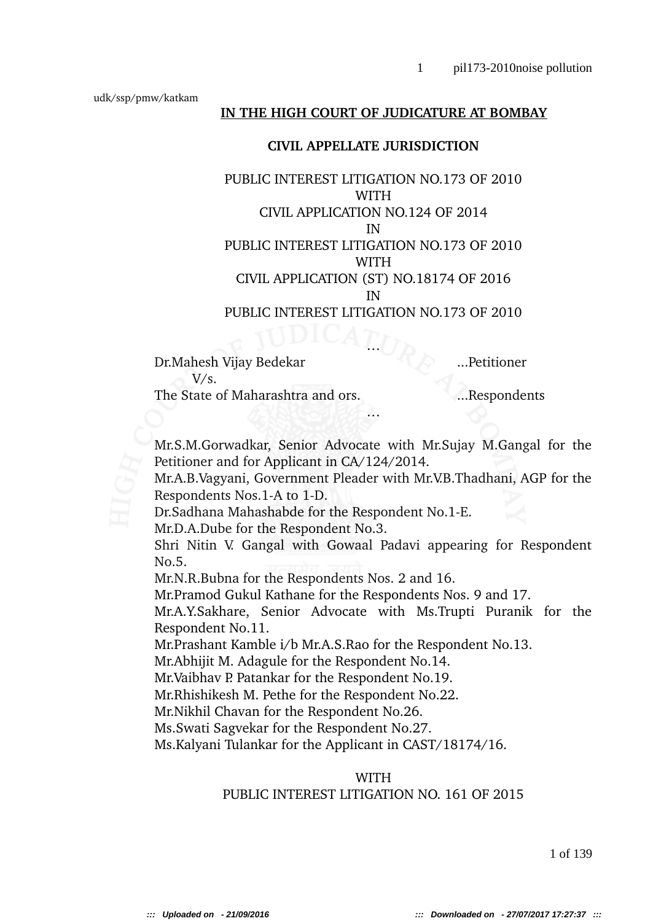udk/ssp/pmw/katkam

**IN THE HIGH COURT OF JUDICATURE AT BOMBAY**

**CIVIL APPELLATE JURISDICTION**

PUBLIC INTEREST LITIGATION NO.173 OF 2010
WITH
CIVIL APPLICATION NO.124 OF 2014
IN
PUBLIC INTEREST LITIGATION NO.173 OF 2010
WITH
CIVIL APPLICATION (ST) NO.18174 OF 2016
IN
PUBLIC INTEREST LITIGATION NO.173 OF 2010

…

Dr.Mahesh Vijay Bedekar ...Petitioner
V/s.
The State of Maharashtra and ors. ...Respondents

…

Mr.S.M.Gorwadkar, Senior Advocate with Mr.Sujay M.Gangal for the Petitioner and for Applicant in CA/124/2014.
Mr.A.B.Vagyani, Government Pleader with Mr.V.B.Thadhani, AGP for the Respondents Nos.1-A to 1-D.
Dr.Sadhana Mahashabde for the Respondent No.1-E.
Mr.D.A.Dube for the Respondent No.3.
Shri Nitin V. Gangal with Gowaal Padavi appearing for Respondent No.5.
Mr.N.R.Bubna for the Respondents Nos. 2 and 16.
Mr.Pramod Gukul Kathane for the Respondents Nos. 9 and 17.
Mr.A.Y.Sakhare, Senior Advocate with Ms.Trupti Puranik for the Respondent No.11.
Mr.Prashant Kamble i/b Mr.A.S.Rao for the Respondent No.13.
Mr.Abhijit M. Adagule for the Respondent No.14.
Mr.Vaibhav P. Patankar for the Respondent No.19.
Mr.Rhishikesh M. Pethe for the Respondent No.22.
Mr.Nikhil Chavan for the Respondent No.26.
Ms.Swati Sagvekar for the Respondent No.27.
Ms.Kalyani Tulankar for the Applicant in CAST/18174/16.

WITH
PUBLIC INTEREST LITIGATION NO. 161 OF 2015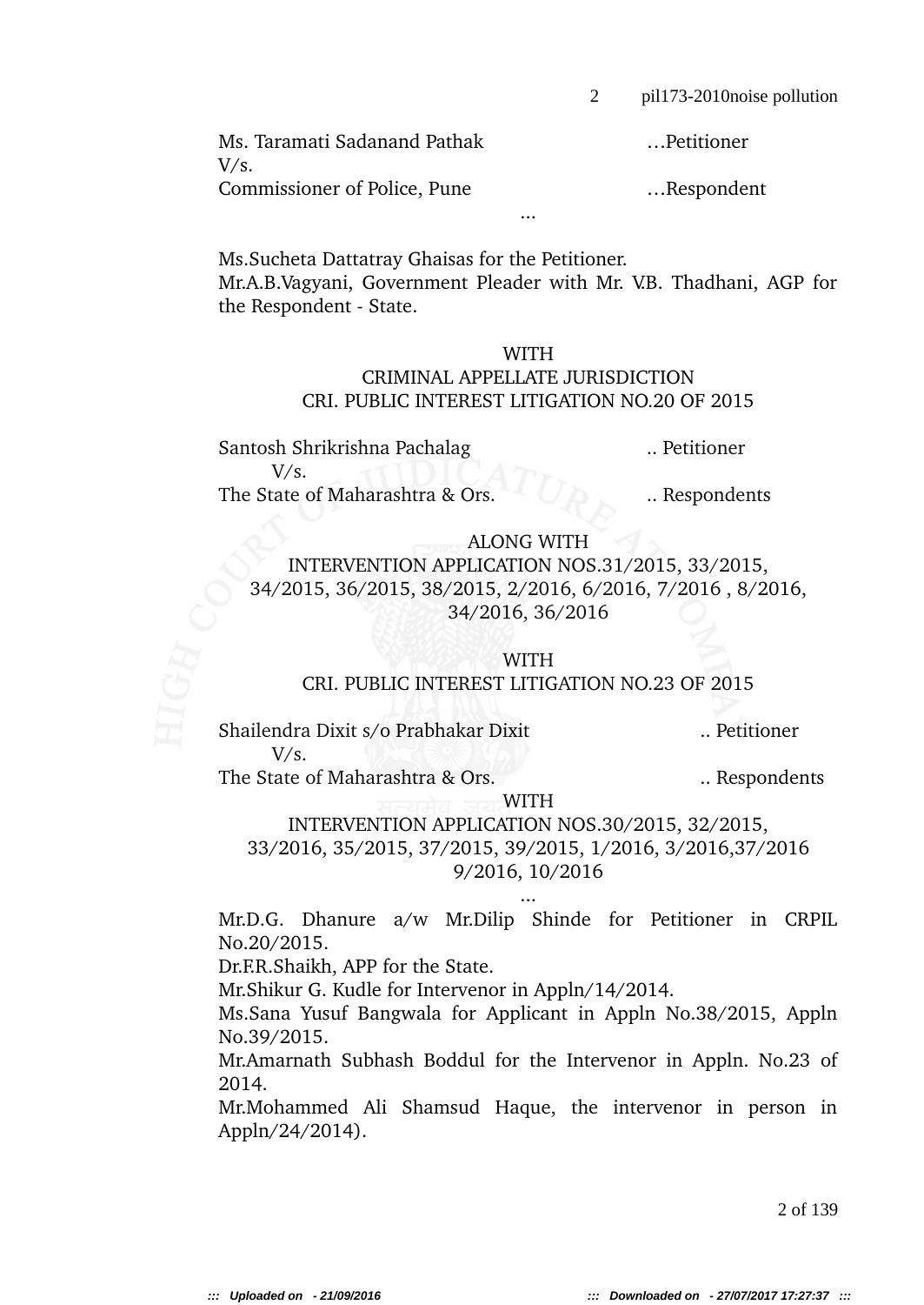Ms. Taramati Sadanand Pathak …Petitioner
V/s.
Commissioner of Police, Pune …Respondent

...

Ms.Sucheta Dattatray Ghaisas for the Petitioner.
Mr.A.B.Vagyani, Government Pleader with Mr. V.B. Thadhani, AGP for the Respondent - State.

WITH
CRIMINAL APPELLATE JURISDICTION
CRI. PUBLIC INTEREST LITIGATION NO.20 OF 2015

Santosh Shrikrishna Pachalag .. Petitioner
V/s.
The State of Maharashtra & Ors. .. Respondents

ALONG WITH
INTERVENTION APPLICATION NOS.31/2015, 33/2015, 34/2015, 36/2015, 38/2015, 2/2016, 6/2016, 7/2016 , 8/2016, 34/2016, 36/2016

WITH
CRI. PUBLIC INTEREST LITIGATION NO.23 OF 2015

Shailendra Dixit s/o Prabhakar Dixit .. Petitioner
V/s.
The State of Maharashtra & Ors. .. Respondents

WITH
INTERVENTION APPLICATION NOS.30/2015, 32/2015, 33/2016, 35/2015, 37/2015, 39/2015, 1/2016, 3/2016,37/2016 9/2016, 10/2016

...

Mr.D.G. Dhanure a/w Mr.Dilip Shinde for Petitioner in CRPIL No.20/2015.
Dr.F.R.Shaikh, APP for the State.
Mr.Shikur G. Kudle for Intervenor in Appln/14/2014.
Ms.Sana Yusuf Bangwala for Applicant in Appln No.38/2015, Appln No.39/2015.
Mr.Amarnath Subhash Boddul for the Intervenor in Appln. No.23 of 2014.
Mr.Mohammed Ali Shamsud Haque, the intervenor in person in Appln/24/2014).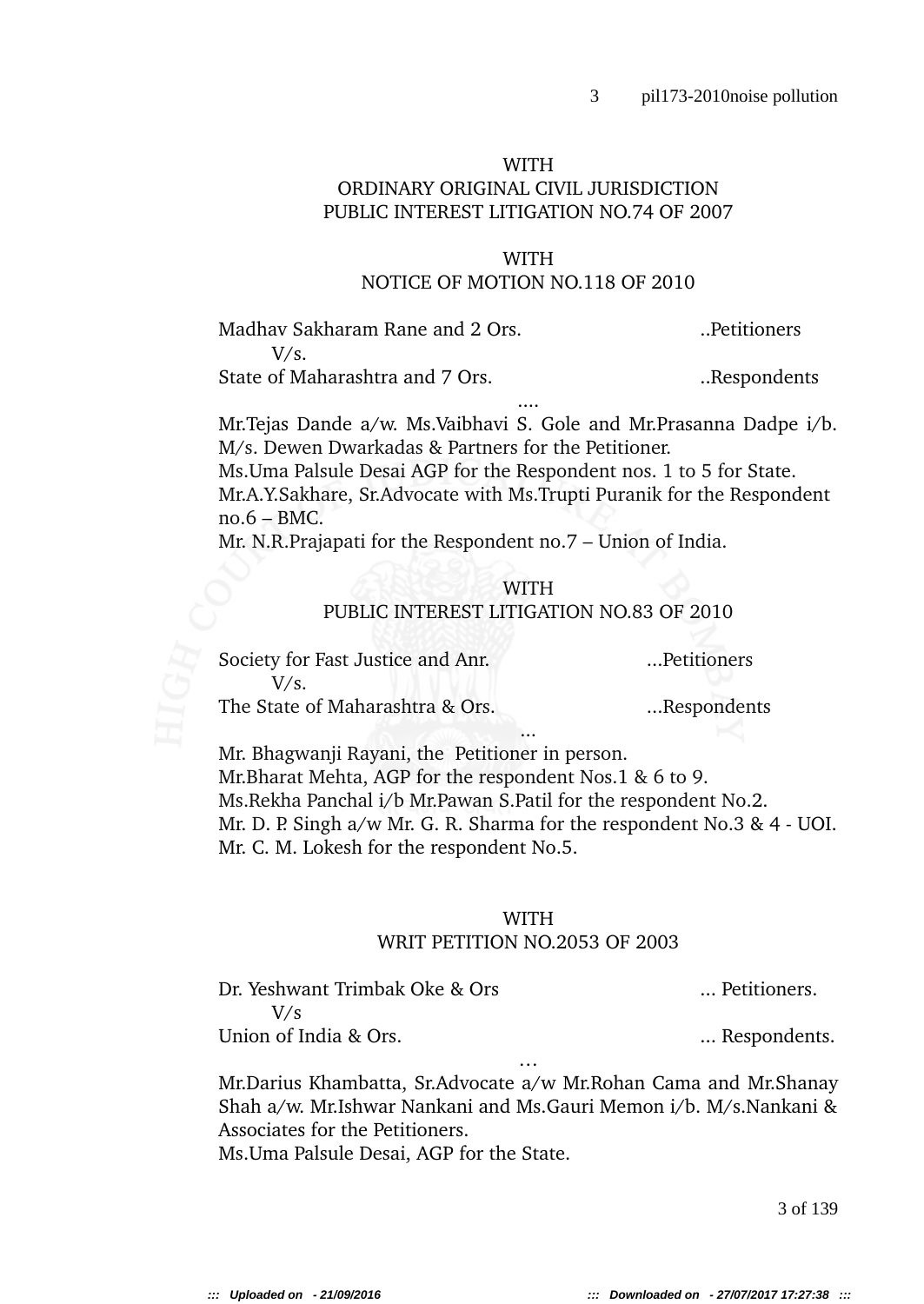WITH

ORDINARY ORIGINAL CIVIL JURISDICTION

PUBLIC INTEREST LITIGATION NO.74 OF 2007

WITH

NOTICE OF MOTION NO.118 OF 2010

Madhav Sakharam Rane and 2 Ors. ..Petitioners

V/s.

State of Maharashtra and 7 Ors. ..Respondents

....

Mr.Tejas Dande a/w. Ms.Vaibhavi S. Gole and Mr.Prasanna Dadpe i/b. M/s. Dewen Dwarkadas & Partners for the Petitioner.

Ms.Uma Palsule Desai AGP for the Respondent nos. 1 to 5 for State.

Mr.A.Y.Sakhare, Sr.Advocate with Ms.Trupti Puranik for the Respondent no.6 – BMC.

Mr. N.R.Prajapati for the Respondent no.7 – Union of India.

WITH

PUBLIC INTEREST LITIGATION NO.83 OF 2010

Society for Fast Justice and Anr. ...Petitioners

V/s.

The State of Maharashtra & Ors. ...Respondents

...

Mr. Bhagwanji Rayani, the Petitioner in person.

Mr.Bharat Mehta, AGP for the respondent Nos.1 & 6 to 9.

Ms.Rekha Panchal i/b Mr.Pawan S.Patil for the respondent No.2.

Mr. D. P. Singh a/w Mr. G. R. Sharma for the respondent No.3 & 4 - UOI.

Mr. C. M. Lokesh for the respondent No.5.

WITH

WRIT PETITION NO.2053 OF 2003

Dr. Yeshwant Trimbak Oke & Ors ... Petitioners.

V/s

Union of India & Ors. ... Respondents.

…

Mr.Darius Khambatta, Sr.Advocate a/w Mr.Rohan Cama and Mr.Shanay Shah a/w. Mr.Ishwar Nankani and Ms.Gauri Memon i/b. M/s.Nankani & Associates for the Petitioners.

Ms.Uma Palsule Desai, AGP for the State.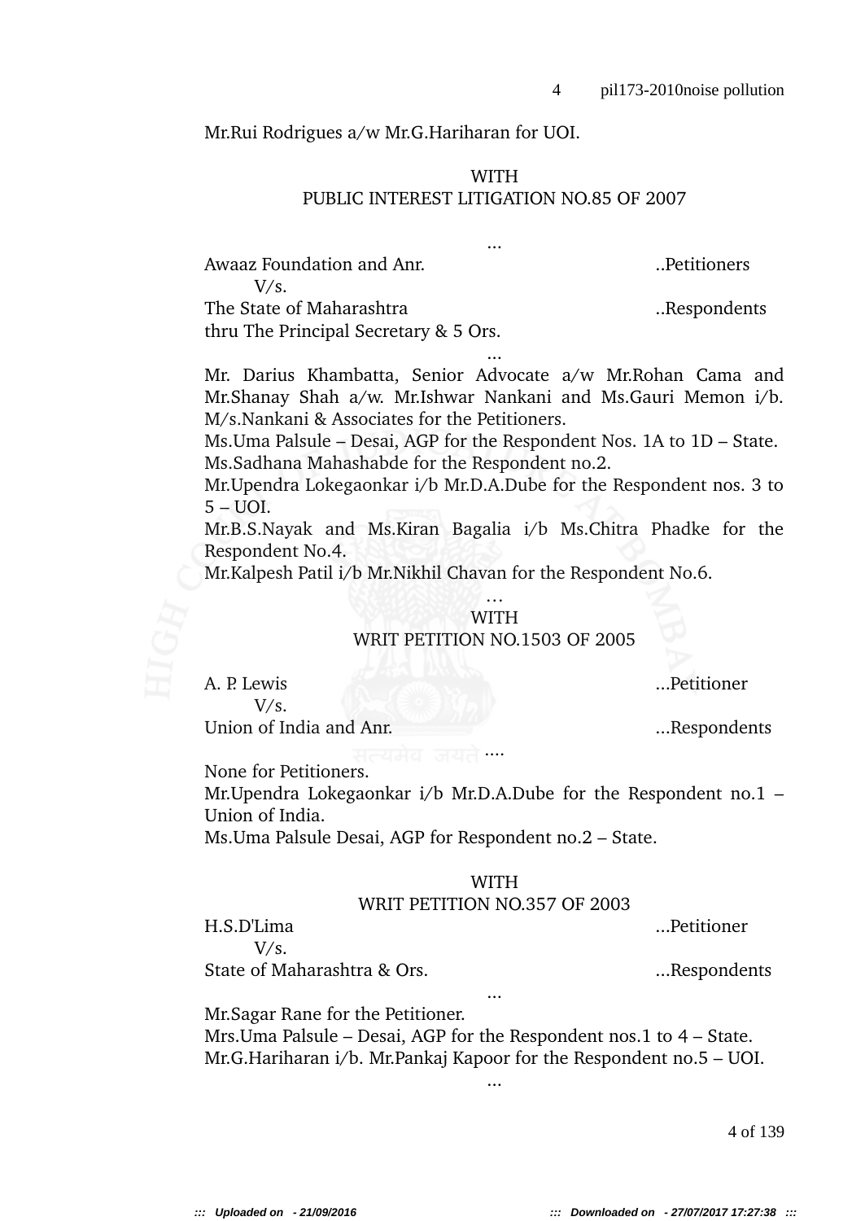Mr.Rui Rodrigues a/w Mr.G.Hariharan for UOI.

WITH
PUBLIC INTEREST LITIGATION NO.85 OF 2007

...

Awaaz Foundation and Anr. ..Petitioners
V/s.
The State of Maharashtra ..Respondents
thru The Principal Secretary & 5 Ors.

...

Mr. Darius Khambatta, Senior Advocate a/w Mr.Rohan Cama and Mr.Shanay Shah a/w. Mr.Ishwar Nankani and Ms.Gauri Memon i/b. M/s.Nankani & Associates for the Petitioners.
Ms.Uma Palsule – Desai, AGP for the Respondent Nos. 1A to 1D – State.
Ms.Sadhana Mahashabde for the Respondent no.2.
Mr.Upendra Lokegaonkar i/b Mr.D.A.Dube for the Respondent nos. 3 to 5 – UOI.
Mr.B.S.Nayak and Ms.Kiran Bagalia i/b Ms.Chitra Phadke for the Respondent No.4.
Mr.Kalpesh Patil i/b Mr.Nikhil Chavan for the Respondent No.6.

…

WITH
WRIT PETITION NO.1503 OF 2005

A. P. Lewis ...Petitioner
V/s.
Union of India and Anr. ...Respondents

....

None for Petitioners.
Mr.Upendra Lokegaonkar i/b Mr.D.A.Dube for the Respondent no.1 – Union of India.
Ms.Uma Palsule Desai, AGP for Respondent no.2 – State.

WITH
WRIT PETITION NO.357 OF 2003

H.S.D'Lima ...Petitioner
V/s.
State of Maharashtra & Ors. ...Respondents

...

Mr.Sagar Rane for the Petitioner.
Mrs.Uma Palsule – Desai, AGP for the Respondent nos.1 to 4 – State.
Mr.G.Hariharan i/b. Mr.Pankaj Kapoor for the Respondent no.5 – UOI.

...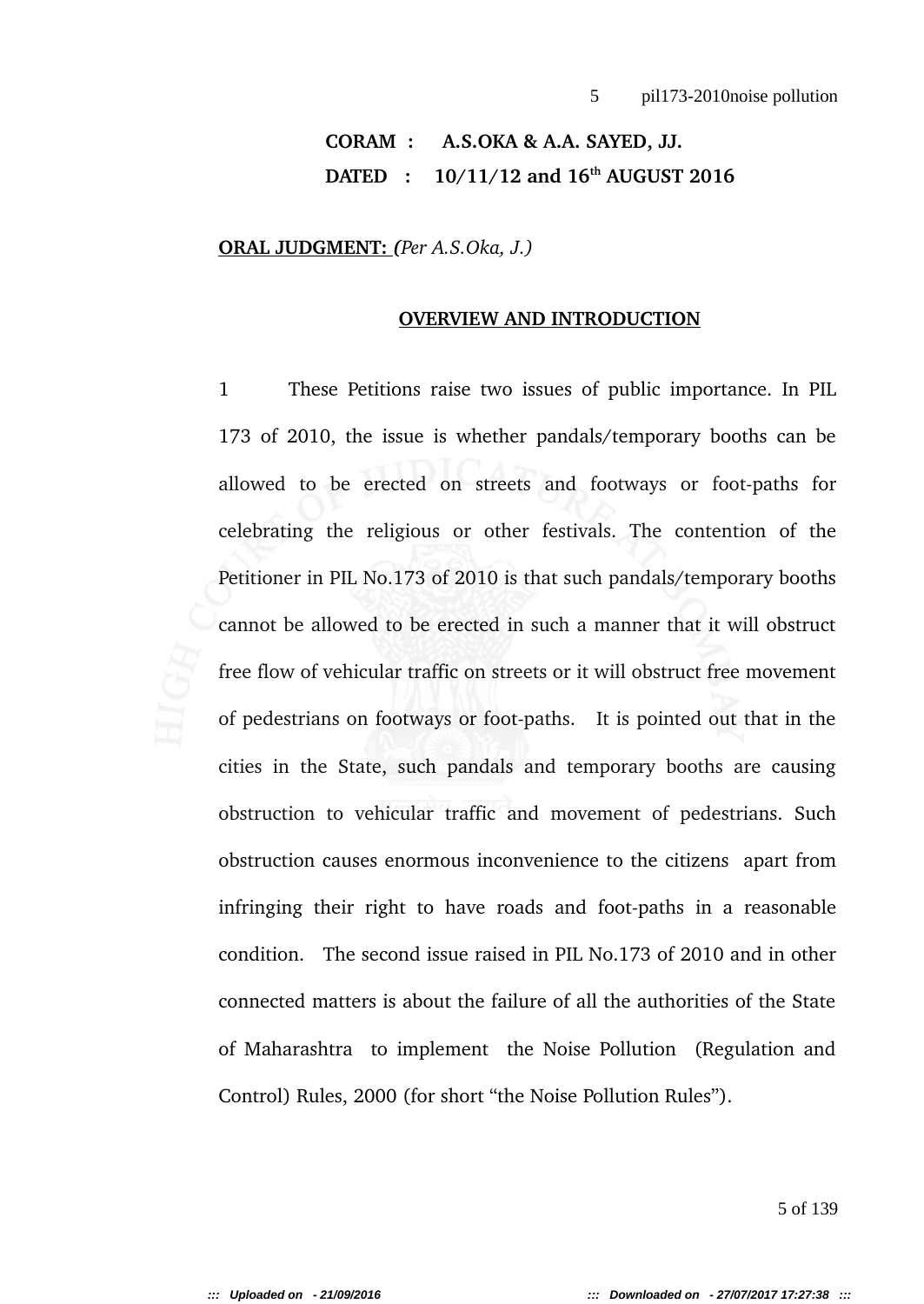**CORAM : A.S.OKA & A.A. SAYED, JJ.**

**DATED : 10/11/12 and 16th AUGUST 2016**

**ORAL JUDGMENT:** *(Per A.S.Oka, J.)*

**OVERVIEW AND INTRODUCTION**

1 These Petitions raise two issues of public importance. In PIL 173 of 2010, the issue is whether pandals/temporary booths can be allowed to be erected on streets and footways or foot-paths for celebrating the religious or other festivals. The contention of the Petitioner in PIL No.173 of 2010 is that such pandals/temporary booths cannot be allowed to be erected in such a manner that it will obstruct free flow of vehicular traffic on streets or it will obstruct free movement of pedestrians on footways or foot-paths. It is pointed out that in the cities in the State, such pandals and temporary booths are causing obstruction to vehicular traffic and movement of pedestrians. Such obstruction causes enormous inconvenience to the citizens apart from infringing their right to have roads and foot-paths in a reasonable condition. The second issue raised in PIL No.173 of 2010 and in other connected matters is about the failure of all the authorities of the State of Maharashtra to implement the Noise Pollution (Regulation and Control) Rules, 2000 (for short "the Noise Pollution Rules").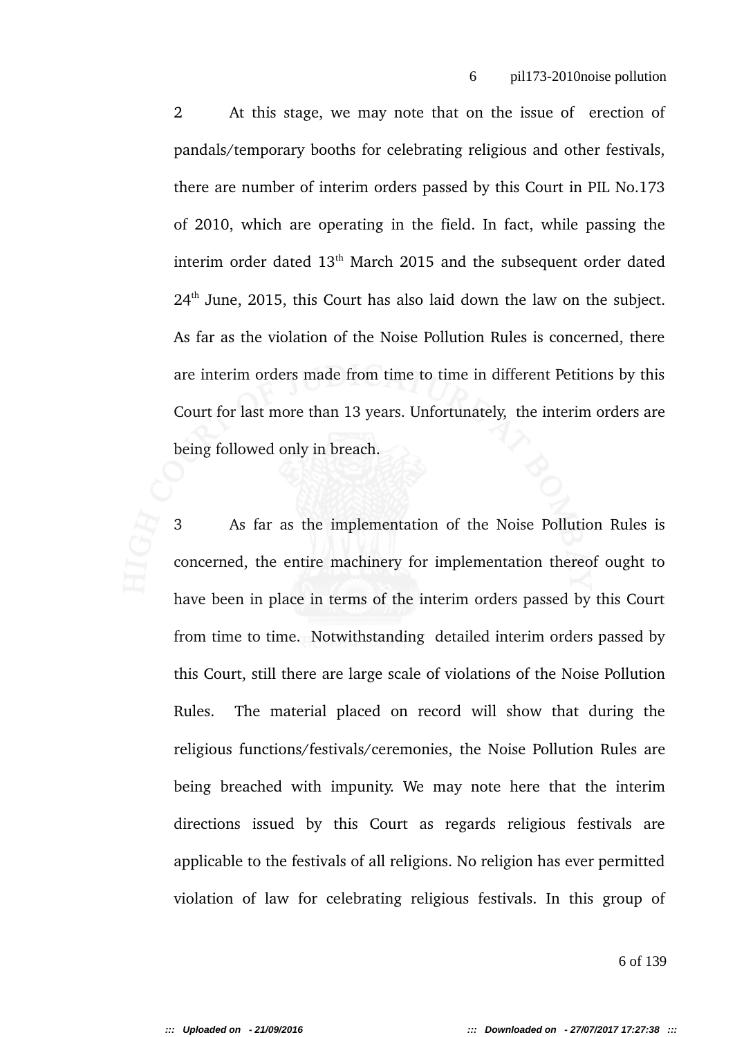2 At this stage, we may note that on the issue of erection of pandals/temporary booths for celebrating religious and other festivals, there are number of interim orders passed by this Court in PIL No.173 of 2010, which are operating in the field. In fact, while passing the interim order dated 13th March 2015 and the subsequent order dated 24th June, 2015, this Court has also laid down the law on the subject. As far as the violation of the Noise Pollution Rules is concerned, there are interim orders made from time to time in different Petitions by this Court for last more than 13 years. Unfortunately, the interim orders are being followed only in breach.

3 As far as the implementation of the Noise Pollution Rules is concerned, the entire machinery for implementation thereof ought to have been in place in terms of the interim orders passed by this Court from time to time. Notwithstanding detailed interim orders passed by this Court, still there are large scale of violations of the Noise Pollution Rules. The material placed on record will show that during the religious functions/festivals/ceremonies, the Noise Pollution Rules are being breached with impunity. We may note here that the interim directions issued by this Court as regards religious festivals are applicable to the festivals of all religions. No religion has ever permitted violation of law for celebrating religious festivals. In this group of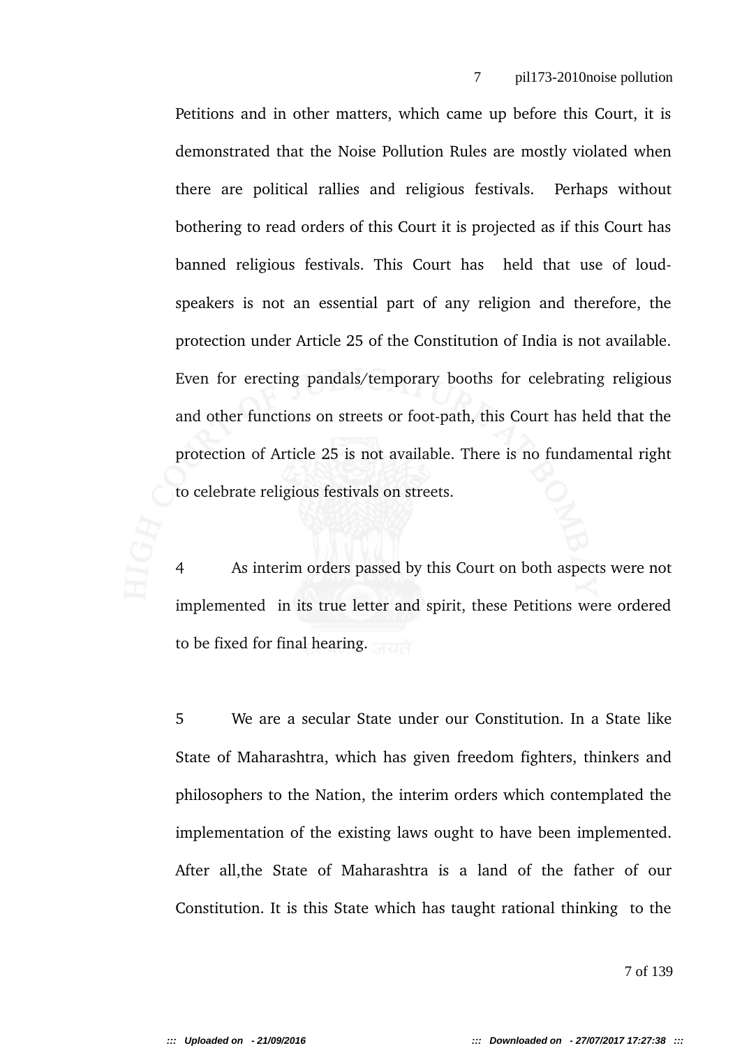Petitions and in other matters, which came up before this Court, it is demonstrated that the Noise Pollution Rules are mostly violated when there are political rallies and religious festivals. Perhaps without bothering to read orders of this Court it is projected as if this Court has banned religious festivals. This Court has held that use of loud-speakers is not an essential part of any religion and therefore, the protection under Article 25 of the Constitution of India is not available. Even for erecting pandals/temporary booths for celebrating religious and other functions on streets or foot-path, this Court has held that the protection of Article 25 is not available. There is no fundamental right to celebrate religious festivals on streets.

4 As interim orders passed by this Court on both aspects were not implemented in its true letter and spirit, these Petitions were ordered to be fixed for final hearing.

5 We are a secular State under our Constitution. In a State like State of Maharashtra, which has given freedom fighters, thinkers and philosophers to the Nation, the interim orders which contemplated the implementation of the existing laws ought to have been implemented. After all,the State of Maharashtra is a land of the father of our Constitution. It is this State which has taught rational thinking to the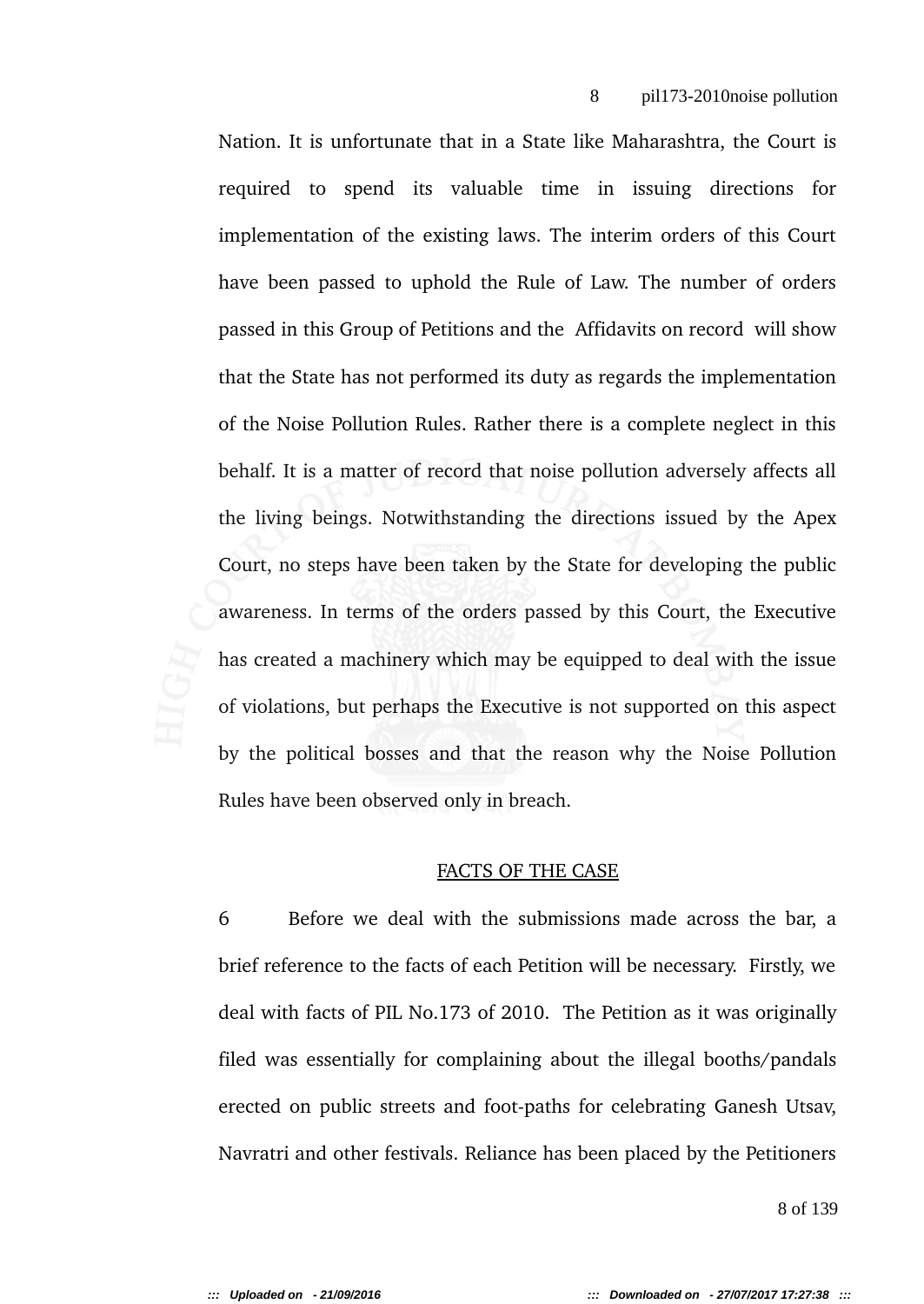Nation. It is unfortunate that in a State like Maharashtra, the Court is required to spend its valuable time in issuing directions for implementation of the existing laws. The interim orders of this Court have been passed to uphold the Rule of Law. The number of orders passed in this Group of Petitions and the Affidavits on record will show that the State has not performed its duty as regards the implementation of the Noise Pollution Rules. Rather there is a complete neglect in this behalf. It is a matter of record that noise pollution adversely affects all the living beings. Notwithstanding the directions issued by the Apex Court, no steps have been taken by the State for developing the public awareness. In terms of the orders passed by this Court, the Executive has created a machinery which may be equipped to deal with the issue of violations, but perhaps the Executive is not supported on this aspect by the political bosses and that the reason why the Noise Pollution Rules have been observed only in breach.

## FACTS OF THE CASE

6 Before we deal with the submissions made across the bar, a brief reference to the facts of each Petition will be necessary. Firstly, we deal with facts of PIL No.173 of 2010. The Petition as it was originally filed was essentially for complaining about the illegal booths/pandals erected on public streets and foot-paths for celebrating Ganesh Utsav, Navratri and other festivals. Reliance has been placed by the Petitioners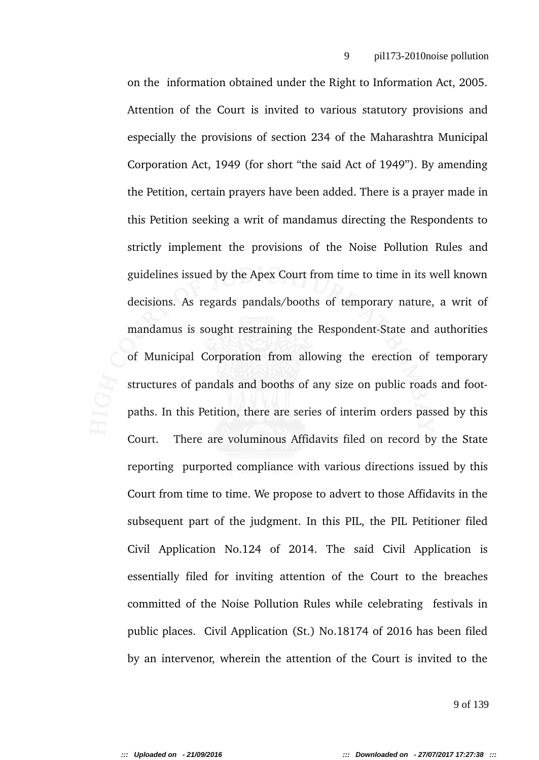on the information obtained under the Right to Information Act, 2005. Attention of the Court is invited to various statutory provisions and especially the provisions of section 234 of the Maharashtra Municipal Corporation Act, 1949 (for short "the said Act of 1949"). By amending the Petition, certain prayers have been added. There is a prayer made in this Petition seeking a writ of mandamus directing the Respondents to strictly implement the provisions of the Noise Pollution Rules and guidelines issued by the Apex Court from time to time in its well known decisions. As regards pandals/booths of temporary nature, a writ of mandamus is sought restraining the Respondent-State and authorities of Municipal Corporation from allowing the erection of temporary structures of pandals and booths of any size on public roads and foot-paths. In this Petition, there are series of interim orders passed by this Court. There are voluminous Affidavits filed on record by the State reporting purported compliance with various directions issued by this Court from time to time. We propose to advert to those Affidavits in the subsequent part of the judgment. In this PIL, the PIL Petitioner filed Civil Application No.124 of 2014. The said Civil Application is essentially filed for inviting attention of the Court to the breaches committed of the Noise Pollution Rules while celebrating festivals in public places. Civil Application (St.) No.18174 of 2016 has been filed by an intervenor, wherein the attention of the Court is invited to the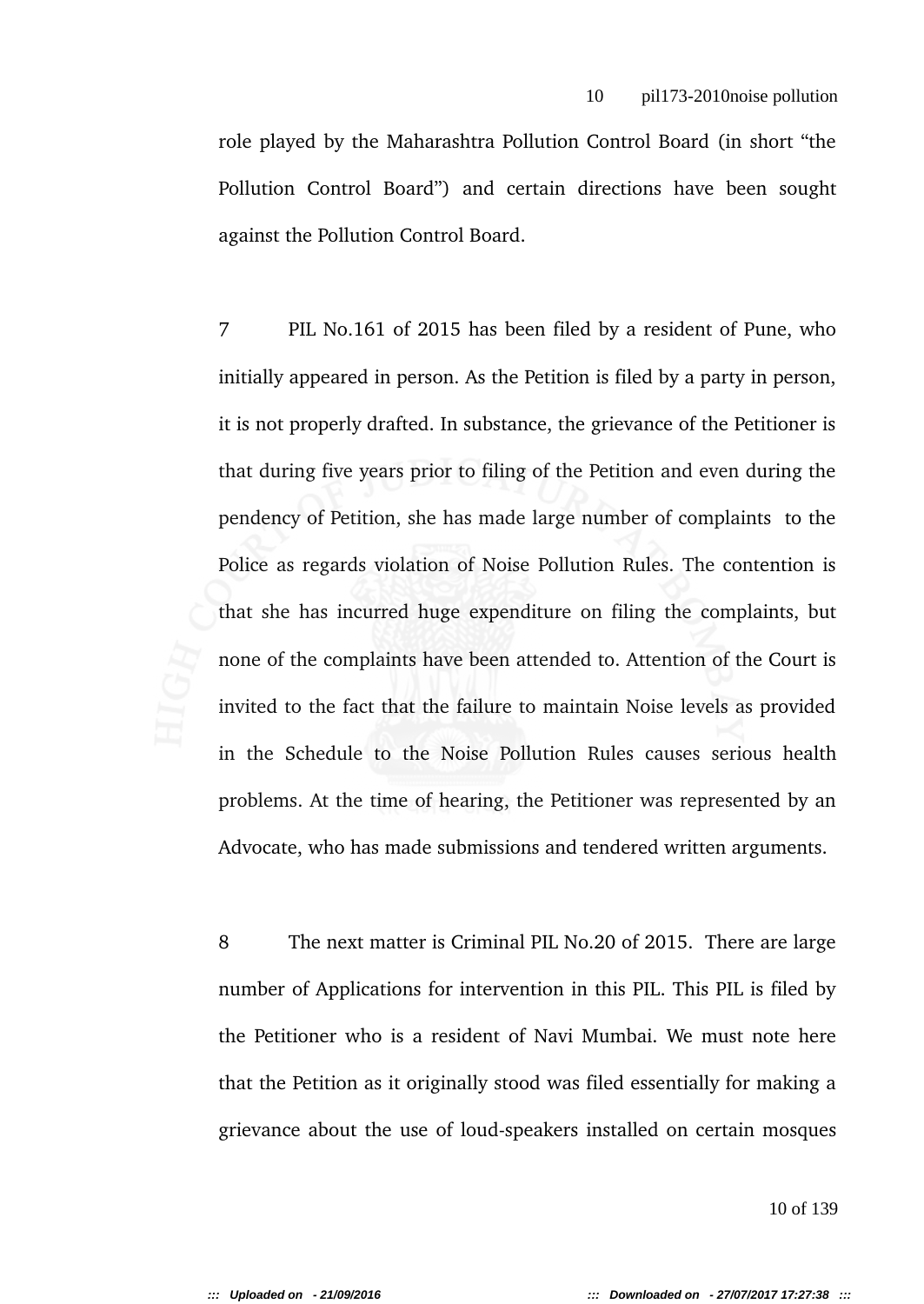role played by the Maharashtra Pollution Control Board (in short "the Pollution Control Board") and certain directions have been sought against the Pollution Control Board.

7 PIL No.161 of 2015 has been filed by a resident of Pune, who initially appeared in person. As the Petition is filed by a party in person, it is not properly drafted. In substance, the grievance of the Petitioner is that during five years prior to filing of the Petition and even during the pendency of Petition, she has made large number of complaints to the Police as regards violation of Noise Pollution Rules. The contention is that she has incurred huge expenditure on filing the complaints, but none of the complaints have been attended to. Attention of the Court is invited to the fact that the failure to maintain Noise levels as provided in the Schedule to the Noise Pollution Rules causes serious health problems. At the time of hearing, the Petitioner was represented by an Advocate, who has made submissions and tendered written arguments.

8 The next matter is Criminal PIL No.20 of 2015. There are large number of Applications for intervention in this PIL. This PIL is filed by the Petitioner who is a resident of Navi Mumbai. We must note here that the Petition as it originally stood was filed essentially for making a grievance about the use of loud-speakers installed on certain mosques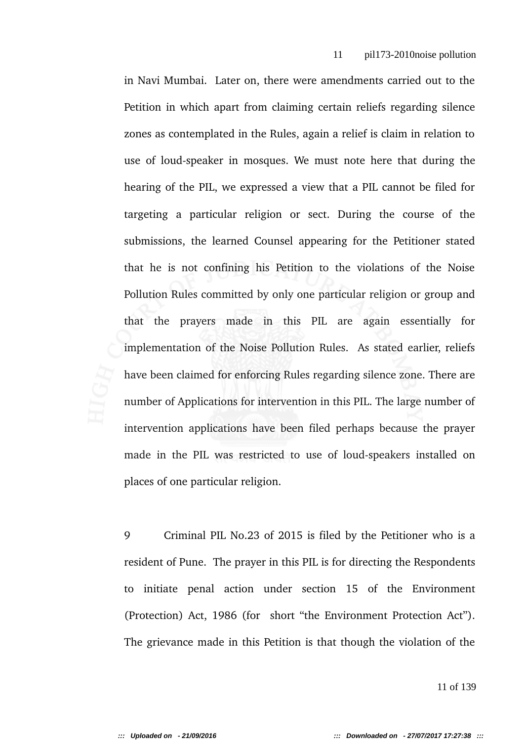in Navi Mumbai. Later on, there were amendments carried out to the Petition in which apart from claiming certain reliefs regarding silence zones as contemplated in the Rules, again a relief is claim in relation to use of loud-speaker in mosques. We must note here that during the hearing of the PIL, we expressed a view that a PIL cannot be filed for targeting a particular religion or sect. During the course of the submissions, the learned Counsel appearing for the Petitioner stated that he is not confining his Petition to the violations of the Noise Pollution Rules committed by only one particular religion or group and that the prayers made in this PIL are again essentially for implementation of the Noise Pollution Rules. As stated earlier, reliefs have been claimed for enforcing Rules regarding silence zone. There are number of Applications for intervention in this PIL. The large number of intervention applications have been filed perhaps because the prayer made in the PIL was restricted to use of loud-speakers installed on places of one particular religion.

9 Criminal PIL No.23 of 2015 is filed by the Petitioner who is a resident of Pune. The prayer in this PIL is for directing the Respondents to initiate penal action under section 15 of the Environment (Protection) Act, 1986 (for short "the Environment Protection Act"). The grievance made in this Petition is that though the violation of the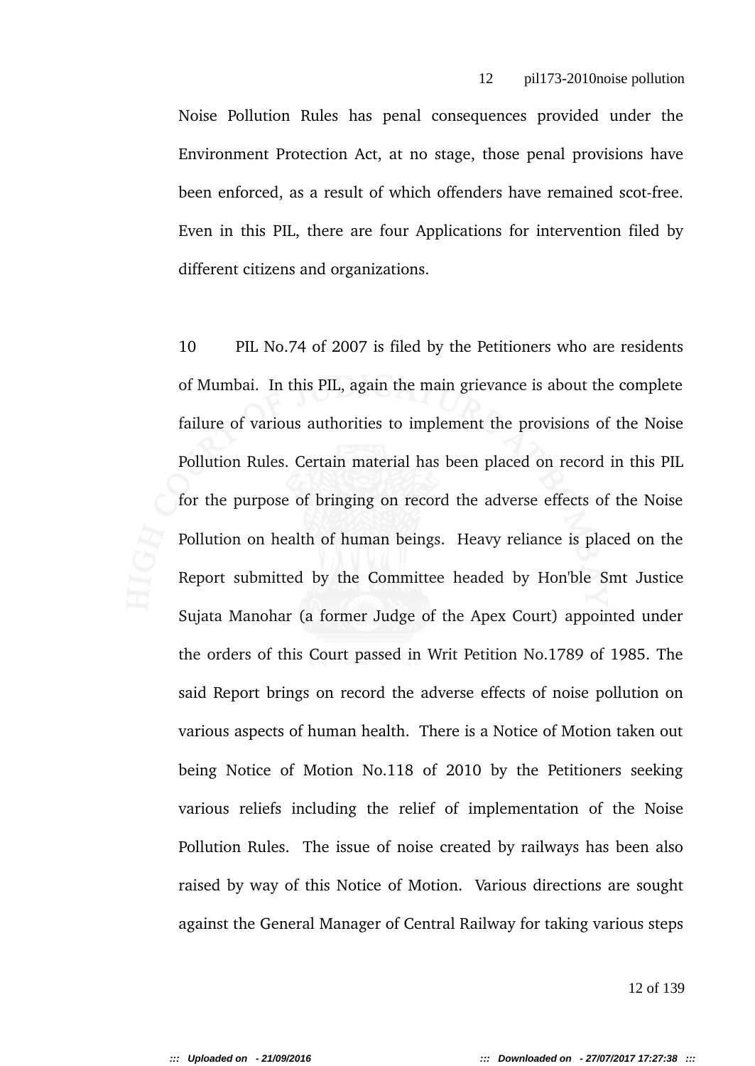Noise Pollution Rules has penal consequences provided under the Environment Protection Act, at no stage, those penal provisions have been enforced, as a result of which offenders have remained scot-free. Even in this PIL, there are four Applications for intervention filed by different citizens and organizations.

10 PIL No.74 of 2007 is filed by the Petitioners who are residents of Mumbai. In this PIL, again the main grievance is about the complete failure of various authorities to implement the provisions of the Noise Pollution Rules. Certain material has been placed on record in this PIL for the purpose of bringing on record the adverse effects of the Noise Pollution on health of human beings. Heavy reliance is placed on the Report submitted by the Committee headed by Hon'ble Smt Justice Sujata Manohar (a former Judge of the Apex Court) appointed under the orders of this Court passed in Writ Petition No.1789 of 1985. The said Report brings on record the adverse effects of noise pollution on various aspects of human health. There is a Notice of Motion taken out being Notice of Motion No.118 of 2010 by the Petitioners seeking various reliefs including the relief of implementation of the Noise Pollution Rules. The issue of noise created by railways has been also raised by way of this Notice of Motion. Various directions are sought against the General Manager of Central Railway for taking various steps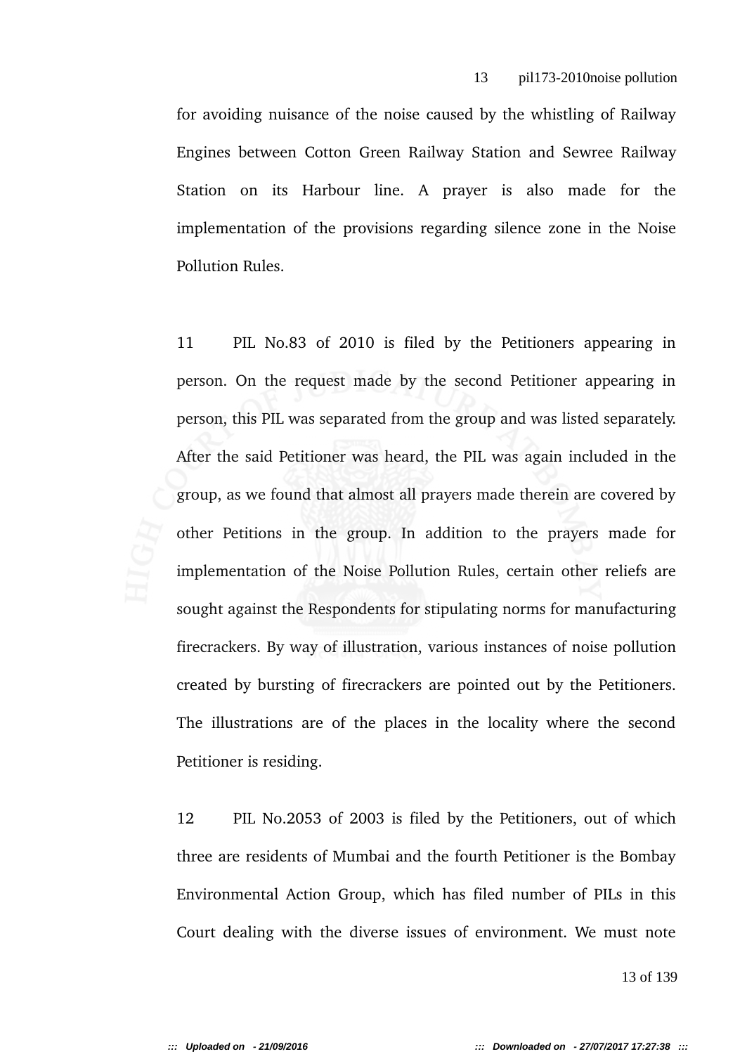for avoiding nuisance of the noise caused by the whistling of Railway Engines between Cotton Green Railway Station and Sewree Railway Station on its Harbour line. A prayer is also made for the implementation of the provisions regarding silence zone in the Noise Pollution Rules.

11 PIL No.83 of 2010 is filed by the Petitioners appearing in person. On the request made by the second Petitioner appearing in person, this PIL was separated from the group and was listed separately. After the said Petitioner was heard, the PIL was again included in the group, as we found that almost all prayers made therein are covered by other Petitions in the group. In addition to the prayers made for implementation of the Noise Pollution Rules, certain other reliefs are sought against the Respondents for stipulating norms for manufacturing firecrackers. By way of illustration, various instances of noise pollution created by bursting of firecrackers are pointed out by the Petitioners. The illustrations are of the places in the locality where the second Petitioner is residing.

12 PIL No.2053 of 2003 is filed by the Petitioners, out of which three are residents of Mumbai and the fourth Petitioner is the Bombay Environmental Action Group, which has filed number of PILs in this Court dealing with the diverse issues of environment. We must note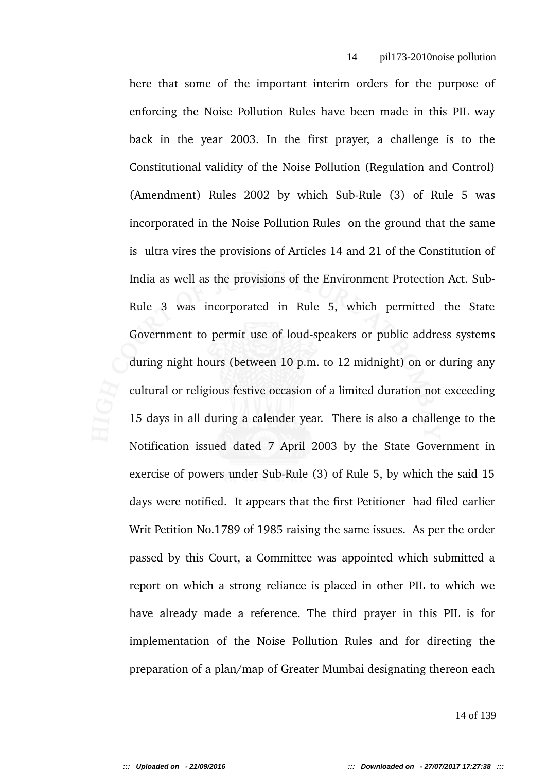here that some of the important interim orders for the purpose of enforcing the Noise Pollution Rules have been made in this PIL way back in the year 2003. In the first prayer, a challenge is to the Constitutional validity of the Noise Pollution (Regulation and Control) (Amendment) Rules 2002 by which Sub-Rule (3) of Rule 5 was incorporated in the Noise Pollution Rules on the ground that the same is ultra vires the provisions of Articles 14 and 21 of the Constitution of India as well as the provisions of the Environment Protection Act. Sub-Rule 3 was incorporated in Rule 5, which permitted the State Government to permit use of loud-speakers or public address systems during night hours (between 10 p.m. to 12 midnight) on or during any cultural or religious festive occasion of a limited duration not exceeding 15 days in all during a calender year. There is also a challenge to the Notification issued dated 7 April 2003 by the State Government in exercise of powers under Sub-Rule (3) of Rule 5, by which the said 15 days were notified. It appears that the first Petitioner had filed earlier Writ Petition No.1789 of 1985 raising the same issues. As per the order passed by this Court, a Committee was appointed which submitted a report on which a strong reliance is placed in other PIL to which we have already made a reference. The third prayer in this PIL is for implementation of the Noise Pollution Rules and for directing the preparation of a plan/map of Greater Mumbai designating thereon each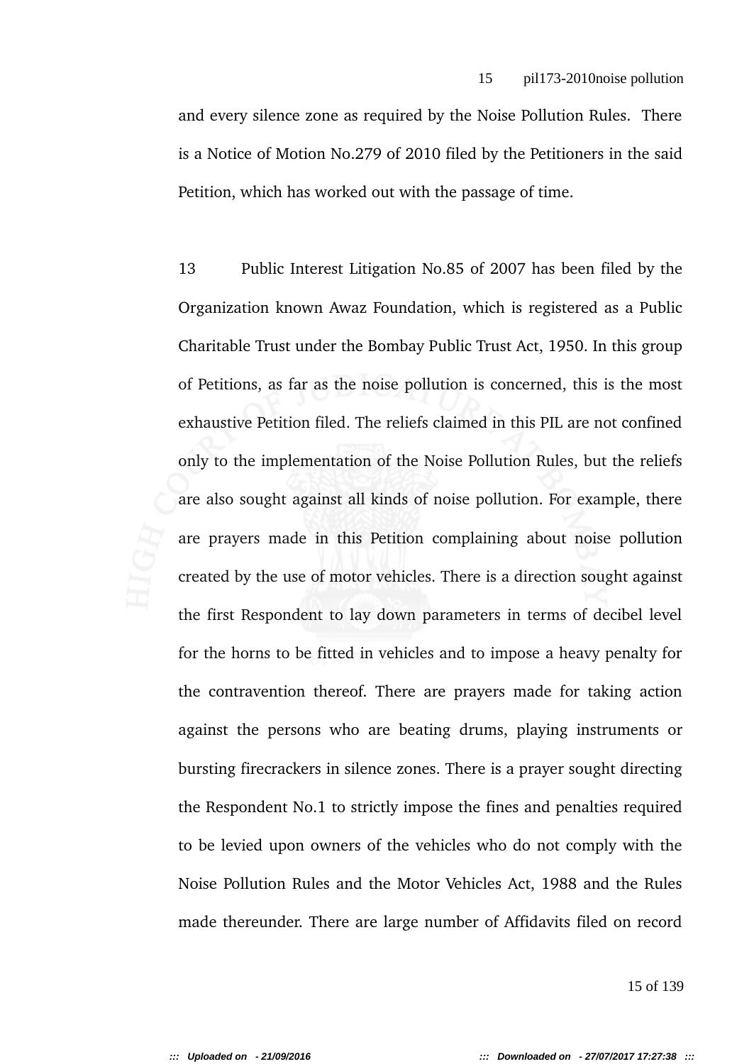and every silence zone as required by the Noise Pollution Rules. There is a Notice of Motion No.279 of 2010 filed by the Petitioners in the said Petition, which has worked out with the passage of time.

13 Public Interest Litigation No.85 of 2007 has been filed by the Organization known Awaz Foundation, which is registered as a Public Charitable Trust under the Bombay Public Trust Act, 1950. In this group of Petitions, as far as the noise pollution is concerned, this is the most exhaustive Petition filed. The reliefs claimed in this PIL are not confined only to the implementation of the Noise Pollution Rules, but the reliefs are also sought against all kinds of noise pollution. For example, there are prayers made in this Petition complaining about noise pollution created by the use of motor vehicles. There is a direction sought against the first Respondent to lay down parameters in terms of decibel level for the horns to be fitted in vehicles and to impose a heavy penalty for the contravention thereof. There are prayers made for taking action against the persons who are beating drums, playing instruments or bursting firecrackers in silence zones. There is a prayer sought directing the Respondent No.1 to strictly impose the fines and penalties required to be levied upon owners of the vehicles who do not comply with the Noise Pollution Rules and the Motor Vehicles Act, 1988 and the Rules made thereunder. There are large number of Affidavits filed on record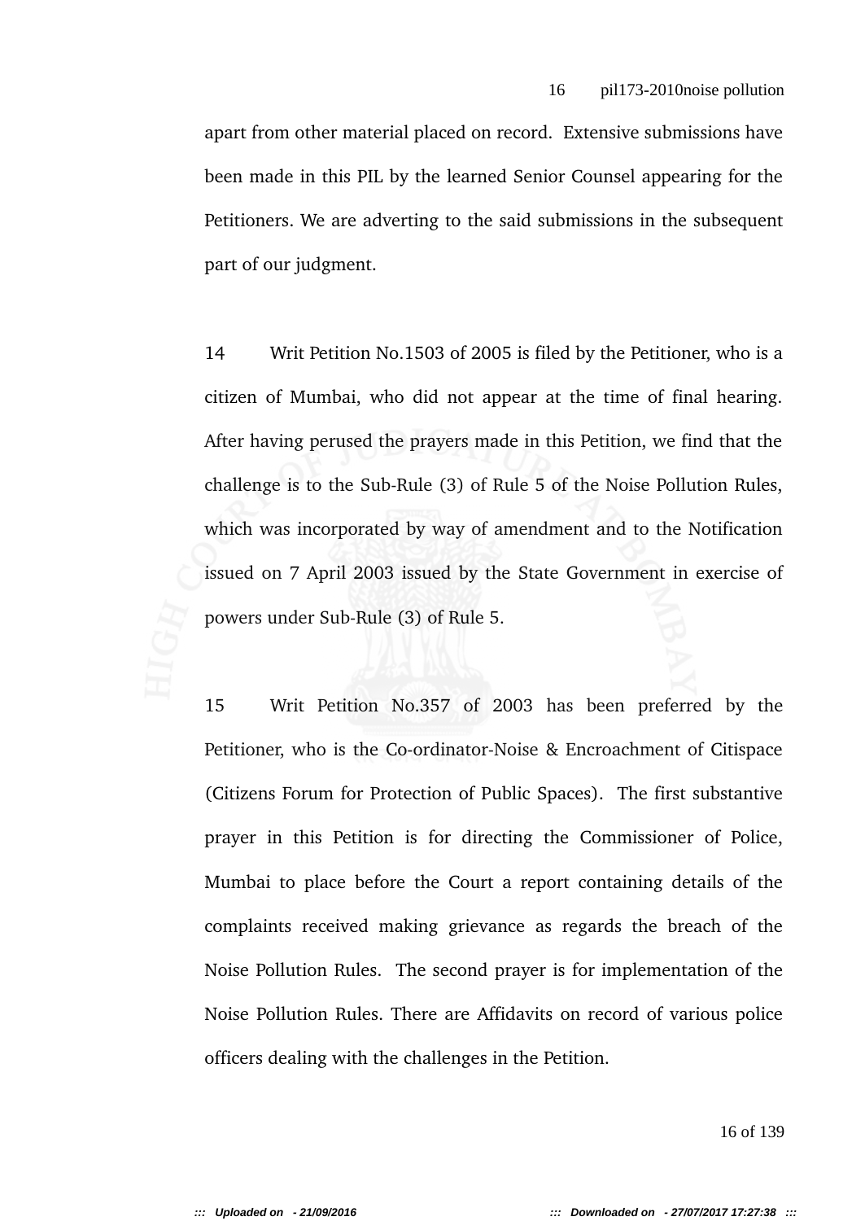apart from other material placed on record. Extensive submissions have been made in this PIL by the learned Senior Counsel appearing for the Petitioners. We are adverting to the said submissions in the subsequent part of our judgment.

14 Writ Petition No.1503 of 2005 is filed by the Petitioner, who is a citizen of Mumbai, who did not appear at the time of final hearing. After having perused the prayers made in this Petition, we find that the challenge is to the Sub-Rule (3) of Rule 5 of the Noise Pollution Rules, which was incorporated by way of amendment and to the Notification issued on 7 April 2003 issued by the State Government in exercise of powers under Sub-Rule (3) of Rule 5.

15 Writ Petition No.357 of 2003 has been preferred by the Petitioner, who is the Co-ordinator-Noise & Encroachment of Citispace (Citizens Forum for Protection of Public Spaces). The first substantive prayer in this Petition is for directing the Commissioner of Police, Mumbai to place before the Court a report containing details of the complaints received making grievance as regards the breach of the Noise Pollution Rules. The second prayer is for implementation of the Noise Pollution Rules. There are Affidavits on record of various police officers dealing with the challenges in the Petition.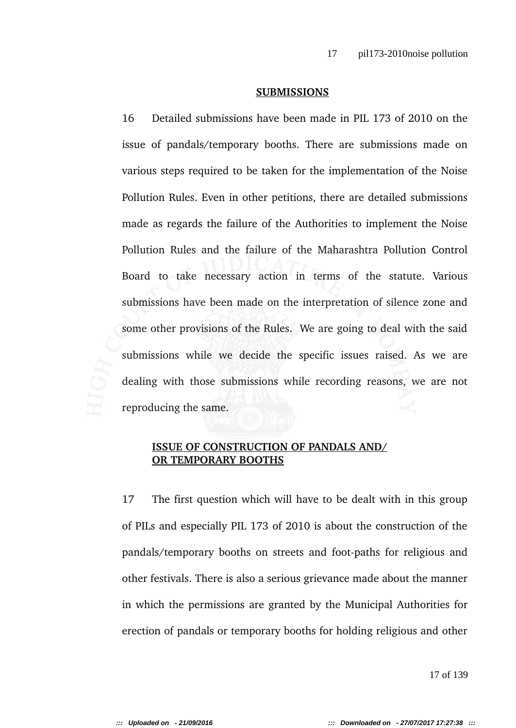**SUBMISSIONS**

16 Detailed submissions have been made in PIL 173 of 2010 on the issue of pandals/temporary booths. There are submissions made on various steps required to be taken for the implementation of the Noise Pollution Rules. Even in other petitions, there are detailed submissions made as regards the failure of the Authorities to implement the Noise Pollution Rules and the failure of the Maharashtra Pollution Control Board to take necessary action in terms of the statute. Various submissions have been made on the interpretation of silence zone and some other provisions of the Rules. We are going to deal with the said submissions while we decide the specific issues raised. As we are dealing with those submissions while recording reasons, we are not reproducing the same.

**ISSUE OF CONSTRUCTION OF PANDALS AND/ OR TEMPORARY BOOTHS**

17 The first question which will have to be dealt with in this group of PILs and especially PIL 173 of 2010 is about the construction of the pandals/temporary booths on streets and foot-paths for religious and other festivals. There is also a serious grievance made about the manner in which the permissions are granted by the Municipal Authorities for erection of pandals or temporary booths for holding religious and other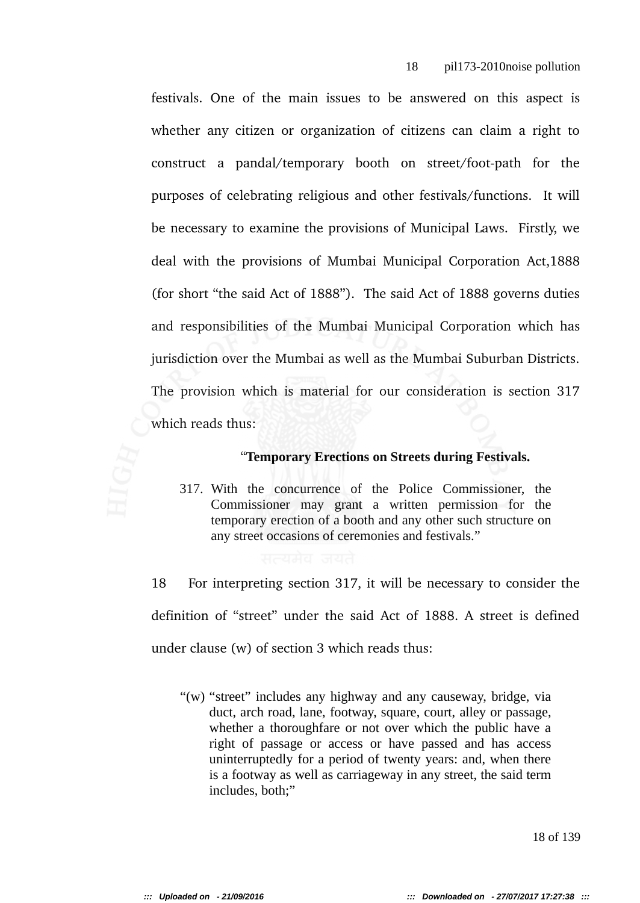festivals. One of the main issues to be answered on this aspect is whether any citizen or organization of citizens can claim a right to construct a pandal/temporary booth on street/foot-path for the purposes of celebrating religious and other festivals/functions. It will be necessary to examine the provisions of Municipal Laws. Firstly, we deal with the provisions of Mumbai Municipal Corporation Act,1888 (for short "the said Act of 1888"). The said Act of 1888 governs duties and responsibilities of the Mumbai Municipal Corporation which has jurisdiction over the Mumbai as well as the Mumbai Suburban Districts. The provision which is material for our consideration is section 317 which reads thus:

> "**Temporary Erections on Streets during Festivals.**
>
> 317. With the concurrence of the Police Commissioner, the Commissioner may grant a written permission for the temporary erection of a booth and any other such structure on any street occasions of ceremonies and festivals."

18 For interpreting section 317, it will be necessary to consider the definition of "street" under the said Act of 1888. A street is defined under clause (w) of section 3 which reads thus:

> "(w) "street" includes any highway and any causeway, bridge, via duct, arch road, lane, footway, square, court, alley or passage, whether a thoroughfare or not over which the public have a right of passage or access or have passed and has access uninterruptedly for a period of twenty years: and, when there is a footway as well as carriageway in any street, the said term includes, both;"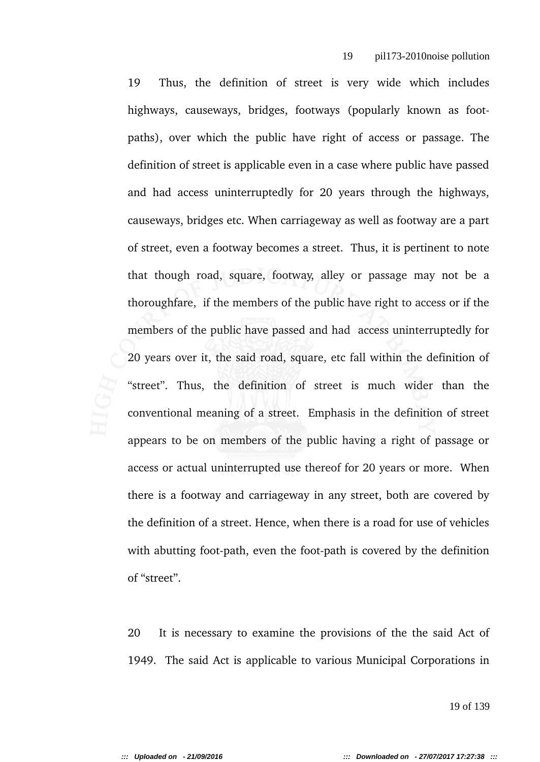19 Thus, the definition of street is very wide which includes highways, causeways, bridges, footways (popularly known as foot-paths), over which the public have right of access or passage. The definition of street is applicable even in a case where public have passed and had access uninterruptedly for 20 years through the highways, causeways, bridges etc. When carriageway as well as footway are a part of street, even a footway becomes a street. Thus, it is pertinent to note that though road, square, footway, alley or passage may not be a thoroughfare, if the members of the public have right to access or if the members of the public have passed and had access uninterruptedly for 20 years over it, the said road, square, etc fall within the definition of "street". Thus, the definition of street is much wider than the conventional meaning of a street. Emphasis in the definition of street appears to be on members of the public having a right of passage or access or actual uninterrupted use thereof for 20 years or more. When there is a footway and carriageway in any street, both are covered by the definition of a street. Hence, when there is a road for use of vehicles with abutting foot-path, even the foot-path is covered by the definition of "street".

20 It is necessary to examine the provisions of the the said Act of 1949. The said Act is applicable to various Municipal Corporations in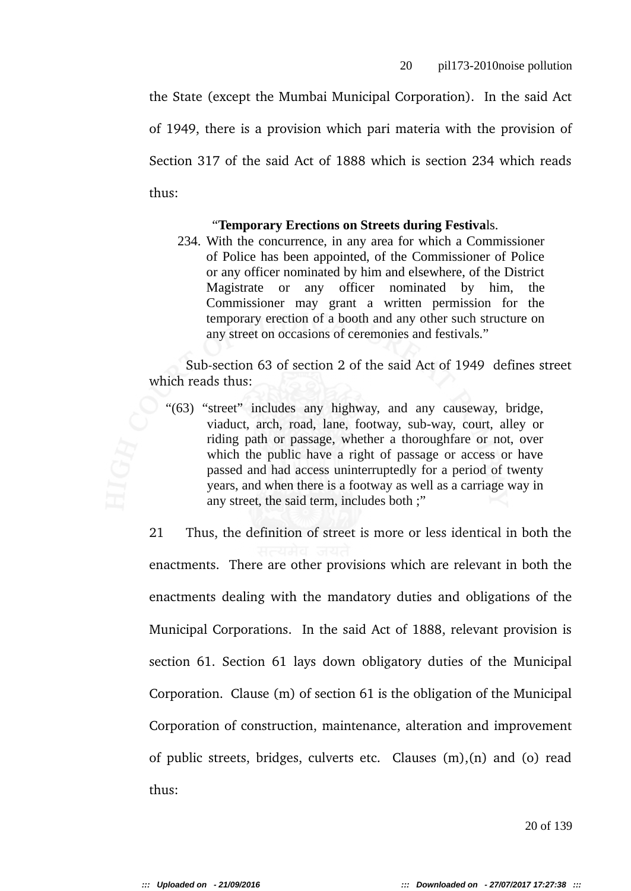the State (except the Mumbai Municipal Corporation). In the said Act of 1949, there is a provision which pari materia with the provision of Section 317 of the said Act of 1888 which is section 234 which reads thus:

> "**Temporary Erections on Streets during Festiva**ls.
>
> 234. With the concurrence, in any area for which a Commissioner of Police has been appointed, of the Commissioner of Police or any officer nominated by him and elsewhere, of the District Magistrate or any officer nominated by him, the Commissioner may grant a written permission for the temporary erection of a booth and any other such structure on any street on occasions of ceremonies and festivals."

Sub-section 63 of section 2 of the said Act of 1949 defines street which reads thus:

> "(63) "street" includes any highway, and any causeway, bridge, viaduct, arch, road, lane, footway, sub-way, court, alley or riding path or passage, whether a thoroughfare or not, over which the public have a right of passage or access or have passed and had access uninterruptedly for a period of twenty years, and when there is a footway as well as a carriage way in any street, the said term, includes both ;"

21 Thus, the definition of street is more or less identical in both the enactments. There are other provisions which are relevant in both the enactments dealing with the mandatory duties and obligations of the Municipal Corporations. In the said Act of 1888, relevant provision is section 61. Section 61 lays down obligatory duties of the Municipal Corporation. Clause (m) of section 61 is the obligation of the Municipal Corporation of construction, maintenance, alteration and improvement of public streets, bridges, culverts etc. Clauses (m),(n) and (o) read thus: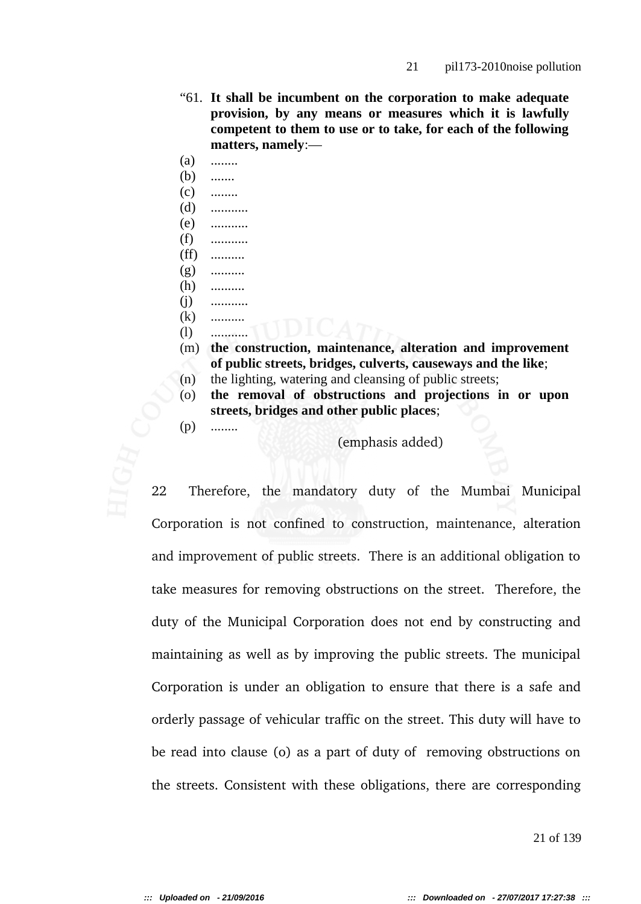"61. **It shall be incumbent on the corporation to make adequate provision, by any means or measures which it is lawfully competent to them to use or to take, for each of the following matters, namely**:—

(a) ........

(b) .......

(c) ........

(d) ...........

(e) ...........

(f) ...........

(ff) ..........

(g) ..........

(h) ..........

(j) ...........

(k) ..........

(l) ...........

(m) **the construction, maintenance, alteration and improvement of public streets, bridges, culverts, causeways and the like**;

(n) the lighting, watering and cleansing of public streets;

(o) **the removal of obstructions and projections in or upon streets, bridges and other public places**;

(p) ........

(emphasis added)

22 Therefore, the mandatory duty of the Mumbai Municipal Corporation is not confined to construction, maintenance, alteration and improvement of public streets. There is an additional obligation to take measures for removing obstructions on the street. Therefore, the duty of the Municipal Corporation does not end by constructing and maintaining as well as by improving the public streets. The municipal Corporation is under an obligation to ensure that there is a safe and orderly passage of vehicular traffic on the street. This duty will have to be read into clause (o) as a part of duty of removing obstructions on the streets. Consistent with these obligations, there are corresponding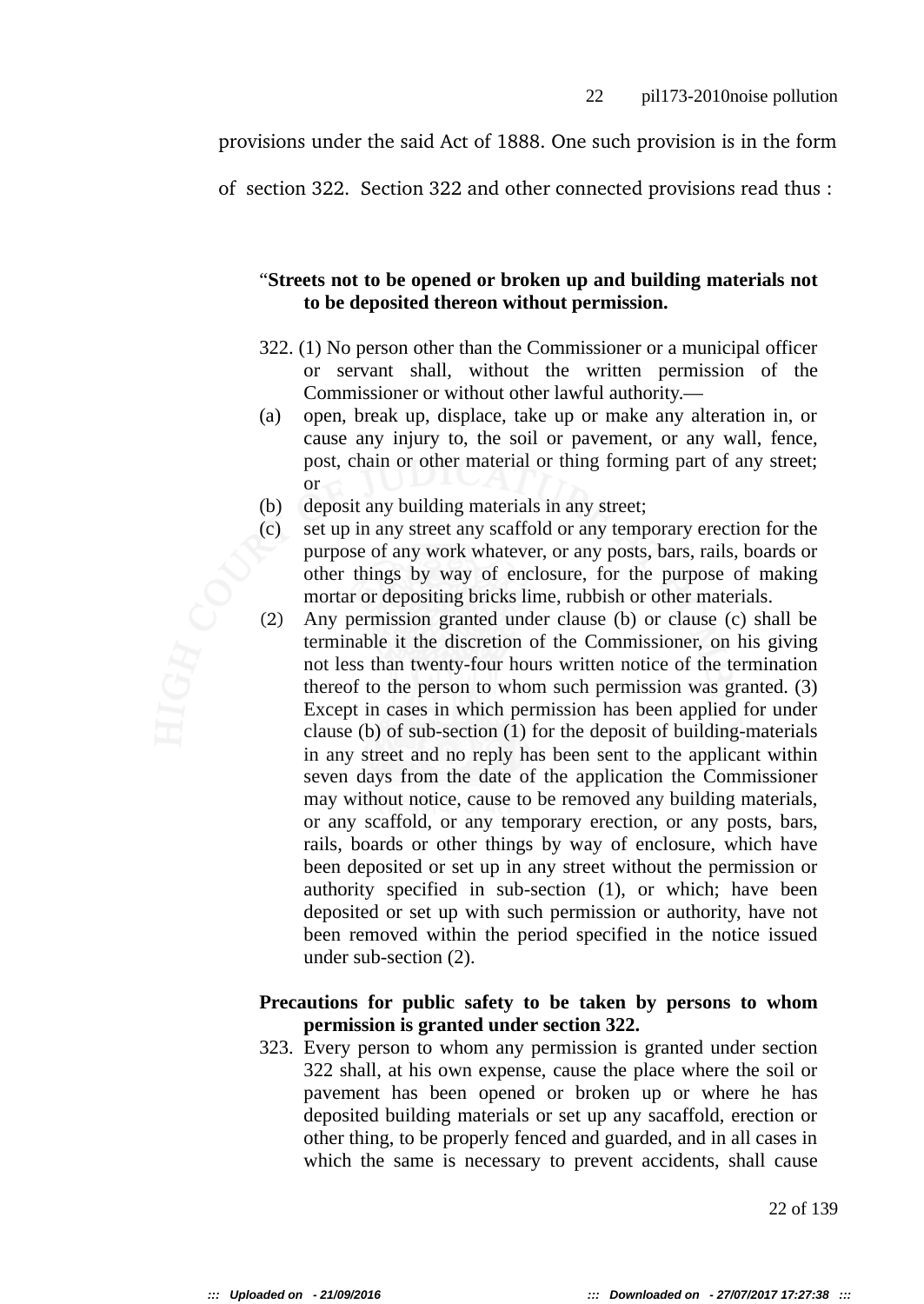provisions under the said Act of 1888. One such provision is in the form of section 322. Section 322 and other connected provisions read thus :

"**Streets not to be opened or broken up and building materials not to be deposited thereon without permission.**

322. (1) No person other than the Commissioner or a municipal officer or servant shall, without the written permission of the Commissioner or without other lawful authority.—

(a) open, break up, displace, take up or make any alteration in, or cause any injury to, the soil or pavement, or any wall, fence, post, chain or other material or thing forming part of any street; or

(b) deposit any building materials in any street;

(c) set up in any street any scaffold or any temporary erection for the purpose of any work whatever, or any posts, bars, rails, boards or other things by way of enclosure, for the purpose of making mortar or depositing bricks lime, rubbish or other materials.

(2) Any permission granted under clause (b) or clause (c) shall be terminable it the discretion of the Commissioner, on his giving not less than twenty-four hours written notice of the termination thereof to the person to whom such permission was granted. (3) Except in cases in which permission has been applied for under clause (b) of sub-section (1) for the deposit of building-materials in any street and no reply has been sent to the applicant within seven days from the date of the application the Commissioner may without notice, cause to be removed any building materials, or any scaffold, or any temporary erection, or any posts, bars, rails, boards or other things by way of enclosure, which have been deposited or set up in any street without the permission or authority specified in sub-section (1), or which; have been deposited or set up with such permission or authority, have not been removed within the period specified in the notice issued under sub-section (2).

**Precautions for public safety to be taken by persons to whom permission is granted under section 322.**

323. Every person to whom any permission is granted under section 322 shall, at his own expense, cause the place where the soil or pavement has been opened or broken up or where he has deposited building materials or set up any sacaffold, erection or other thing, to be properly fenced and guarded, and in all cases in which the same is necessary to prevent accidents, shall cause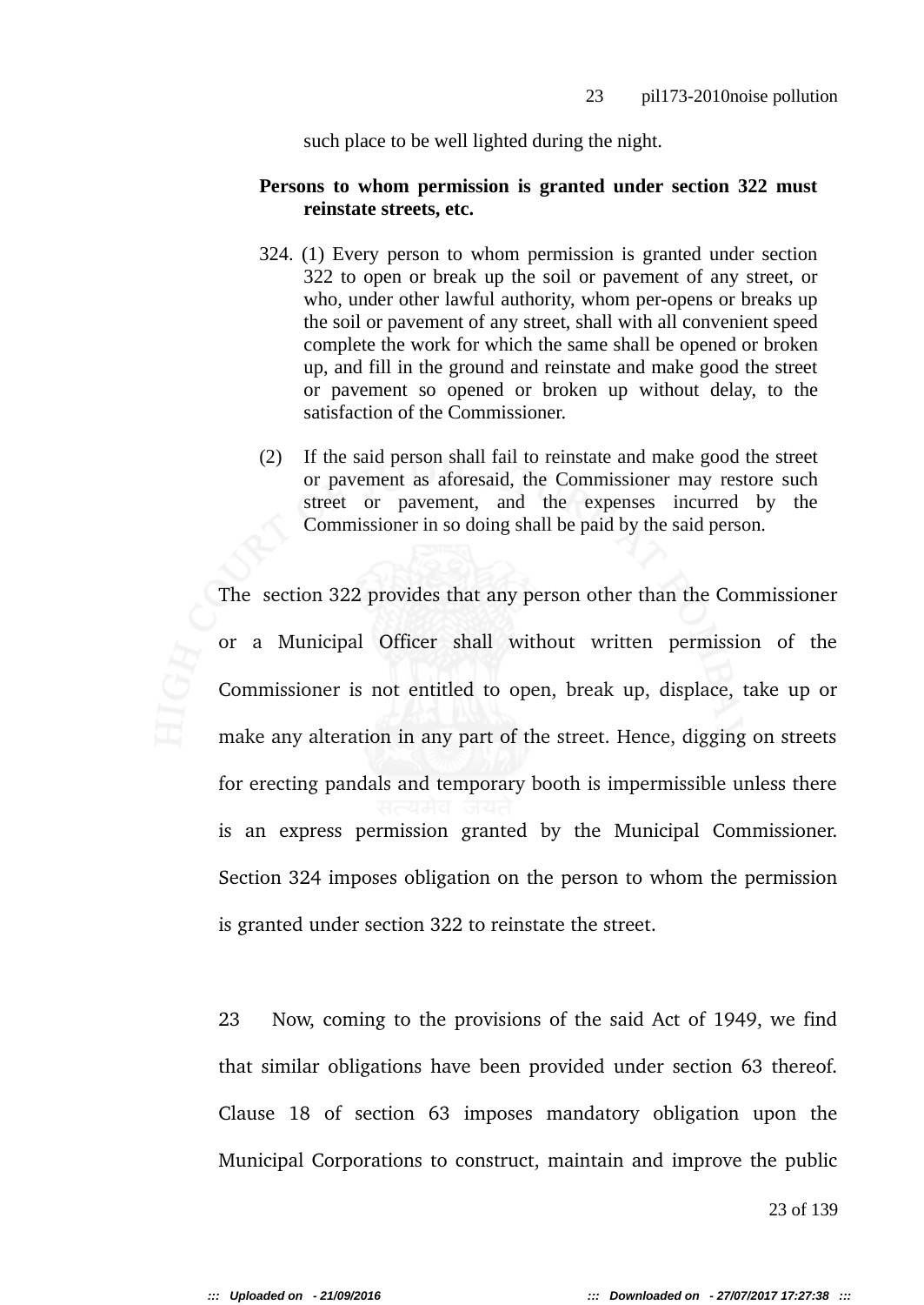such place to be well lighted during the night.

**Persons to whom permission is granted under section 322 must reinstate streets, etc.**

324. (1) Every person to whom permission is granted under section 322 to open or break up the soil or pavement of any street, or who, under other lawful authority, whom per-opens or breaks up the soil or pavement of any street, shall with all convenient speed complete the work for which the same shall be opened or broken up, and fill in the ground and reinstate and make good the street or pavement so opened or broken up without delay, to the satisfaction of the Commissioner.

(2) If the said person shall fail to reinstate and make good the street or pavement as aforesaid, the Commissioner may restore such street or pavement, and the expenses incurred by the Commissioner in so doing shall be paid by the said person.

The section 322 provides that any person other than the Commissioner or a Municipal Officer shall without written permission of the Commissioner is not entitled to open, break up, displace, take up or make any alteration in any part of the street. Hence, digging on streets for erecting pandals and temporary booth is impermissible unless there is an express permission granted by the Municipal Commissioner. Section 324 imposes obligation on the person to whom the permission is granted under section 322 to reinstate the street.

23 Now, coming to the provisions of the said Act of 1949, we find that similar obligations have been provided under section 63 thereof. Clause 18 of section 63 imposes mandatory obligation upon the Municipal Corporations to construct, maintain and improve the public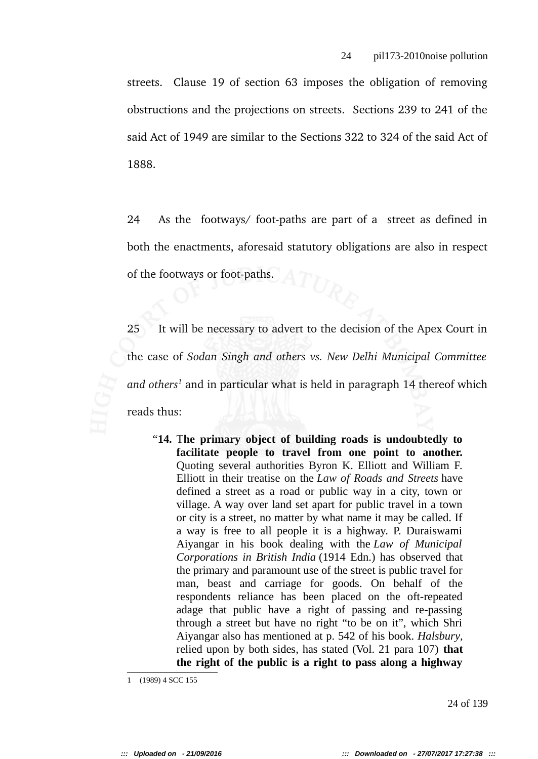streets. Clause 19 of section 63 imposes the obligation of removing obstructions and the projections on streets. Sections 239 to 241 of the said Act of 1949 are similar to the Sections 322 to 324 of the said Act of 1888.

24 As the footways/ foot-paths are part of a street as defined in both the enactments, aforesaid statutory obligations are also in respect of the footways or foot-paths.

25 It will be necessary to advert to the decision of the Apex Court in the case of *Sodan Singh and others vs. New Delhi Municipal Committee and others*[1] and in particular what is held in paragraph 14 thereof which reads thus:

> "**14.** T**he primary object of building roads is undoubtedly to facilitate people to travel from one point to another.** Quoting several authorities Byron K. Elliott and William F. Elliott in their treatise on the *Law of Roads and Streets* have defined a street as a road or public way in a city, town or village. A way over land set apart for public travel in a town or city is a street, no matter by what name it may be called. If a way is free to all people it is a highway. P. Duraiswami Aiyangar in his book dealing with the *Law of Municipal Corporations in British India* (1914 Edn.) has observed that the primary and paramount use of the street is public travel for man, beast and carriage for goods. On behalf of the respondents reliance has been placed on the oft-repeated adage that public have a right of passing and re-passing through a street but have no right "to be on it", which Shri Aiyangar also has mentioned at p. 542 of his book. *Halsbury*, relied upon by both sides, has stated (Vol. 21 para 107) **that the right of the public is a right to pass along a highway**

1 (1989) 4 SCC 155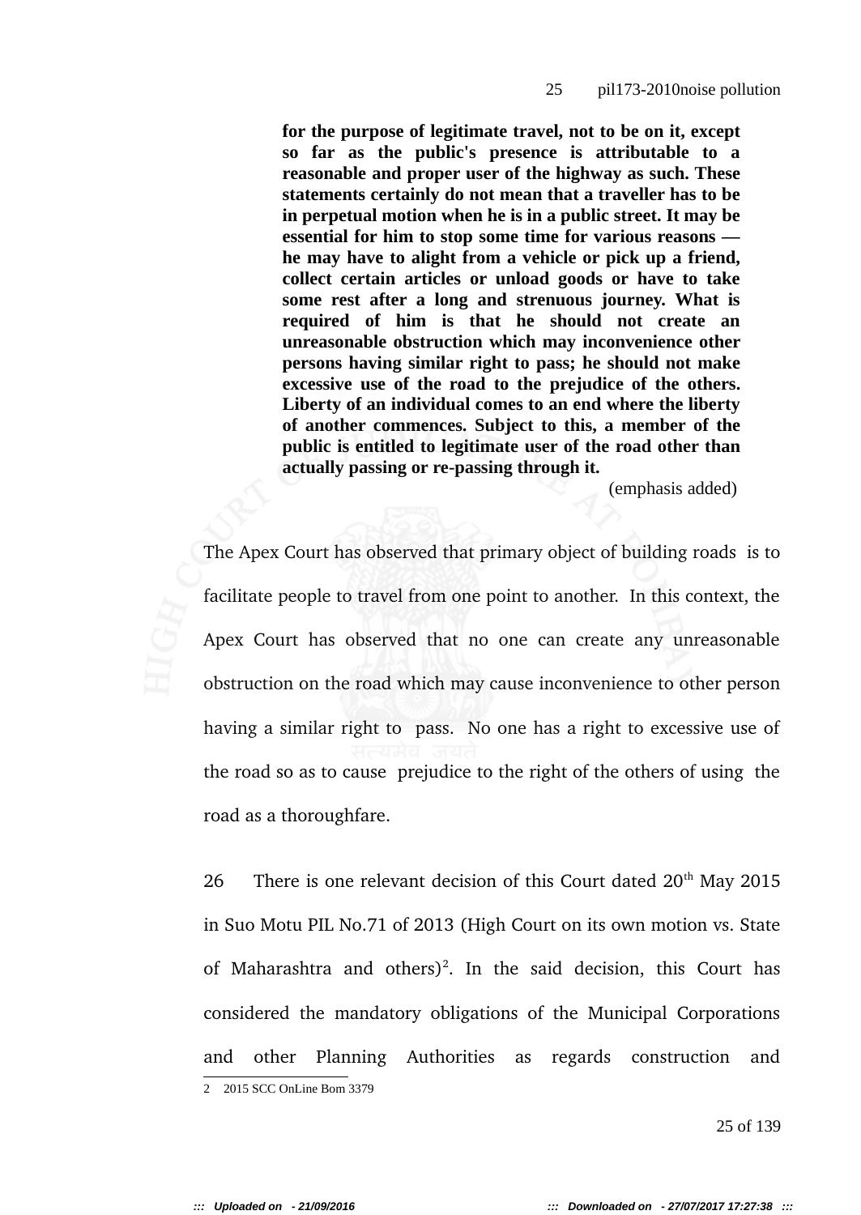> **for the purpose of legitimate travel, not to be on it, except so far as the public's presence is attributable to a reasonable and proper user of the highway as such. These statements certainly do not mean that a traveller has to be in perpetual motion when he is in a public street. It may be essential for him to stop some time for various reasons — he may have to alight from a vehicle or pick up a friend, collect certain articles or unload goods or have to take some rest after a long and strenuous journey. What is required of him is that he should not create an unreasonable obstruction which may inconvenience other persons having similar right to pass; he should not make excessive use of the road to the prejudice of the others. Liberty of an individual comes to an end where the liberty of another commences. Subject to this, a member of the public is entitled to legitimate user of the road other than actually passing or re-passing through it.**
>
> (emphasis added)

The Apex Court has observed that primary object of building roads is to facilitate people to travel from one point to another. In this context, the Apex Court has observed that no one can create any unreasonable obstruction on the road which may cause inconvenience to other person having a similar right to pass. No one has a right to excessive use of the road so as to cause prejudice to the right of the others of using the road as a thoroughfare.

26 There is one relevant decision of this Court dated 20th May 2015 in Suo Motu PIL No.71 of 2013 (High Court on its own motion vs. State of Maharashtra and others)[2]. In the said decision, this Court has considered the mandatory obligations of the Municipal Corporations and other Planning Authorities as regards construction and

---

2 2015 SCC OnLine Bom 3379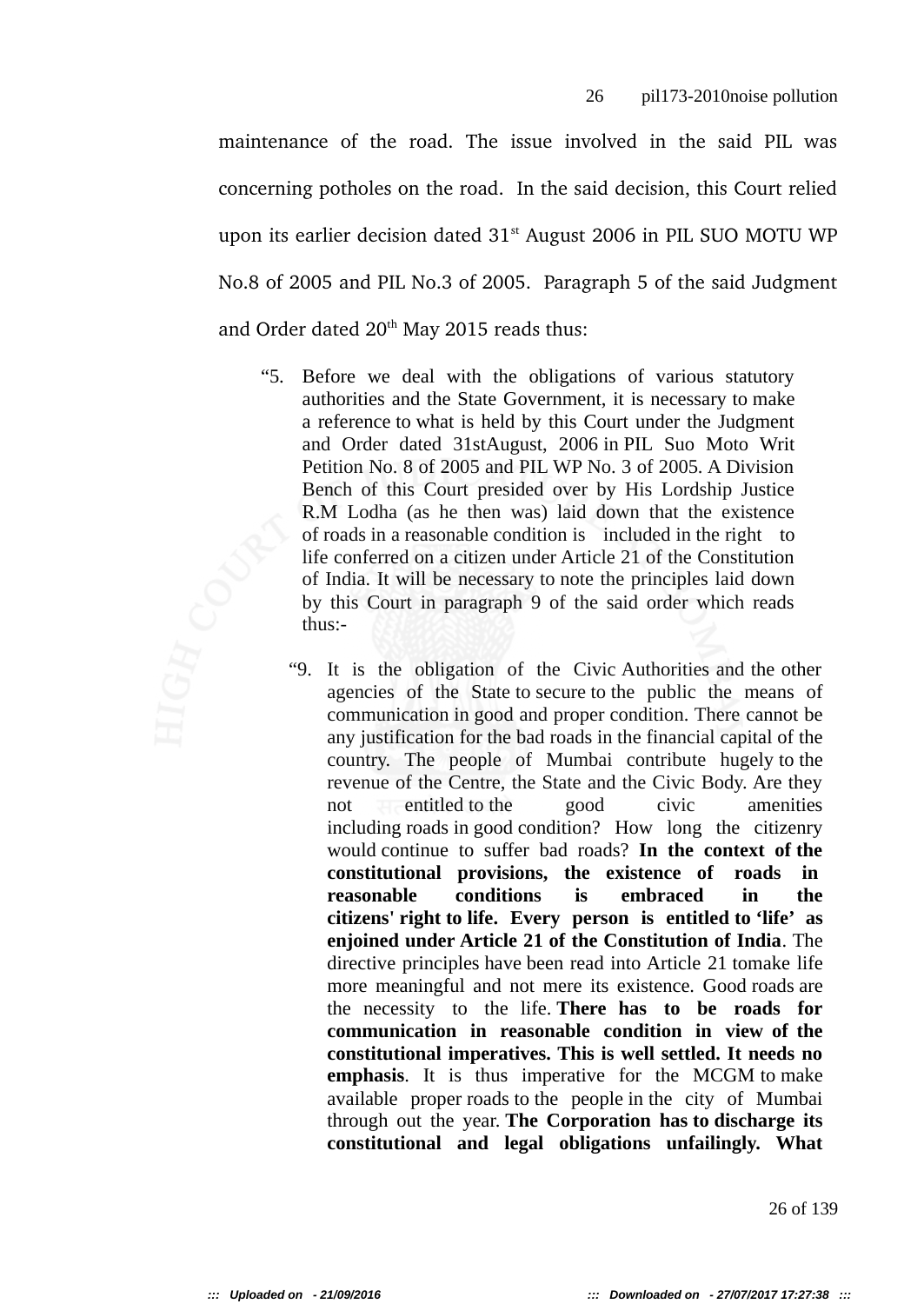maintenance of the road. The issue involved in the said PIL was concerning potholes on the road. In the said decision, this Court relied upon its earlier decision dated 31st August 2006 in PIL SUO MOTU WP No.8 of 2005 and PIL No.3 of 2005. Paragraph 5 of the said Judgment and Order dated 20th May 2015 reads thus:

> "5. Before we deal with the obligations of various statutory authorities and the State Government, it is necessary to make a reference to what is held by this Court under the Judgment and Order dated 31stAugust, 2006 in PIL Suo Moto Writ Petition No. 8 of 2005 and PIL WP No. 3 of 2005. A Division Bench of this Court presided over by His Lordship Justice R.M Lodha (as he then was) laid down that the existence of roads in a reasonable condition is included in the right to life conferred on a citizen under Article 21 of the Constitution of India. It will be necessary to note the principles laid down by this Court in paragraph 9 of the said order which reads thus:-
>
> > "9. It is the obligation of the Civic Authorities and the other agencies of the State to secure to the public the means of communication in good and proper condition. There cannot be any justification for the bad roads in the financial capital of the country. The people of Mumbai contribute hugely to the revenue of the Centre, the State and the Civic Body. Are they not entitled to the good civic amenities including roads in good condition? How long the citizenry would continue to suffer bad roads? **In the context of the constitutional provisions, the existence of roads in reasonable conditions is embraced in the citizens' right to life. Every person is entitled to 'life' as enjoined under Article 21 of the Constitution of India**. The directive principles have been read into Article 21 tomake life more meaningful and not mere its existence. Good roads are the necessity to the life. **There has to be roads for communication in reasonable condition in view of the constitutional imperatives. This is well settled. It needs no emphasis**. It is thus imperative for the MCGM to make available proper roads to the people in the city of Mumbai through out the year. **The Corporation has to discharge its constitutional and legal obligations unfailingly. What**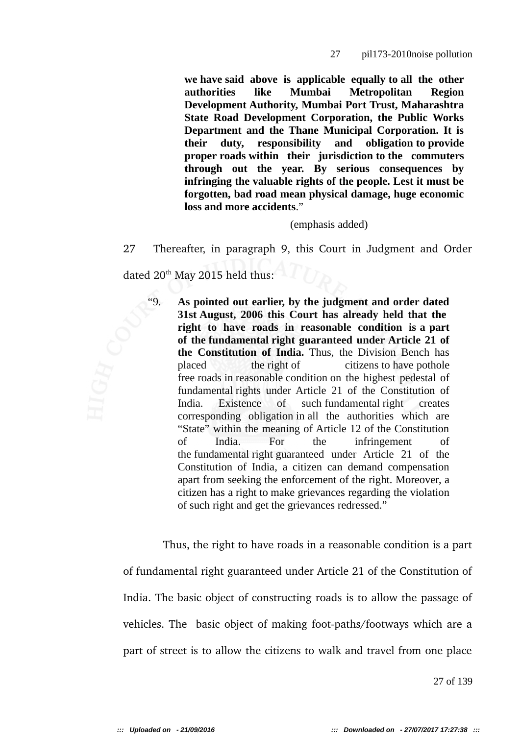> **we have said above is applicable equally to all the other authorities like Mumbai Metropolitan Region Development Authority, Mumbai Port Trust, Maharashtra State Road Development Corporation, the Public Works Department and the Thane Municipal Corporation. It is their duty, responsibility and obligation to provide proper roads within their jurisdiction to the commuters through out the year. By serious consequences by infringing the valuable rights of the people. Lest it must be forgotten, bad road mean physical damage, huge economic loss and more accidents**."
>
> (emphasis added)

27 Thereafter, in paragraph 9, this Court in Judgment and Order dated 20th May 2015 held thus:

> "9. **As pointed out earlier, by the judgment and order dated 31st August, 2006 this Court has already held that the right to have roads in reasonable condition is a part of the fundamental right guaranteed under Article 21 of the Constitution of India.** Thus, the Division Bench has placed the right of citizens to have pothole free roads in reasonable condition on the highest pedestal of fundamental rights under Article 21 of the Constitution of India. Existence of such fundamental right creates corresponding obligation in all the authorities which are "State" within the meaning of Article 12 of the Constitution of India. For the infringement of the fundamental right guaranteed under Article 21 of the Constitution of India, a citizen can demand compensation apart from seeking the enforcement of the right. Moreover, a citizen has a right to make grievances regarding the violation of such right and get the grievances redressed."

Thus, the right to have roads in a reasonable condition is a part of fundamental right guaranteed under Article 21 of the Constitution of India. The basic object of constructing roads is to allow the passage of vehicles. The basic object of making foot-paths/footways which are a part of street is to allow the citizens to walk and travel from one place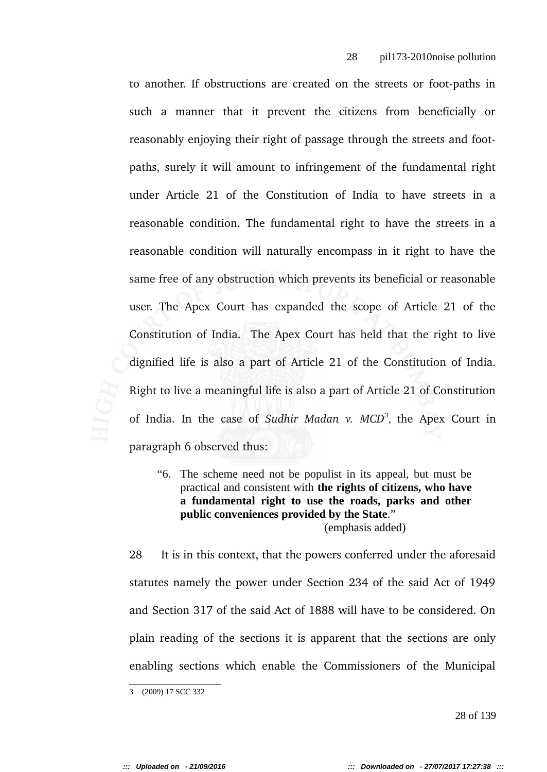to another. If obstructions are created on the streets or foot-paths in such a manner that it prevent the citizens from beneficially or reasonably enjoying their right of passage through the streets and foot-paths, surely it will amount to infringement of the fundamental right under Article 21 of the Constitution of India to have streets in a reasonable condition. The fundamental right to have the streets in a reasonable condition will naturally encompass in it right to have the same free of any obstruction which prevents its beneficial or reasonable user. The Apex Court has expanded the scope of Article 21 of the Constitution of India. The Apex Court has held that the right to live dignified life is also a part of Article 21 of the Constitution of India. Right to live a meaningful life is also a part of Article 21 of Constitution of India. In the case of *Sudhir Madan v. MCD*[3], the Apex Court in paragraph 6 observed thus:

> "6. The scheme need not be populist in its appeal, but must be practical and consistent with **the rights of citizens, who have a fundamental right to use the roads, parks and other public conveniences provided by the State**."
>
> (emphasis added)

28 It is in this context, that the powers conferred under the aforesaid statutes namely the power under Section 234 of the said Act of 1949 and Section 317 of the said Act of 1888 will have to be considered. On plain reading of the sections it is apparent that the sections are only enabling sections which enable the Commissioners of the Municipal

---

3 (2009) 17 SCC 332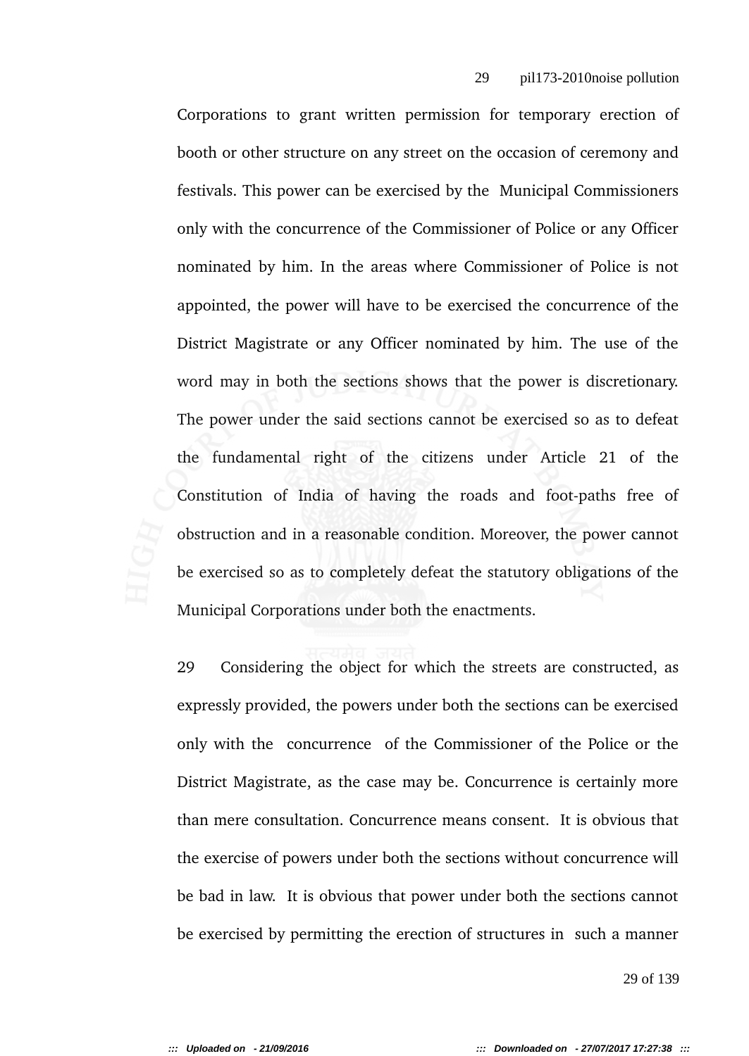Corporations to grant written permission for temporary erection of booth or other structure on any street on the occasion of ceremony and festivals. This power can be exercised by the Municipal Commissioners only with the concurrence of the Commissioner of Police or any Officer nominated by him. In the areas where Commissioner of Police is not appointed, the power will have to be exercised the concurrence of the District Magistrate or any Officer nominated by him. The use of the word may in both the sections shows that the power is discretionary. The power under the said sections cannot be exercised so as to defeat the fundamental right of the citizens under Article 21 of the Constitution of India of having the roads and foot-paths free of obstruction and in a reasonable condition. Moreover, the power cannot be exercised so as to completely defeat the statutory obligations of the Municipal Corporations under both the enactments.

29 Considering the object for which the streets are constructed, as expressly provided, the powers under both the sections can be exercised only with the concurrence of the Commissioner of the Police or the District Magistrate, as the case may be. Concurrence is certainly more than mere consultation. Concurrence means consent. It is obvious that the exercise of powers under both the sections without concurrence will be bad in law. It is obvious that power under both the sections cannot be exercised by permitting the erection of structures in such a manner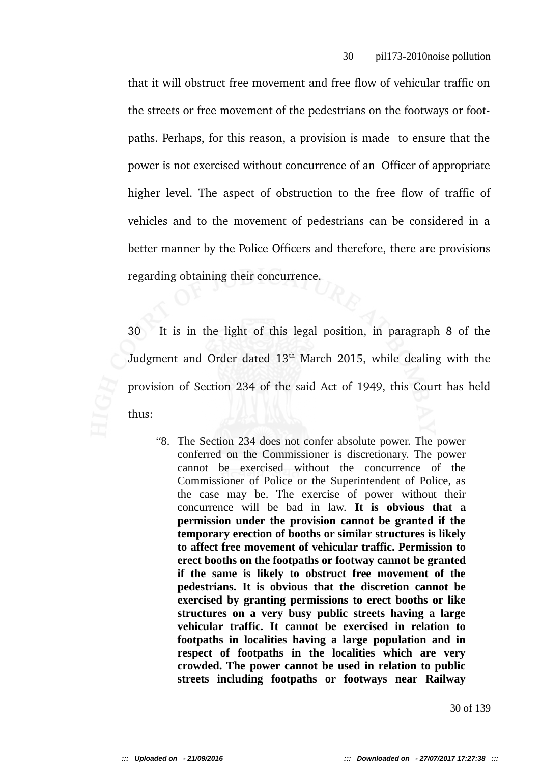that it will obstruct free movement and free flow of vehicular traffic on the streets or free movement of the pedestrians on the footways or foot-paths. Perhaps, for this reason, a provision is made to ensure that the power is not exercised without concurrence of an Officer of appropriate higher level. The aspect of obstruction to the free flow of traffic of vehicles and to the movement of pedestrians can be considered in a better manner by the Police Officers and therefore, there are provisions regarding obtaining their concurrence.

30 It is in the light of this legal position, in paragraph 8 of the Judgment and Order dated 13th March 2015, while dealing with the provision of Section 234 of the said Act of 1949, this Court has held thus:

> "8. The Section 234 does not confer absolute power. The power conferred on the Commissioner is discretionary. The power cannot be exercised without the concurrence of the Commissioner of Police or the Superintendent of Police, as the case may be. The exercise of power without their concurrence will be bad in law. **It is obvious that a permission under the provision cannot be granted if the temporary erection of booths or similar structures is likely to affect free movement of vehicular traffic. Permission to erect booths on the footpaths or footway cannot be granted if the same is likely to obstruct free movement of the pedestrians. It is obvious that the discretion cannot be exercised by granting permissions to erect booths or like structures on a very busy public streets having a large vehicular traffic. It cannot be exercised in relation to footpaths in localities having a large population and in respect of footpaths in the localities which are very crowded. The power cannot be used in relation to public streets including footpaths or footways near Railway**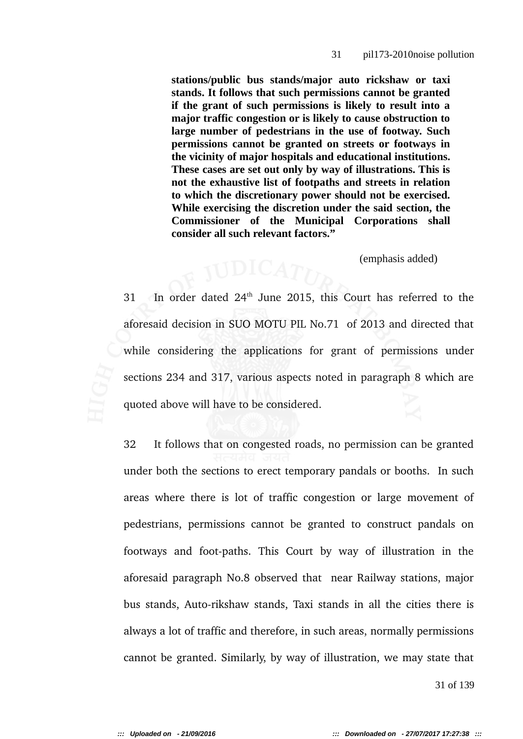> **stations/public bus stands/major auto rickshaw or taxi stands. It follows that such permissions cannot be granted if the grant of such permissions is likely to result into a major traffic congestion or is likely to cause obstruction to large number of pedestrians in the use of footway. Such permissions cannot be granted on streets or footways in the vicinity of major hospitals and educational institutions. These cases are set out only by way of illustrations. This is not the exhaustive list of footpaths and streets in relation to which the discretionary power should not be exercised. While exercising the discretion under the said section, the Commissioner of the Municipal Corporations shall consider all such relevant factors.”**

(emphasis added)

31 In order dated 24th June 2015, this Court has referred to the aforesaid decision in SUO MOTU PIL No.71 of 2013 and directed that while considering the applications for grant of permissions under sections 234 and 317, various aspects noted in paragraph 8 which are quoted above will have to be considered.

32 It follows that on congested roads, no permission can be granted under both the sections to erect temporary pandals or booths. In such areas where there is lot of traffic congestion or large movement of pedestrians, permissions cannot be granted to construct pandals on footways and foot-paths. This Court by way of illustration in the aforesaid paragraph No.8 observed that near Railway stations, major bus stands, Auto-rikshaw stands, Taxi stands in all the cities there is always a lot of traffic and therefore, in such areas, normally permissions cannot be granted. Similarly, by way of illustration, we may state that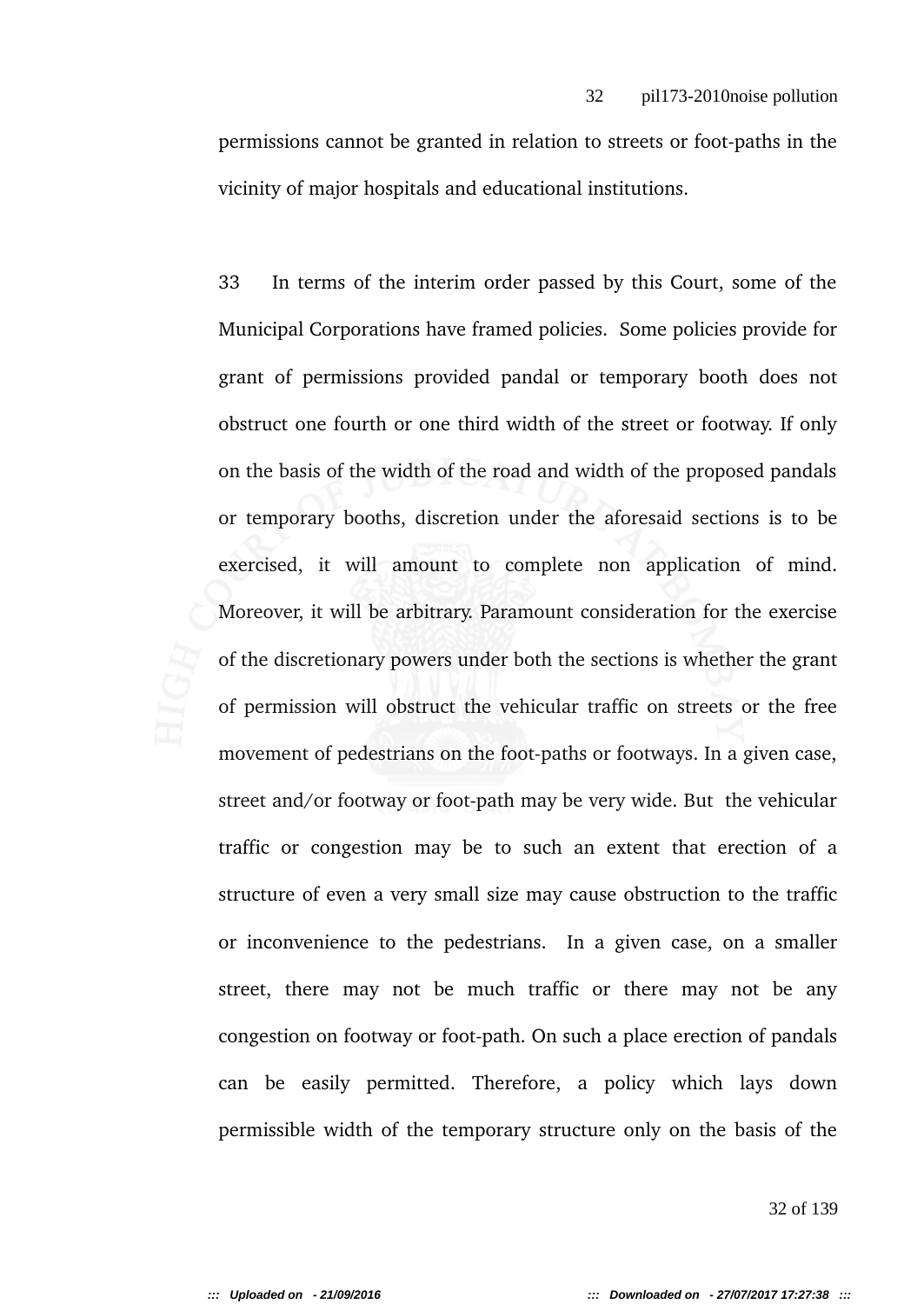permissions cannot be granted in relation to streets or foot-paths in the vicinity of major hospitals and educational institutions.

33 In terms of the interim order passed by this Court, some of the Municipal Corporations have framed policies. Some policies provide for grant of permissions provided pandal or temporary booth does not obstruct one fourth or one third width of the street or footway. If only on the basis of the width of the road and width of the proposed pandals or temporary booths, discretion under the aforesaid sections is to be exercised, it will amount to complete non application of mind. Moreover, it will be arbitrary. Paramount consideration for the exercise of the discretionary powers under both the sections is whether the grant of permission will obstruct the vehicular traffic on streets or the free movement of pedestrians on the foot-paths or footways. In a given case, street and/or footway or foot-path may be very wide. But the vehicular traffic or congestion may be to such an extent that erection of a structure of even a very small size may cause obstruction to the traffic or inconvenience to the pedestrians. In a given case, on a smaller street, there may not be much traffic or there may not be any congestion on footway or foot-path. On such a place erection of pandals can be easily permitted. Therefore, a policy which lays down permissible width of the temporary structure only on the basis of the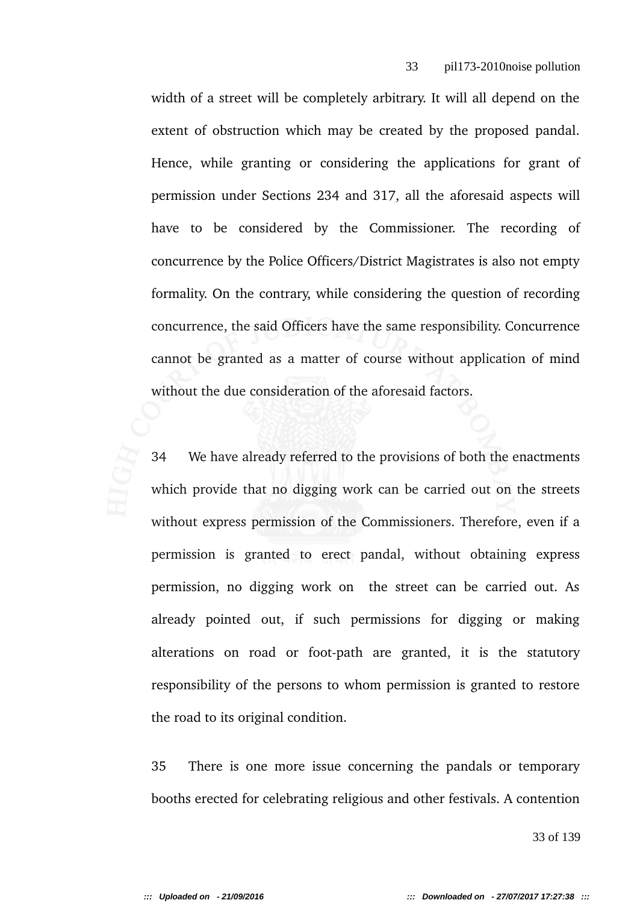width of a street will be completely arbitrary. It will all depend on the extent of obstruction which may be created by the proposed pandal. Hence, while granting or considering the applications for grant of permission under Sections 234 and 317, all the aforesaid aspects will have to be considered by the Commissioner. The recording of concurrence by the Police Officers/District Magistrates is also not empty formality. On the contrary, while considering the question of recording concurrence, the said Officers have the same responsibility. Concurrence cannot be granted as a matter of course without application of mind without the due consideration of the aforesaid factors.

34 We have already referred to the provisions of both the enactments which provide that no digging work can be carried out on the streets without express permission of the Commissioners. Therefore, even if a permission is granted to erect pandal, without obtaining express permission, no digging work on the street can be carried out. As already pointed out, if such permissions for digging or making alterations on road or foot-path are granted, it is the statutory responsibility of the persons to whom permission is granted to restore the road to its original condition.

35 There is one more issue concerning the pandals or temporary booths erected for celebrating religious and other festivals. A contention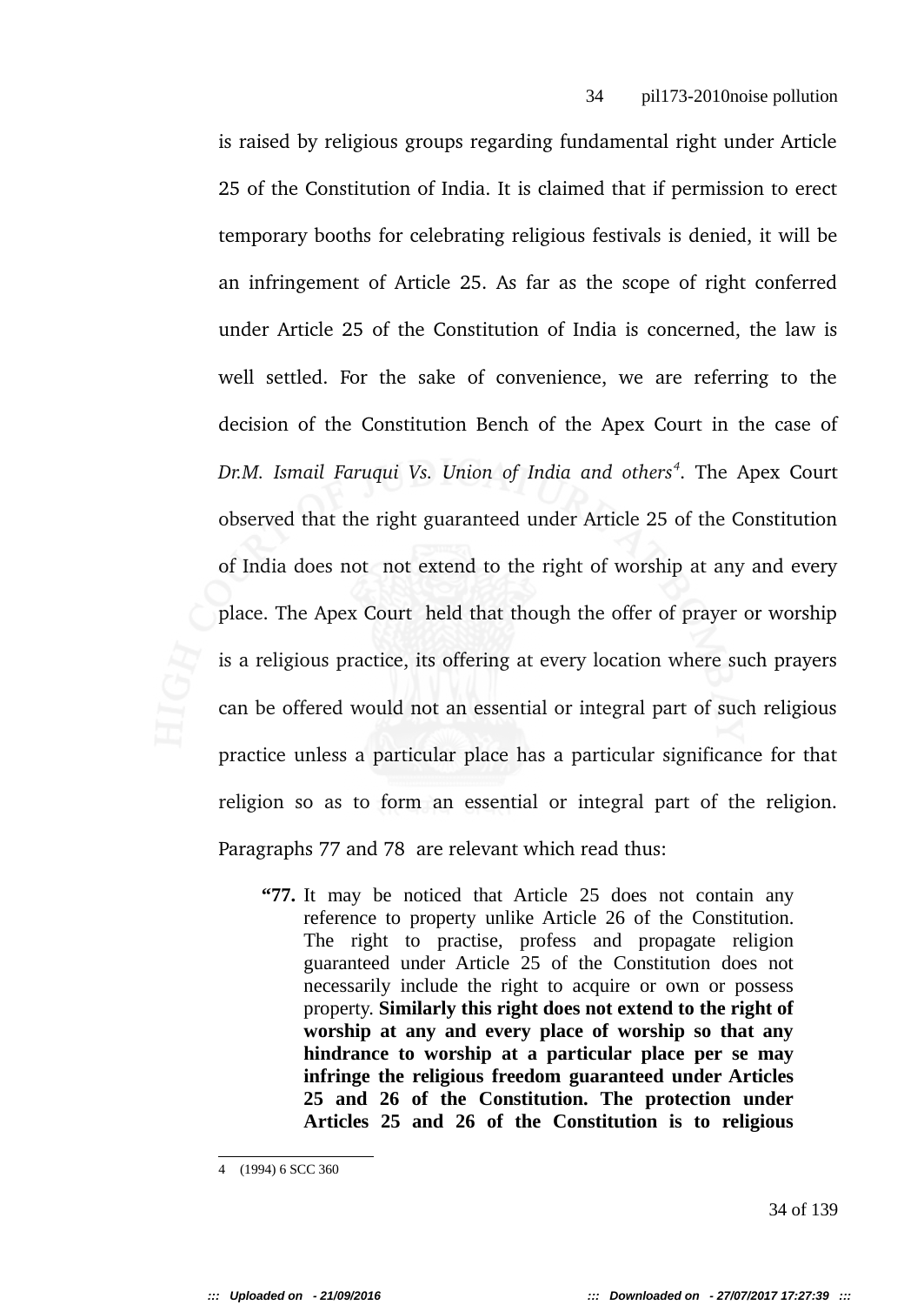is raised by religious groups regarding fundamental right under Article 25 of the Constitution of India. It is claimed that if permission to erect temporary booths for celebrating religious festivals is denied, it will be an infringement of Article 25. As far as the scope of right conferred under Article 25 of the Constitution of India is concerned, the law is well settled. For the sake of convenience, we are referring to the decision of the Constitution Bench of the Apex Court in the case of *Dr.M. Ismail Faruqui Vs. Union of India and others*[4]. The Apex Court observed that the right guaranteed under Article 25 of the Constitution of India does not not extend to the right of worship at any and every place. The Apex Court held that though the offer of prayer or worship is a religious practice, its offering at every location where such prayers can be offered would not an essential or integral part of such religious practice unless a particular place has a particular significance for that religion so as to form an essential or integral part of the religion. Paragraphs 77 and 78 are relevant which read thus:

> **"77.** It may be noticed that Article 25 does not contain any reference to property unlike Article 26 of the Constitution. The right to practise, profess and propagate religion guaranteed under Article 25 of the Constitution does not necessarily include the right to acquire or own or possess property. **Similarly this right does not extend to the right of worship at any and every place of worship so that any hindrance to worship at a particular place per se may infringe the religious freedom guaranteed under Articles 25 and 26 of the Constitution. The protection under Articles 25 and 26 of the Constitution is to religious**

---

4 (1994) 6 SCC 360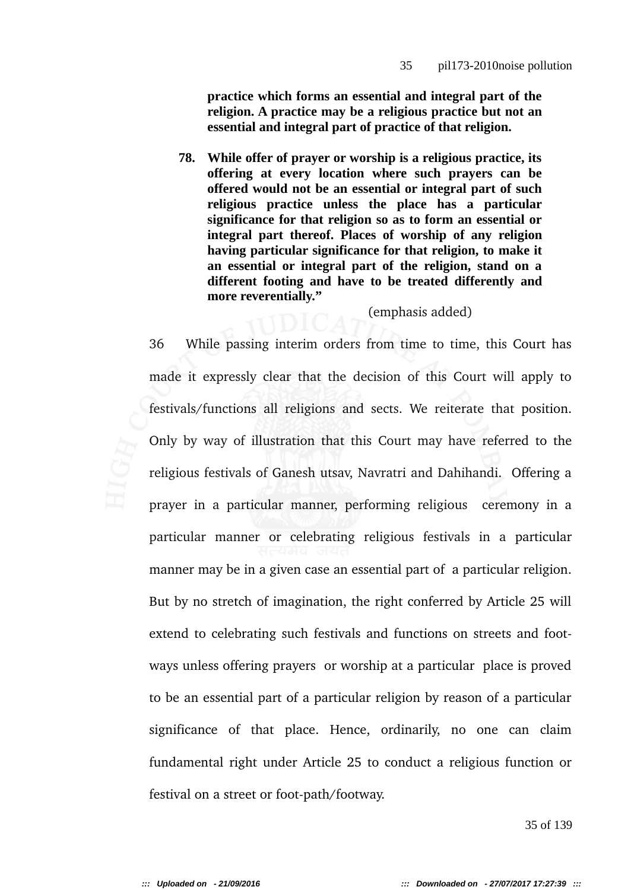**practice which forms an essential and integral part of the religion. A practice may be a religious practice but not an essential and integral part of practice of that religion.**

**78. While offer of prayer or worship is a religious practice, its offering at every location where such prayers can be offered would not be an essential or integral part of such religious practice unless the place has a particular significance for that religion so as to form an essential or integral part thereof. Places of worship of any religion having particular significance for that religion, to make it an essential or integral part of the religion, stand on a different footing and have to be treated differently and more reverentially."**

(emphasis added)

36 While passing interim orders from time to time, this Court has made it expressly clear that the decision of this Court will apply to festivals/functions all religions and sects. We reiterate that position. Only by way of illustration that this Court may have referred to the religious festivals of Ganesh utsav, Navratri and Dahihandi. Offering a prayer in a particular manner, performing religious ceremony in a particular manner or celebrating religious festivals in a particular manner may be in a given case an essential part of a particular religion. But by no stretch of imagination, the right conferred by Article 25 will extend to celebrating such festivals and functions on streets and foot-ways unless offering prayers or worship at a particular place is proved to be an essential part of a particular religion by reason of a particular significance of that place. Hence, ordinarily, no one can claim fundamental right under Article 25 to conduct a religious function or festival on a street or foot-path/footway.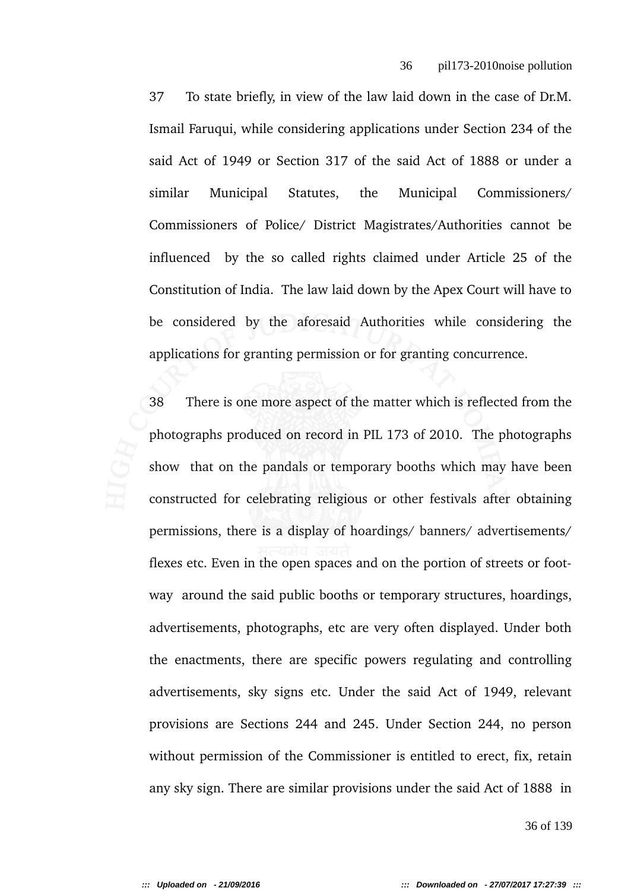37 To state briefly, in view of the law laid down in the case of Dr.M. Ismail Faruqui, while considering applications under Section 234 of the said Act of 1949 or Section 317 of the said Act of 1888 or under a similar Municipal Statutes, the Municipal Commissioners/ Commissioners of Police/ District Magistrates/Authorities cannot be influenced by the so called rights claimed under Article 25 of the Constitution of India. The law laid down by the Apex Court will have to be considered by the aforesaid Authorities while considering the applications for granting permission or for granting concurrence.

38 There is one more aspect of the matter which is reflected from the photographs produced on record in PIL 173 of 2010. The photographs show that on the pandals or temporary booths which may have been constructed for celebrating religious or other festivals after obtaining permissions, there is a display of hoardings/ banners/ advertisements/ flexes etc. Even in the open spaces and on the portion of streets or foot-way around the said public booths or temporary structures, hoardings, advertisements, photographs, etc are very often displayed. Under both the enactments, there are specific powers regulating and controlling advertisements, sky signs etc. Under the said Act of 1949, relevant provisions are Sections 244 and 245. Under Section 244, no person without permission of the Commissioner is entitled to erect, fix, retain any sky sign. There are similar provisions under the said Act of 1888 in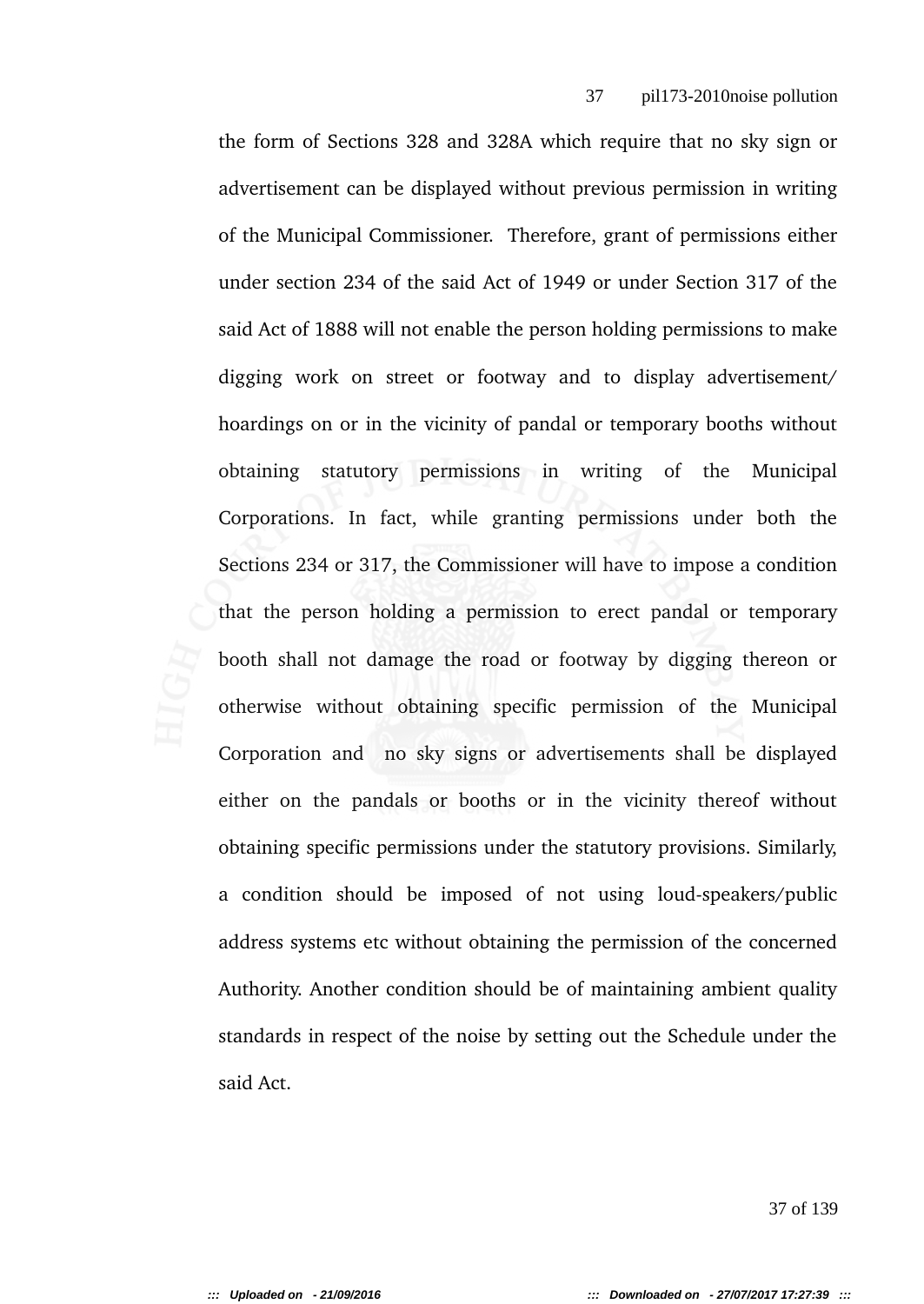the form of Sections 328 and 328A which require that no sky sign or advertisement can be displayed without previous permission in writing of the Municipal Commissioner. Therefore, grant of permissions either under section 234 of the said Act of 1949 or under Section 317 of the said Act of 1888 will not enable the person holding permissions to make digging work on street or footway and to display advertisement/ hoardings on or in the vicinity of pandal or temporary booths without obtaining statutory permissions in writing of the Municipal Corporations. In fact, while granting permissions under both the Sections 234 or 317, the Commissioner will have to impose a condition that the person holding a permission to erect pandal or temporary booth shall not damage the road or footway by digging thereon or otherwise without obtaining specific permission of the Municipal Corporation and no sky signs or advertisements shall be displayed either on the pandals or booths or in the vicinity thereof without obtaining specific permissions under the statutory provisions. Similarly, a condition should be imposed of not using loud-speakers/public address systems etc without obtaining the permission of the concerned Authority. Another condition should be of maintaining ambient quality standards in respect of the noise by setting out the Schedule under the said Act.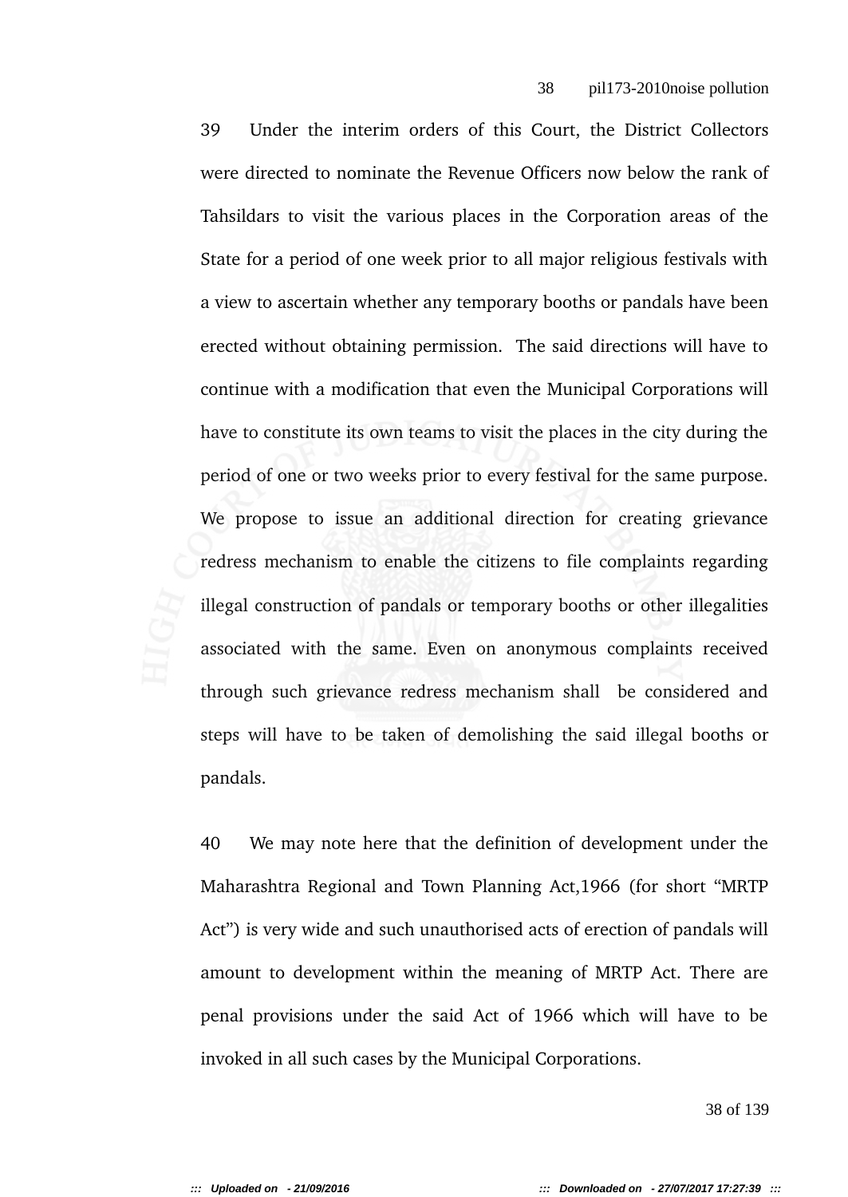39 Under the interim orders of this Court, the District Collectors were directed to nominate the Revenue Officers now below the rank of Tahsildars to visit the various places in the Corporation areas of the State for a period of one week prior to all major religious festivals with a view to ascertain whether any temporary booths or pandals have been erected without obtaining permission. The said directions will have to continue with a modification that even the Municipal Corporations will have to constitute its own teams to visit the places in the city during the period of one or two weeks prior to every festival for the same purpose. We propose to issue an additional direction for creating grievance redress mechanism to enable the citizens to file complaints regarding illegal construction of pandals or temporary booths or other illegalities associated with the same. Even on anonymous complaints received through such grievance redress mechanism shall be considered and steps will have to be taken of demolishing the said illegal booths or pandals.

40 We may note here that the definition of development under the Maharashtra Regional and Town Planning Act,1966 (for short "MRTP Act") is very wide and such unauthorised acts of erection of pandals will amount to development within the meaning of MRTP Act. There are penal provisions under the said Act of 1966 which will have to be invoked in all such cases by the Municipal Corporations.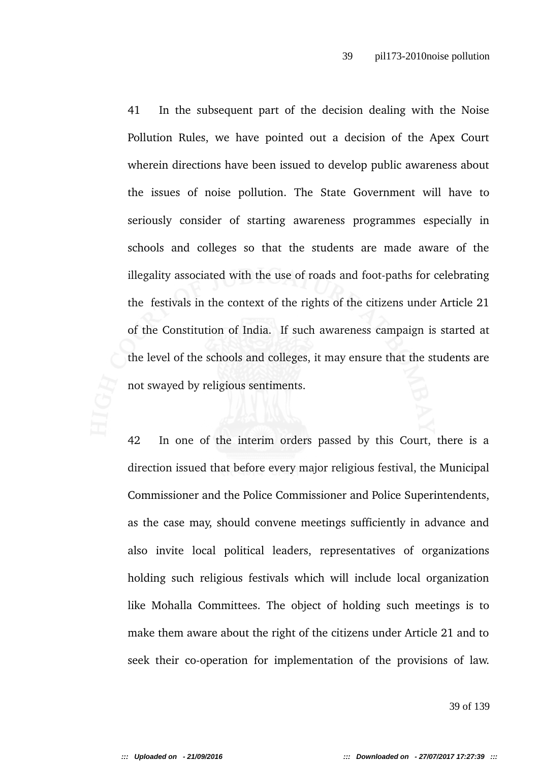41 In the subsequent part of the decision dealing with the Noise Pollution Rules, we have pointed out a decision of the Apex Court wherein directions have been issued to develop public awareness about the issues of noise pollution. The State Government will have to seriously consider of starting awareness programmes especially in schools and colleges so that the students are made aware of the illegality associated with the use of roads and foot-paths for celebrating the festivals in the context of the rights of the citizens under Article 21 of the Constitution of India. If such awareness campaign is started at the level of the schools and colleges, it may ensure that the students are not swayed by religious sentiments.

42 In one of the interim orders passed by this Court, there is a direction issued that before every major religious festival, the Municipal Commissioner and the Police Commissioner and Police Superintendents, as the case may, should convene meetings sufficiently in advance and also invite local political leaders, representatives of organizations holding such religious festivals which will include local organization like Mohalla Committees. The object of holding such meetings is to make them aware about the right of the citizens under Article 21 and to seek their co-operation for implementation of the provisions of law.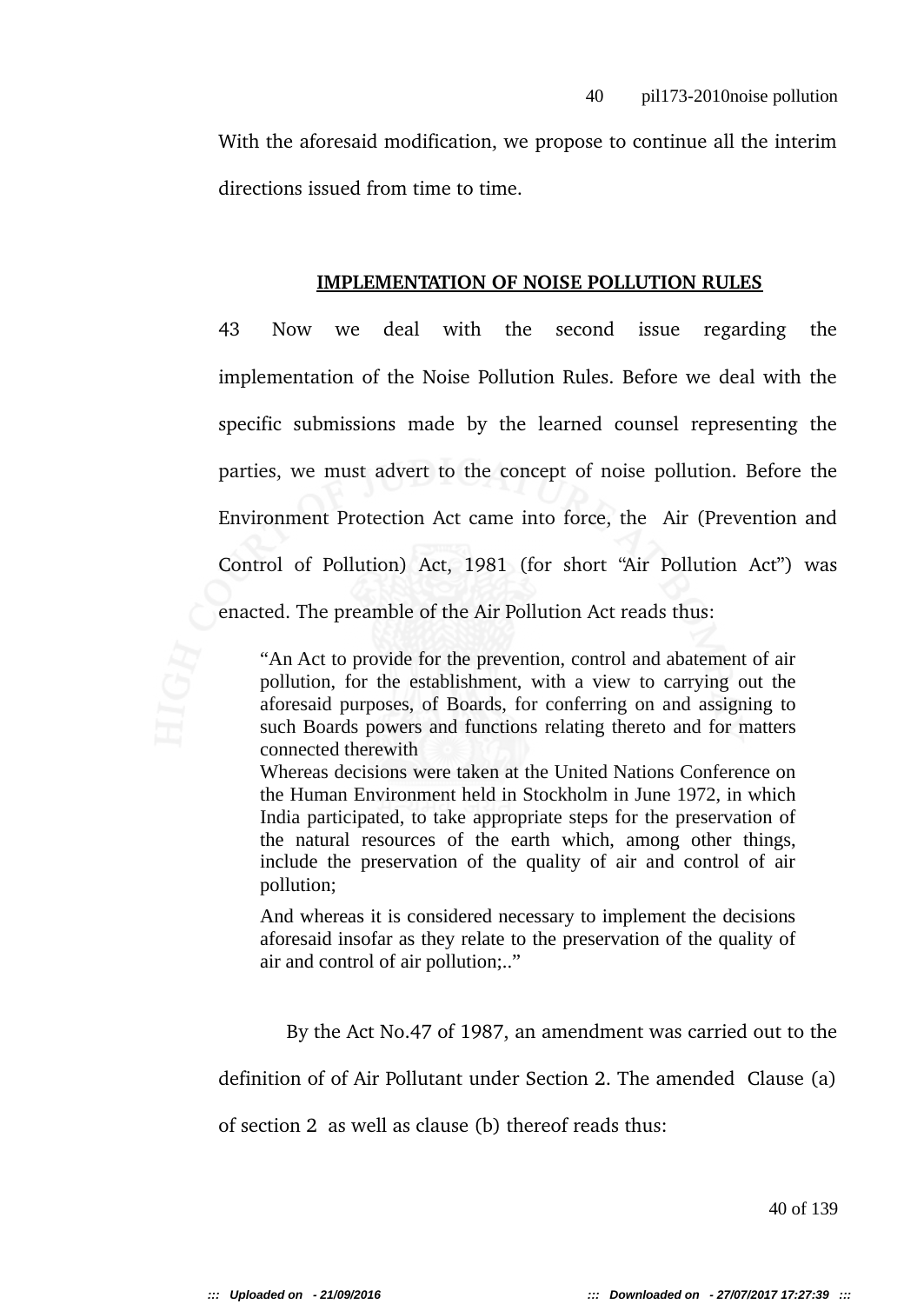With the aforesaid modification, we propose to continue all the interim directions issued from time to time.

## IMPLEMENTATION OF NOISE POLLUTION RULES

43 Now we deal with the second issue regarding the implementation of the Noise Pollution Rules. Before we deal with the specific submissions made by the learned counsel representing the parties, we must advert to the concept of noise pollution. Before the Environment Protection Act came into force, the Air (Prevention and Control of Pollution) Act, 1981 (for short "Air Pollution Act") was enacted. The preamble of the Air Pollution Act reads thus:

> "An Act to provide for the prevention, control and abatement of air pollution, for the establishment, with a view to carrying out the aforesaid purposes, of Boards, for conferring on and assigning to such Boards powers and functions relating thereto and for matters connected therewith
>
> Whereas decisions were taken at the United Nations Conference on the Human Environment held in Stockholm in June 1972, in which India participated, to take appropriate steps for the preservation of the natural resources of the earth which, among other things, include the preservation of the quality of air and control of air pollution;
>
> And whereas it is considered necessary to implement the decisions aforesaid insofar as they relate to the preservation of the quality of air and control of air pollution;.."

By the Act No.47 of 1987, an amendment was carried out to the definition of of Air Pollutant under Section 2. The amended Clause (a) of section 2 as well as clause (b) thereof reads thus: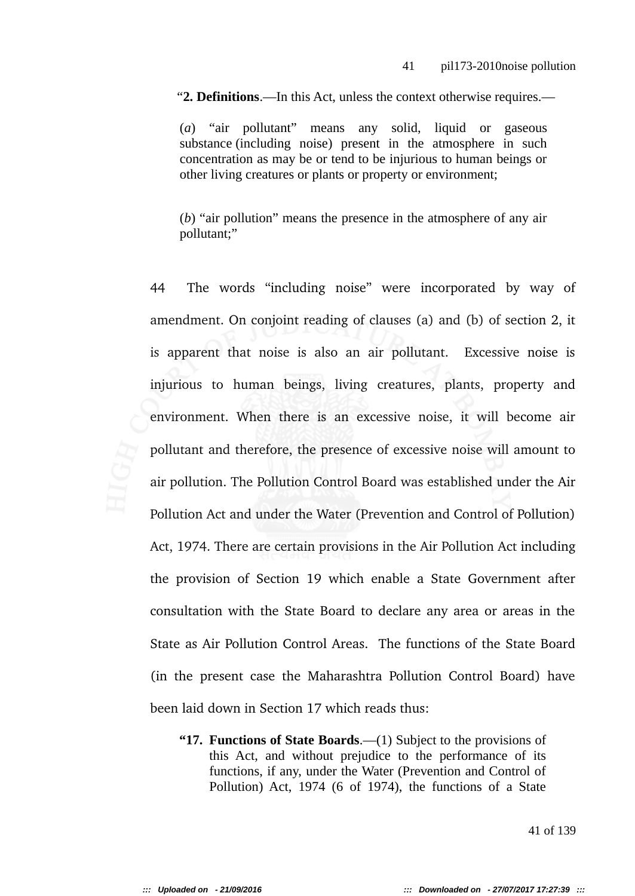"**2. Definitions**.—In this Act, unless the context otherwise requires.—

> (*a*) "air pollutant" means any solid, liquid or gaseous substance (including noise) present in the atmosphere in such concentration as may be or tend to be injurious to human beings or other living creatures or plants or property or environment;
>
> (*b*) "air pollution" means the presence in the atmosphere of any air pollutant;"

44 The words "including noise" were incorporated by way of amendment. On conjoint reading of clauses (a) and (b) of section 2, it is apparent that noise is also an air pollutant. Excessive noise is injurious to human beings, living creatures, plants, property and environment. When there is an excessive noise, it will become air pollutant and therefore, the presence of excessive noise will amount to air pollution. The Pollution Control Board was established under the Air Pollution Act and under the Water (Prevention and Control of Pollution) Act, 1974. There are certain provisions in the Air Pollution Act including the provision of Section 19 which enable a State Government after consultation with the State Board to declare any area or areas in the State as Air Pollution Control Areas. The functions of the State Board (in the present case the Maharashtra Pollution Control Board) have been laid down in Section 17 which reads thus:

> "**17. Functions of State Boards**.—(1) Subject to the provisions of this Act, and without prejudice to the performance of its functions, if any, under the Water (Prevention and Control of Pollution) Act, 1974 (6 of 1974), the functions of a State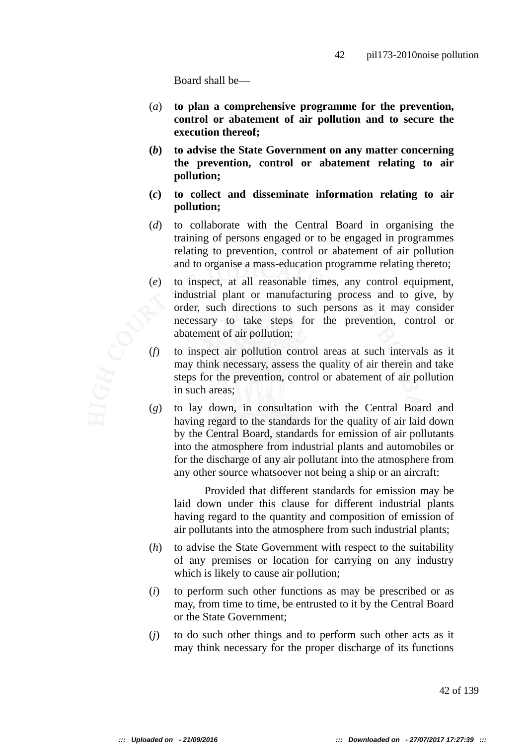Board shall be—

(*a*) **to plan a comprehensive programme for the prevention, control or abatement of air pollution and to secure the execution thereof;**

**(*b*) to advise the State Government on any matter concerning the prevention, control or abatement relating to air pollution;**

**(*c*) to collect and disseminate information relating to air pollution;**

(*d*) to collaborate with the Central Board in organising the training of persons engaged or to be engaged in programmes relating to prevention, control or abatement of air pollution and to organise a mass-education programme relating thereto;

(*e*) to inspect, at all reasonable times, any control equipment, industrial plant or manufacturing process and to give, by order, such directions to such persons as it may consider necessary to take steps for the prevention, control or abatement of air pollution;

(*f*) to inspect air pollution control areas at such intervals as it may think necessary, assess the quality of air therein and take steps for the prevention, control or abatement of air pollution in such areas;

(*g*) to lay down, in consultation with the Central Board and having regard to the standards for the quality of air laid down by the Central Board, standards for emission of air pollutants into the atmosphere from industrial plants and automobiles or for the discharge of any air pollutant into the atmosphere from any other source whatsoever not being a ship or an aircraft:

Provided that different standards for emission may be laid down under this clause for different industrial plants having regard to the quantity and composition of emission of air pollutants into the atmosphere from such industrial plants;

(*h*) to advise the State Government with respect to the suitability of any premises or location for carrying on any industry which is likely to cause air pollution;

(*i*) to perform such other functions as may be prescribed or as may, from time to time, be entrusted to it by the Central Board or the State Government;

(*j*) to do such other things and to perform such other acts as it may think necessary for the proper discharge of its functions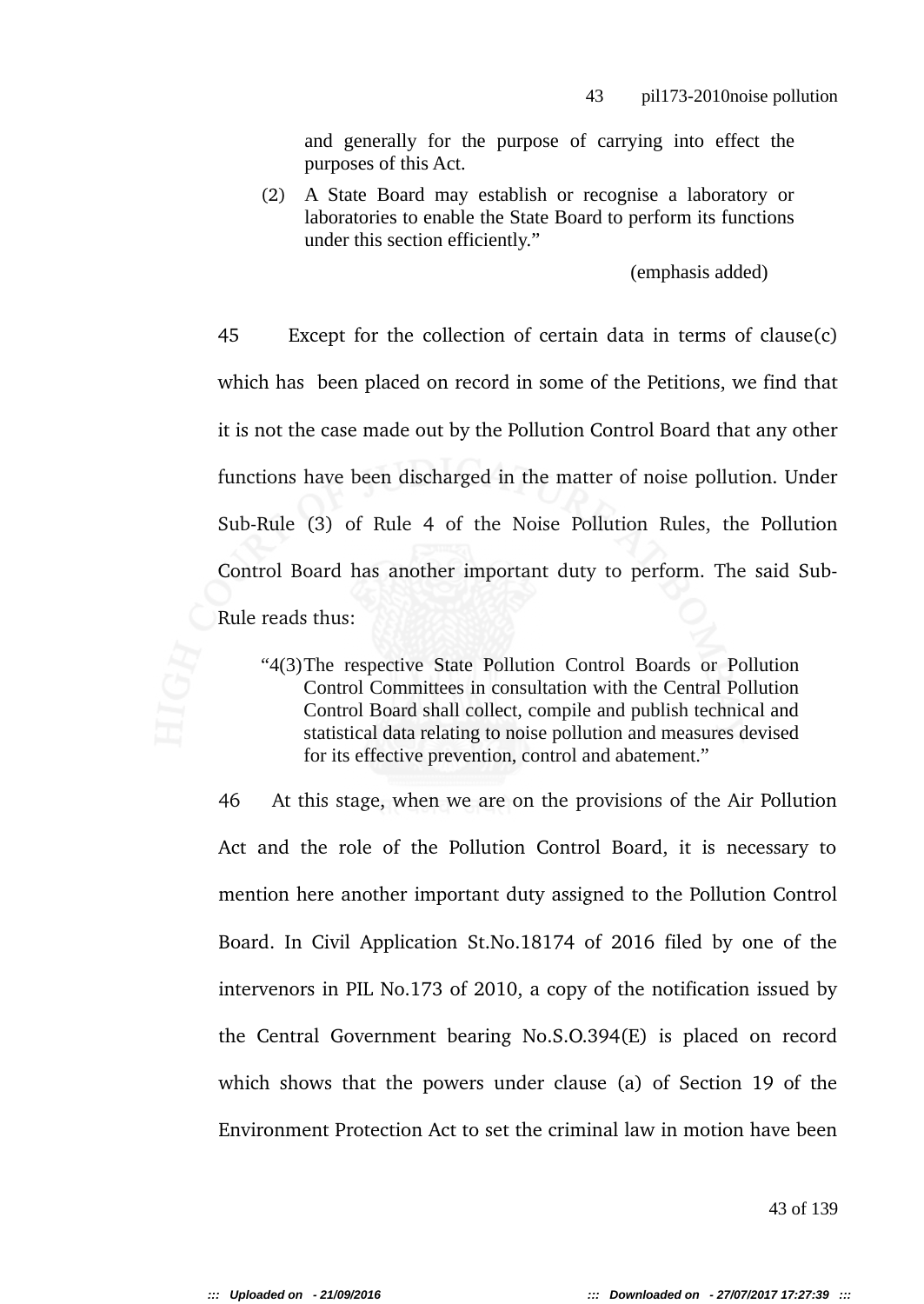and generally for the purpose of carrying into effect the purposes of this Act.

> (2) A State Board may establish or recognise a laboratory or laboratories to enable the State Board to perform its functions under this section efficiently."

(emphasis added)

45 Except for the collection of certain data in terms of clause(c) which has been placed on record in some of the Petitions, we find that it is not the case made out by the Pollution Control Board that any other functions have been discharged in the matter of noise pollution. Under Sub-Rule (3) of Rule 4 of the Noise Pollution Rules, the Pollution Control Board has another important duty to perform. The said Sub-Rule reads thus:

> "4(3) The respective State Pollution Control Boards or Pollution Control Committees in consultation with the Central Pollution Control Board shall collect, compile and publish technical and statistical data relating to noise pollution and measures devised for its effective prevention, control and abatement."

46 At this stage, when we are on the provisions of the Air Pollution Act and the role of the Pollution Control Board, it is necessary to mention here another important duty assigned to the Pollution Control Board. In Civil Application St.No.18174 of 2016 filed by one of the intervenors in PIL No.173 of 2010, a copy of the notification issued by the Central Government bearing No.S.O.394(E) is placed on record which shows that the powers under clause (a) of Section 19 of the Environment Protection Act to set the criminal law in motion have been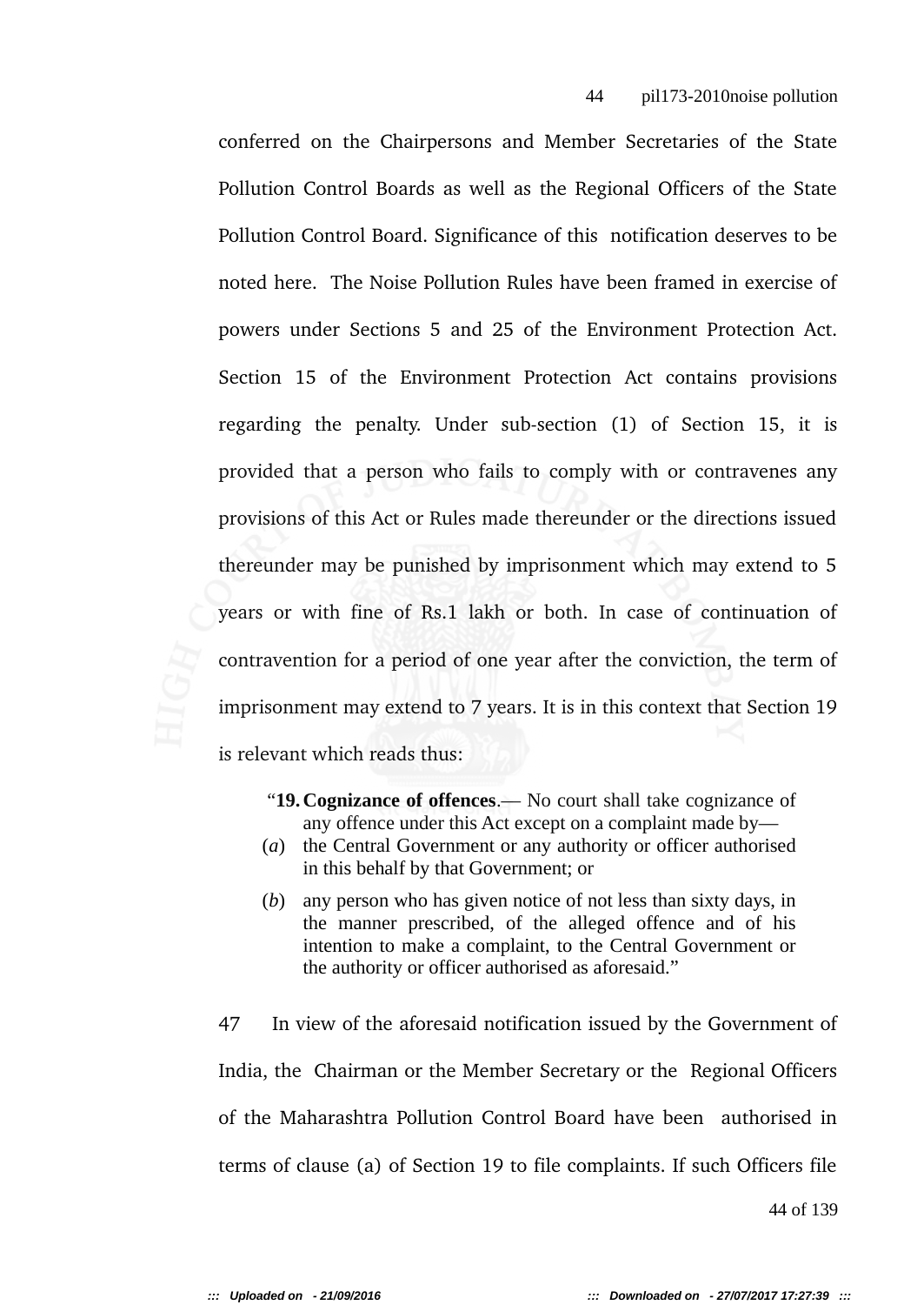conferred on the Chairpersons and Member Secretaries of the State Pollution Control Boards as well as the Regional Officers of the State Pollution Control Board. Significance of this notification deserves to be noted here. The Noise Pollution Rules have been framed in exercise of powers under Sections 5 and 25 of the Environment Protection Act. Section 15 of the Environment Protection Act contains provisions regarding the penalty. Under sub-section (1) of Section 15, it is provided that a person who fails to comply with or contravenes any provisions of this Act or Rules made thereunder or the directions issued thereunder may be punished by imprisonment which may extend to 5 years or with fine of Rs.1 lakh or both. In case of continuation of contravention for a period of one year after the conviction, the term of imprisonment may extend to 7 years. It is in this context that Section 19 is relevant which reads thus:

> "**19. Cognizance of offences**.— No court shall take cognizance of any offence under this Act except on a complaint made by—
>
> (*a*) the Central Government or any authority or officer authorised in this behalf by that Government; or
>
> (*b*) any person who has given notice of not less than sixty days, in the manner prescribed, of the alleged offence and of his intention to make a complaint, to the Central Government or the authority or officer authorised as aforesaid."

47 In view of the aforesaid notification issued by the Government of India, the Chairman or the Member Secretary or the Regional Officers of the Maharashtra Pollution Control Board have been authorised in terms of clause (a) of Section 19 to file complaints. If such Officers file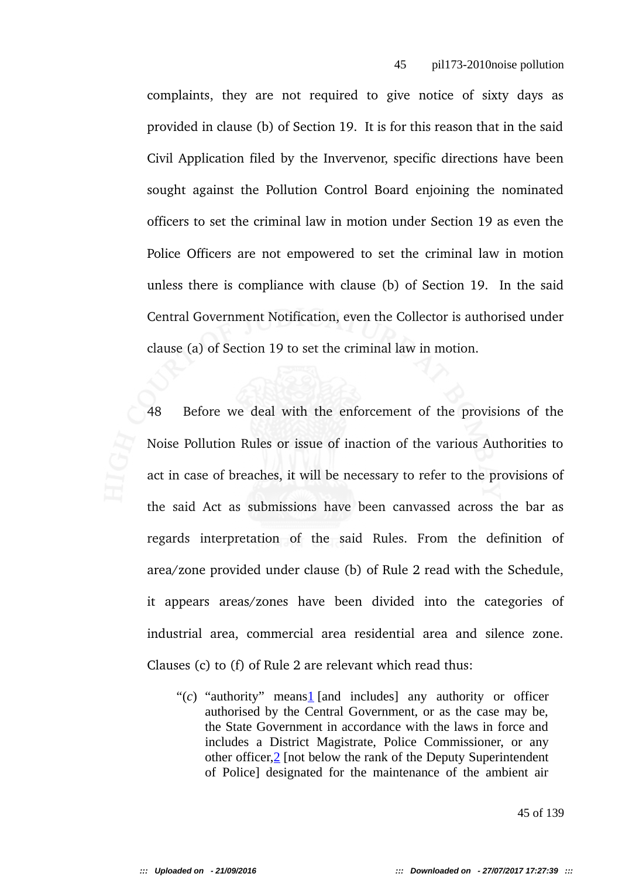complaints, they are not required to give notice of sixty days as provided in clause (b) of Section 19. It is for this reason that in the said Civil Application filed by the Invervenor, specific directions have been sought against the Pollution Control Board enjoining the nominated officers to set the criminal law in motion under Section 19 as even the Police Officers are not empowered to set the criminal law in motion unless there is compliance with clause (b) of Section 19. In the said Central Government Notification, even the Collector is authorised under clause (a) of Section 19 to set the criminal law in motion.

48 Before we deal with the enforcement of the provisions of the Noise Pollution Rules or issue of inaction of the various Authorities to act in case of breaches, it will be necessary to refer to the provisions of the said Act as submissions have been canvassed across the bar as regards interpretation of the said Rules. From the definition of area/zone provided under clause (b) of Rule 2 read with the Schedule, it appears areas/zones have been divided into the categories of industrial area, commercial area residential area and silence zone. Clauses (c) to (f) of Rule 2 are relevant which read thus:

> "(*c*) "authority" means[1] [and includes] any authority or officer authorised by the Central Government, or as the case may be, the State Government in accordance with the laws in force and includes a District Magistrate, Police Commissioner, or any other officer,[2] [not below the rank of the Deputy Superintendent of Police] designated for the maintenance of the ambient air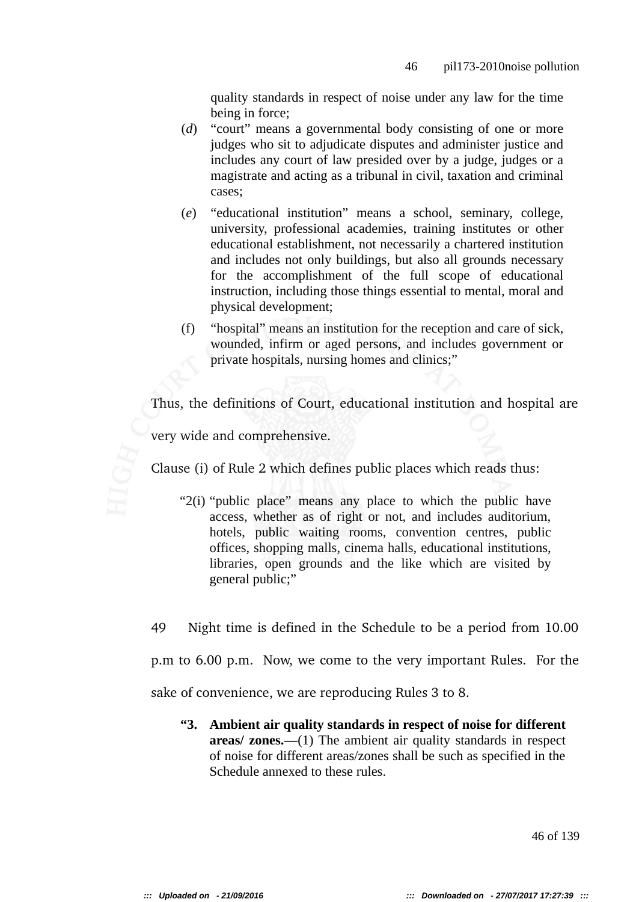quality standards in respect of noise under any law for the time being in force;

(*d*) "court" means a governmental body consisting of one or more judges who sit to adjudicate disputes and administer justice and includes any court of law presided over by a judge, judges or a magistrate and acting as a tribunal in civil, taxation and criminal cases;

(*e*) "educational institution" means a school, seminary, college, university, professional academies, training institutes or other educational establishment, not necessarily a chartered institution and includes not only buildings, but also all grounds necessary for the accomplishment of the full scope of educational instruction, including those things essential to mental, moral and physical development;

(f) "hospital" means an institution for the reception and care of sick, wounded, infirm or aged persons, and includes government or private hospitals, nursing homes and clinics;"

Thus, the definitions of Court, educational institution and hospital are very wide and comprehensive.

Clause (i) of Rule 2 which defines public places which reads thus:

> "2(i) "public place" means any place to which the public have access, whether as of right or not, and includes auditorium, hotels, public waiting rooms, convention centres, public offices, shopping malls, cinema halls, educational institutions, libraries, open grounds and the like which are visited by general public;"

49 Night time is defined in the Schedule to be a period from 10.00 p.m to 6.00 p.m. Now, we come to the very important Rules. For the sake of convenience, we are reproducing Rules 3 to 8.

**"3. Ambient air quality standards in respect of noise for different areas/ zones.—**(1) The ambient air quality standards in respect of noise for different areas/zones shall be such as specified in the Schedule annexed to these rules.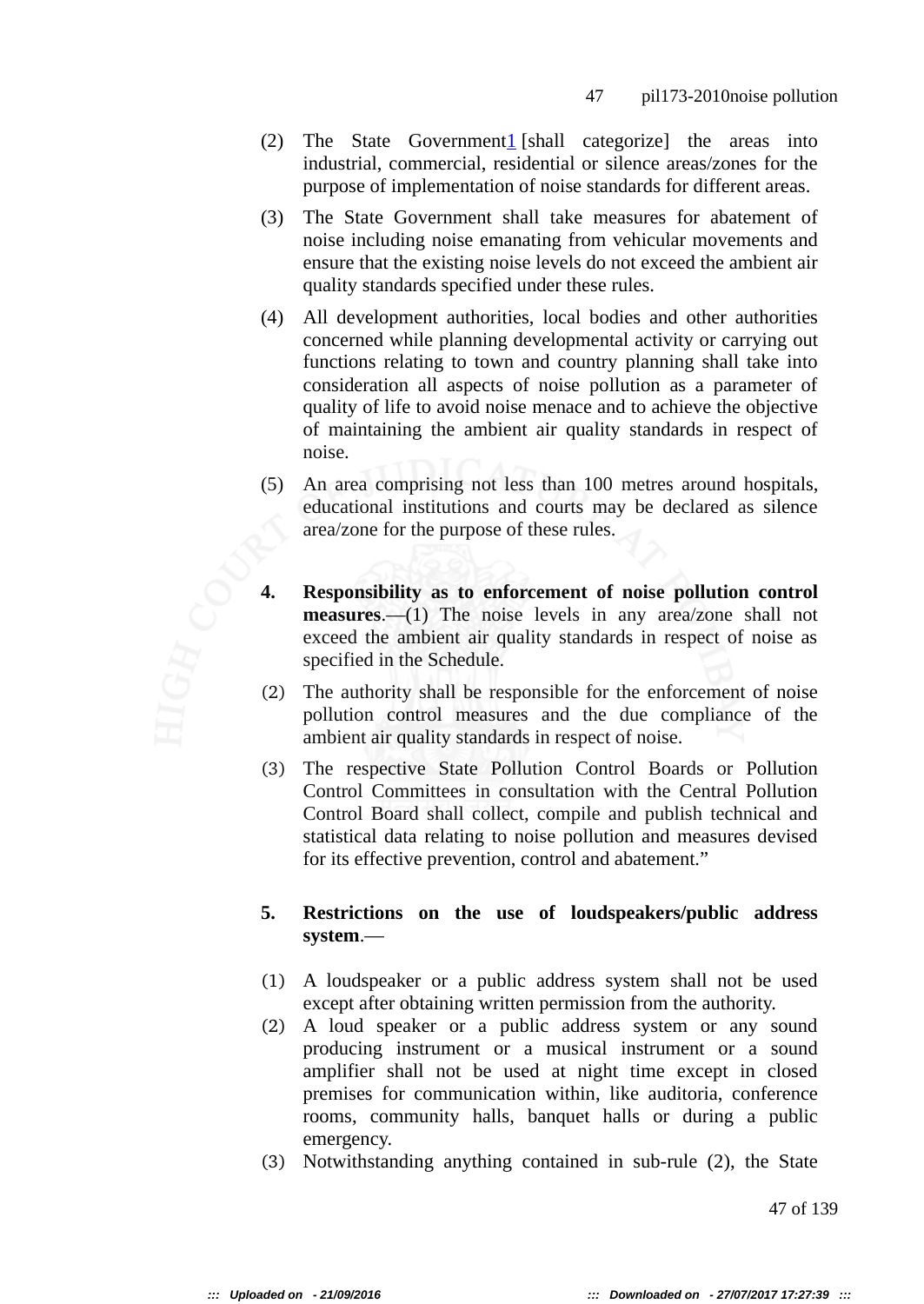(2) The State Government[1] [shall categorize] the areas into industrial, commercial, residential or silence areas/zones for the purpose of implementation of noise standards for different areas.

(3) The State Government shall take measures for abatement of noise including noise emanating from vehicular movements and ensure that the existing noise levels do not exceed the ambient air quality standards specified under these rules.

(4) All development authorities, local bodies and other authorities concerned while planning developmental activity or carrying out functions relating to town and country planning shall take into consideration all aspects of noise pollution as a parameter of quality of life to avoid noise menace and to achieve the objective of maintaining the ambient air quality standards in respect of noise.

(5) An area comprising not less than 100 metres around hospitals, educational institutions and courts may be declared as silence area/zone for the purpose of these rules.

**4. Responsibility as to enforcement of noise pollution control measures**.—(1) The noise levels in any area/zone shall not exceed the ambient air quality standards in respect of noise as specified in the Schedule.

(2) The authority shall be responsible for the enforcement of noise pollution control measures and the due compliance of the ambient air quality standards in respect of noise.

(3) The respective State Pollution Control Boards or Pollution Control Committees in consultation with the Central Pollution Control Board shall collect, compile and publish technical and statistical data relating to noise pollution and measures devised for its effective prevention, control and abatement."

**5. Restrictions on the use of loudspeakers/public address system**.—

(1) A loudspeaker or a public address system shall not be used except after obtaining written permission from the authority.

(2) A loud speaker or a public address system or any sound producing instrument or a musical instrument or a sound amplifier shall not be used at night time except in closed premises for communication within, like auditoria, conference rooms, community halls, banquet halls or during a public emergency.

(3) Notwithstanding anything contained in sub-rule (2), the State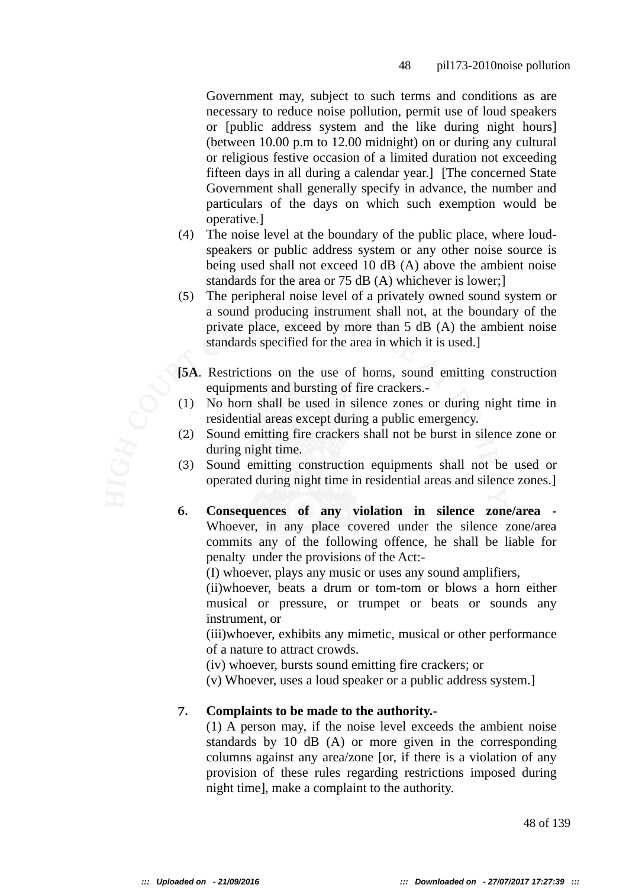Government may, subject to such terms and conditions as are necessary to reduce noise pollution, permit use of loud speakers or [public address system and the like during night hours] (between 10.00 p.m to 12.00 midnight) on or during any cultural or religious festive occasion of a limited duration not exceeding fifteen days in all during a calendar year.] [The concerned State Government shall generally specify in advance, the number and particulars of the days on which such exemption would be operative.]

(4) The noise level at the boundary of the public place, where loud-speakers or public address system or any other noise source is being used shall not exceed 10 dB (A) above the ambient noise standards for the area or 75 dB (A) whichever is lower;]

(5) The peripheral noise level of a privately owned sound system or a sound producing instrument shall not, at the boundary of the private place, exceed by more than 5 dB (A) the ambient noise standards specified for the area in which it is used.]

**[5A**. Restrictions on the use of horns, sound emitting construction equipments and bursting of fire crackers.-

(1) No horn shall be used in silence zones or during night time in residential areas except during a public emergency.

(2) Sound emitting fire crackers shall not be burst in silence zone or during night time.

(3) Sound emitting construction equipments shall not be used or operated during night time in residential areas and silence zones.]

**6. Consequences of any violation in silence zone/area -** Whoever, in any place covered under the silence zone/area commits any of the following offence, he shall be liable for penalty under the provisions of the Act:-

(I) whoever, plays any music or uses any sound amplifiers,

(ii)whoever, beats a drum or tom-tom or blows a horn either musical or pressure, or trumpet or beats or sounds any instrument, or

(iii)whoever, exhibits any mimetic, musical or other performance of a nature to attract crowds.

(iv) whoever, bursts sound emitting fire crackers; or

(v) Whoever, uses a loud speaker or a public address system.]

**7. Complaints to be made to the authority.-**

(1) A person may, if the noise level exceeds the ambient noise standards by 10 dB (A) or more given in the corresponding columns against any area/zone [or, if there is a violation of any provision of these rules regarding restrictions imposed during night time], make a complaint to the authority.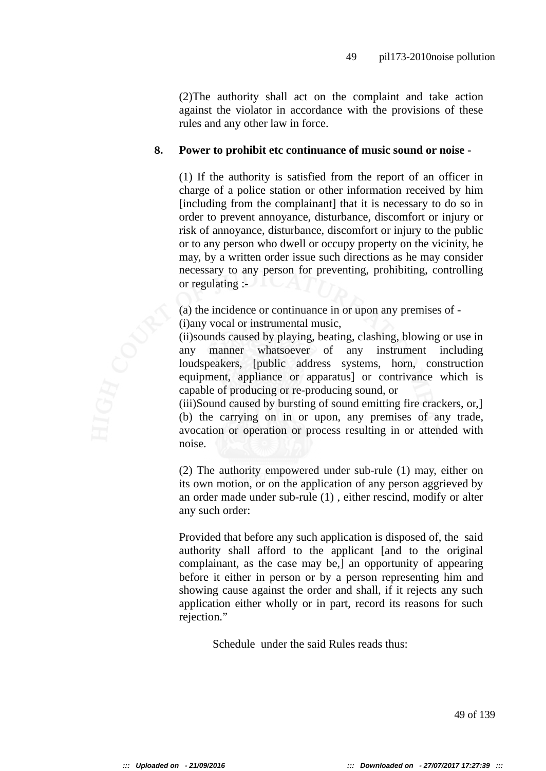(2)The authority shall act on the complaint and take action against the violator in accordance with the provisions of these rules and any other law in force.

**8. Power to prohibit etc continuance of music sound or noise -**

(1) If the authority is satisfied from the report of an officer in charge of a police station or other information received by him [including from the complainant] that it is necessary to do so in order to prevent annoyance, disturbance, discomfort or injury or risk of annoyance, disturbance, discomfort or injury to the public or to any person who dwell or occupy property on the vicinity, he may, by a written order issue such directions as he may consider necessary to any person for preventing, prohibiting, controlling or regulating :-

(a) the incidence or continuance in or upon any premises of -
(i)any vocal or instrumental music,
(ii)sounds caused by playing, beating, clashing, blowing or use in any manner whatsoever of any instrument including loudspeakers, [public address systems, horn, construction equipment, appliance or apparatus] or contrivance which is capable of producing or re-producing sound, or
(iii)Sound caused by bursting of sound emitting fire crackers, or,]
(b) the carrying on in or upon, any premises of any trade, avocation or operation or process resulting in or attended with noise.

(2) The authority empowered under sub-rule (1) may, either on its own motion, or on the application of any person aggrieved by an order made under sub-rule (1) , either rescind, modify or alter any such order:

Provided that before any such application is disposed of, the said authority shall afford to the applicant [and to the original complainant, as the case may be,] an opportunity of appearing before it either in person or by a person representing him and showing cause against the order and shall, if it rejects any such application either wholly or in part, record its reasons for such rejection."

Schedule under the said Rules reads thus: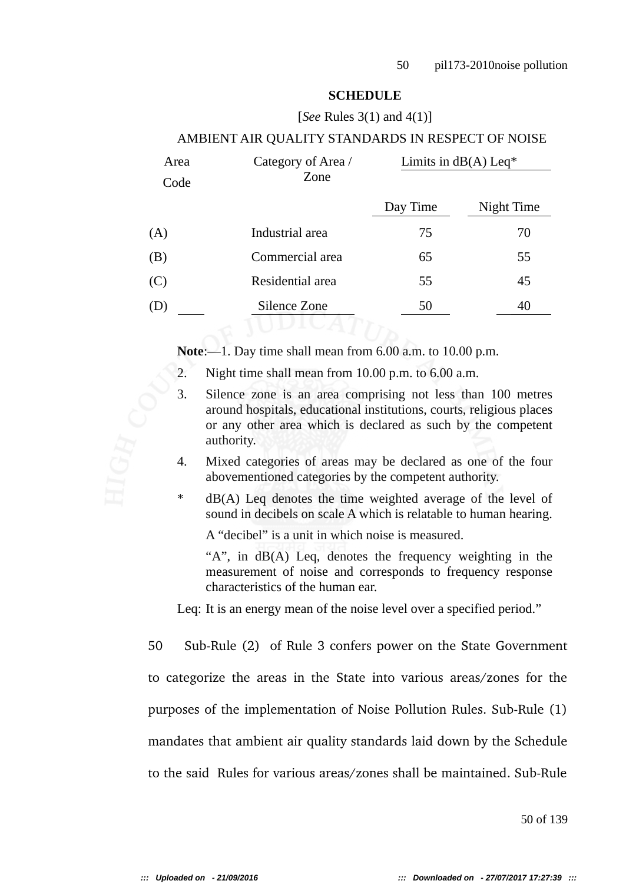**SCHEDULE**

[*See* Rules 3(1) and 4(1)]

AMBIENT AIR QUALITY STANDARDS IN RESPECT OF NOISE

| Area Code | Category of Area / Zone | Limits in dB(A) Leq* | |
|---|---|---|---|
| | | Day Time | Night Time |
| (A) | Industrial area | 75 | 70 |
| (B) | Commercial area | 65 | 55 |
| (C) | Residential area | 55 | 45 |
| (D) | Silence Zone | 50 | 40 |

**Note**:—1. Day time shall mean from 6.00 a.m. to 10.00 p.m.

2. Night time shall mean from 10.00 p.m. to 6.00 a.m.

3. Silence zone is an area comprising not less than 100 metres around hospitals, educational institutions, courts, religious places or any other area which is declared as such by the competent authority.

4. Mixed categories of areas may be declared as one of the four abovementioned categories by the competent authority.

\* dB(A) Leq denotes the time weighted average of the level of sound in decibels on scale A which is relatable to human hearing.

A "decibel" is a unit in which noise is measured.

"A", in dB(A) Leq, denotes the frequency weighting in the measurement of noise and corresponds to frequency response characteristics of the human ear.

Leq: It is an energy mean of the noise level over a specified period."

50 Sub-Rule (2) of Rule 3 confers power on the State Government to categorize the areas in the State into various areas/zones for the purposes of the implementation of Noise Pollution Rules. Sub-Rule (1) mandates that ambient air quality standards laid down by the Schedule to the said Rules for various areas/zones shall be maintained. Sub-Rule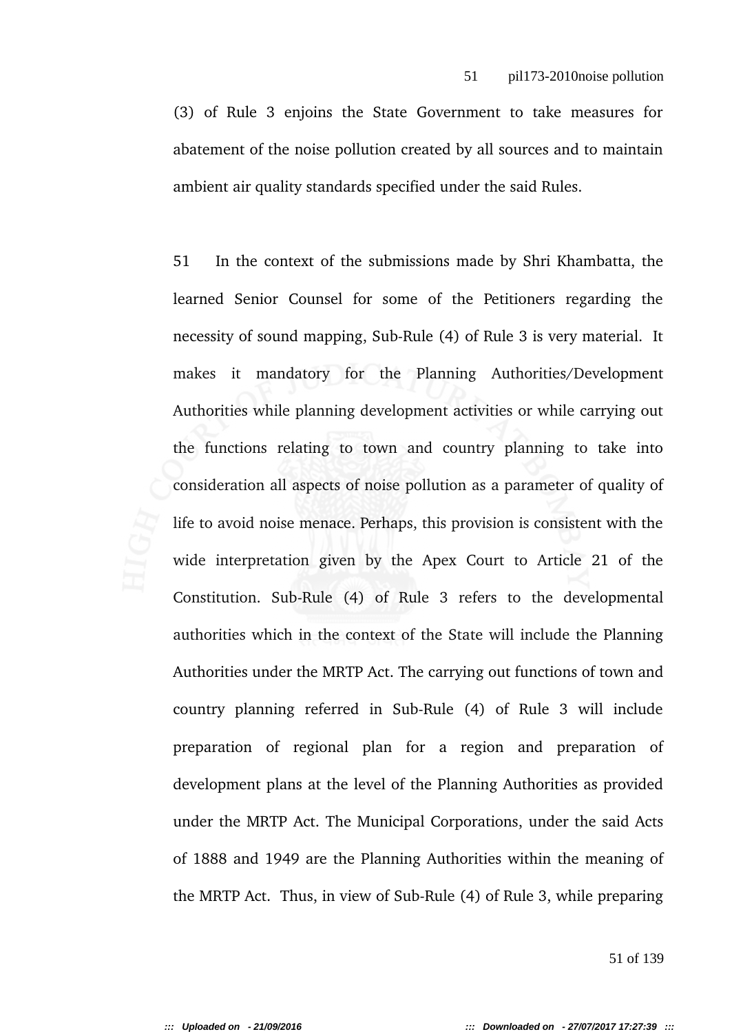(3) of Rule 3 enjoins the State Government to take measures for abatement of the noise pollution created by all sources and to maintain ambient air quality standards specified under the said Rules.

51 In the context of the submissions made by Shri Khambatta, the learned Senior Counsel for some of the Petitioners regarding the necessity of sound mapping, Sub-Rule (4) of Rule 3 is very material. It makes it mandatory for the Planning Authorities/Development Authorities while planning development activities or while carrying out the functions relating to town and country planning to take into consideration all aspects of noise pollution as a parameter of quality of life to avoid noise menace. Perhaps, this provision is consistent with the wide interpretation given by the Apex Court to Article 21 of the Constitution. Sub-Rule (4) of Rule 3 refers to the developmental authorities which in the context of the State will include the Planning Authorities under the MRTP Act. The carrying out functions of town and country planning referred in Sub-Rule (4) of Rule 3 will include preparation of regional plan for a region and preparation of development plans at the level of the Planning Authorities as provided under the MRTP Act. The Municipal Corporations, under the said Acts of 1888 and 1949 are the Planning Authorities within the meaning of the MRTP Act. Thus, in view of Sub-Rule (4) of Rule 3, while preparing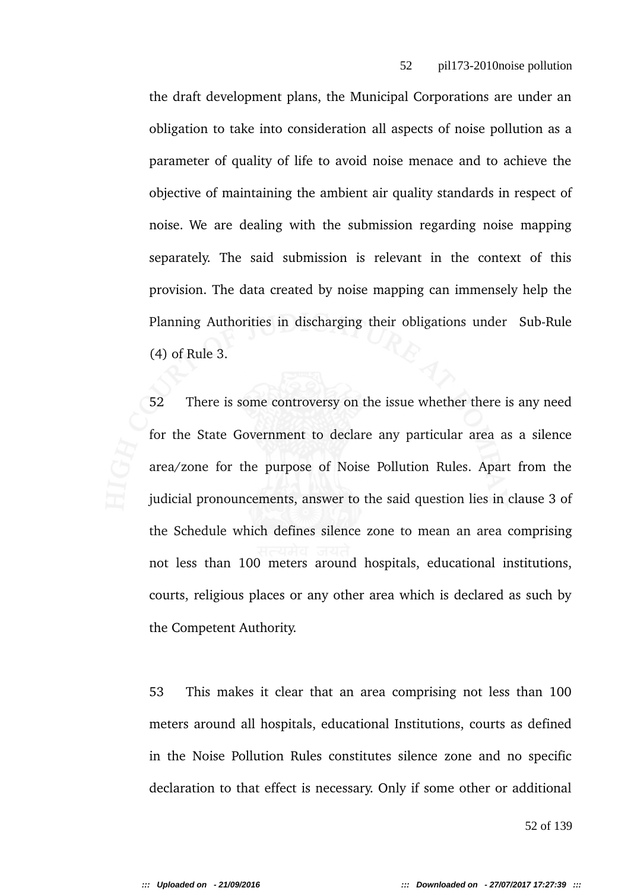the draft development plans, the Municipal Corporations are under an obligation to take into consideration all aspects of noise pollution as a parameter of quality of life to avoid noise menace and to achieve the objective of maintaining the ambient air quality standards in respect of noise. We are dealing with the submission regarding noise mapping separately. The said submission is relevant in the context of this provision. The data created by noise mapping can immensely help the Planning Authorities in discharging their obligations under Sub-Rule (4) of Rule 3.

52 There is some controversy on the issue whether there is any need for the State Government to declare any particular area as a silence area/zone for the purpose of Noise Pollution Rules. Apart from the judicial pronouncements, answer to the said question lies in clause 3 of the Schedule which defines silence zone to mean an area comprising not less than 100 meters around hospitals, educational institutions, courts, religious places or any other area which is declared as such by the Competent Authority.

53 This makes it clear that an area comprising not less than 100 meters around all hospitals, educational Institutions, courts as defined in the Noise Pollution Rules constitutes silence zone and no specific declaration to that effect is necessary. Only if some other or additional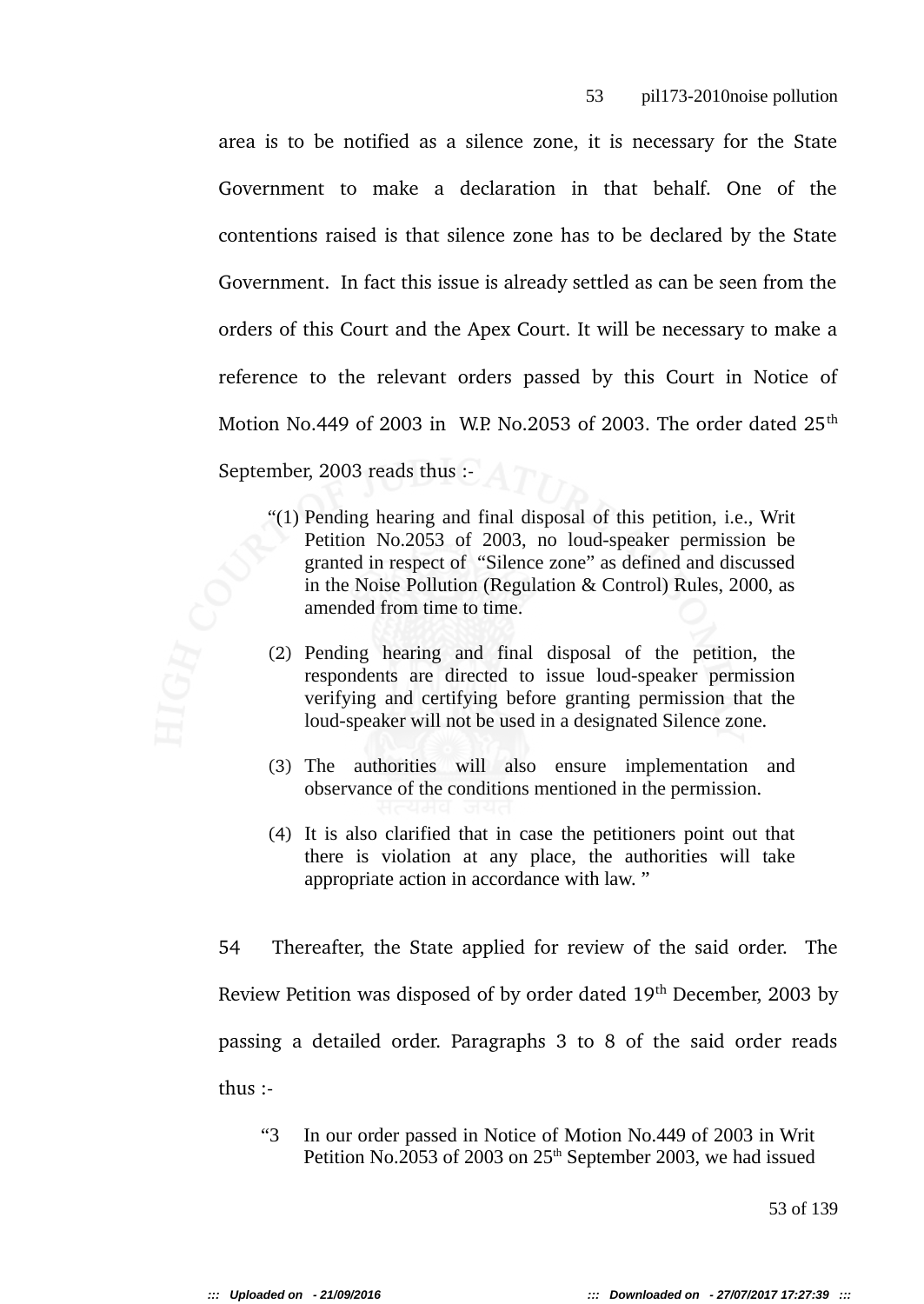area is to be notified as a silence zone, it is necessary for the State Government to make a declaration in that behalf. One of the contentions raised is that silence zone has to be declared by the State Government. In fact this issue is already settled as can be seen from the orders of this Court and the Apex Court. It will be necessary to make a reference to the relevant orders passed by this Court in Notice of Motion No.449 of 2003 in W.P. No.2053 of 2003. The order dated 25th September, 2003 reads thus :-

> "(1) Pending hearing and final disposal of this petition, i.e., Writ Petition No.2053 of 2003, no loud-speaker permission be granted in respect of "Silence zone" as defined and discussed in the Noise Pollution (Regulation & Control) Rules, 2000, as amended from time to time.
>
> (2) Pending hearing and final disposal of the petition, the respondents are directed to issue loud-speaker permission verifying and certifying before granting permission that the loud-speaker will not be used in a designated Silence zone.
>
> (3) The authorities will also ensure implementation and observance of the conditions mentioned in the permission.
>
> (4) It is also clarified that in case the petitioners point out that there is violation at any place, the authorities will take appropriate action in accordance with law. "

54 Thereafter, the State applied for review of the said order. The Review Petition was disposed of by order dated 19th December, 2003 by passing a detailed order. Paragraphs 3 to 8 of the said order reads thus :-

> "3 In our order passed in Notice of Motion No.449 of 2003 in Writ Petition No.2053 of 2003 on 25th September 2003, we had issued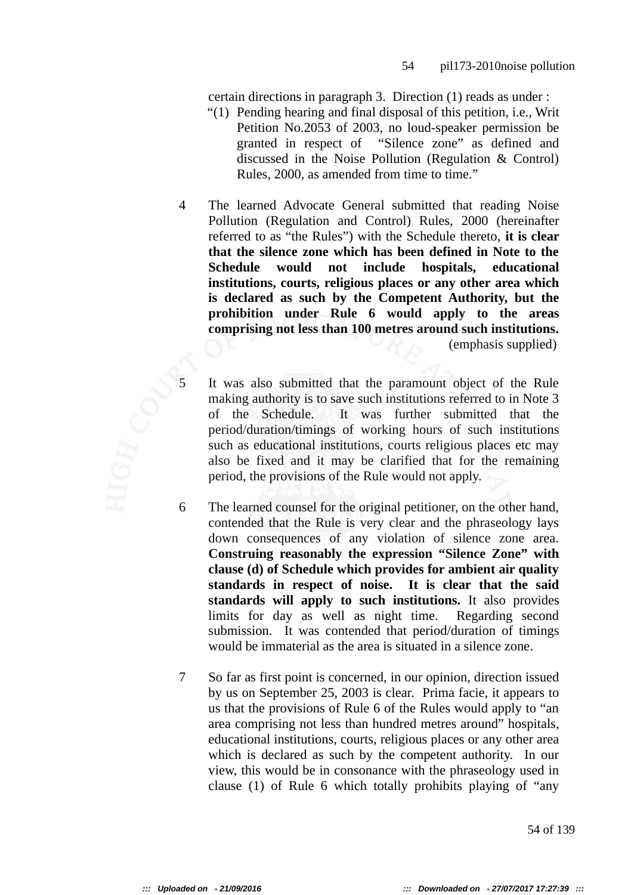certain directions in paragraph 3. Direction (1) reads as under :

"(1) Pending hearing and final disposal of this petition, i.e., Writ Petition No.2053 of 2003, no loud-speaker permission be granted in respect of "Silence zone" as defined and discussed in the Noise Pollution (Regulation & Control) Rules, 2000, as amended from time to time."

4 The learned Advocate General submitted that reading Noise Pollution (Regulation and Control) Rules, 2000 (hereinafter referred to as "the Rules") with the Schedule thereto, **it is clear that the silence zone which has been defined in Note to the Schedule would not include hospitals, educational institutions, courts, religious places or any other area which is declared as such by the Competent Authority, but the prohibition under Rule 6 would apply to the areas comprising not less than 100 metres around such institutions.** (emphasis supplied)

5 It was also submitted that the paramount object of the Rule making authority is to save such institutions referred to in Note 3 of the Schedule. It was further submitted that the period/duration/timings of working hours of such institutions such as educational institutions, courts religious places etc may also be fixed and it may be clarified that for the remaining period, the provisions of the Rule would not apply.

6 The learned counsel for the original petitioner, on the other hand, contended that the Rule is very clear and the phraseology lays down consequences of any violation of silence zone area. **Construing reasonably the expression "Silence Zone" with clause (d) of Schedule which provides for ambient air quality standards in respect of noise. It is clear that the said standards will apply to such institutions.** It also provides limits for day as well as night time. Regarding second submission. It was contended that period/duration of timings would be immaterial as the area is situated in a silence zone.

7 So far as first point is concerned, in our opinion, direction issued by us on September 25, 2003 is clear. Prima facie, it appears to us that the provisions of Rule 6 of the Rules would apply to "an area comprising not less than hundred metres around" hospitals, educational institutions, courts, religious places or any other area which is declared as such by the competent authority. In our view, this would be in consonance with the phraseology used in clause (1) of Rule 6 which totally prohibits playing of "any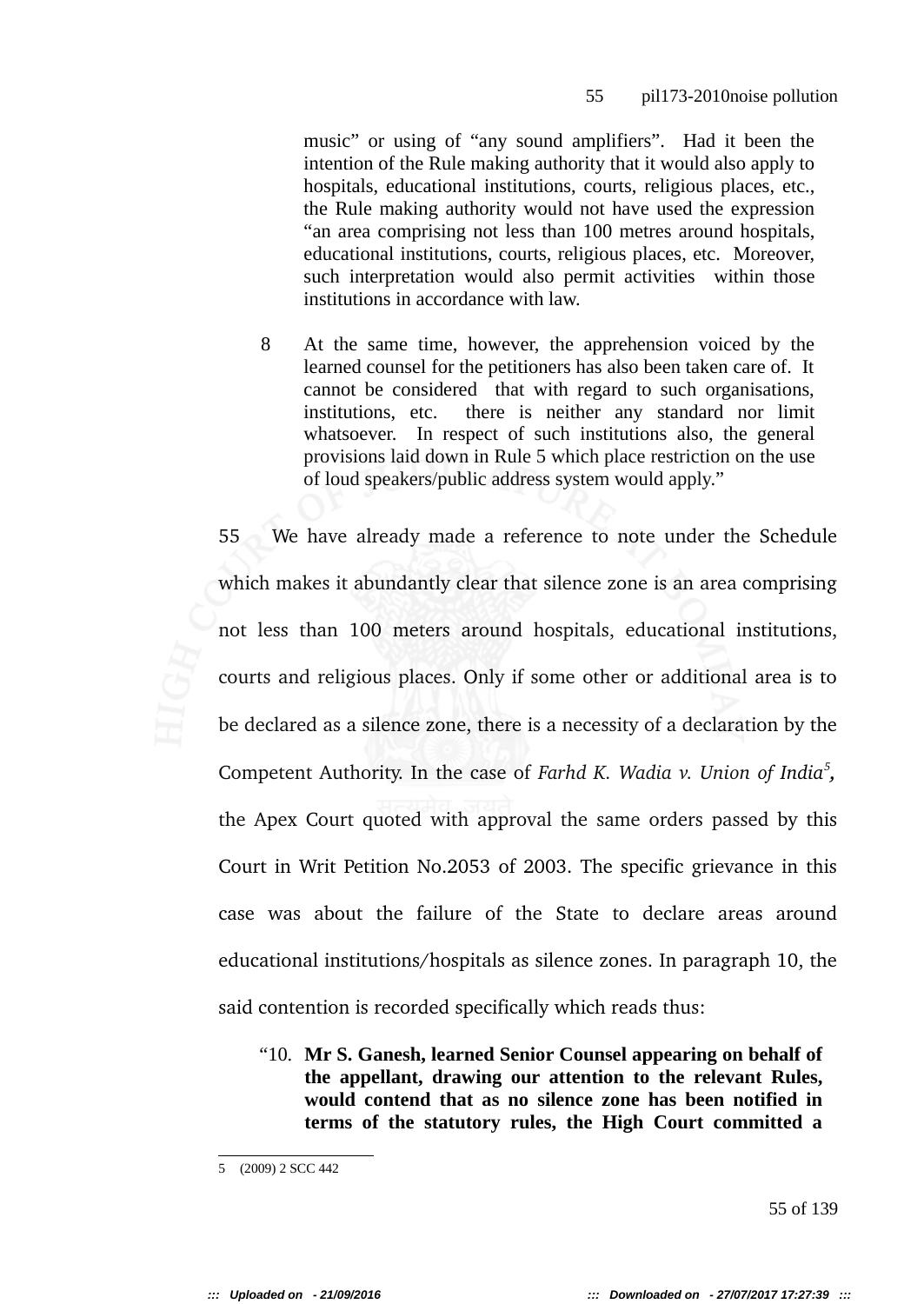> music" or using of "any sound amplifiers". Had it been the intention of the Rule making authority that it would also apply to hospitals, educational institutions, courts, religious places, etc., the Rule making authority would not have used the expression "an area comprising not less than 100 metres around hospitals, educational institutions, courts, religious places, etc. Moreover, such interpretation would also permit activities within those institutions in accordance with law.
>
> 8 At the same time, however, the apprehension voiced by the learned counsel for the petitioners has also been taken care of. It cannot be considered that with regard to such organisations, institutions, etc. there is neither any standard nor limit whatsoever. In respect of such institutions also, the general provisions laid down in Rule 5 which place restriction on the use of loud speakers/public address system would apply."

55 We have already made a reference to note under the Schedule which makes it abundantly clear that silence zone is an area comprising not less than 100 meters around hospitals, educational institutions, courts and religious places. Only if some other or additional area is to be declared as a silence zone, there is a necessity of a declaration by the Competent Authority. In the case of *Farhd K. Wadia v. Union of India*[5]*,* the Apex Court quoted with approval the same orders passed by this Court in Writ Petition No.2053 of 2003. The specific grievance in this case was about the failure of the State to declare areas around educational institutions/hospitals as silence zones. In paragraph 10, the said contention is recorded specifically which reads thus:

> "10. **Mr S. Ganesh, learned Senior Counsel appearing on behalf of the appellant, drawing our attention to the relevant Rules, would contend that as no silence zone has been notified in terms of the statutory rules, the High Court committed a**

---

5 (2009) 2 SCC 442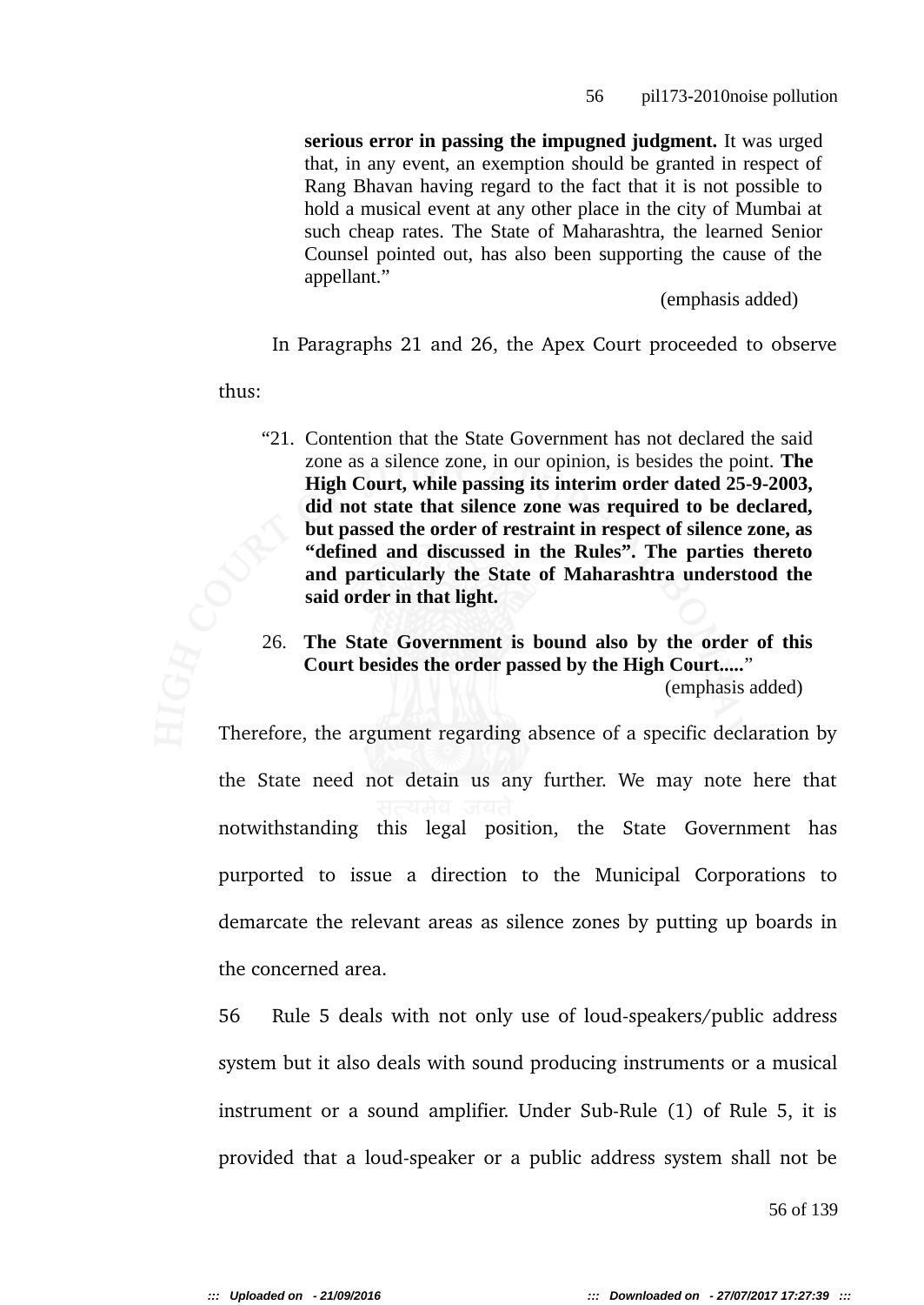> **serious error in passing the impugned judgment.** It was urged that, in any event, an exemption should be granted in respect of Rang Bhavan having regard to the fact that it is not possible to hold a musical event at any other place in the city of Mumbai at such cheap rates. The State of Maharashtra, the learned Senior Counsel pointed out, has also been supporting the cause of the appellant."
>
> (emphasis added)

In Paragraphs 21 and 26, the Apex Court proceeded to observe thus:

> "21. Contention that the State Government has not declared the said zone as a silence zone, in our opinion, is besides the point. **The High Court, while passing its interim order dated 25-9-2003, did not state that silence zone was required to be declared, but passed the order of restraint in respect of silence zone, as "defined and discussed in the Rules". The parties thereto and particularly the State of Maharashtra understood the said order in that light.**
>
> 26. **The State Government is bound also by the order of this Court besides the order passed by the High Court.....**"
>
> (emphasis added)

Therefore, the argument regarding absence of a specific declaration by the State need not detain us any further. We may note here that notwithstanding this legal position, the State Government has purported to issue a direction to the Municipal Corporations to demarcate the relevant areas as silence zones by putting up boards in the concerned area.

56 Rule 5 deals with not only use of loud-speakers/public address system but it also deals with sound producing instruments or a musical instrument or a sound amplifier. Under Sub-Rule (1) of Rule 5, it is provided that a loud-speaker or a public address system shall not be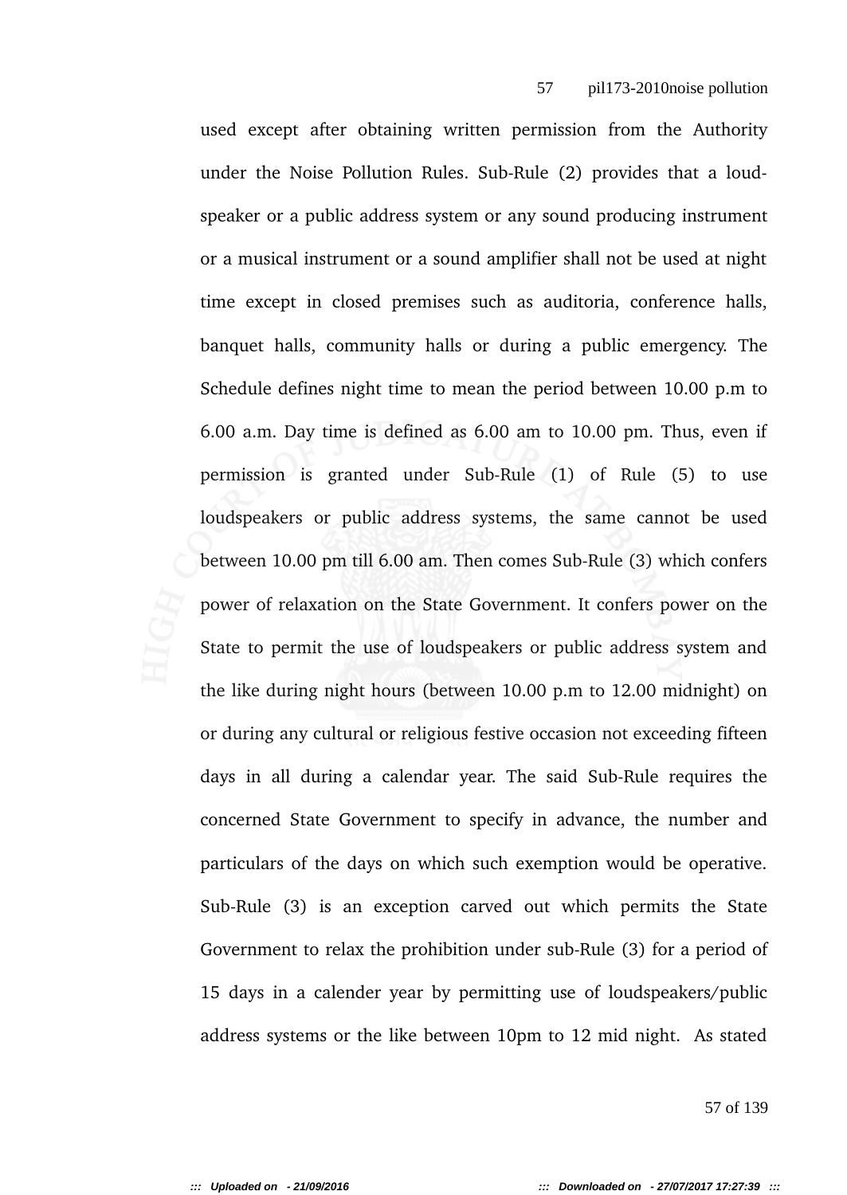used except after obtaining written permission from the Authority under the Noise Pollution Rules. Sub-Rule (2) provides that a loud-speaker or a public address system or any sound producing instrument or a musical instrument or a sound amplifier shall not be used at night time except in closed premises such as auditoria, conference halls, banquet halls, community halls or during a public emergency. The Schedule defines night time to mean the period between 10.00 p.m to 6.00 a.m. Day time is defined as 6.00 am to 10.00 pm. Thus, even if permission is granted under Sub-Rule (1) of Rule (5) to use loudspeakers or public address systems, the same cannot be used between 10.00 pm till 6.00 am. Then comes Sub-Rule (3) which confers power of relaxation on the State Government. It confers power on the State to permit the use of loudspeakers or public address system and the like during night hours (between 10.00 p.m to 12.00 midnight) on or during any cultural or religious festive occasion not exceeding fifteen days in all during a calendar year. The said Sub-Rule requires the concerned State Government to specify in advance, the number and particulars of the days on which such exemption would be operative. Sub-Rule (3) is an exception carved out which permits the State Government to relax the prohibition under sub-Rule (3) for a period of 15 days in a calender year by permitting use of loudspeakers/public address systems or the like between 10pm to 12 mid night. As stated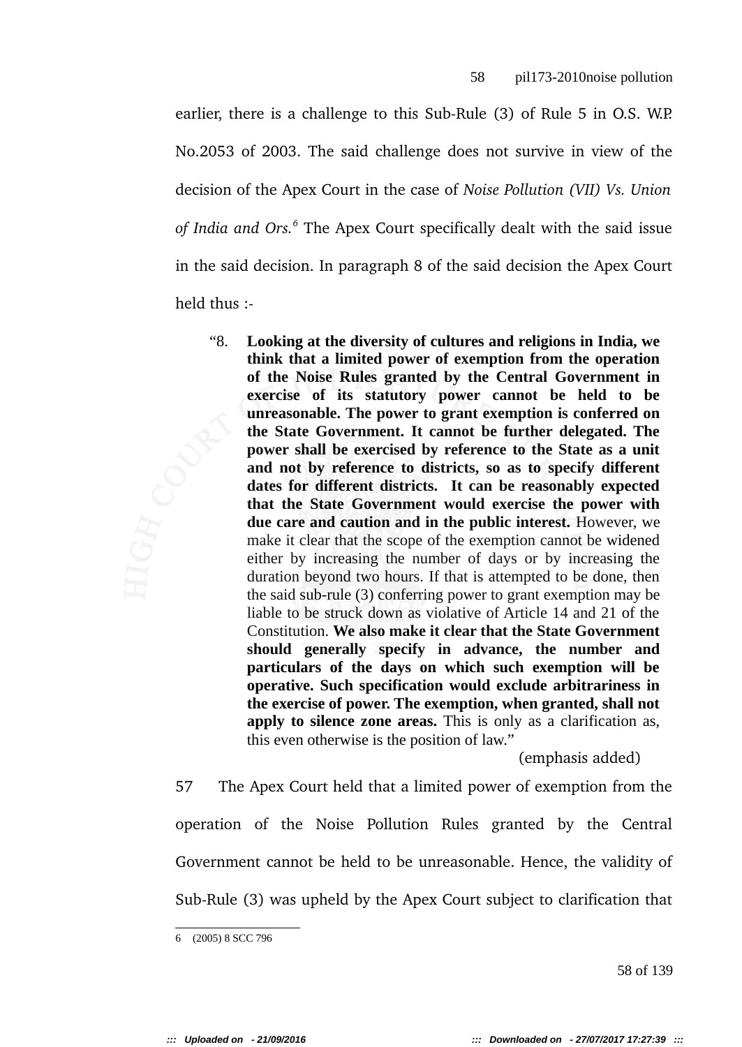earlier, there is a challenge to this Sub-Rule (3) of Rule 5 in O.S. W.P. No.2053 of 2003. The said challenge does not survive in view of the decision of the Apex Court in the case of *Noise Pollution (VII) Vs. Union of India and Ors.*[6] The Apex Court specifically dealt with the said issue in the said decision. In paragraph 8 of the said decision the Apex Court held thus :-

> "8. **Looking at the diversity of cultures and religions in India, we think that a limited power of exemption from the operation of the Noise Rules granted by the Central Government in exercise of its statutory power cannot be held to be unreasonable. The power to grant exemption is conferred on the State Government. It cannot be further delegated. The power shall be exercised by reference to the State as a unit and not by reference to districts, so as to specify different dates for different districts. It can be reasonably expected that the State Government would exercise the power with due care and caution and in the public interest.** However, we make it clear that the scope of the exemption cannot be widened either by increasing the number of days or by increasing the duration beyond two hours. If that is attempted to be done, then the said sub-rule (3) conferring power to grant exemption may be liable to be struck down as violative of Article 14 and 21 of the Constitution. **We also make it clear that the State Government should generally specify in advance, the number and particulars of the days on which such exemption will be operative. Such specification would exclude arbitrariness in the exercise of power. The exemption, when granted, shall not apply to silence zone areas.** This is only as a clarification as, this even otherwise is the position of law."
>
> (emphasis added)

57 The Apex Court held that a limited power of exemption from the operation of the Noise Pollution Rules granted by the Central Government cannot be held to be unreasonable. Hence, the validity of Sub-Rule (3) was upheld by the Apex Court subject to clarification that

---

6 (2005) 8 SCC 796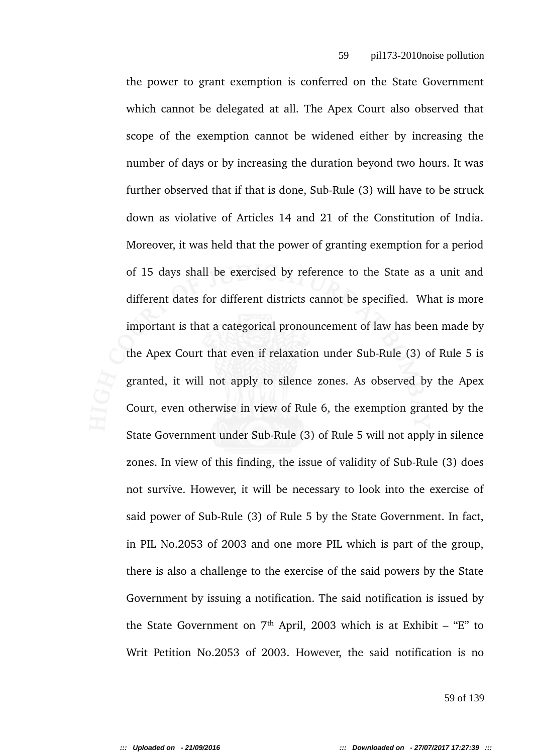the power to grant exemption is conferred on the State Government which cannot be delegated at all. The Apex Court also observed that scope of the exemption cannot be widened either by increasing the number of days or by increasing the duration beyond two hours. It was further observed that if that is done, Sub-Rule (3) will have to be struck down as violative of Articles 14 and 21 of the Constitution of India. Moreover, it was held that the power of granting exemption for a period of 15 days shall be exercised by reference to the State as a unit and different dates for different districts cannot be specified. What is more important is that a categorical pronouncement of law has been made by the Apex Court that even if relaxation under Sub-Rule (3) of Rule 5 is granted, it will not apply to silence zones. As observed by the Apex Court, even otherwise in view of Rule 6, the exemption granted by the State Government under Sub-Rule (3) of Rule 5 will not apply in silence zones. In view of this finding, the issue of validity of Sub-Rule (3) does not survive. However, it will be necessary to look into the exercise of said power of Sub-Rule (3) of Rule 5 by the State Government. In fact, in PIL No.2053 of 2003 and one more PIL which is part of the group, there is also a challenge to the exercise of the said powers by the State Government by issuing a notification. The said notification is issued by the State Government on 7th April, 2003 which is at Exhibit – "E" to Writ Petition No.2053 of 2003. However, the said notification is no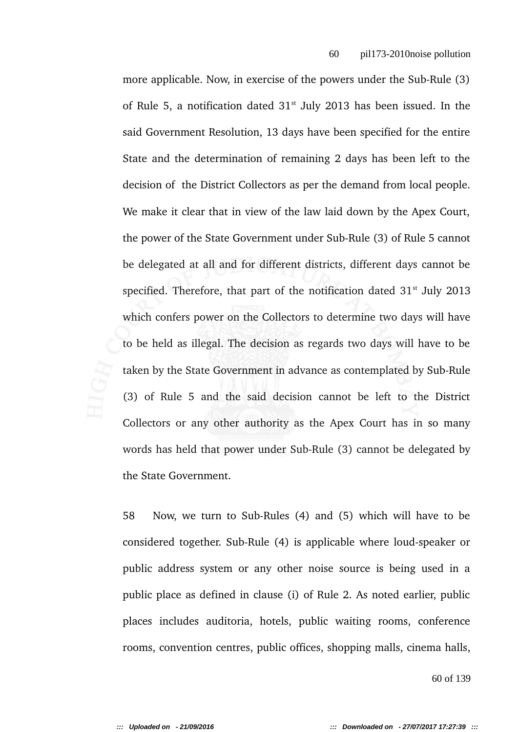more applicable. Now, in exercise of the powers under the Sub-Rule (3) of Rule 5, a notification dated 31st July 2013 has been issued. In the said Government Resolution, 13 days have been specified for the entire State and the determination of remaining 2 days has been left to the decision of the District Collectors as per the demand from local people. We make it clear that in view of the law laid down by the Apex Court, the power of the State Government under Sub-Rule (3) of Rule 5 cannot be delegated at all and for different districts, different days cannot be specified. Therefore, that part of the notification dated 31st July 2013 which confers power on the Collectors to determine two days will have to be held as illegal. The decision as regards two days will have to be taken by the State Government in advance as contemplated by Sub-Rule (3) of Rule 5 and the said decision cannot be left to the District Collectors or any other authority as the Apex Court has in so many words has held that power under Sub-Rule (3) cannot be delegated by the State Government.

58 Now, we turn to Sub-Rules (4) and (5) which will have to be considered together. Sub-Rule (4) is applicable where loud-speaker or public address system or any other noise source is being used in a public place as defined in clause (i) of Rule 2. As noted earlier, public places includes auditoria, hotels, public waiting rooms, conference rooms, convention centres, public offices, shopping malls, cinema halls,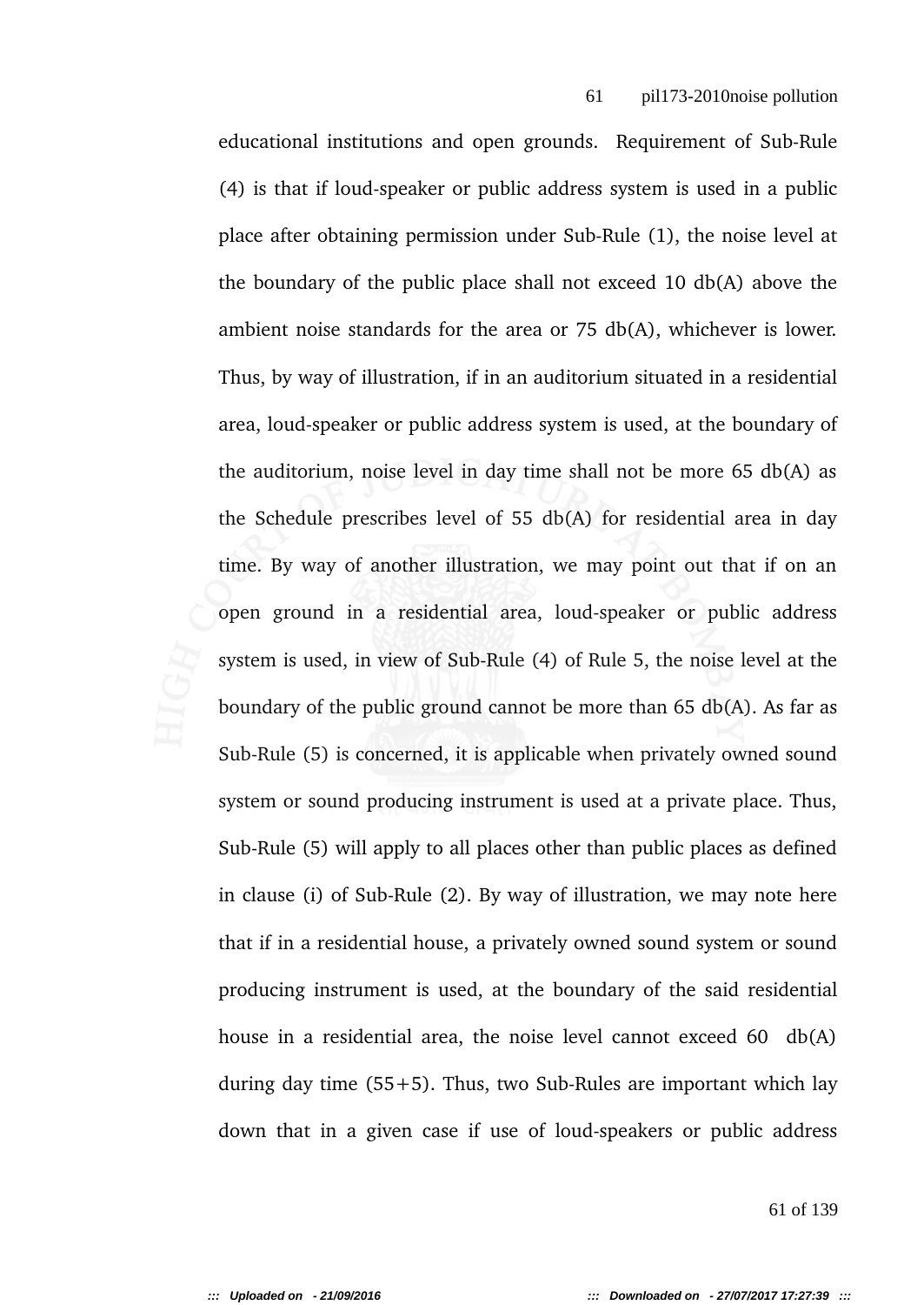educational institutions and open grounds. Requirement of Sub-Rule (4) is that if loud-speaker or public address system is used in a public place after obtaining permission under Sub-Rule (1), the noise level at the boundary of the public place shall not exceed 10 db(A) above the ambient noise standards for the area or 75 db(A), whichever is lower. Thus, by way of illustration, if in an auditorium situated in a residential area, loud-speaker or public address system is used, at the boundary of the auditorium, noise level in day time shall not be more 65 db(A) as the Schedule prescribes level of 55 db(A) for residential area in day time. By way of another illustration, we may point out that if on an open ground in a residential area, loud-speaker or public address system is used, in view of Sub-Rule (4) of Rule 5, the noise level at the boundary of the public ground cannot be more than 65 db(A). As far as Sub-Rule (5) is concerned, it is applicable when privately owned sound system or sound producing instrument is used at a private place. Thus, Sub-Rule (5) will apply to all places other than public places as defined in clause (i) of Sub-Rule (2). By way of illustration, we may note here that if in a residential house, a privately owned sound system or sound producing instrument is used, at the boundary of the said residential house in a residential area, the noise level cannot exceed 60 db(A) during day time (55+5). Thus, two Sub-Rules are important which lay down that in a given case if use of loud-speakers or public address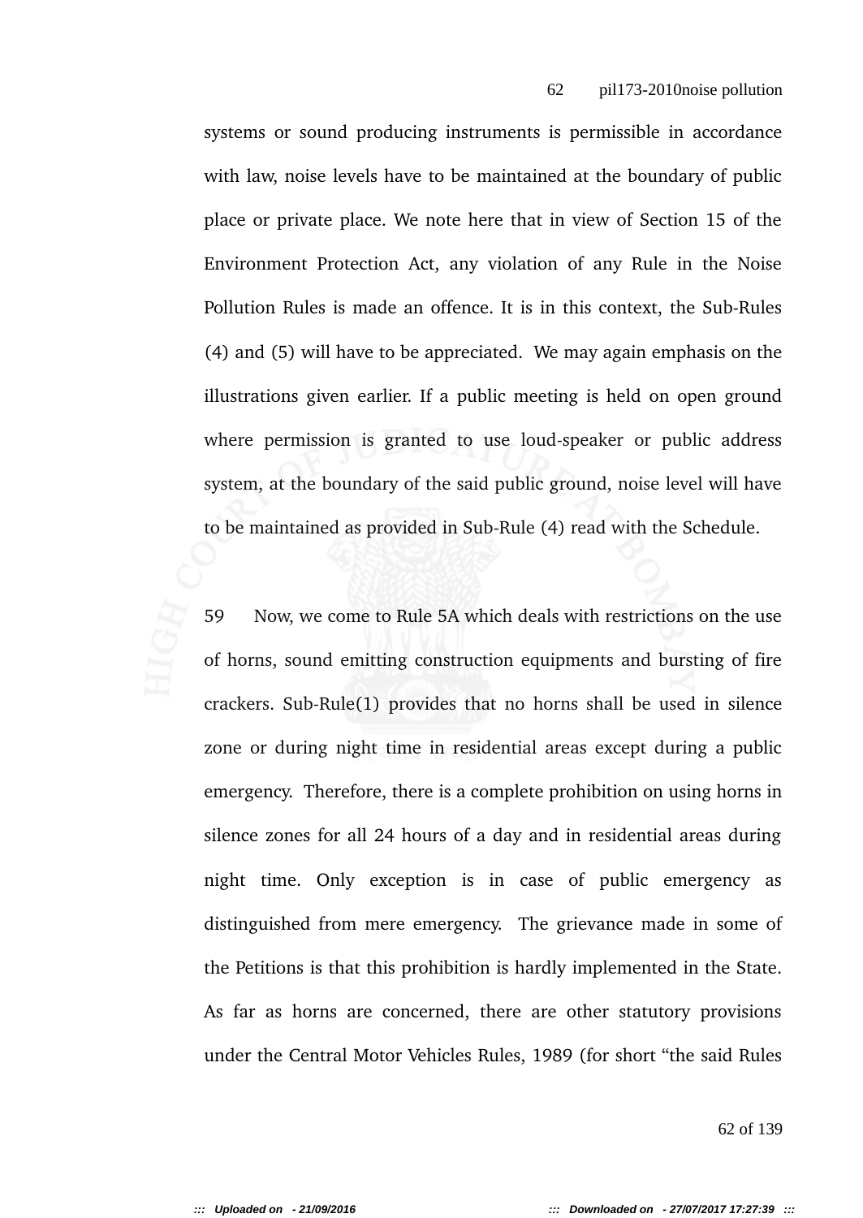systems or sound producing instruments is permissible in accordance with law, noise levels have to be maintained at the boundary of public place or private place. We note here that in view of Section 15 of the Environment Protection Act, any violation of any Rule in the Noise Pollution Rules is made an offence. It is in this context, the Sub-Rules (4) and (5) will have to be appreciated. We may again emphasis on the illustrations given earlier. If a public meeting is held on open ground where permission is granted to use loud-speaker or public address system, at the boundary of the said public ground, noise level will have to be maintained as provided in Sub-Rule (4) read with the Schedule.

59 Now, we come to Rule 5A which deals with restrictions on the use of horns, sound emitting construction equipments and bursting of fire crackers. Sub-Rule(1) provides that no horns shall be used in silence zone or during night time in residential areas except during a public emergency. Therefore, there is a complete prohibition on using horns in silence zones for all 24 hours of a day and in residential areas during night time. Only exception is in case of public emergency as distinguished from mere emergency. The grievance made in some of the Petitions is that this prohibition is hardly implemented in the State. As far as horns are concerned, there are other statutory provisions under the Central Motor Vehicles Rules, 1989 (for short "the said Rules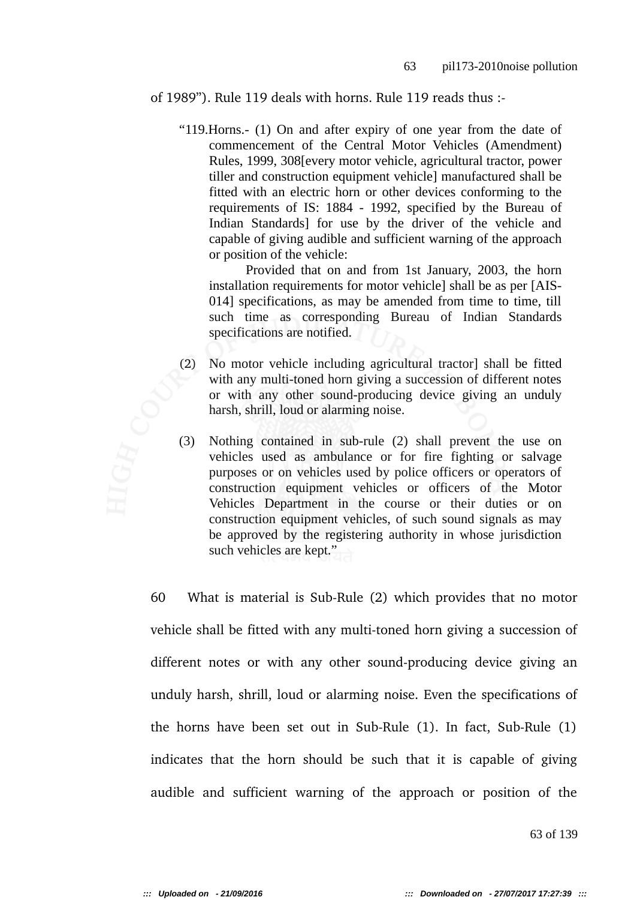of 1989"). Rule 119 deals with horns. Rule 119 reads thus :-

> "119.Horns.- (1) On and after expiry of one year from the date of commencement of the Central Motor Vehicles (Amendment) Rules, 1999, 308[every motor vehicle, agricultural tractor, power tiller and construction equipment vehicle] manufactured shall be fitted with an electric horn or other devices conforming to the requirements of IS: 1884 - 1992, specified by the Bureau of Indian Standards] for use by the driver of the vehicle and capable of giving audible and sufficient warning of the approach or position of the vehicle:
>
> Provided that on and from 1st January, 2003, the horn installation requirements for motor vehicle] shall be as per [AIS-014] specifications, as may be amended from time to time, till such time as corresponding Bureau of Indian Standards specifications are notified.
>
> (2) No motor vehicle including agricultural tractor] shall be fitted with any multi-toned horn giving a succession of different notes or with any other sound-producing device giving an unduly harsh, shrill, loud or alarming noise.
>
> (3) Nothing contained in sub-rule (2) shall prevent the use on vehicles used as ambulance or for fire fighting or salvage purposes or on vehicles used by police officers or operators of construction equipment vehicles or officers of the Motor Vehicles Department in the course or their duties or on construction equipment vehicles, of such sound signals as may be approved by the registering authority in whose jurisdiction such vehicles are kept."

60 What is material is Sub-Rule (2) which provides that no motor vehicle shall be fitted with any multi-toned horn giving a succession of different notes or with any other sound-producing device giving an unduly harsh, shrill, loud or alarming noise. Even the specifications of the horns have been set out in Sub-Rule (1). In fact, Sub-Rule (1) indicates that the horn should be such that it is capable of giving audible and sufficient warning of the approach or position of the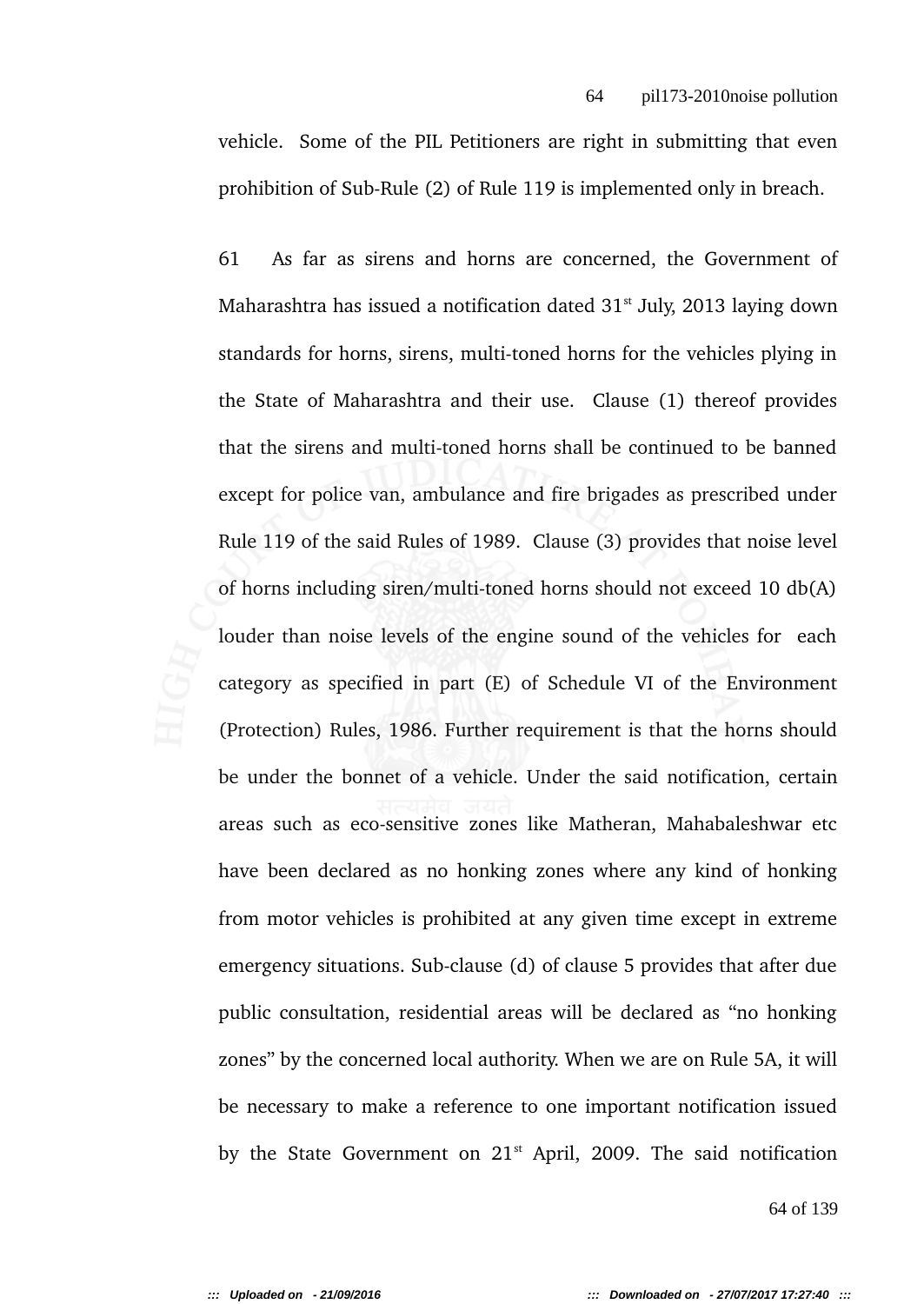vehicle. Some of the PIL Petitioners are right in submitting that even prohibition of Sub-Rule (2) of Rule 119 is implemented only in breach.

61 As far as sirens and horns are concerned, the Government of Maharashtra has issued a notification dated 31st July, 2013 laying down standards for horns, sirens, multi-toned horns for the vehicles plying in the State of Maharashtra and their use. Clause (1) thereof provides that the sirens and multi-toned horns shall be continued to be banned except for police van, ambulance and fire brigades as prescribed under Rule 119 of the said Rules of 1989. Clause (3) provides that noise level of horns including siren/multi-toned horns should not exceed 10 db(A) louder than noise levels of the engine sound of the vehicles for each category as specified in part (E) of Schedule VI of the Environment (Protection) Rules, 1986. Further requirement is that the horns should be under the bonnet of a vehicle. Under the said notification, certain areas such as eco-sensitive zones like Matheran, Mahabaleshwar etc have been declared as no honking zones where any kind of honking from motor vehicles is prohibited at any given time except in extreme emergency situations. Sub-clause (d) of clause 5 provides that after due public consultation, residential areas will be declared as "no honking zones" by the concerned local authority. When we are on Rule 5A, it will be necessary to make a reference to one important notification issued by the State Government on 21st April, 2009. The said notification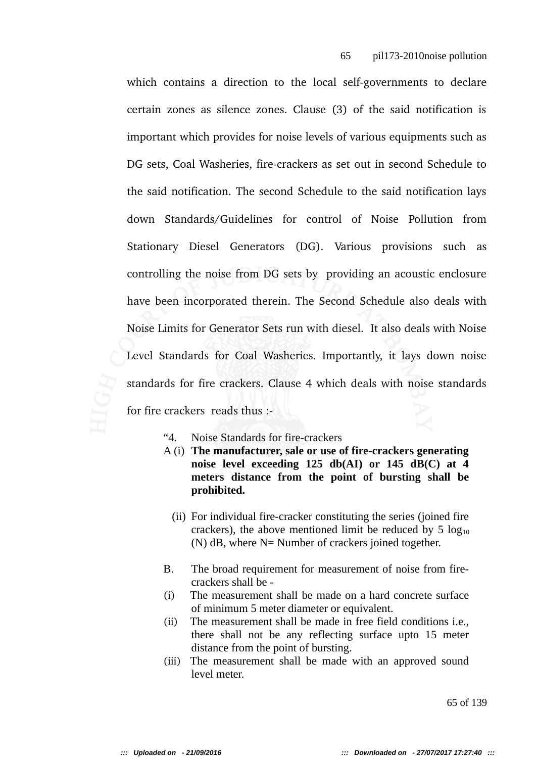which contains a direction to the local self-governments to declare certain zones as silence zones. Clause (3) of the said notification is important which provides for noise levels of various equipments such as DG sets, Coal Washeries, fire-crackers as set out in second Schedule to the said notification. The second Schedule to the said notification lays down Standards/Guidelines for control of Noise Pollution from Stationary Diesel Generators (DG). Various provisions such as controlling the noise from DG sets by providing an acoustic enclosure have been incorporated therein. The Second Schedule also deals with Noise Limits for Generator Sets run with diesel. It also deals with Noise Level Standards for Coal Washeries. Importantly, it lays down noise standards for fire crackers. Clause 4 which deals with noise standards for fire crackers reads thus :-

> "4. Noise Standards for fire-crackers
>
> A (i) **The manufacturer, sale or use of fire-crackers generating noise level exceeding 125 db(AI) or 145 dB(C) at 4 meters distance from the point of bursting shall be prohibited.**
>
> (ii) For individual fire-cracker constituting the series (joined fire crackers), the above mentioned limit be reduced by 5 $\log_{10}$ (N) dB, where N= Number of crackers joined together.
>
> B. The broad requirement for measurement of noise from fire-crackers shall be -
>
> (i) The measurement shall be made on a hard concrete surface of minimum 5 meter diameter or equivalent.
>
> (ii) The measurement shall be made in free field conditions i.e., there shall not be any reflecting surface upto 15 meter distance from the point of bursting.
>
> (iii) The measurement shall be made with an approved sound level meter.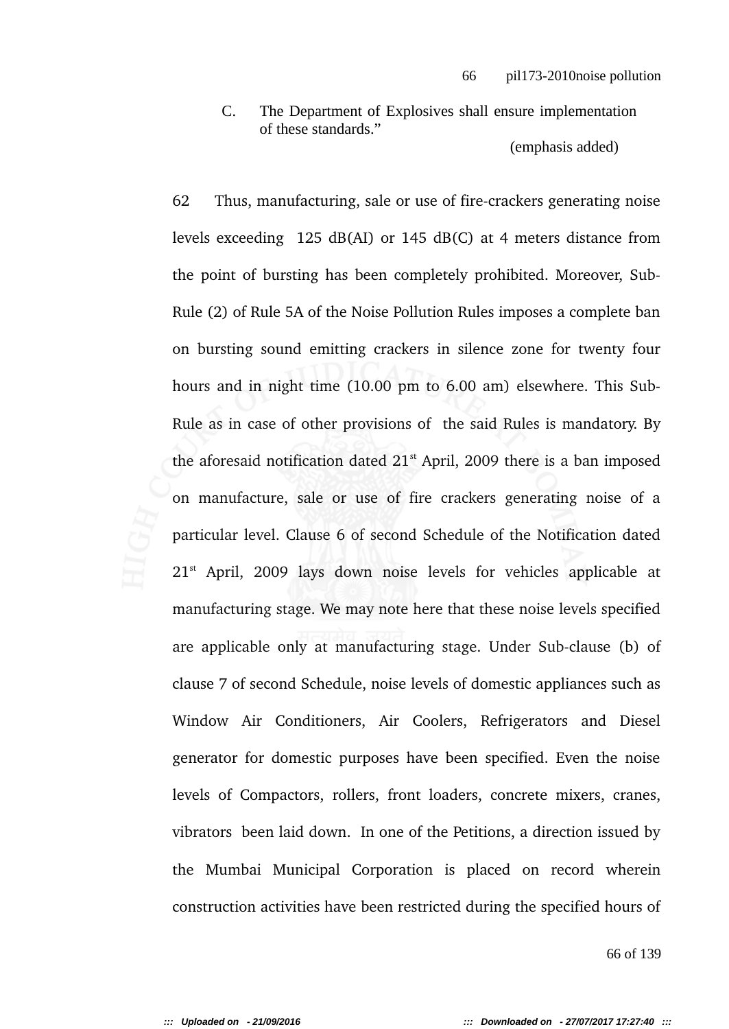> C. The Department of Explosives shall ensure implementation of these standards."
>
> (emphasis added)

62 Thus, manufacturing, sale or use of fire-crackers generating noise levels exceeding 125 dB(AI) or 145 dB(C) at 4 meters distance from the point of bursting has been completely prohibited. Moreover, Sub-Rule (2) of Rule 5A of the Noise Pollution Rules imposes a complete ban on bursting sound emitting crackers in silence zone for twenty four hours and in night time (10.00 pm to 6.00 am) elsewhere. This Sub-Rule as in case of other provisions of the said Rules is mandatory. By the aforesaid notification dated 21st April, 2009 there is a ban imposed on manufacture, sale or use of fire crackers generating noise of a particular level. Clause 6 of second Schedule of the Notification dated 21st April, 2009 lays down noise levels for vehicles applicable at manufacturing stage. We may note here that these noise levels specified are applicable only at manufacturing stage. Under Sub-clause (b) of clause 7 of second Schedule, noise levels of domestic appliances such as Window Air Conditioners, Air Coolers, Refrigerators and Diesel generator for domestic purposes have been specified. Even the noise levels of Compactors, rollers, front loaders, concrete mixers, cranes, vibrators been laid down. In one of the Petitions, a direction issued by the Mumbai Municipal Corporation is placed on record wherein construction activities have been restricted during the specified hours of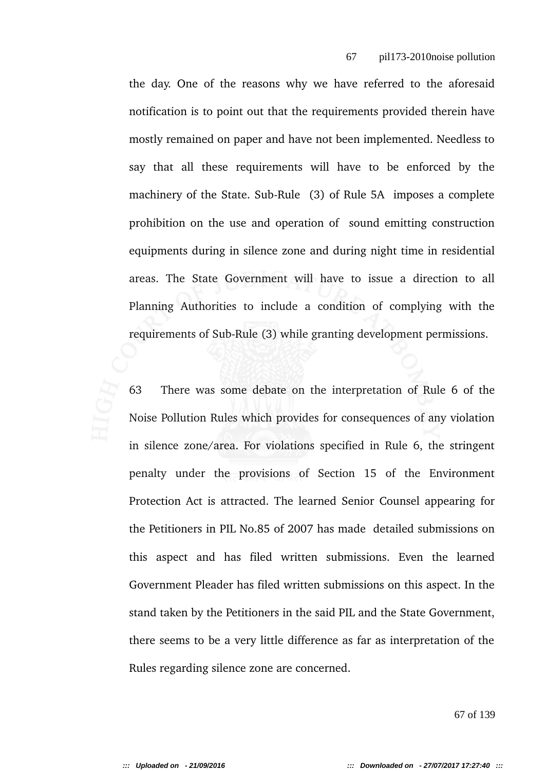the day. One of the reasons why we have referred to the aforesaid notification is to point out that the requirements provided therein have mostly remained on paper and have not been implemented. Needless to say that all these requirements will have to be enforced by the machinery of the State. Sub-Rule (3) of Rule 5A imposes a complete prohibition on the use and operation of sound emitting construction equipments during in silence zone and during night time in residential areas. The State Government will have to issue a direction to all Planning Authorities to include a condition of complying with the requirements of Sub-Rule (3) while granting development permissions.

63 There was some debate on the interpretation of Rule 6 of the Noise Pollution Rules which provides for consequences of any violation in silence zone/area. For violations specified in Rule 6, the stringent penalty under the provisions of Section 15 of the Environment Protection Act is attracted. The learned Senior Counsel appearing for the Petitioners in PIL No.85 of 2007 has made detailed submissions on this aspect and has filed written submissions. Even the learned Government Pleader has filed written submissions on this aspect. In the stand taken by the Petitioners in the said PIL and the State Government, there seems to be a very little difference as far as interpretation of the Rules regarding silence zone are concerned.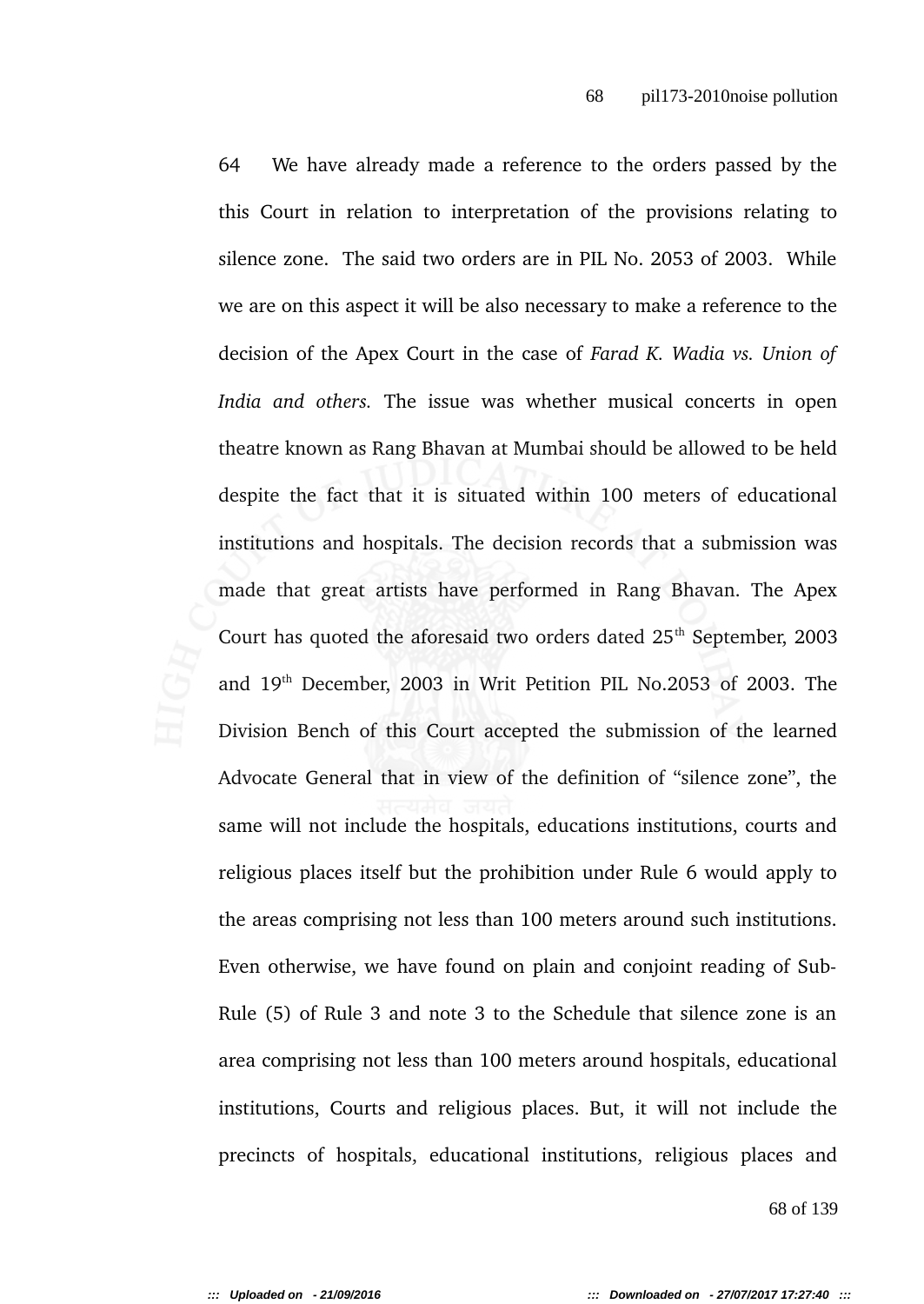64 We have already made a reference to the orders passed by the this Court in relation to interpretation of the provisions relating to silence zone. The said two orders are in PIL No. 2053 of 2003. While we are on this aspect it will be also necessary to make a reference to the decision of the Apex Court in the case of *Farad K. Wadia vs. Union of India and others.* The issue was whether musical concerts in open theatre known as Rang Bhavan at Mumbai should be allowed to be held despite the fact that it is situated within 100 meters of educational institutions and hospitals. The decision records that a submission was made that great artists have performed in Rang Bhavan. The Apex Court has quoted the aforesaid two orders dated 25th September, 2003 and 19th December, 2003 in Writ Petition PIL No.2053 of 2003. The Division Bench of this Court accepted the submission of the learned Advocate General that in view of the definition of "silence zone", the same will not include the hospitals, educations institutions, courts and religious places itself but the prohibition under Rule 6 would apply to the areas comprising not less than 100 meters around such institutions. Even otherwise, we have found on plain and conjoint reading of Sub-Rule (5) of Rule 3 and note 3 to the Schedule that silence zone is an area comprising not less than 100 meters around hospitals, educational institutions, Courts and religious places. But, it will not include the precincts of hospitals, educational institutions, religious places and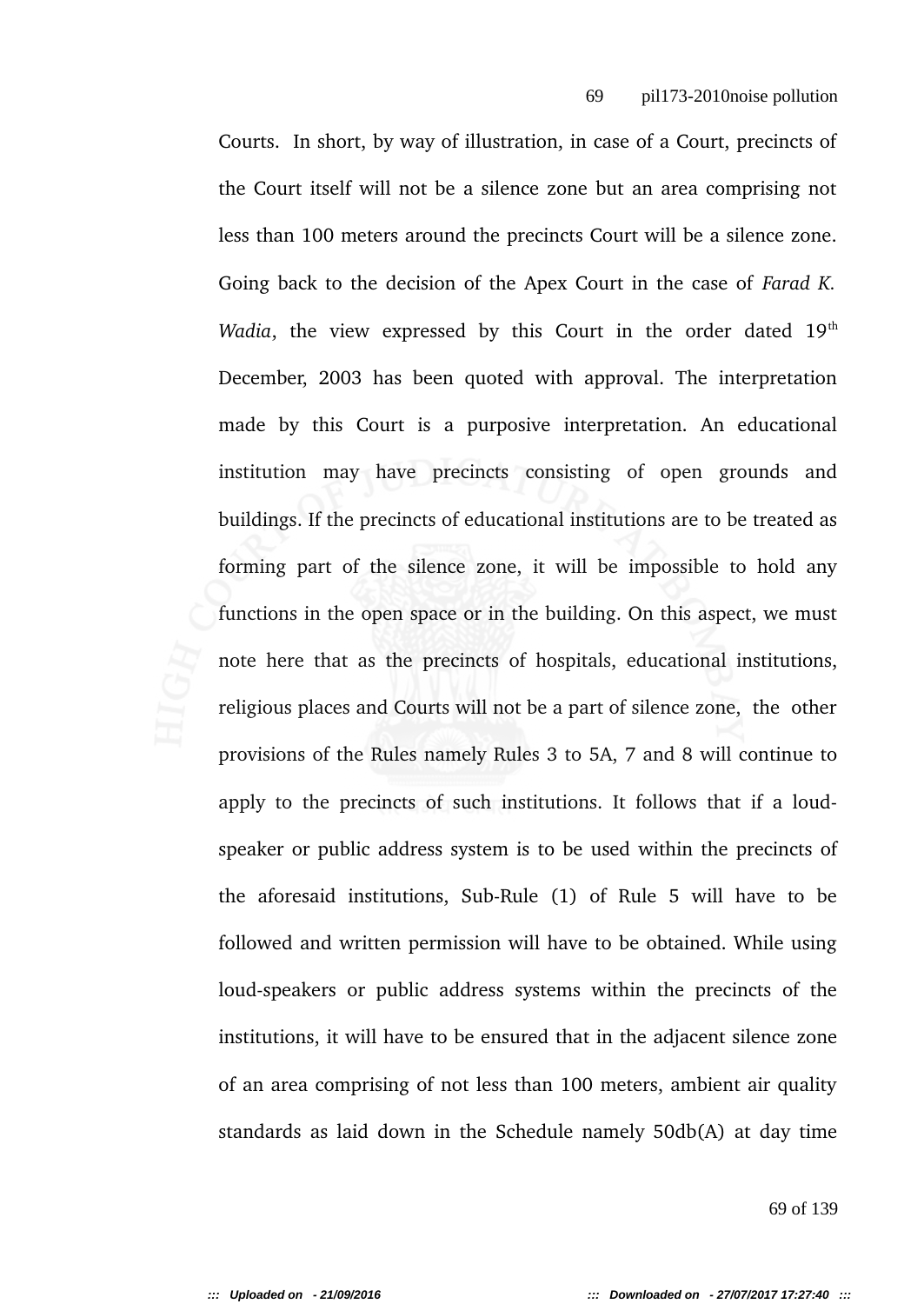Courts. In short, by way of illustration, in case of a Court, precincts of the Court itself will not be a silence zone but an area comprising not less than 100 meters around the precincts Court will be a silence zone. Going back to the decision of the Apex Court in the case of *Farad K. Wadia*, the view expressed by this Court in the order dated 19th December, 2003 has been quoted with approval. The interpretation made by this Court is a purposive interpretation. An educational institution may have precincts consisting of open grounds and buildings. If the precincts of educational institutions are to be treated as forming part of the silence zone, it will be impossible to hold any functions in the open space or in the building. On this aspect, we must note here that as the precincts of hospitals, educational institutions, religious places and Courts will not be a part of silence zone, the other provisions of the Rules namely Rules 3 to 5A, 7 and 8 will continue to apply to the precincts of such institutions. It follows that if a loud-speaker or public address system is to be used within the precincts of the aforesaid institutions, Sub-Rule (1) of Rule 5 will have to be followed and written permission will have to be obtained. While using loud-speakers or public address systems within the precincts of the institutions, it will have to be ensured that in the adjacent silence zone of an area comprising of not less than 100 meters, ambient air quality standards as laid down in the Schedule namely 50db(A) at day time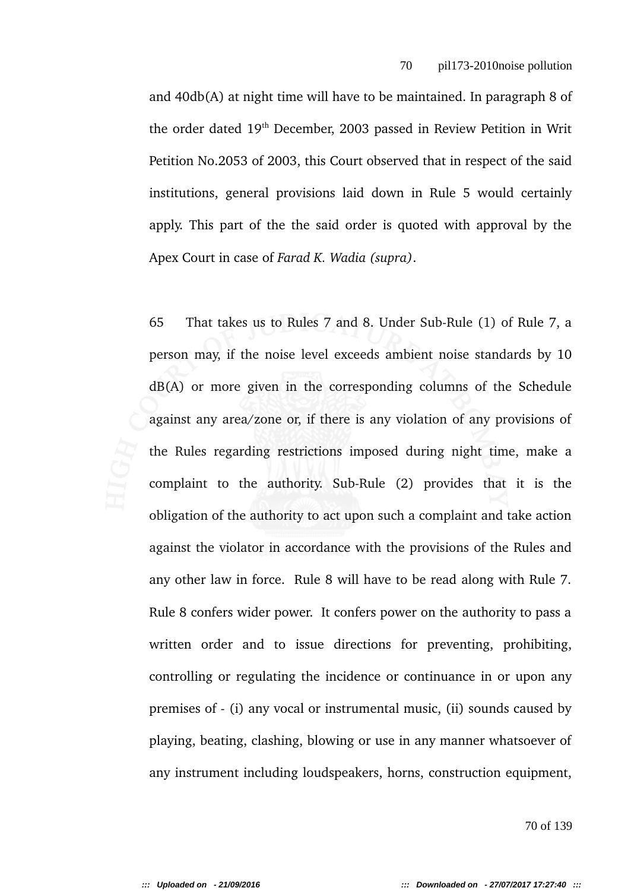and 40db(A) at night time will have to be maintained. In paragraph 8 of the order dated 19th December, 2003 passed in Review Petition in Writ Petition No.2053 of 2003, this Court observed that in respect of the said institutions, general provisions laid down in Rule 5 would certainly apply. This part of the the said order is quoted with approval by the Apex Court in case of *Farad K. Wadia (supra)*.

65 That takes us to Rules 7 and 8. Under Sub-Rule (1) of Rule 7, a person may, if the noise level exceeds ambient noise standards by 10 dB(A) or more given in the corresponding columns of the Schedule against any area/zone or, if there is any violation of any provisions of the Rules regarding restrictions imposed during night time, make a complaint to the authority. Sub-Rule (2) provides that it is the obligation of the authority to act upon such a complaint and take action against the violator in accordance with the provisions of the Rules and any other law in force. Rule 8 will have to be read along with Rule 7. Rule 8 confers wider power. It confers power on the authority to pass a written order and to issue directions for preventing, prohibiting, controlling or regulating the incidence or continuance in or upon any premises of - (i) any vocal or instrumental music, (ii) sounds caused by playing, beating, clashing, blowing or use in any manner whatsoever of any instrument including loudspeakers, horns, construction equipment,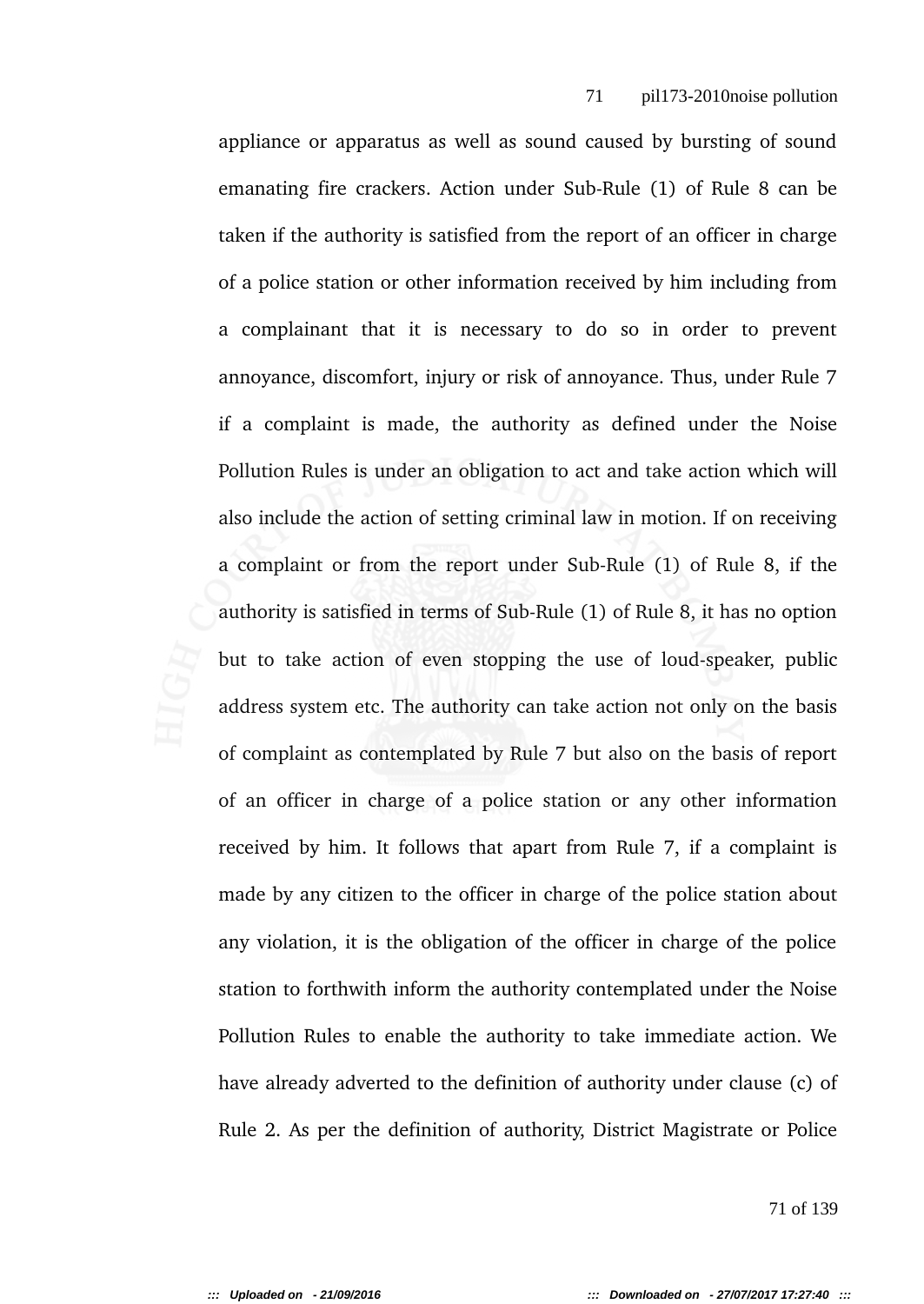appliance or apparatus as well as sound caused by bursting of sound emanating fire crackers. Action under Sub-Rule (1) of Rule 8 can be taken if the authority is satisfied from the report of an officer in charge of a police station or other information received by him including from a complainant that it is necessary to do so in order to prevent annoyance, discomfort, injury or risk of annoyance. Thus, under Rule 7 if a complaint is made, the authority as defined under the Noise Pollution Rules is under an obligation to act and take action which will also include the action of setting criminal law in motion. If on receiving a complaint or from the report under Sub-Rule (1) of Rule 8, if the authority is satisfied in terms of Sub-Rule (1) of Rule 8, it has no option but to take action of even stopping the use of loud-speaker, public address system etc. The authority can take action not only on the basis of complaint as contemplated by Rule 7 but also on the basis of report of an officer in charge of a police station or any other information received by him. It follows that apart from Rule 7, if a complaint is made by any citizen to the officer in charge of the police station about any violation, it is the obligation of the officer in charge of the police station to forthwith inform the authority contemplated under the Noise Pollution Rules to enable the authority to take immediate action. We have already adverted to the definition of authority under clause (c) of Rule 2. As per the definition of authority, District Magistrate or Police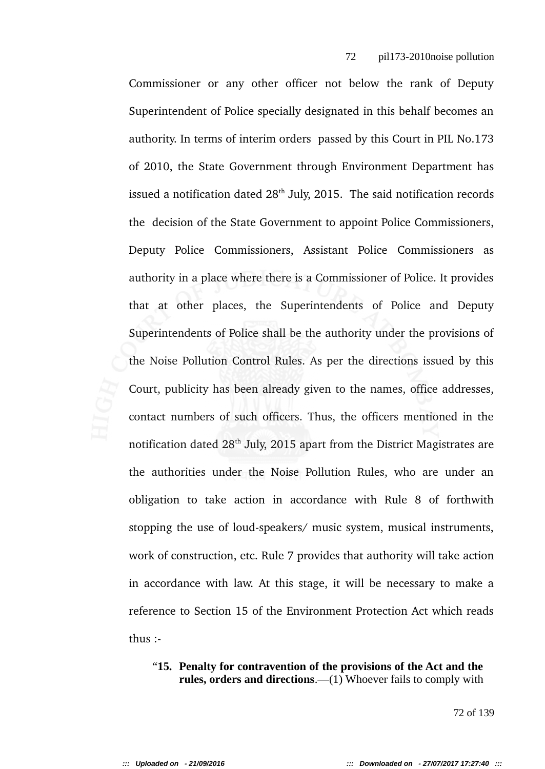Commissioner or any other officer not below the rank of Deputy Superintendent of Police specially designated in this behalf becomes an authority. In terms of interim orders passed by this Court in PIL No.173 of 2010, the State Government through Environment Department has issued a notification dated 28th July, 2015. The said notification records the decision of the State Government to appoint Police Commissioners, Deputy Police Commissioners, Assistant Police Commissioners as authority in a place where there is a Commissioner of Police. It provides that at other places, the Superintendents of Police and Deputy Superintendents of Police shall be the authority under the provisions of the Noise Pollution Control Rules. As per the directions issued by this Court, publicity has been already given to the names, office addresses, contact numbers of such officers. Thus, the officers mentioned in the notification dated 28th July, 2015 apart from the District Magistrates are the authorities under the Noise Pollution Rules, who are under an obligation to take action in accordance with Rule 8 of forthwith stopping the use of loud-speakers/ music system, musical instruments, work of construction, etc. Rule 7 provides that authority will take action in accordance with law. At this stage, it will be necessary to make a reference to Section 15 of the Environment Protection Act which reads thus :-

> "**15. Penalty for contravention of the provisions of the Act and the rules, orders and directions**.—(1) Whoever fails to comply with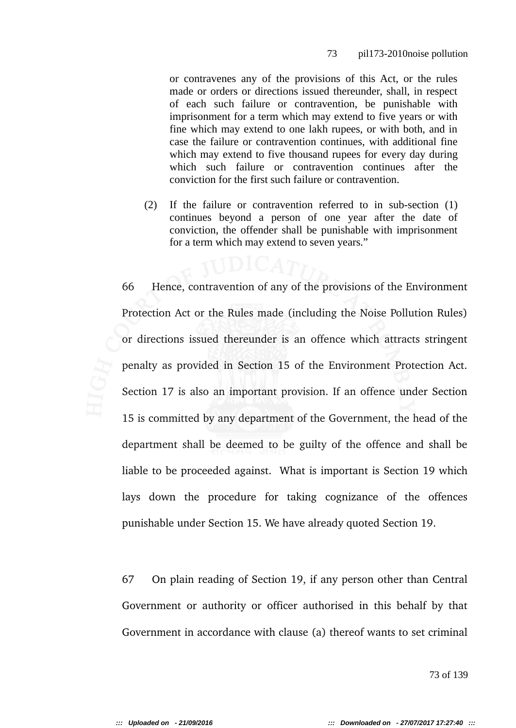> or contravenes any of the provisions of this Act, or the rules made or orders or directions issued thereunder, shall, in respect of each such failure or contravention, be punishable with imprisonment for a term which may extend to five years or with fine which may extend to one lakh rupees, or with both, and in case the failure or contravention continues, with additional fine which may extend to five thousand rupees for every day during which such failure or contravention continues after the conviction for the first such failure or contravention.
>
> (2) If the failure or contravention referred to in sub-section (1) continues beyond a person of one year after the date of conviction, the offender shall be punishable with imprisonment for a term which may extend to seven years."

66 Hence, contravention of any of the provisions of the Environment Protection Act or the Rules made (including the Noise Pollution Rules) or directions issued thereunder is an offence which attracts stringent penalty as provided in Section 15 of the Environment Protection Act. Section 17 is also an important provision. If an offence under Section 15 is committed by any department of the Government, the head of the department shall be deemed to be guilty of the offence and shall be liable to be proceeded against. What is important is Section 19 which lays down the procedure for taking cognizance of the offences punishable under Section 15. We have already quoted Section 19.

67 On plain reading of Section 19, if any person other than Central Government or authority or officer authorised in this behalf by that Government in accordance with clause (a) thereof wants to set criminal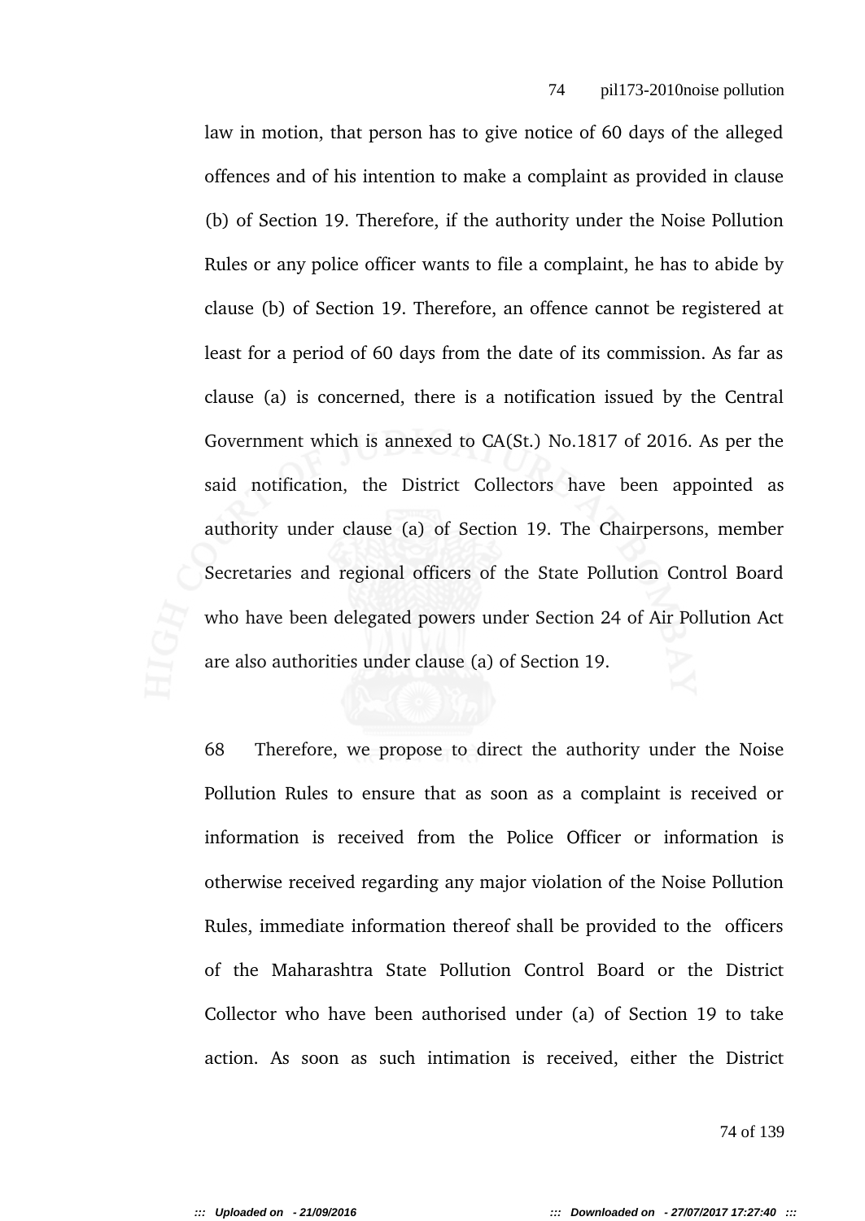law in motion, that person has to give notice of 60 days of the alleged offences and of his intention to make a complaint as provided in clause (b) of Section 19. Therefore, if the authority under the Noise Pollution Rules or any police officer wants to file a complaint, he has to abide by clause (b) of Section 19. Therefore, an offence cannot be registered at least for a period of 60 days from the date of its commission. As far as clause (a) is concerned, there is a notification issued by the Central Government which is annexed to CA(St.) No.1817 of 2016. As per the said notification, the District Collectors have been appointed as authority under clause (a) of Section 19. The Chairpersons, member Secretaries and regional officers of the State Pollution Control Board who have been delegated powers under Section 24 of Air Pollution Act are also authorities under clause (a) of Section 19.

68 Therefore, we propose to direct the authority under the Noise Pollution Rules to ensure that as soon as a complaint is received or information is received from the Police Officer or information is otherwise received regarding any major violation of the Noise Pollution Rules, immediate information thereof shall be provided to the officers of the Maharashtra State Pollution Control Board or the District Collector who have been authorised under (a) of Section 19 to take action. As soon as such intimation is received, either the District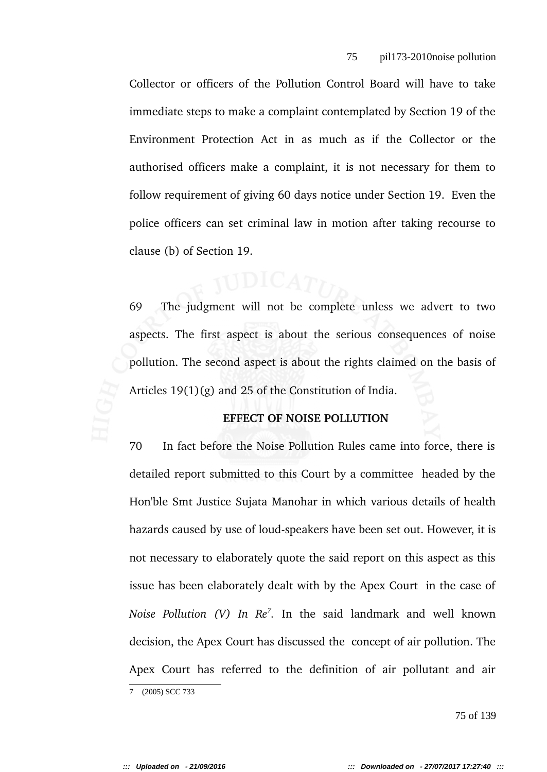Collector or officers of the Pollution Control Board will have to take immediate steps to make a complaint contemplated by Section 19 of the Environment Protection Act in as much as if the Collector or the authorised officers make a complaint, it is not necessary for them to follow requirement of giving 60 days notice under Section 19. Even the police officers can set criminal law in motion after taking recourse to clause (b) of Section 19.

69 The judgment will not be complete unless we advert to two aspects. The first aspect is about the serious consequences of noise pollution. The second aspect is about the rights claimed on the basis of Articles 19(1)(g) and 25 of the Constitution of India.

**EFFECT OF NOISE POLLUTION**

70 In fact before the Noise Pollution Rules came into force, there is detailed report submitted to this Court by a committee headed by the Hon'ble Smt Justice Sujata Manohar in which various details of health hazards caused by use of loud-speakers have been set out. However, it is not necessary to elaborately quote the said report on this aspect as this issue has been elaborately dealt with by the Apex Court in the case of *Noise Pollution (V) In Re*[7]. In the said landmark and well known decision, the Apex Court has discussed the concept of air pollution. The Apex Court has referred to the definition of air pollutant and air

7 (2005) SCC 733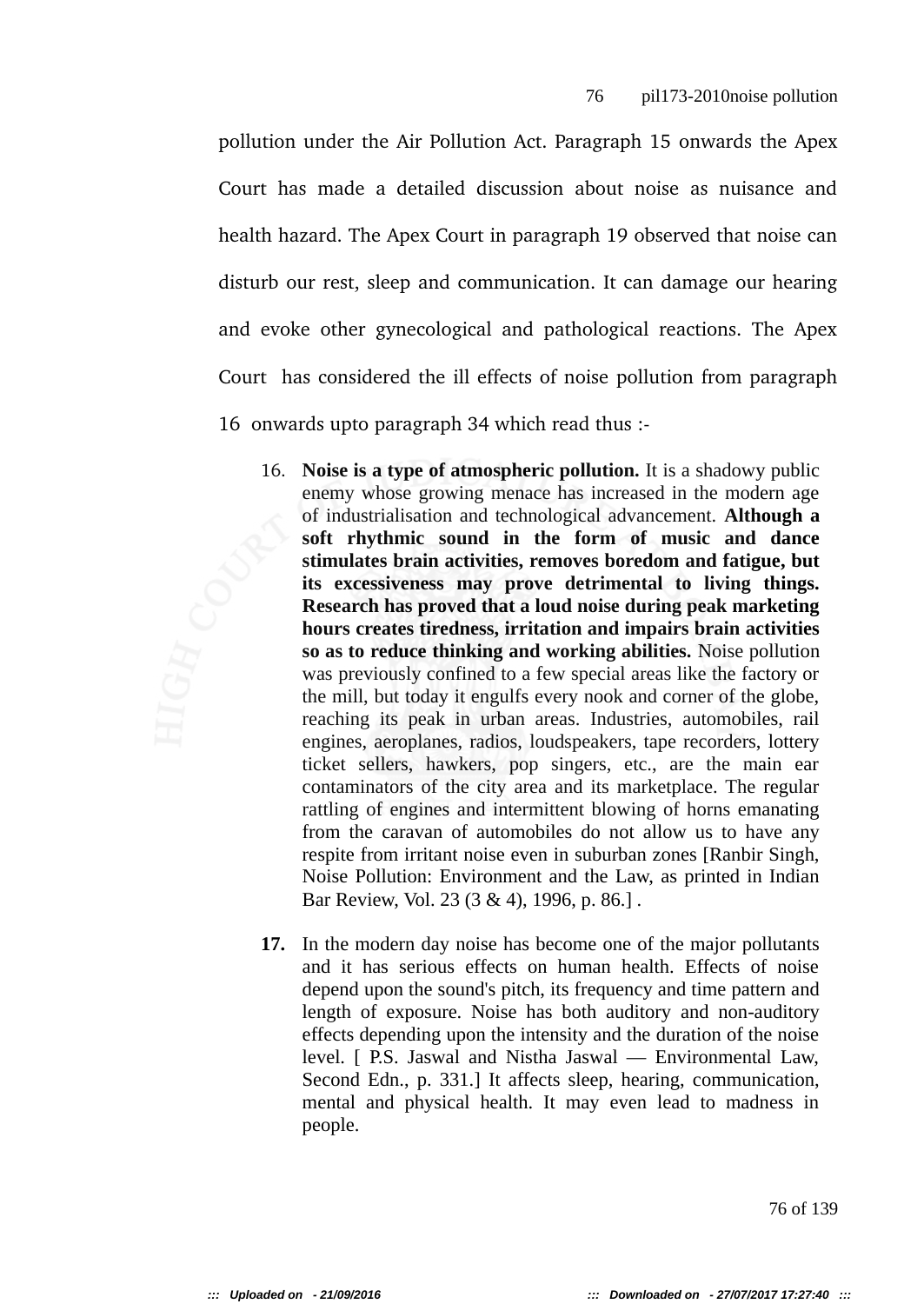pollution under the Air Pollution Act. Paragraph 15 onwards the Apex Court has made a detailed discussion about noise as nuisance and health hazard. The Apex Court in paragraph 19 observed that noise can disturb our rest, sleep and communication. It can damage our hearing and evoke other gynecological and pathological reactions. The Apex Court has considered the ill effects of noise pollution from paragraph 16 onwards upto paragraph 34 which read thus :-

> 16. **Noise is a type of atmospheric pollution.** It is a shadowy public enemy whose growing menace has increased in the modern age of industrialisation and technological advancement. **Although a soft rhythmic sound in the form of music and dance stimulates brain activities, removes boredom and fatigue, but its excessiveness may prove detrimental to living things. Research has proved that a loud noise during peak marketing hours creates tiredness, irritation and impairs brain activities so as to reduce thinking and working abilities.** Noise pollution was previously confined to a few special areas like the factory or the mill, but today it engulfs every nook and corner of the globe, reaching its peak in urban areas. Industries, automobiles, rail engines, aeroplanes, radios, loudspeakers, tape recorders, lottery ticket sellers, hawkers, pop singers, etc., are the main ear contaminators of the city area and its marketplace. The regular rattling of engines and intermittent blowing of horns emanating from the caravan of automobiles do not allow us to have any respite from irritant noise even in suburban zones [Ranbir Singh, Noise Pollution: Environment and the Law, as printed in Indian Bar Review, Vol. 23 (3 & 4), 1996, p. 86.] .
>
> **17.** In the modern day noise has become one of the major pollutants and it has serious effects on human health. Effects of noise depend upon the sound's pitch, its frequency and time pattern and length of exposure. Noise has both auditory and non-auditory effects depending upon the intensity and the duration of the noise level. [ P.S. Jaswal and Nistha Jaswal — Environmental Law, Second Edn., p. 331.] It affects sleep, hearing, communication, mental and physical health. It may even lead to madness in people.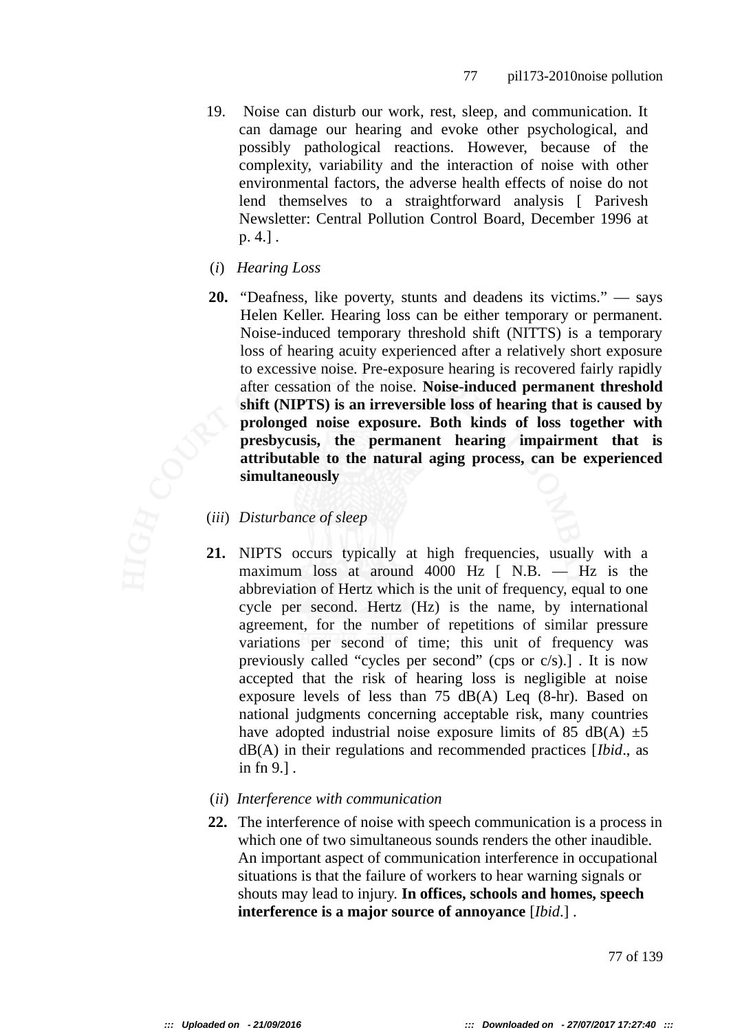19. Noise can disturb our work, rest, sleep, and communication. It can damage our hearing and evoke other psychological, and possibly pathological reactions. However, because of the complexity, variability and the interaction of noise with other environmental factors, the adverse health effects of noise do not lend themselves to a straightforward analysis [ Parivesh Newsletter: Central Pollution Control Board, December 1996 at p. 4.] .

(*i*) *Hearing Loss*

**20.** "Deafness, like poverty, stunts and deadens its victims." — says Helen Keller. Hearing loss can be either temporary or permanent. Noise-induced temporary threshold shift (NITTS) is a temporary loss of hearing acuity experienced after a relatively short exposure to excessive noise. Pre-exposure hearing is recovered fairly rapidly after cessation of the noise. **Noise-induced permanent threshold shift (NIPTS) is an irreversible loss of hearing that is caused by prolonged noise exposure. Both kinds of loss together with presbycusis, the permanent hearing impairment that is attributable to the natural aging process, can be experienced simultaneously**

(*iii*) *Disturbance of sleep*

**21.** NIPTS occurs typically at high frequencies, usually with a maximum loss at around 4000 Hz [ N.B. — Hz is the abbreviation of Hertz which is the unit of frequency, equal to one cycle per second. Hertz (Hz) is the name, by international agreement, for the number of repetitions of similar pressure variations per second of time; this unit of frequency was previously called "cycles per second" (cps or c/s).] . It is now accepted that the risk of hearing loss is negligible at noise exposure levels of less than 75 dB(A) Leq (8-hr). Based on national judgments concerning acceptable risk, many countries have adopted industrial noise exposure limits of 85 dB(A) ±5 dB(A) in their regulations and recommended practices [*Ibid*., as in fn 9.] .

(*ii*) *Interference with communication*

**22.** The interference of noise with speech communication is a process in which one of two simultaneous sounds renders the other inaudible. An important aspect of communication interference in occupational situations is that the failure of workers to hear warning signals or shouts may lead to injury. **In offices, schools and homes, speech interference is a major source of annoyance** [*Ibid*.] .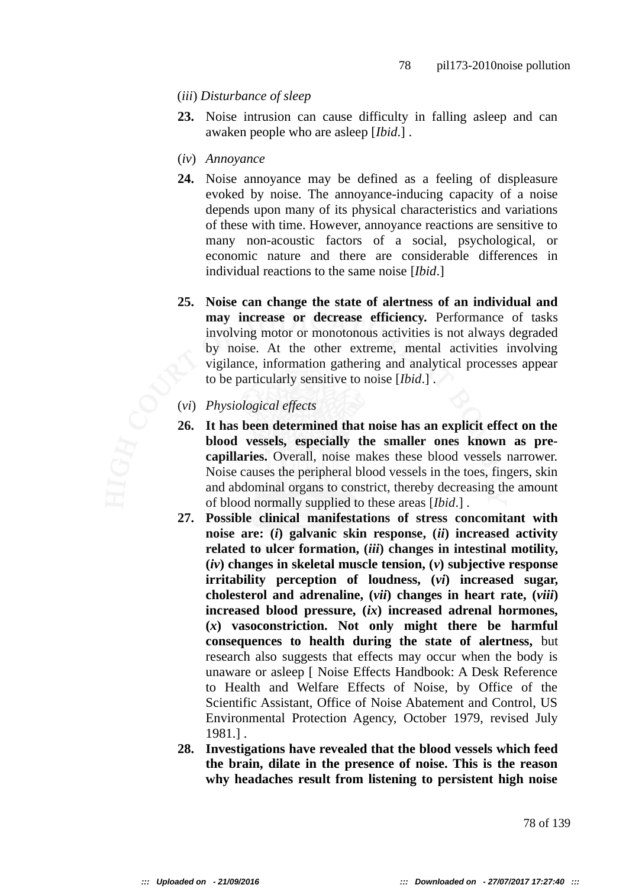(*iii*) *Disturbance of sleep*

**23.** Noise intrusion can cause difficulty in falling asleep and can awaken people who are asleep [*Ibid*.] .

(*iv*) *Annoyance*

**24.** Noise annoyance may be defined as a feeling of displeasure evoked by noise. The annoyance-inducing capacity of a noise depends upon many of its physical characteristics and variations of these with time. However, annoyance reactions are sensitive to many non-acoustic factors of a social, psychological, or economic nature and there are considerable differences in individual reactions to the same noise [*Ibid*.]

**25.** **Noise can change the state of alertness of an individual and may increase or decrease efficiency.** Performance of tasks involving motor or monotonous activities is not always degraded by noise. At the other extreme, mental activities involving vigilance, information gathering and analytical processes appear to be particularly sensitive to noise [*Ibid*.] .

(*vi*) *Physiological effects*

**26.** **It has been determined that noise has an explicit effect on the blood vessels, especially the smaller ones known as pre-capillaries.** Overall, noise makes these blood vessels narrower. Noise causes the peripheral blood vessels in the toes, fingers, skin and abdominal organs to constrict, thereby decreasing the amount of blood normally supplied to these areas [*Ibid*.] .

**27.** **Possible clinical manifestations of stress concomitant with noise are: (*i*) galvanic skin response, (*ii*) increased activity related to ulcer formation, (*iii*) changes in intestinal motility, (*iv*) changes in skeletal muscle tension, (*v*) subjective response irritability perception of loudness, (*vi*) increased sugar, cholesterol and adrenaline, (*vii*) changes in heart rate, (*viii*) increased blood pressure, (*ix*) increased adrenal hormones, (*x*) vasoconstriction. Not only might there be harmful consequences to health during the state of alertness,** but research also suggests that effects may occur when the body is unaware or asleep [ Noise Effects Handbook: A Desk Reference to Health and Welfare Effects of Noise, by Office of the Scientific Assistant, Office of Noise Abatement and Control, US Environmental Protection Agency, October 1979, revised July 1981.] .

**28.** **Investigations have revealed that the blood vessels which feed the brain, dilate in the presence of noise. This is the reason why headaches result from listening to persistent high noise**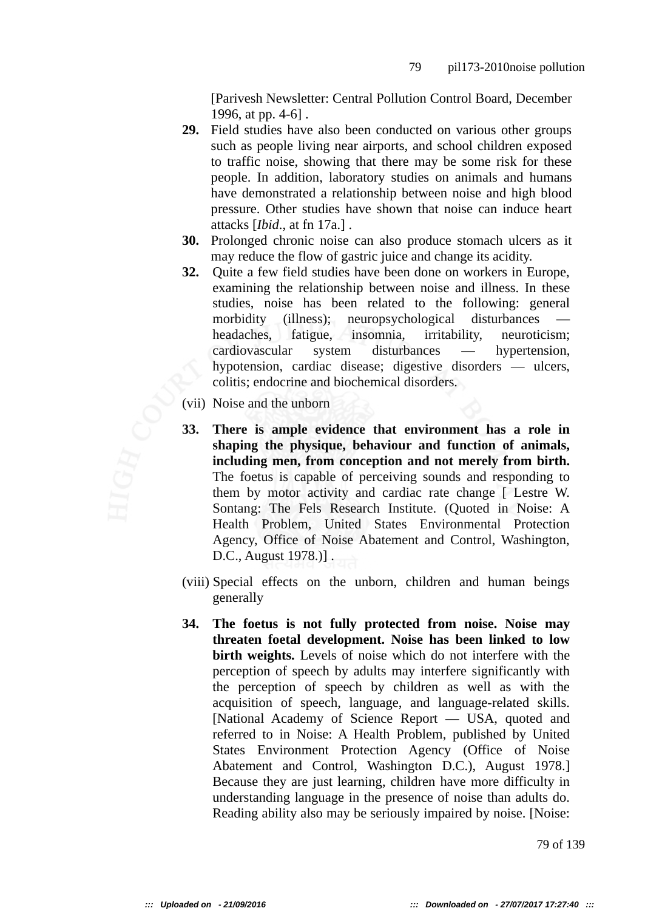[Parivesh Newsletter: Central Pollution Control Board, December 1996, at pp. 4-6] .

**29.** Field studies have also been conducted on various other groups such as people living near airports, and school children exposed to traffic noise, showing that there may be some risk for these people. In addition, laboratory studies on animals and humans have demonstrated a relationship between noise and high blood pressure. Other studies have shown that noise can induce heart attacks [*Ibid*., at fn 17a.] .

**30.** Prolonged chronic noise can also produce stomach ulcers as it may reduce the flow of gastric juice and change its acidity.

**32.** Quite a few field studies have been done on workers in Europe, examining the relationship between noise and illness. In these studies, noise has been related to the following: general morbidity (illness); neuropsychological disturbances — headaches, fatigue, insomnia, irritability, neuroticism; cardiovascular system disturbances — hypertension, hypotension, cardiac disease; digestive disorders — ulcers, colitis; endocrine and biochemical disorders.

(vii) Noise and the unborn

**33.** **There is ample evidence that environment has a role in shaping the physique, behaviour and function of animals, including men, from conception and not merely from birth.** The foetus is capable of perceiving sounds and responding to them by motor activity and cardiac rate change [ Lestre W. Sontang: The Fels Research Institute. (Quoted in Noise: A Health Problem, United States Environmental Protection Agency, Office of Noise Abatement and Control, Washington, D.C., August 1978.)] .

(viii) Special effects on the unborn, children and human beings generally

**34.** **The foetus is not fully protected from noise. Noise may threaten foetal development. Noise has been linked to low birth weights.** Levels of noise which do not interfere with the perception of speech by adults may interfere significantly with the perception of speech by children as well as with the acquisition of speech, language, and language-related skills. [National Academy of Science Report — USA, quoted and referred to in Noise: A Health Problem, published by United States Environment Protection Agency (Office of Noise Abatement and Control, Washington D.C.), August 1978.] Because they are just learning, children have more difficulty in understanding language in the presence of noise than adults do. Reading ability also may be seriously impaired by noise. [Noise: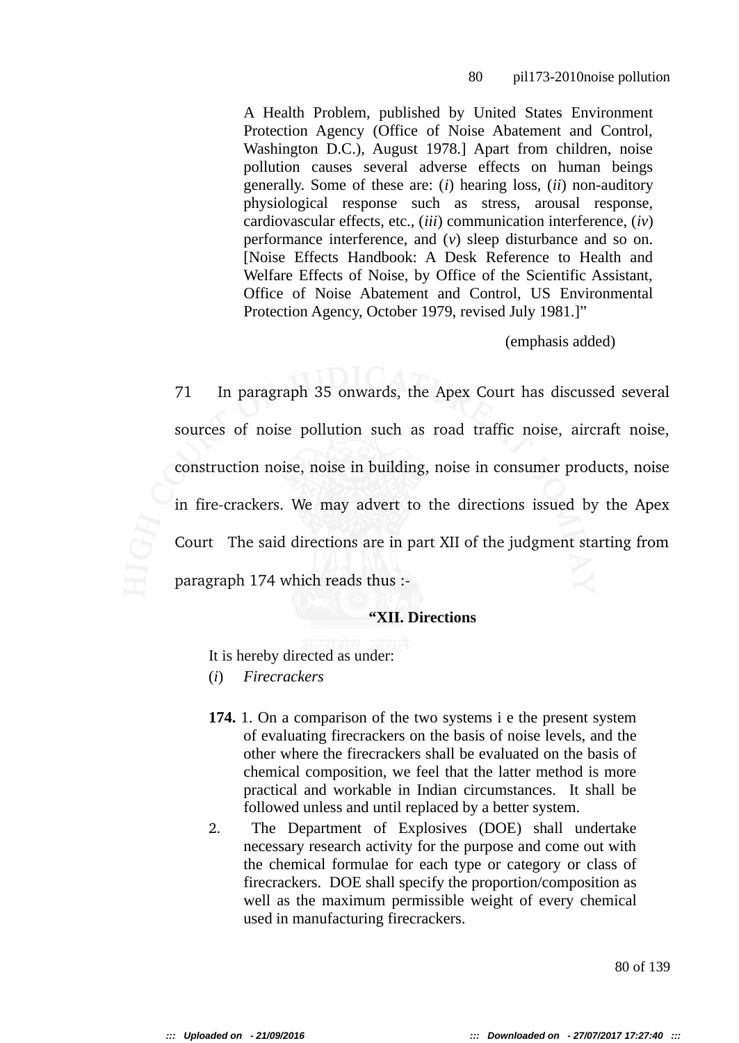> A Health Problem, published by United States Environment Protection Agency (Office of Noise Abatement and Control, Washington D.C.), August 1978.] Apart from children, noise pollution causes several adverse effects on human beings generally. Some of these are: (*i*) hearing loss, (*ii*) non-auditory physiological response such as stress, arousal response, cardiovascular effects, etc., (*iii*) communication interference, (*iv*) performance interference, and (*v*) sleep disturbance and so on. [Noise Effects Handbook: A Desk Reference to Health and Welfare Effects of Noise, by Office of the Scientific Assistant, Office of Noise Abatement and Control, US Environmental Protection Agency, October 1979, revised July 1981.]"
>
> (emphasis added)

71 In paragraph 35 onwards, the Apex Court has discussed several sources of noise pollution such as road traffic noise, aircraft noise, construction noise, noise in building, noise in consumer products, noise in fire-crackers. We may advert to the directions issued by the Apex Court The said directions are in part XII of the judgment starting from paragraph 174 which reads thus :-

> **"XII. Directions**
>
> It is hereby directed as under:
>
> (*i*) *Firecrackers*
>
> **174.** 1. On a comparison of the two systems i e the present system of evaluating firecrackers on the basis of noise levels, and the other where the firecrackers shall be evaluated on the basis of chemical composition, we feel that the latter method is more practical and workable in Indian circumstances. It shall be followed unless and until replaced by a better system.
>
> 2. The Department of Explosives (DOE) shall undertake necessary research activity for the purpose and come out with the chemical formulae for each type or category or class of firecrackers. DOE shall specify the proportion/composition as well as the maximum permissible weight of every chemical used in manufacturing firecrackers.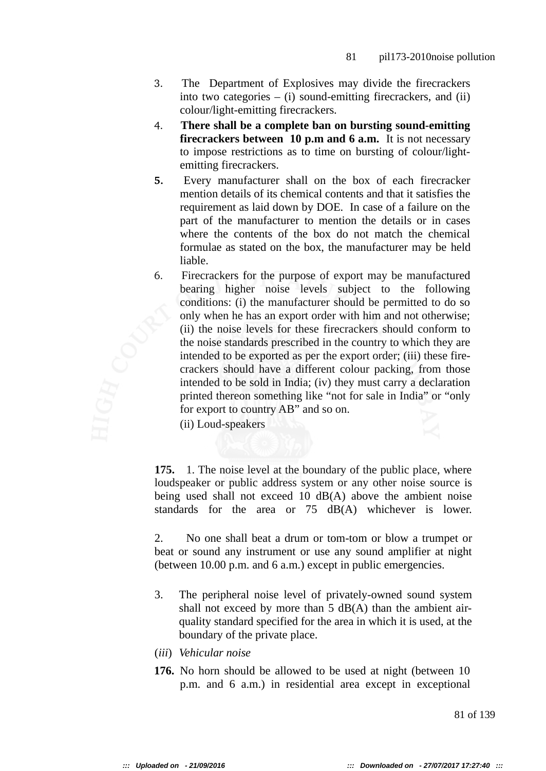3. The Department of Explosives may divide the firecrackers into two categories – (i) sound-emitting firecrackers, and (ii) colour/light-emitting firecrackers.

4. **There shall be a complete ban on bursting sound-emitting firecrackers between 10 p.m and 6 a.m.** It is not necessary to impose restrictions as to time on bursting of colour/light-emitting firecrackers.

**5.** Every manufacturer shall on the box of each firecracker mention details of its chemical contents and that it satisfies the requirement as laid down by DOE. In case of a failure on the part of the manufacturer to mention the details or in cases where the contents of the box do not match the chemical formulae as stated on the box, the manufacturer may be held liable.

6. Firecrackers for the purpose of export may be manufactured bearing higher noise levels subject to the following conditions: (i) the manufacturer should be permitted to do so only when he has an export order with him and not otherwise; (ii) the noise levels for these firecrackers should conform to the noise standards prescribed in the country to which they are intended to be exported as per the export order; (iii) these fire-crackers should have a different colour packing, from those intended to be sold in India; (iv) they must carry a declaration printed thereon something like "not for sale in India" or "only for export to country AB" and so on.

(ii) Loud-speakers

**175.** 1. The noise level at the boundary of the public place, where loudspeaker or public address system or any other noise source is being used shall not exceed 10 dB(A) above the ambient noise standards for the area or 75 dB(A) whichever is lower.

2. No one shall beat a drum or tom-tom or blow a trumpet or beat or sound any instrument or use any sound amplifier at night (between 10.00 p.m. and 6 a.m.) except in public emergencies.

3. The peripheral noise level of privately-owned sound system shall not exceed by more than 5 dB(A) than the ambient air-quality standard specified for the area in which it is used, at the boundary of the private place.

(*iii*) *Vehicular noise*

**176.** No horn should be allowed to be used at night (between 10 p.m. and 6 a.m.) in residential area except in exceptional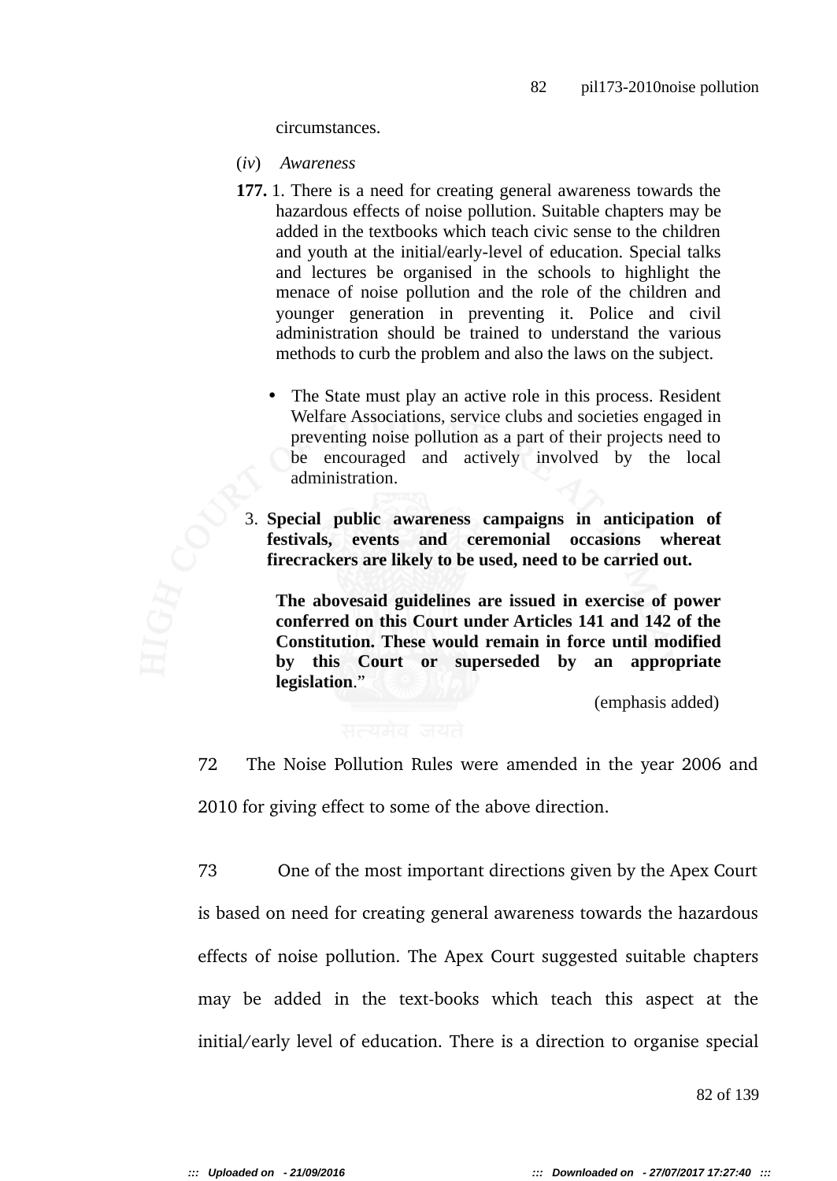circumstances.

(*iv*) *Awareness*

**177.** 1. There is a need for creating general awareness towards the hazardous effects of noise pollution. Suitable chapters may be added in the textbooks which teach civic sense to the children and youth at the initial/early-level of education. Special talks and lectures be organised in the schools to highlight the menace of noise pollution and the role of the children and younger generation in preventing it. Police and civil administration should be trained to understand the various methods to curb the problem and also the laws on the subject.

- The State must play an active role in this process. Resident Welfare Associations, service clubs and societies engaged in preventing noise pollution as a part of their projects need to be encouraged and actively involved by the local administration.

3. **Special public awareness campaigns in anticipation of festivals, events and ceremonial occasions whereat firecrackers are likely to be used, need to be carried out.**

**The abovesaid guidelines are issued in exercise of power conferred on this Court under Articles 141 and 142 of the Constitution. These would remain in force until modified by this Court or superseded by an appropriate legislation.**"

(emphasis added)

72 The Noise Pollution Rules were amended in the year 2006 and 2010 for giving effect to some of the above direction.

73 One of the most important directions given by the Apex Court is based on need for creating general awareness towards the hazardous effects of noise pollution. The Apex Court suggested suitable chapters may be added in the text-books which teach this aspect at the initial/early level of education. There is a direction to organise special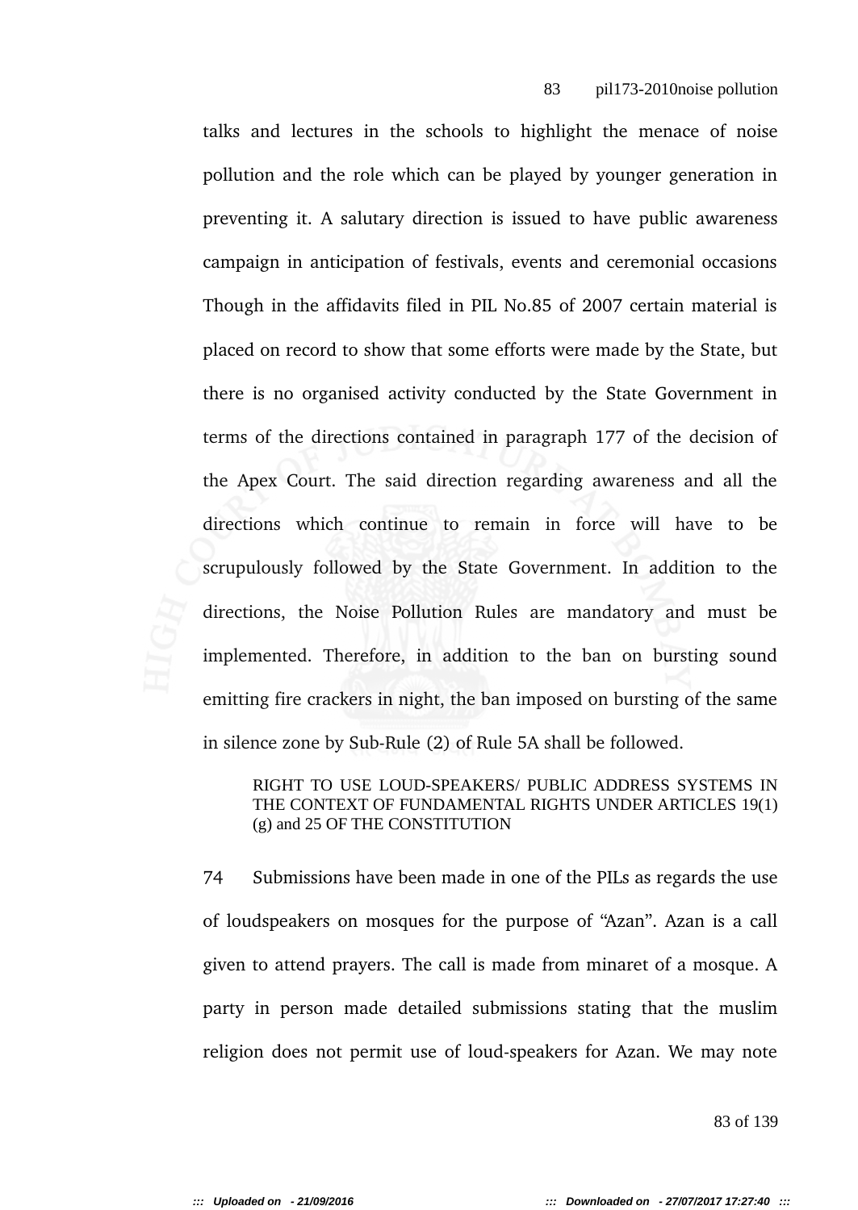talks and lectures in the schools to highlight the menace of noise pollution and the role which can be played by younger generation in preventing it. A salutary direction is issued to have public awareness campaign in anticipation of festivals, events and ceremonial occasions Though in the affidavits filed in PIL No.85 of 2007 certain material is placed on record to show that some efforts were made by the State, but there is no organised activity conducted by the State Government in terms of the directions contained in paragraph 177 of the decision of the Apex Court. The said direction regarding awareness and all the directions which continue to remain in force will have to be scrupulously followed by the State Government. In addition to the directions, the Noise Pollution Rules are mandatory and must be implemented. Therefore, in addition to the ban on bursting sound emitting fire crackers in night, the ban imposed on bursting of the same in silence zone by Sub-Rule (2) of Rule 5A shall be followed.

RIGHT TO USE LOUD-SPEAKERS/ PUBLIC ADDRESS SYSTEMS IN THE CONTEXT OF FUNDAMENTAL RIGHTS UNDER ARTICLES 19(1)(g) and 25 OF THE CONSTITUTION

74 Submissions have been made in one of the PILs as regards the use of loudspeakers on mosques for the purpose of "Azan". Azan is a call given to attend prayers. The call is made from minaret of a mosque. A party in person made detailed submissions stating that the muslim religion does not permit use of loud-speakers for Azan. We may note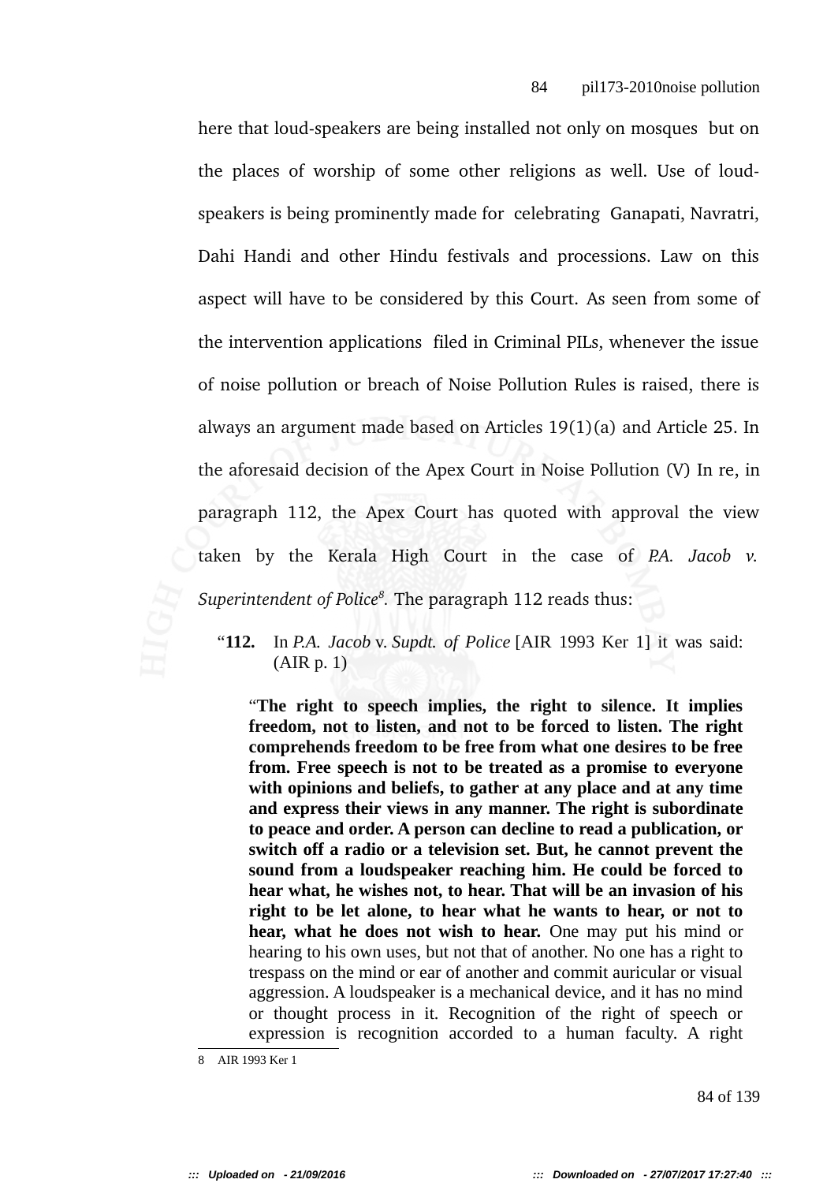here that loud-speakers are being installed not only on mosques but on the places of worship of some other religions as well. Use of loud-speakers is being prominently made for celebrating Ganapati, Navratri, Dahi Handi and other Hindu festivals and processions. Law on this aspect will have to be considered by this Court. As seen from some of the intervention applications filed in Criminal PILs, whenever the issue of noise pollution or breach of Noise Pollution Rules is raised, there is always an argument made based on Articles 19(1)(a) and Article 25. In the aforesaid decision of the Apex Court in Noise Pollution (V) In re, in paragraph 112, the Apex Court has quoted with approval the view taken by the Kerala High Court in the case of *P.A. Jacob v. Superintendent of Police*[8]. The paragraph 112 reads thus:

> "**112.** In *P.A. Jacob* v. *Supdt. of Police* [AIR 1993 Ker 1] it was said: (AIR p. 1)
>
> "**The right to speech implies, the right to silence. It implies freedom, not to listen, and not to be forced to listen. The right comprehends freedom to be free from what one desires to be free from. Free speech is not to be treated as a promise to everyone with opinions and beliefs, to gather at any place and at any time and express their views in any manner. The right is subordinate to peace and order. A person can decline to read a publication, or switch off a radio or a television set. But, he cannot prevent the sound from a loudspeaker reaching him. He could be forced to hear what, he wishes not, to hear. That will be an invasion of his right to be let alone, to hear what he wants to hear, or not to hear, what he does not wish to hear.** One may put his mind or hearing to his own uses, but not that of another. No one has a right to trespass on the mind or ear of another and commit auricular or visual aggression. A loudspeaker is a mechanical device, and it has no mind or thought process in it. Recognition of the right of speech or expression is recognition accorded to a human faculty. A right

---

8 AIR 1993 Ker 1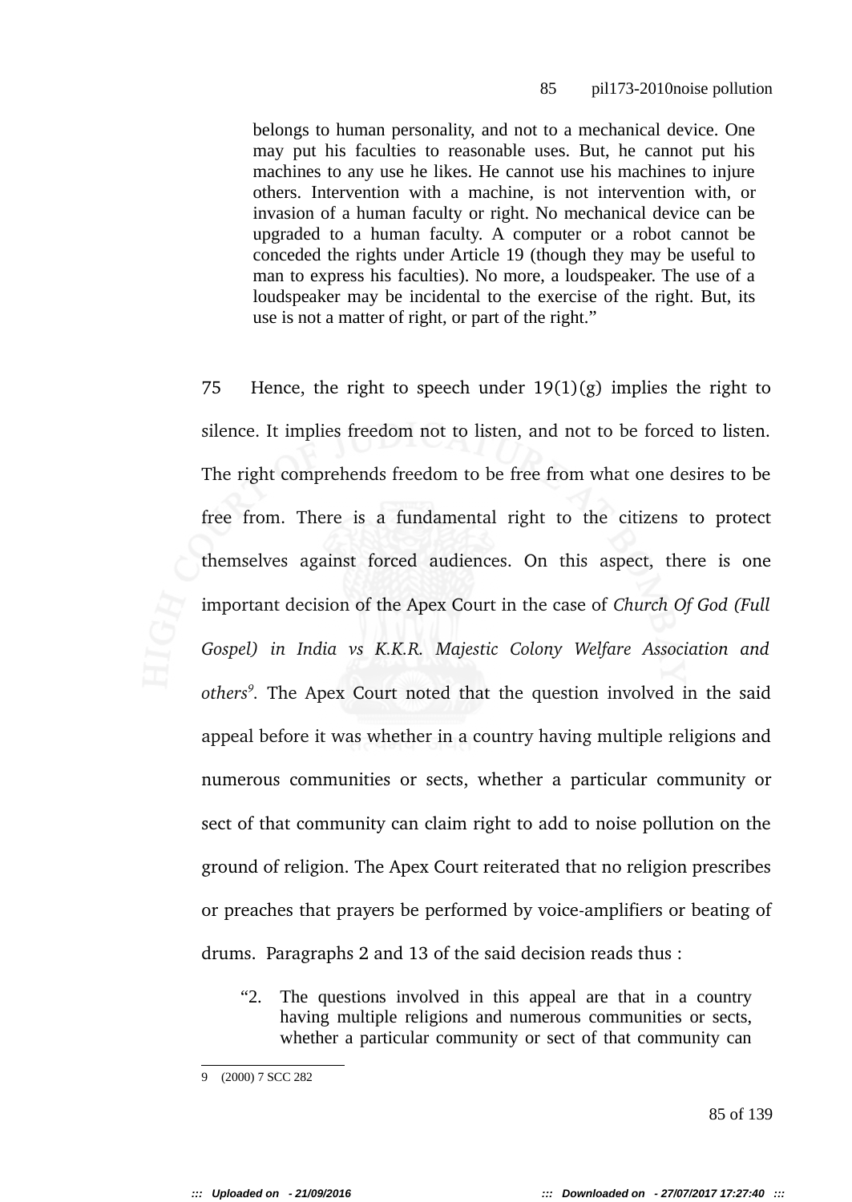> belongs to human personality, and not to a mechanical device. One may put his faculties to reasonable uses. But, he cannot put his machines to any use he likes. He cannot use his machines to injure others. Intervention with a machine, is not intervention with, or invasion of a human faculty or right. No mechanical device can be upgraded to a human faculty. A computer or a robot cannot be conceded the rights under Article 19 (though they may be useful to man to express his faculties). No more, a loudspeaker. The use of a loudspeaker may be incidental to the exercise of the right. But, its use is not a matter of right, or part of the right."

75 Hence, the right to speech under 19(1)(g) implies the right to silence. It implies freedom not to listen, and not to be forced to listen. The right comprehends freedom to be free from what one desires to be free from. There is a fundamental right to the citizens to protect themselves against forced audiences. On this aspect, there is one important decision of the Apex Court in the case of *Church Of God (Full Gospel) in India vs K.K.R. Majestic Colony Welfare Association and others*[9]. The Apex Court noted that the question involved in the said appeal before it was whether in a country having multiple religions and numerous communities or sects, whether a particular community or sect of that community can claim right to add to noise pollution on the ground of religion. The Apex Court reiterated that no religion prescribes or preaches that prayers be performed by voice-amplifiers or beating of drums. Paragraphs 2 and 13 of the said decision reads thus :

> "2. The questions involved in this appeal are that in a country having multiple religions and numerous communities or sects, whether a particular community or sect of that community can

---

9 (2000) 7 SCC 282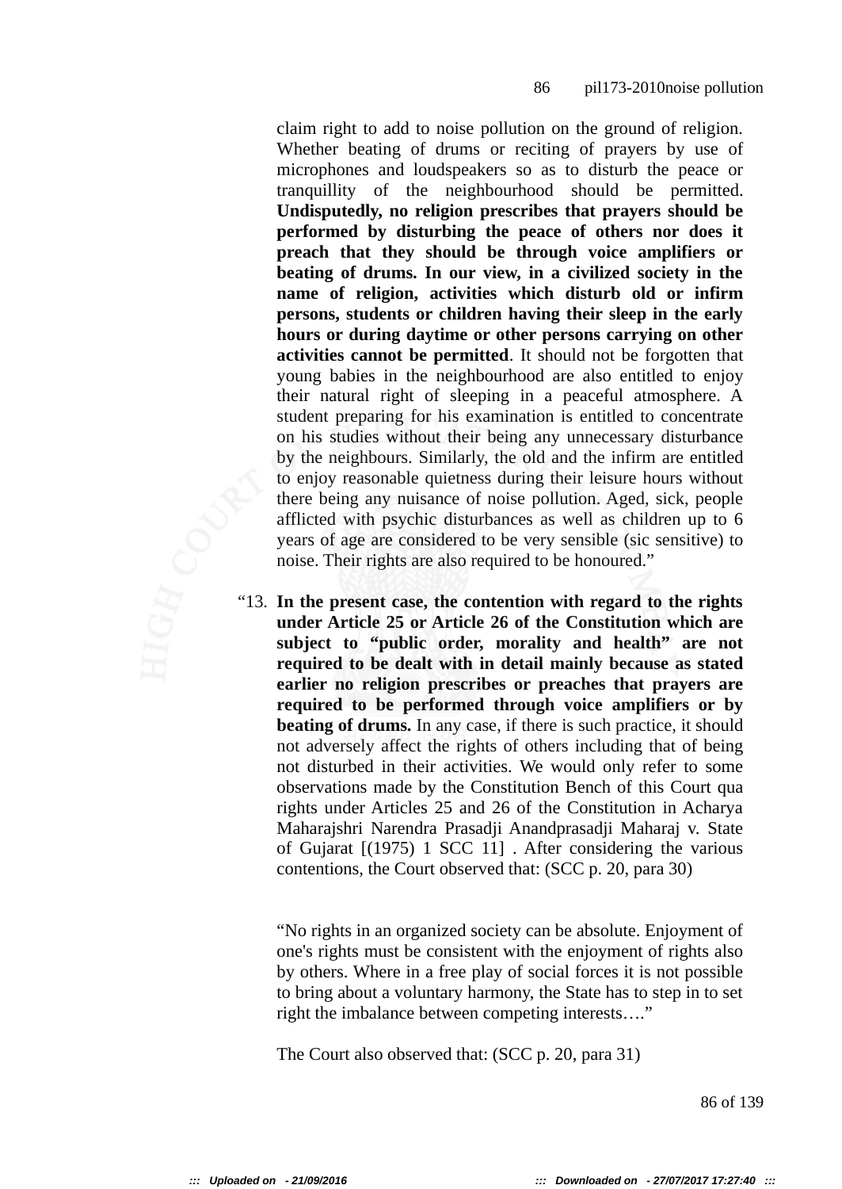claim right to add to noise pollution on the ground of religion. Whether beating of drums or reciting of prayers by use of microphones and loudspeakers so as to disturb the peace or tranquillity of the neighbourhood should be permitted. **Undisputedly, no religion prescribes that prayers should be performed by disturbing the peace of others nor does it preach that they should be through voice amplifiers or beating of drums. In our view, in a civilized society in the name of religion, activities which disturb old or infirm persons, students or children having their sleep in the early hours or during daytime or other persons carrying on other activities cannot be permitted**. It should not be forgotten that young babies in the neighbourhood are also entitled to enjoy their natural right of sleeping in a peaceful atmosphere. A student preparing for his examination is entitled to concentrate on his studies without their being any unnecessary disturbance by the neighbours. Similarly, the old and the infirm are entitled to enjoy reasonable quietness during their leisure hours without there being any nuisance of noise pollution. Aged, sick, people afflicted with psychic disturbances as well as children up to 6 years of age are considered to be very sensible (sic sensitive) to noise. Their rights are also required to be honoured."

"13. **In the present case, the contention with regard to the rights under Article 25 or Article 26 of the Constitution which are subject to "public order, morality and health" are not required to be dealt with in detail mainly because as stated earlier no religion prescribes or preaches that prayers are required to be performed through voice amplifiers or by beating of drums.** In any case, if there is such practice, it should not adversely affect the rights of others including that of being not disturbed in their activities. We would only refer to some observations made by the Constitution Bench of this Court qua rights under Articles 25 and 26 of the Constitution in Acharya Maharajshri Narendra Prasadji Anandprasadji Maharaj v. State of Gujarat [(1975) 1 SCC 11] . After considering the various contentions, the Court observed that: (SCC p. 20, para 30)

"No rights in an organized society can be absolute. Enjoyment of one's rights must be consistent with the enjoyment of rights also by others. Where in a free play of social forces it is not possible to bring about a voluntary harmony, the State has to step in to set right the imbalance between competing interests…."

The Court also observed that: (SCC p. 20, para 31)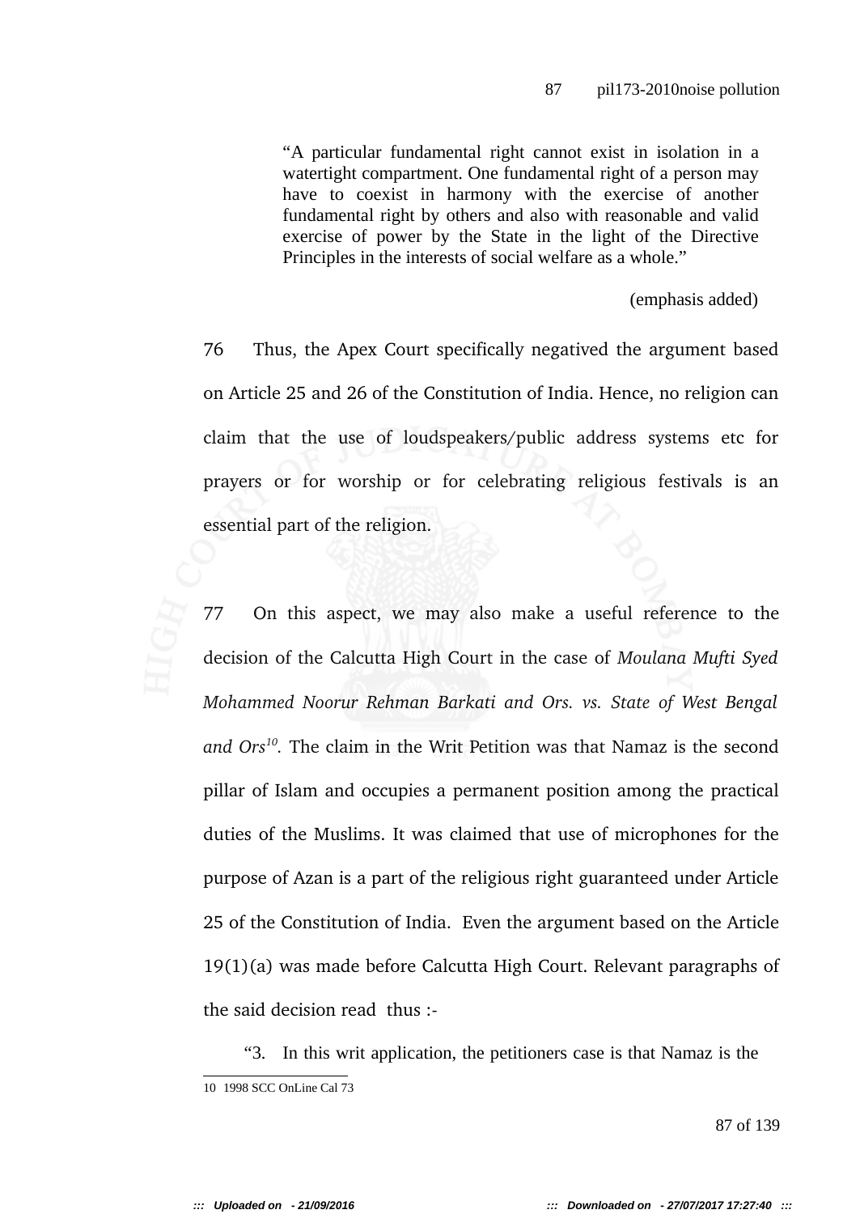> "A particular fundamental right cannot exist in isolation in a watertight compartment. One fundamental right of a person may have to coexist in harmony with the exercise of another fundamental right by others and also with reasonable and valid exercise of power by the State in the light of the Directive Principles in the interests of social welfare as a whole."
>
> (emphasis added)

76 Thus, the Apex Court specifically negatived the argument based on Article 25 and 26 of the Constitution of India. Hence, no religion can claim that the use of loudspeakers/public address systems etc for prayers or for worship or for celebrating religious festivals is an essential part of the religion.

77 On this aspect, we may also make a useful reference to the decision of the Calcutta High Court in the case of *Moulana Mufti Syed Mohammed Noorur Rehman Barkati and Ors. vs. State of West Bengal and Ors*[10]. The claim in the Writ Petition was that Namaz is the second pillar of Islam and occupies a permanent position among the practical duties of the Muslims. It was claimed that use of microphones for the purpose of Azan is a part of the religious right guaranteed under Article 25 of the Constitution of India. Even the argument based on the Article 19(1)(a) was made before Calcutta High Court. Relevant paragraphs of the said decision read thus :-

> "3. In this writ application, the petitioners case is that Namaz is the

---

10 1998 SCC OnLine Cal 73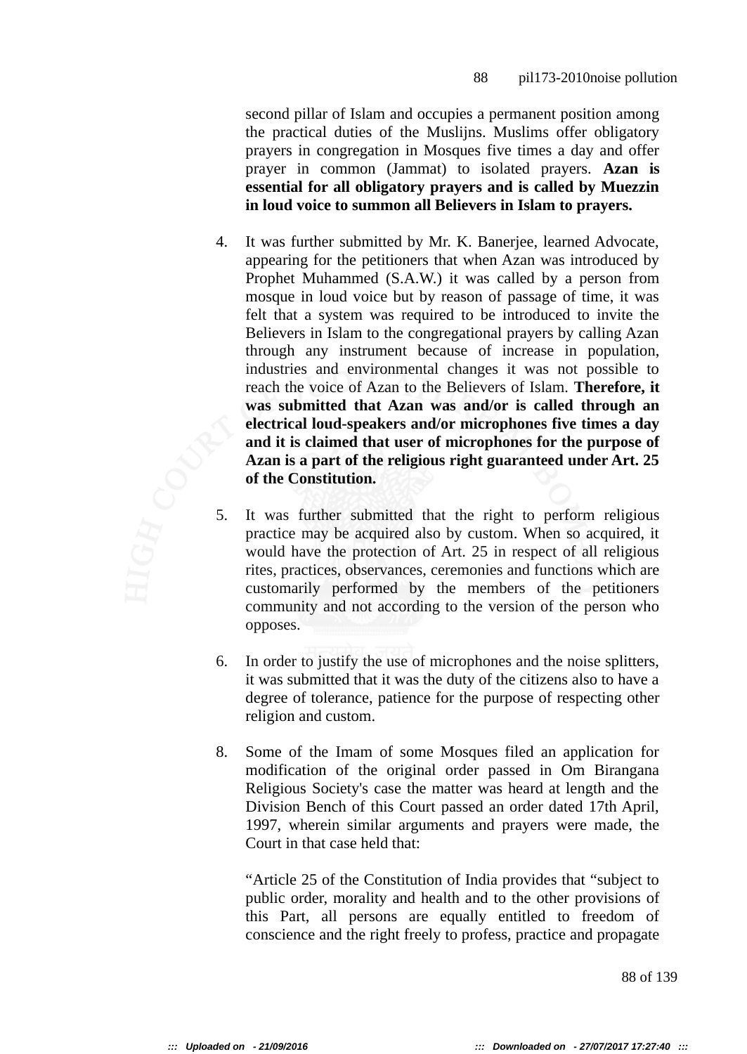second pillar of Islam and occupies a permanent position among the practical duties of the Muslijns. Muslims offer obligatory prayers in congregation in Mosques five times a day and offer prayer in common (Jammat) to isolated prayers. **Azan is essential for all obligatory prayers and is called by Muezzin in loud voice to summon all Believers in Islam to prayers.**

4. It was further submitted by Mr. K. Banerjee, learned Advocate, appearing for the petitioners that when Azan was introduced by Prophet Muhammed (S.A.W.) it was called by a person from mosque in loud voice but by reason of passage of time, it was felt that a system was required to be introduced to invite the Believers in Islam to the congregational prayers by calling Azan through any instrument because of increase in population, industries and environmental changes it was not possible to reach the voice of Azan to the Believers of Islam. **Therefore, it was submitted that Azan was and/or is called through an electrical loud-speakers and/or microphones five times a day and it is claimed that user of microphones for the purpose of Azan is a part of the religious right guaranteed under Art. 25 of the Constitution.**

5. It was further submitted that the right to perform religious practice may be acquired also by custom. When so acquired, it would have the protection of Art. 25 in respect of all religious rites, practices, observances, ceremonies and functions which are customarily performed by the members of the petitioners community and not according to the version of the person who opposes.

6. In order to justify the use of microphones and the noise splitters, it was submitted that it was the duty of the citizens also to have a degree of tolerance, patience for the purpose of respecting other religion and custom.

8. Some of the Imam of some Mosques filed an application for modification of the original order passed in Om Birangana Religious Society's case the matter was heard at length and the Division Bench of this Court passed an order dated 17th April, 1997, wherein similar arguments and prayers were made, the Court in that case held that:

"Article 25 of the Constitution of India provides that "subject to public order, morality and health and to the other provisions of this Part, all persons are equally entitled to freedom of conscience and the right freely to profess, practice and propagate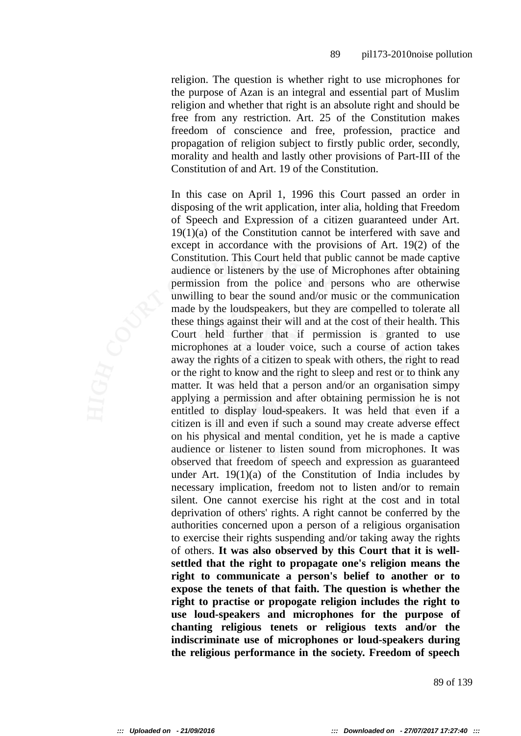religion. The question is whether right to use microphones for the purpose of Azan is an integral and essential part of Muslim religion and whether that right is an absolute right and should be free from any restriction. Art. 25 of the Constitution makes freedom of conscience and free, profession, practice and propagation of religion subject to firstly public order, secondly, morality and health and lastly other provisions of Part-III of the Constitution of and Art. 19 of the Constitution.

In this case on April 1, 1996 this Court passed an order in disposing of the writ application, inter alia, holding that Freedom of Speech and Expression of a citizen guaranteed under Art. 19(1)(a) of the Constitution cannot be interfered with save and except in accordance with the provisions of Art. 19(2) of the Constitution. This Court held that public cannot be made captive audience or listeners by the use of Microphones after obtaining permission from the police and persons who are otherwise unwilling to bear the sound and/or music or the communication made by the loudspeakers, but they are compelled to tolerate all these things against their will and at the cost of their health. This Court held further that if permission is granted to use microphones at a louder voice, such a course of action takes away the rights of a citizen to speak with others, the right to read or the right to know and the right to sleep and rest or to think any matter. It was held that a person and/or an organisation simpy applying a permission and after obtaining permission he is not entitled to display loud-speakers. It was held that even if a citizen is ill and even if such a sound may create adverse effect on his physical and mental condition, yet he is made a captive audience or listener to listen sound from microphones. It was observed that freedom of speech and expression as guaranteed under Art. 19(1)(a) of the Constitution of India includes by necessary implication, freedom not to listen and/or to remain silent. One cannot exercise his right at the cost and in total deprivation of others' rights. A right cannot be conferred by the authorities concerned upon a person of a religious organisation to exercise their rights suspending and/or taking away the rights of others. **It was also observed by this Court that it is well-settled that the right to propagate one's religion means the right to communicate a person's belief to another or to expose the tenets of that faith. The question is whether the right to practise or propogate religion includes the right to use loud-speakers and microphones for the purpose of chanting religious tenets or religious texts and/or the indiscriminate use of microphones or loud-speakers during the religious performance in the society. Freedom of speech**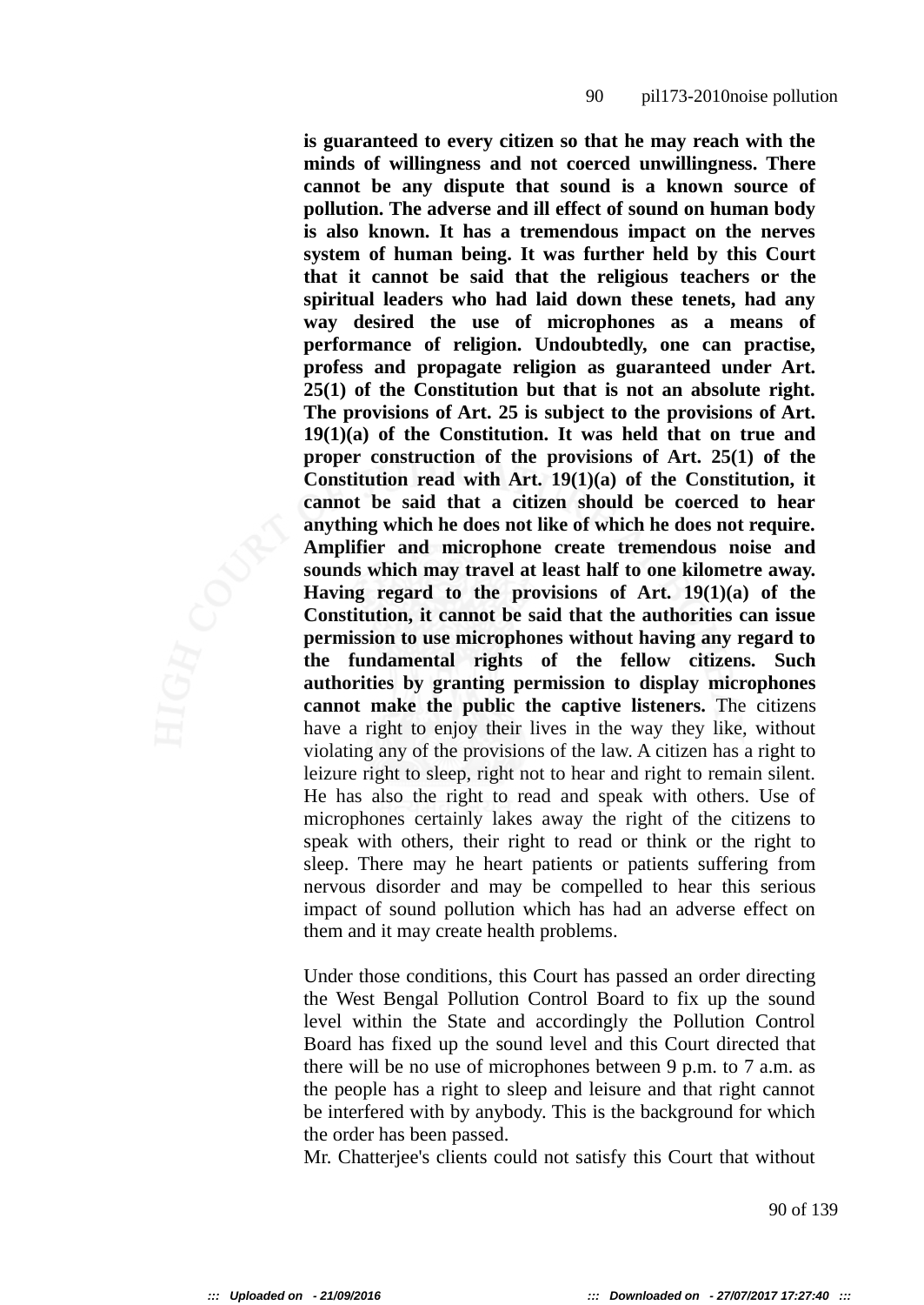**is guaranteed to every citizen so that he may reach with the minds of willingness and not coerced unwillingness. There cannot be any dispute that sound is a known source of pollution. The adverse and ill effect of sound on human body is also known. It has a tremendous impact on the nerves system of human being. It was further held by this Court that it cannot be said that the religious teachers or the spiritual leaders who had laid down these tenets, had any way desired the use of microphones as a means of performance of religion. Undoubtedly, one can practise, profess and propagate religion as guaranteed under Art. 25(1) of the Constitution but that is not an absolute right. The provisions of Art. 25 is subject to the provisions of Art. 19(1)(a) of the Constitution. It was held that on true and proper construction of the provisions of Art. 25(1) of the Constitution read with Art. 19(1)(a) of the Constitution, it cannot be said that a citizen should be coerced to hear anything which he does not like of which he does not require. Amplifier and microphone create tremendous noise and sounds which may travel at least half to one kilometre away. Having regard to the provisions of Art. 19(1)(a) of the Constitution, it cannot be said that the authorities can issue permission to use microphones without having any regard to the fundamental rights of the fellow citizens. Such authorities by granting permission to display microphones cannot make the public the captive listeners.** The citizens have a right to enjoy their lives in the way they like, without violating any of the provisions of the law. A citizen has a right to leizure right to sleep, right not to hear and right to remain silent. He has also the right to read and speak with others. Use of microphones certainly lakes away the right of the citizens to speak with others, their right to read or think or the right to sleep. There may he heart patients or patients suffering from nervous disorder and may be compelled to hear this serious impact of sound pollution which has had an adverse effect on them and it may create health problems.

Under those conditions, this Court has passed an order directing the West Bengal Pollution Control Board to fix up the sound level within the State and accordingly the Pollution Control Board has fixed up the sound level and this Court directed that there will be no use of microphones between 9 p.m. to 7 a.m. as the people has a right to sleep and leisure and that right cannot be interfered with by anybody. This is the background for which the order has been passed.

Mr. Chatterjee's clients could not satisfy this Court that without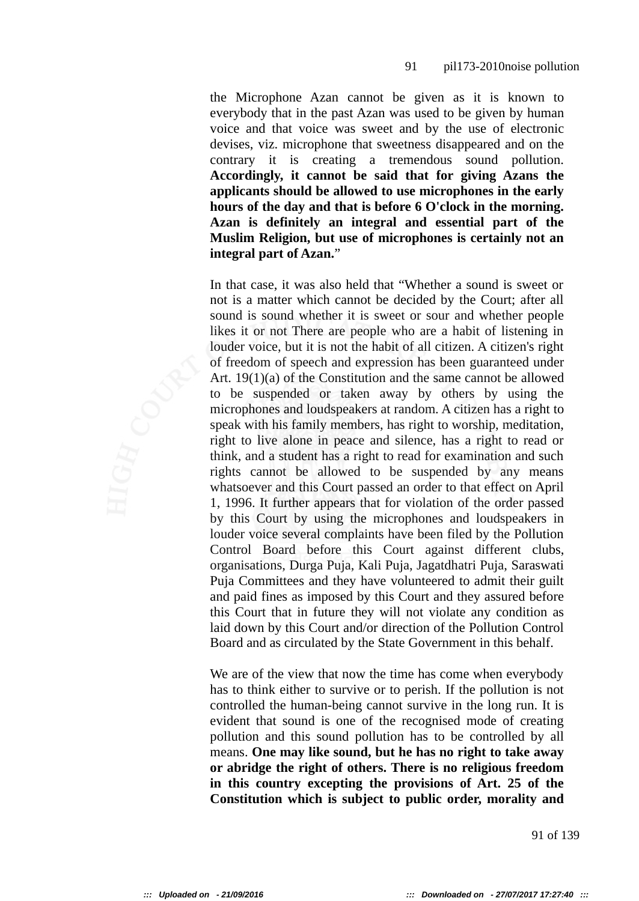the Microphone Azan cannot be given as it is known to everybody that in the past Azan was used to be given by human voice and that voice was sweet and by the use of electronic devises, viz. microphone that sweetness disappeared and on the contrary it is creating a tremendous sound pollution. **Accordingly, it cannot be said that for giving Azans the applicants should be allowed to use microphones in the early hours of the day and that is before 6 O'clock in the morning. Azan is definitely an integral and essential part of the Muslim Religion, but use of microphones is certainly not an integral part of Azan.**"

In that case, it was also held that "Whether a sound is sweet or not is a matter which cannot be decided by the Court; after all sound is sound whether it is sweet or sour and whether people likes it or not There are people who are a habit of listening in louder voice, but it is not the habit of all citizen. A citizen's right of freedom of speech and expression has been guaranteed under Art. 19(1)(a) of the Constitution and the same cannot be allowed to be suspended or taken away by others by using the microphones and loudspeakers at random. A citizen has a right to speak with his family members, has right to worship, meditation, right to live alone in peace and silence, has a right to read or think, and a student has a right to read for examination and such rights cannot be allowed to be suspended by any means whatsoever and this Court passed an order to that effect on April 1, 1996. It further appears that for violation of the order passed by this Court by using the microphones and loudspeakers in louder voice several complaints have been filed by the Pollution Control Board before this Court against different clubs, organisations, Durga Puja, Kali Puja, Jagatdhatri Puja, Saraswati Puja Committees and they have volunteered to admit their guilt and paid fines as imposed by this Court and they assured before this Court that in future they will not violate any condition as laid down by this Court and/or direction of the Pollution Control Board and as circulated by the State Government in this behalf.

We are of the view that now the time has come when everybody has to think either to survive or to perish. If the pollution is not controlled the human-being cannot survive in the long run. It is evident that sound is one of the recognised mode of creating pollution and this sound pollution has to be controlled by all means. **One may like sound, but he has no right to take away or abridge the right of others. There is no religious freedom in this country excepting the provisions of Art. 25 of the Constitution which is subject to public order, morality and**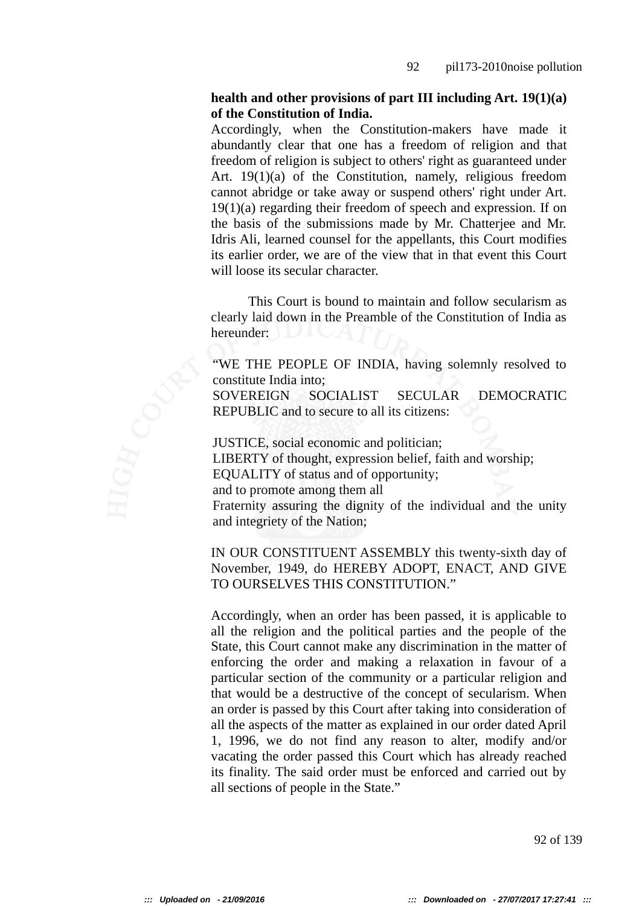**health and other provisions of part III including Art. 19(1)(a) of the Constitution of India.**

Accordingly, when the Constitution-makers have made it abundantly clear that one has a freedom of religion and that freedom of religion is subject to others' right as guaranteed under Art. 19(1)(a) of the Constitution, namely, religious freedom cannot abridge or take away or suspend others' right under Art. 19(1)(a) regarding their freedom of speech and expression. If on the basis of the submissions made by Mr. Chatterjee and Mr. Idris Ali, learned counsel for the appellants, this Court modifies its earlier order, we are of the view that in that event this Court will loose its secular character.

This Court is bound to maintain and follow secularism as clearly laid down in the Preamble of the Constitution of India as hereunder:

> "WE THE PEOPLE OF INDIA, having solemnly resolved to constitute India into;
> SOVEREIGN SOCIALIST SECULAR DEMOCRATIC REPUBLIC and to secure to all its citizens:
>
> JUSTICE, social economic and politician;
> LIBERTY of thought, expression belief, faith and worship;
> EQUALITY of status and of opportunity;
> and to promote among them all
> Fraternity assuring the dignity of the individual and the unity and integriety of the Nation;

IN OUR CONSTITUENT ASSEMBLY this twenty-sixth day of November, 1949, do HEREBY ADOPT, ENACT, AND GIVE TO OURSELVES THIS CONSTITUTION."

Accordingly, when an order has been passed, it is applicable to all the religion and the political parties and the people of the State, this Court cannot make any discrimination in the matter of enforcing the order and making a relaxation in favour of a particular section of the community or a particular religion and that would be a destructive of the concept of secularism. When an order is passed by this Court after taking into consideration of all the aspects of the matter as explained in our order dated April 1, 1996, we do not find any reason to alter, modify and/or vacating the order passed this Court which has already reached its finality. The said order must be enforced and carried out by all sections of people in the State."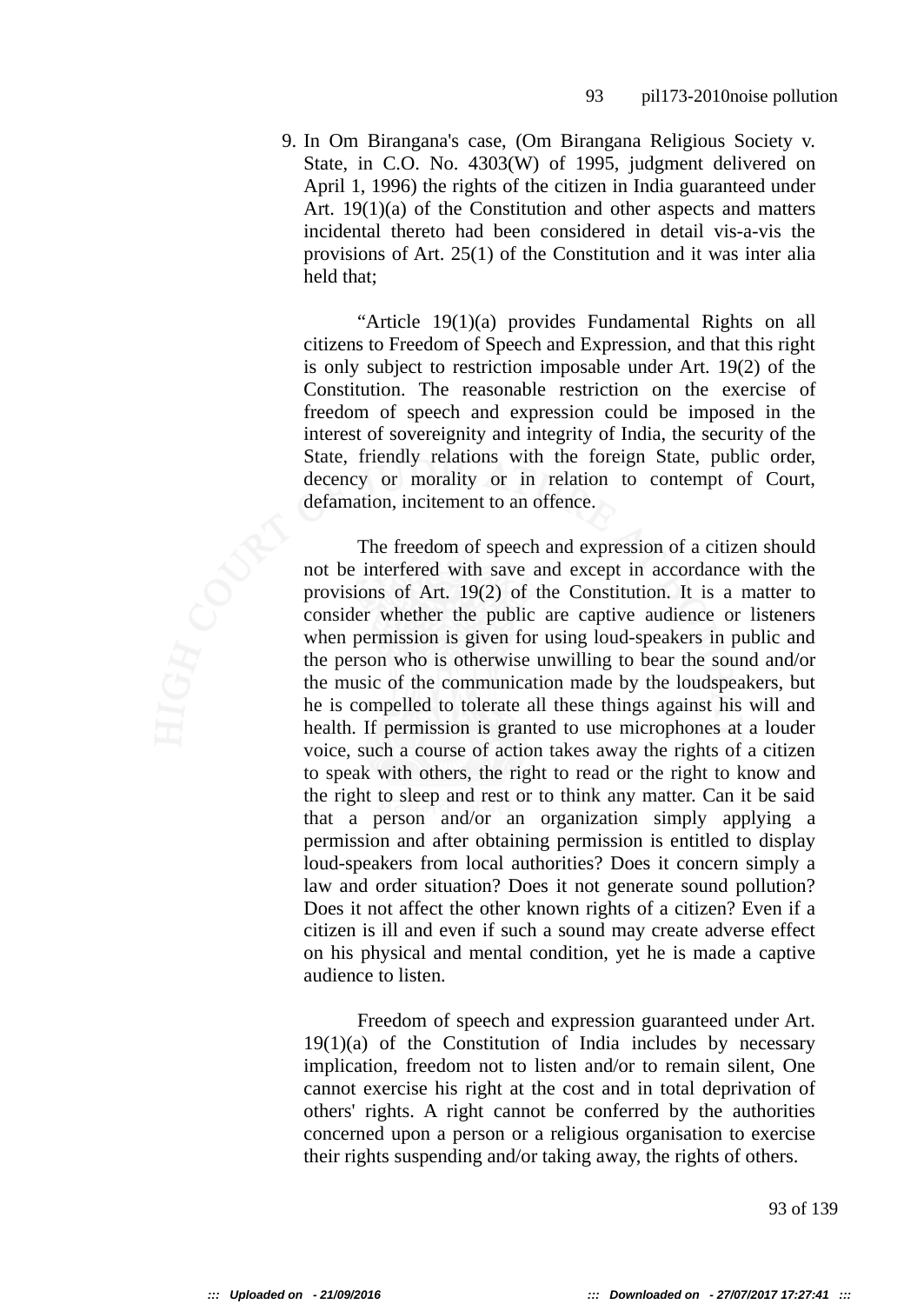9. In Om Birangana's case, (Om Birangana Religious Society v. State, in C.O. No. 4303(W) of 1995, judgment delivered on April 1, 1996) the rights of the citizen in India guaranteed under Art. 19(1)(a) of the Constitution and other aspects and matters incidental thereto had been considered in detail vis-a-vis the provisions of Art. 25(1) of the Constitution and it was inter alia held that;

> "Article 19(1)(a) provides Fundamental Rights on all citizens to Freedom of Speech and Expression, and that this right is only subject to restriction imposable under Art. 19(2) of the Constitution. The reasonable restriction on the exercise of freedom of speech and expression could be imposed in the interest of sovereignty and integrity of India, the security of the State, friendly relations with the foreign State, public order, decency or morality or in relation to contempt of Court, defamation, incitement to an offence.
>
> The freedom of speech and expression of a citizen should not be interfered with save and except in accordance with the provisions of Art. 19(2) of the Constitution. It is a matter to consider whether the public are captive audience or listeners when permission is given for using loud-speakers in public and the person who is otherwise unwilling to bear the sound and/or the music of the communication made by the loudspeakers, but he is compelled to tolerate all these things against his will and health. If permission is granted to use microphones at a louder voice, such a course of action takes away the rights of a citizen to speak with others, the right to read or the right to know and the right to sleep and rest or to think any matter. Can it be said that a person and/or an organization simply applying a permission and after obtaining permission is entitled to display loud-speakers from local authorities? Does it concern simply a law and order situation? Does it not generate sound pollution? Does it not affect the other known rights of a citizen? Even if a citizen is ill and even if such a sound may create adverse effect on his physical and mental condition, yet he is made a captive audience to listen.
>
> Freedom of speech and expression guaranteed under Art. 19(1)(a) of the Constitution of India includes by necessary implication, freedom not to listen and/or to remain silent, One cannot exercise his right at the cost and in total deprivation of others' rights. A right cannot be conferred by the authorities concerned upon a person or a religious organisation to exercise their rights suspending and/or taking away, the rights of others.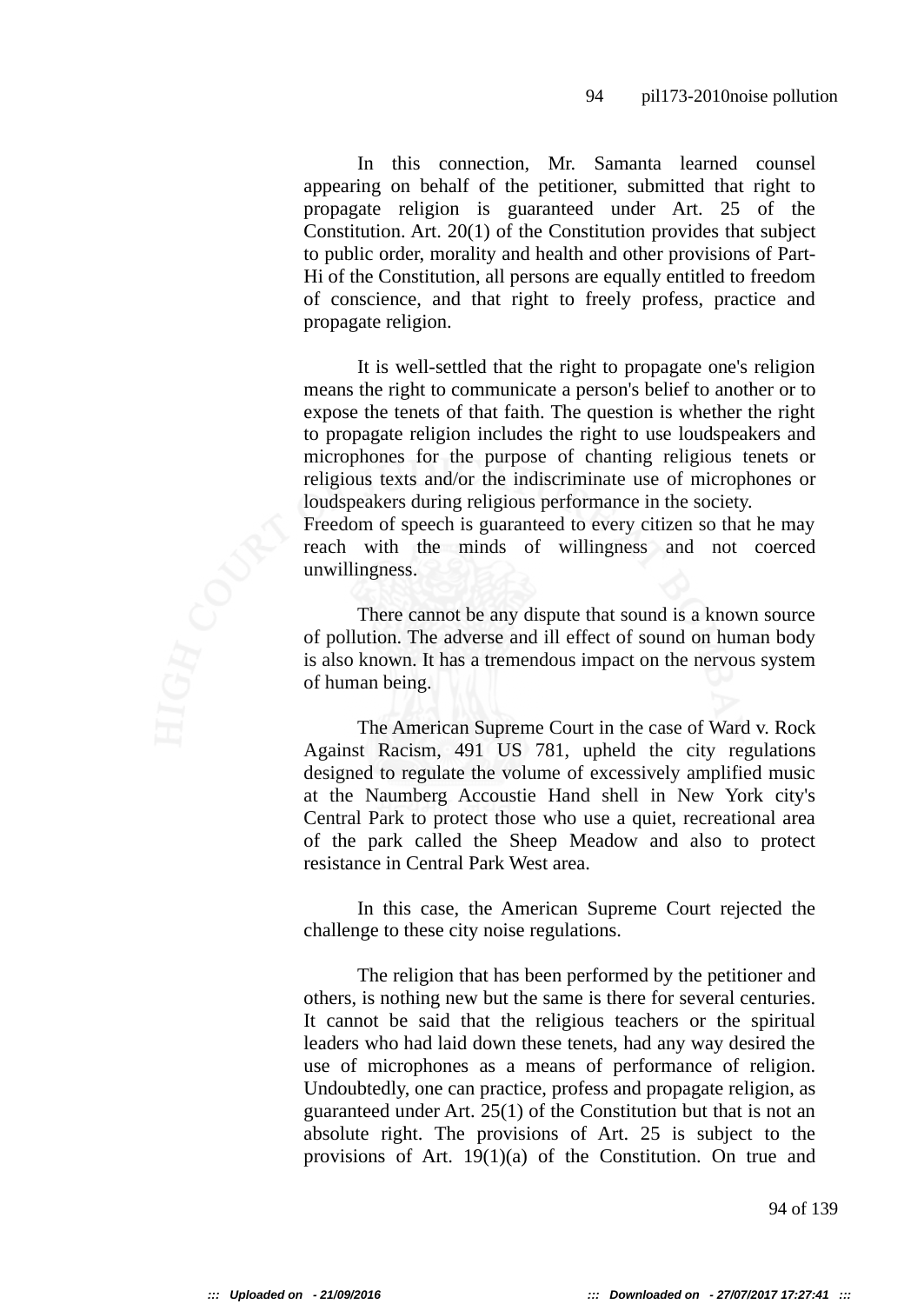In this connection, Mr. Samanta learned counsel appearing on behalf of the petitioner, submitted that right to propagate religion is guaranteed under Art. 25 of the Constitution. Art. 20(1) of the Constitution provides that subject to public order, morality and health and other provisions of Part-Hi of the Constitution, all persons are equally entitled to freedom of conscience, and that right to freely profess, practice and propagate religion.

It is well-settled that the right to propagate one's religion means the right to communicate a person's belief to another or to expose the tenets of that faith. The question is whether the right to propagate religion includes the right to use loudspeakers and microphones for the purpose of chanting religious tenets or religious texts and/or the indiscriminate use of microphones or loudspeakers during religious performance in the society.
Freedom of speech is guaranteed to every citizen so that he may reach with the minds of willingness and not coerced unwillingness.

There cannot be any dispute that sound is a known source of pollution. The adverse and ill effect of sound on human body is also known. It has a tremendous impact on the nervous system of human being.

The American Supreme Court in the case of Ward v. Rock Against Racism, 491 US 781, upheld the city regulations designed to regulate the volume of excessively amplified music at the Naumberg Accoustie Hand shell in New York city's Central Park to protect those who use a quiet, recreational area of the park called the Sheep Meadow and also to protect resistance in Central Park West area.

In this case, the American Supreme Court rejected the challenge to these city noise regulations.

The religion that has been performed by the petitioner and others, is nothing new but the same is there for several centuries. It cannot be said that the religious teachers or the spiritual leaders who had laid down these tenets, had any way desired the use of microphones as a means of performance of religion. Undoubtedly, one can practice, profess and propagate religion, as guaranteed under Art. 25(1) of the Constitution but that is not an absolute right. The provisions of Art. 25 is subject to the provisions of Art. 19(1)(a) of the Constitution. On true and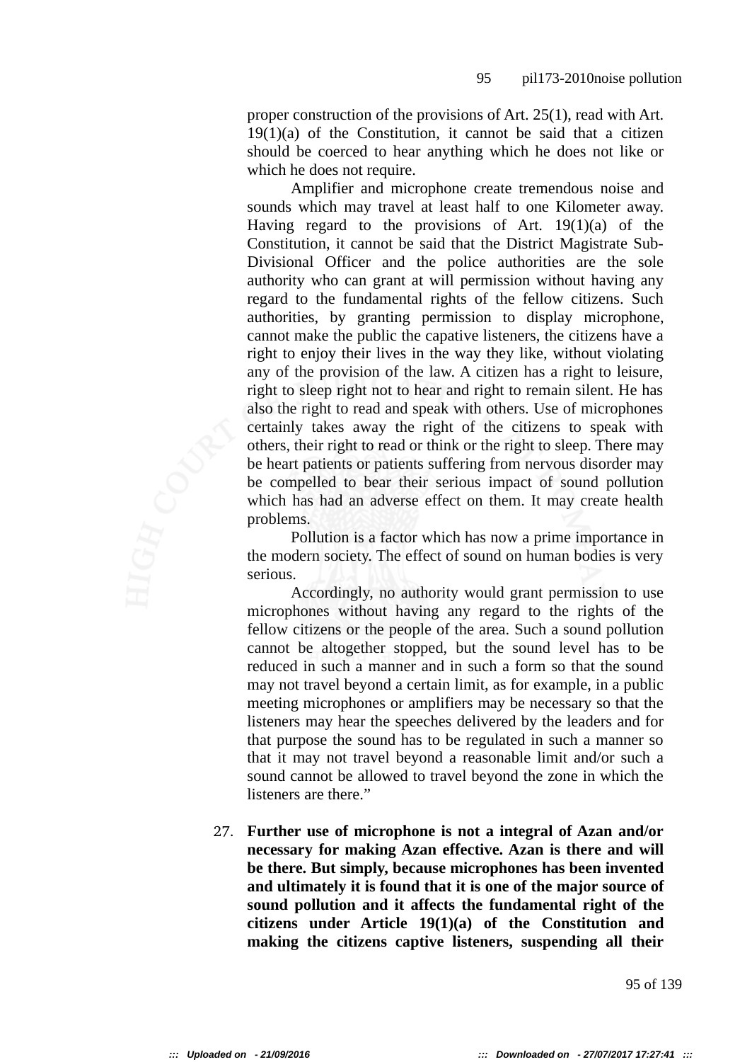proper construction of the provisions of Art. 25(1), read with Art. 19(1)(a) of the Constitution, it cannot be said that a citizen should be coerced to hear anything which he does not like or which he does not require.

Amplifier and microphone create tremendous noise and sounds which may travel at least half to one Kilometer away. Having regard to the provisions of Art. 19(1)(a) of the Constitution, it cannot be said that the District Magistrate Sub-Divisional Officer and the police authorities are the sole authority who can grant at will permission without having any regard to the fundamental rights of the fellow citizens. Such authorities, by granting permission to display microphone, cannot make the public the capative listeners, the citizens have a right to enjoy their lives in the way they like, without violating any of the provision of the law. A citizen has a right to leisure, right to sleep right not to hear and right to remain silent. He has also the right to read and speak with others. Use of microphones certainly takes away the right of the citizens to speak with others, their right to read or think or the right to sleep. There may be heart patients or patients suffering from nervous disorder may be compelled to bear their serious impact of sound pollution which has had an adverse effect on them. It may create health problems.

Pollution is a factor which has now a prime importance in the modern society. The effect of sound on human bodies is very serious.

Accordingly, no authority would grant permission to use microphones without having any regard to the rights of the fellow citizens or the people of the area. Such a sound pollution cannot be altogether stopped, but the sound level has to be reduced in such a manner and in such a form so that the sound may not travel beyond a certain limit, as for example, in a public meeting microphones or amplifiers may be necessary so that the listeners may hear the speeches delivered by the leaders and for that purpose the sound has to be regulated in such a manner so that it may not travel beyond a reasonable limit and/or such a sound cannot be allowed to travel beyond the zone in which the listeners are there."

27. **Further use of microphone is not a integral of Azan and/or necessary for making Azan effective. Azan is there and will be there. But simply, because microphones has been invented and ultimately it is found that it is one of the major source of sound pollution and it affects the fundamental right of the citizens under Article 19(1)(a) of the Constitution and making the citizens captive listeners, suspending all their**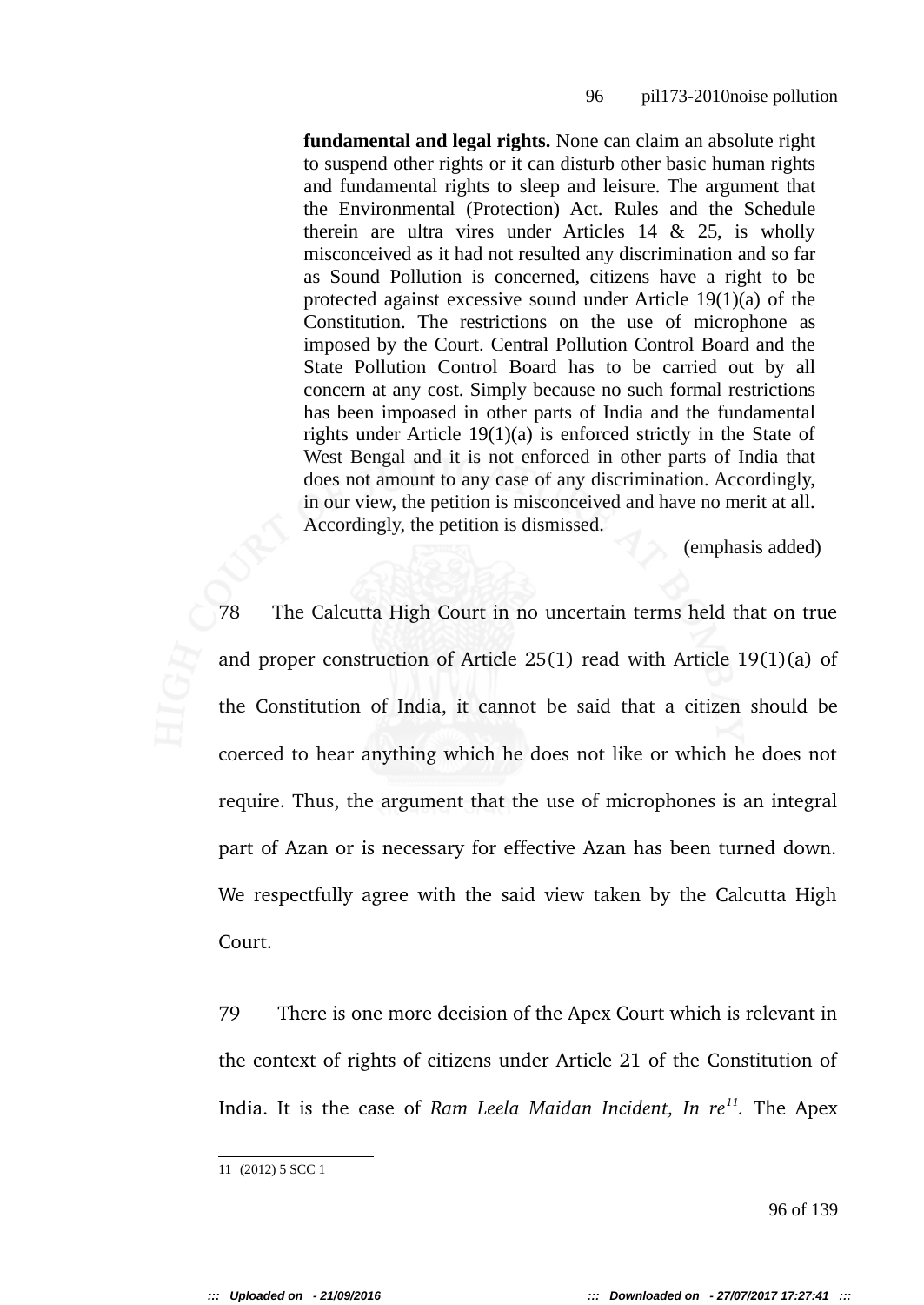> **fundamental and legal rights.** None can claim an absolute right to suspend other rights or it can disturb other basic human rights and fundamental rights to sleep and leisure. The argument that the Environmental (Protection) Act. Rules and the Schedule therein are ultra vires under Articles 14 & 25, is wholly misconceived as it had not resulted any discrimination and so far as Sound Pollution is concerned, citizens have a right to be protected against excessive sound under Article 19(1)(a) of the Constitution. The restrictions on the use of microphone as imposed by the Court. Central Pollution Control Board and the State Pollution Control Board has to be carried out by all concern at any cost. Simply because no such formal restrictions has been impoased in other parts of India and the fundamental rights under Article 19(1)(a) is enforced strictly in the State of West Bengal and it is not enforced in other parts of India that does not amount to any case of any discrimination. Accordingly, in our view, the petition is misconceived and have no merit at all. Accordingly, the petition is dismissed.
>
> (emphasis added)

78 The Calcutta High Court in no uncertain terms held that on true and proper construction of Article 25(1) read with Article 19(1)(a) of the Constitution of India, it cannot be said that a citizen should be coerced to hear anything which he does not like or which he does not require. Thus, the argument that the use of microphones is an integral part of Azan or is necessary for effective Azan has been turned down. We respectfully agree with the said view taken by the Calcutta High Court.

79 There is one more decision of the Apex Court which is relevant in the context of rights of citizens under Article 21 of the Constitution of India. It is the case of *Ram Leela Maidan Incident, In re*[11]. The Apex

---

11 (2012) 5 SCC 1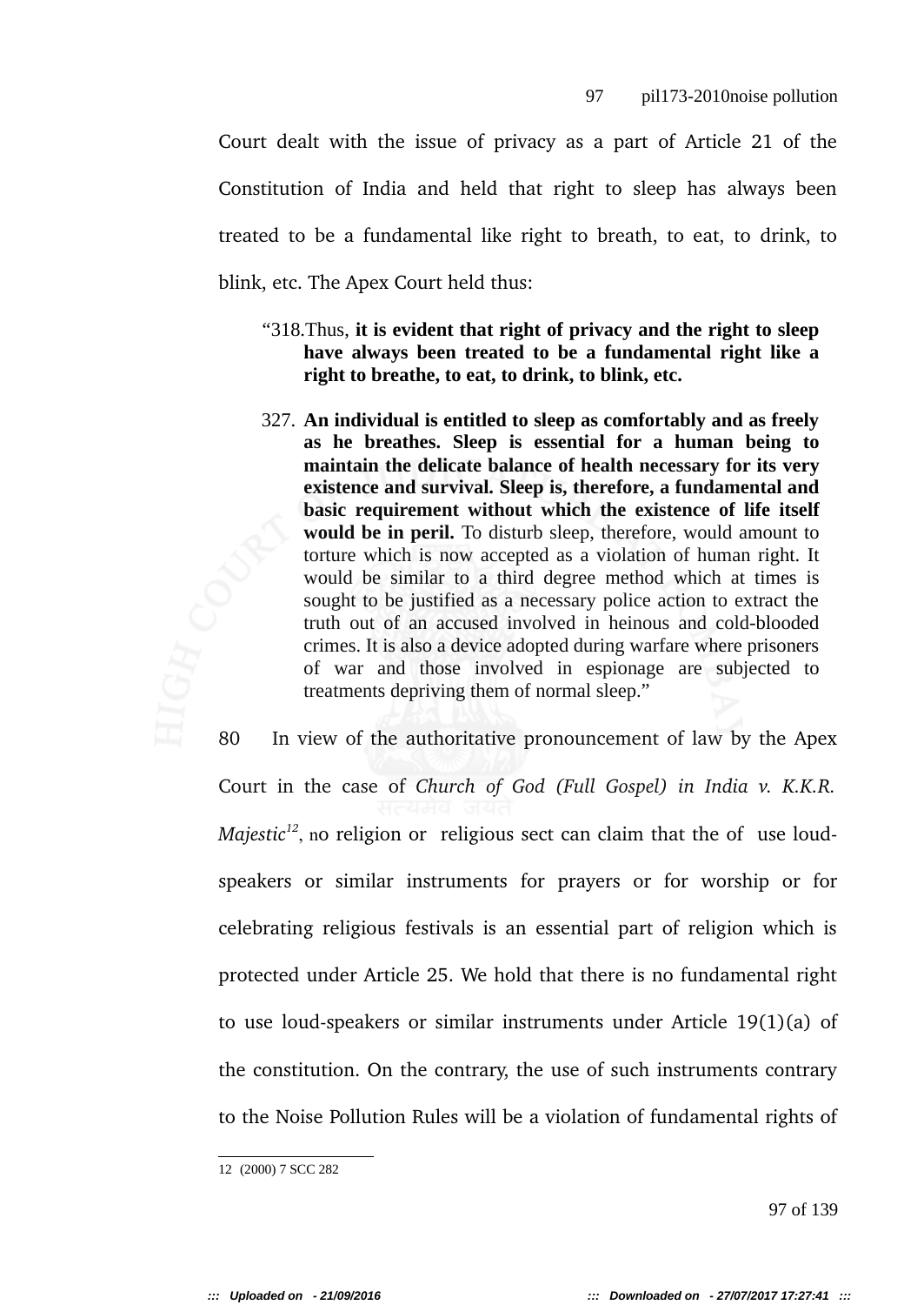Court dealt with the issue of privacy as a part of Article 21 of the Constitution of India and held that right to sleep has always been treated to be a fundamental like right to breath, to eat, to drink, to blink, etc. The Apex Court held thus:

> "318.Thus, **it is evident that right of privacy and the right to sleep have always been treated to be a fundamental right like a right to breathe, to eat, to drink, to blink, etc.**
>
> 327. **An individual is entitled to sleep as comfortably and as freely as he breathes. Sleep is essential for a human being to maintain the delicate balance of health necessary for its very existence and survival. Sleep is, therefore, a fundamental and basic requirement without which the existence of life itself would be in peril.** To disturb sleep, therefore, would amount to torture which is now accepted as a violation of human right. It would be similar to a third degree method which at times is sought to be justified as a necessary police action to extract the truth out of an accused involved in heinous and cold-blooded crimes. It is also a device adopted during warfare where prisoners of war and those involved in espionage are subjected to treatments depriving them of normal sleep."

80 In view of the authoritative pronouncement of law by the Apex Court in the case of *Church of God (Full Gospel) in India v. K.K.R. Majestic*[12], no religion or religious sect can claim that the of use loud-speakers or similar instruments for prayers or for worship or for celebrating religious festivals is an essential part of religion which is protected under Article 25. We hold that there is no fundamental right to use loud-speakers or similar instruments under Article 19(1)(a) of the constitution. On the contrary, the use of such instruments contrary to the Noise Pollution Rules will be a violation of fundamental rights of

---

12 (2000) 7 SCC 282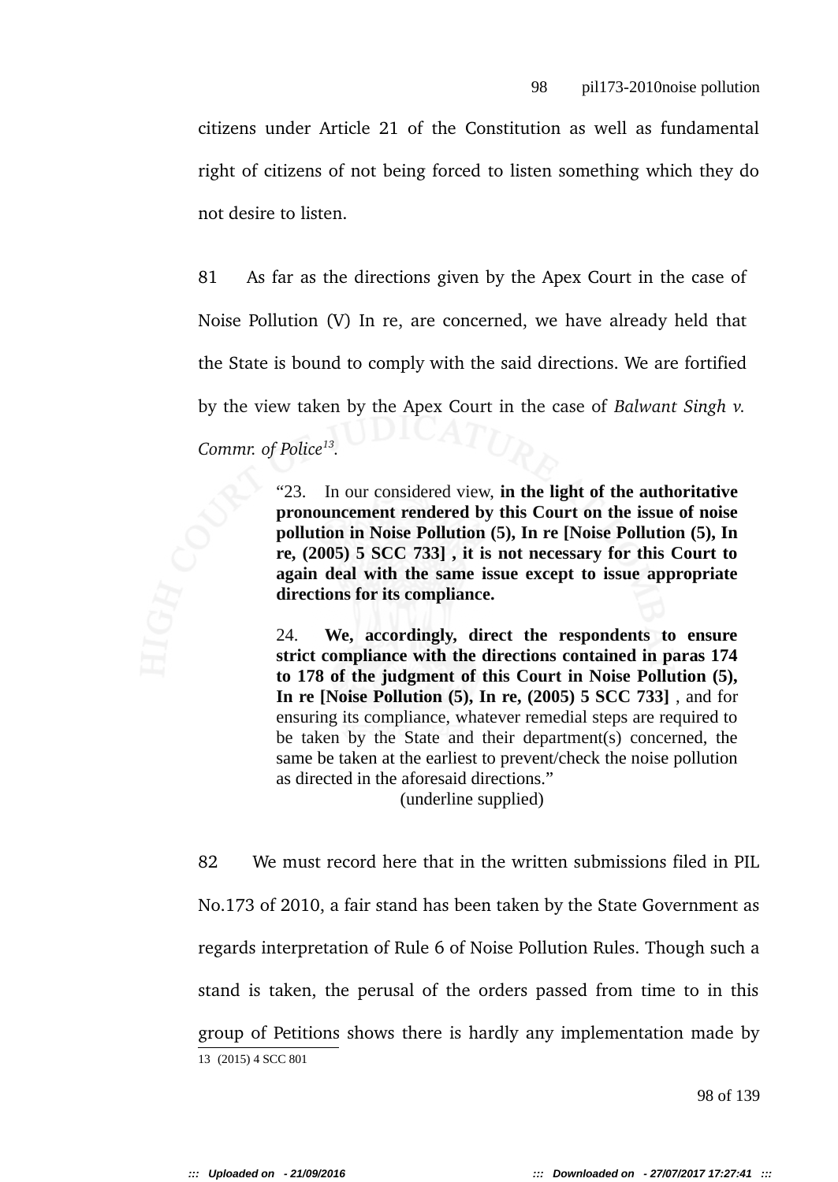citizens under Article 21 of the Constitution as well as fundamental right of citizens of not being forced to listen something which they do not desire to listen.

81 As far as the directions given by the Apex Court in the case of Noise Pollution (V) In re, are concerned, we have already held that the State is bound to comply with the said directions. We are fortified by the view taken by the Apex Court in the case of *Balwant Singh v. Commr. of Police*[13].

> "23. In our considered view, **in the light of the authoritative pronouncement rendered by this Court on the issue of noise pollution in Noise Pollution (5), In re [Noise Pollution (5), In re, (2005) 5 SCC 733] , it is not necessary for this Court to again deal with the same issue except to issue appropriate directions for its compliance.**
>
> 24. **We, accordingly, direct the respondents to ensure strict compliance with the directions contained in paras 174 to 178 of the judgment of this Court in Noise Pollution (5), In re [Noise Pollution (5), In re, (2005) 5 SCC 733]** , and for ensuring its compliance, whatever remedial steps are required to be taken by the State and their department(s) concerned, the same be taken at the earliest to prevent/check the noise pollution as directed in the aforesaid directions."
>
> (underline supplied)

82 We must record here that in the written submissions filed in PIL No.173 of 2010, a fair stand has been taken by the State Government as regards interpretation of Rule 6 of Noise Pollution Rules. Though such a stand is taken, the perusal of the orders passed from time to in this group of Petitions shows there is hardly any implementation made by

13 (2015) 4 SCC 801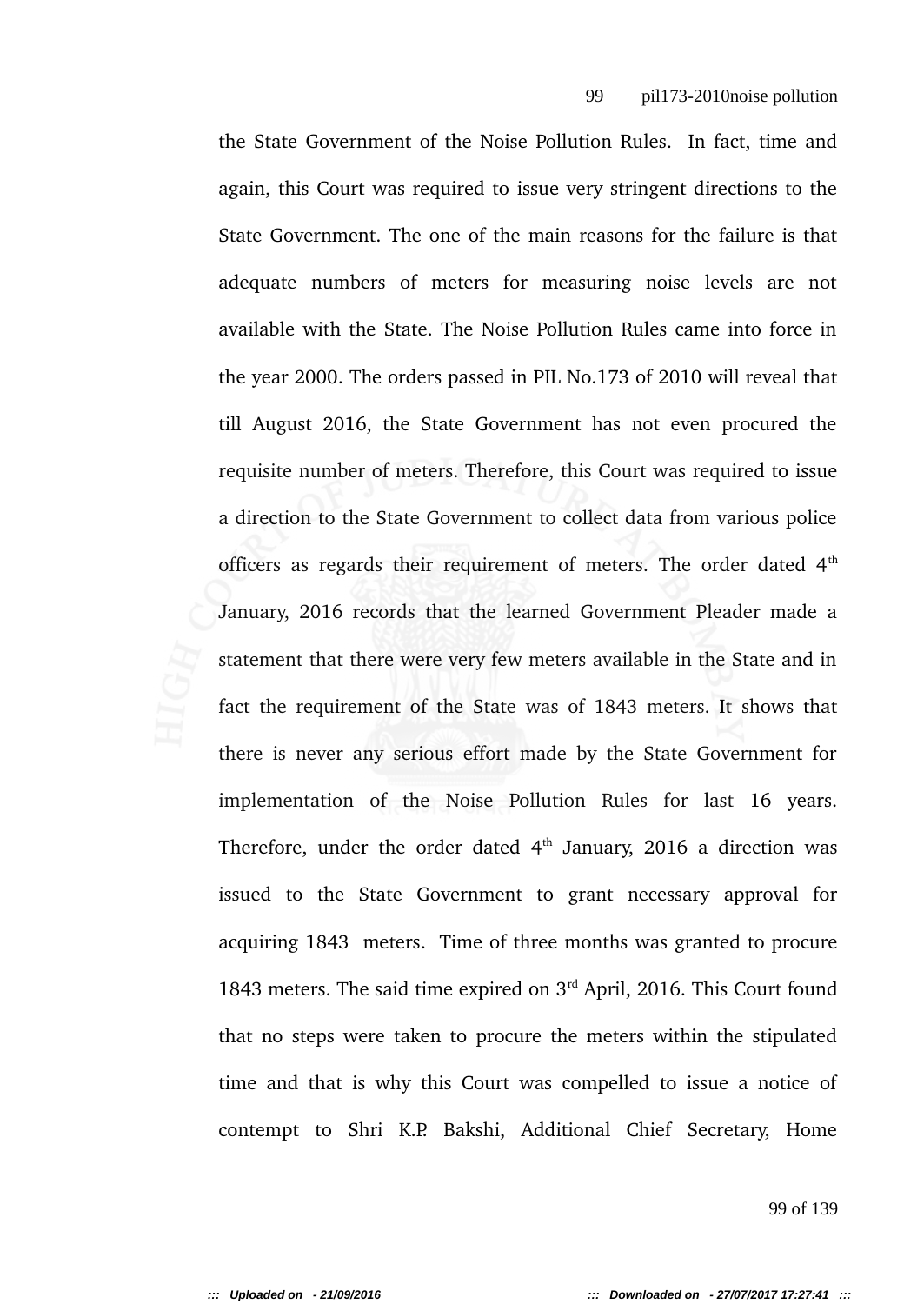the State Government of the Noise Pollution Rules. In fact, time and again, this Court was required to issue very stringent directions to the State Government. The one of the main reasons for the failure is that adequate numbers of meters for measuring noise levels are not available with the State. The Noise Pollution Rules came into force in the year 2000. The orders passed in PIL No.173 of 2010 will reveal that till August 2016, the State Government has not even procured the requisite number of meters. Therefore, this Court was required to issue a direction to the State Government to collect data from various police officers as regards their requirement of meters. The order dated 4th January, 2016 records that the learned Government Pleader made a statement that there were very few meters available in the State and in fact the requirement of the State was of 1843 meters. It shows that there is never any serious effort made by the State Government for implementation of the Noise Pollution Rules for last 16 years. Therefore, under the order dated 4th January, 2016 a direction was issued to the State Government to grant necessary approval for acquiring 1843 meters. Time of three months was granted to procure 1843 meters. The said time expired on 3rd April, 2016. This Court found that no steps were taken to procure the meters within the stipulated time and that is why this Court was compelled to issue a notice of contempt to Shri K.P. Bakshi, Additional Chief Secretary, Home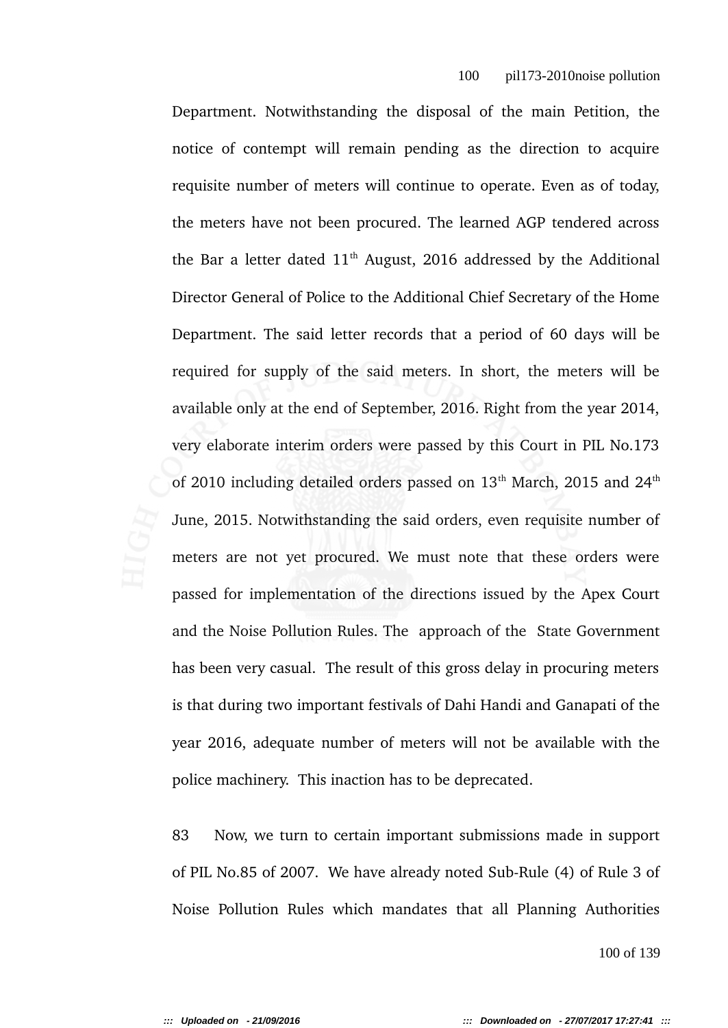Department. Notwithstanding the disposal of the main Petition, the notice of contempt will remain pending as the direction to acquire requisite number of meters will continue to operate. Even as of today, the meters have not been procured. The learned AGP tendered across the Bar a letter dated 11th August, 2016 addressed by the Additional Director General of Police to the Additional Chief Secretary of the Home Department. The said letter records that a period of 60 days will be required for supply of the said meters. In short, the meters will be available only at the end of September, 2016. Right from the year 2014, very elaborate interim orders were passed by this Court in PIL No.173 of 2010 including detailed orders passed on 13th March, 2015 and 24th June, 2015. Notwithstanding the said orders, even requisite number of meters are not yet procured. We must note that these orders were passed for implementation of the directions issued by the Apex Court and the Noise Pollution Rules. The approach of the State Government has been very casual. The result of this gross delay in procuring meters is that during two important festivals of Dahi Handi and Ganapati of the year 2016, adequate number of meters will not be available with the police machinery. This inaction has to be deprecated.

83 Now, we turn to certain important submissions made in support of PIL No.85 of 2007. We have already noted Sub-Rule (4) of Rule 3 of Noise Pollution Rules which mandates that all Planning Authorities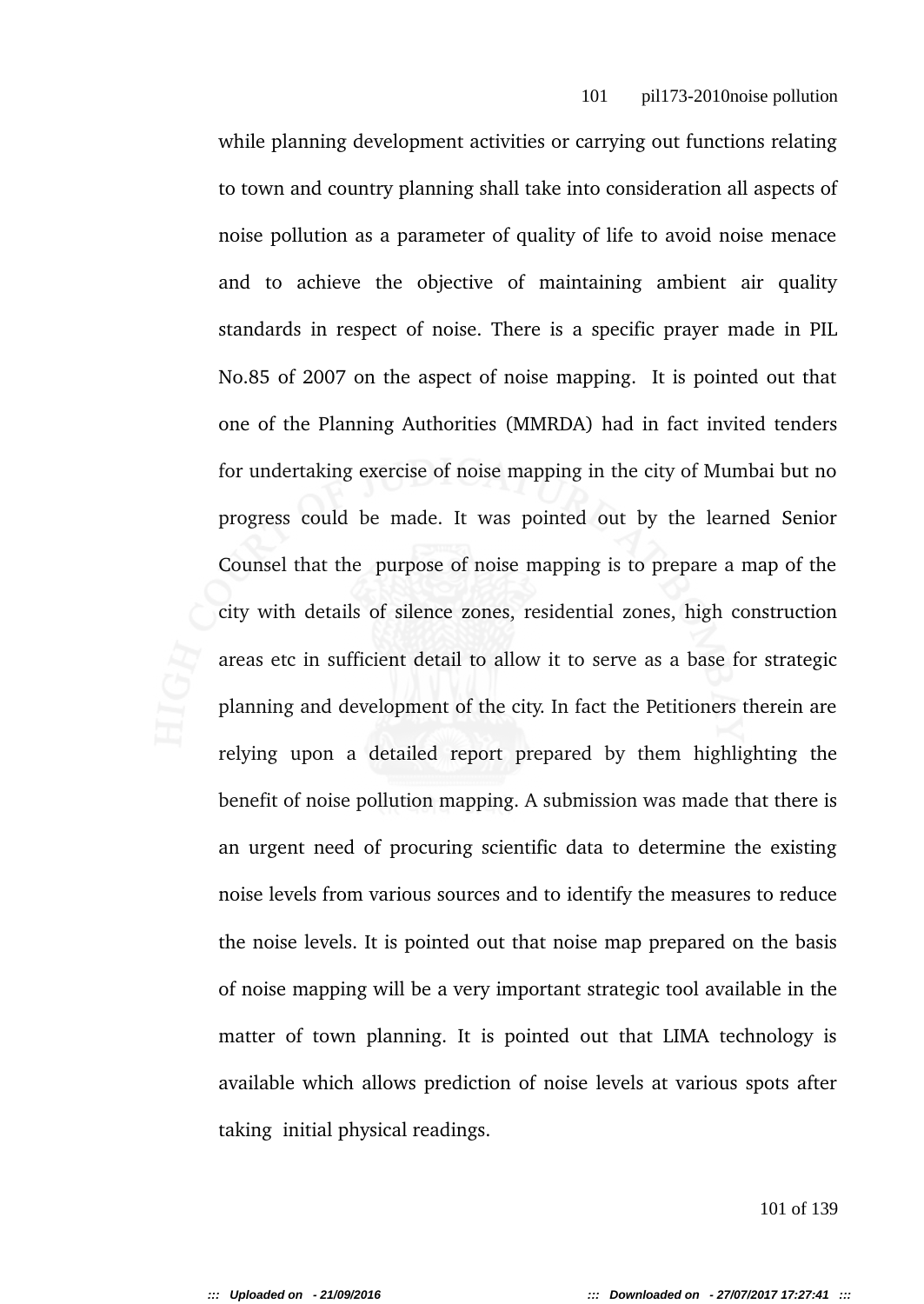while planning development activities or carrying out functions relating to town and country planning shall take into consideration all aspects of noise pollution as a parameter of quality of life to avoid noise menace and to achieve the objective of maintaining ambient air quality standards in respect of noise. There is a specific prayer made in PIL No.85 of 2007 on the aspect of noise mapping. It is pointed out that one of the Planning Authorities (MMRDA) had in fact invited tenders for undertaking exercise of noise mapping in the city of Mumbai but no progress could be made. It was pointed out by the learned Senior Counsel that the purpose of noise mapping is to prepare a map of the city with details of silence zones, residential zones, high construction areas etc in sufficient detail to allow it to serve as a base for strategic planning and development of the city. In fact the Petitioners therein are relying upon a detailed report prepared by them highlighting the benefit of noise pollution mapping. A submission was made that there is an urgent need of procuring scientific data to determine the existing noise levels from various sources and to identify the measures to reduce the noise levels. It is pointed out that noise map prepared on the basis of noise mapping will be a very important strategic tool available in the matter of town planning. It is pointed out that LIMA technology is available which allows prediction of noise levels at various spots after taking initial physical readings.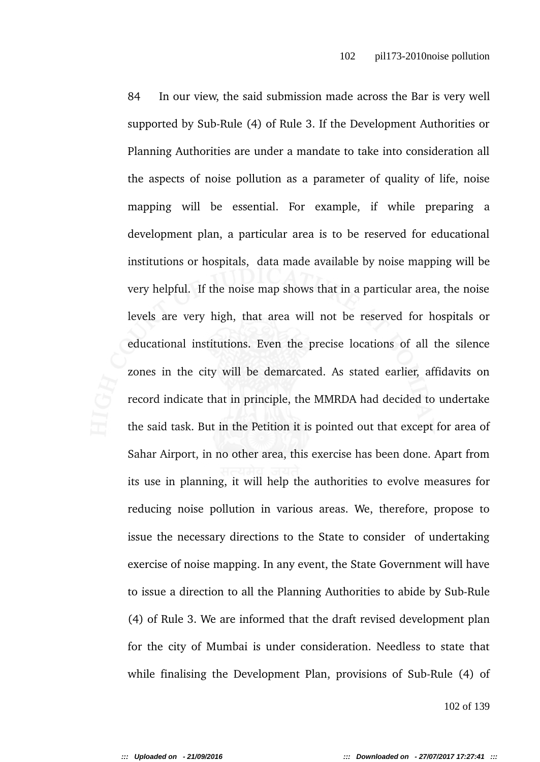84 In our view, the said submission made across the Bar is very well supported by Sub-Rule (4) of Rule 3. If the Development Authorities or Planning Authorities are under a mandate to take into consideration all the aspects of noise pollution as a parameter of quality of life, noise mapping will be essential. For example, if while preparing a development plan, a particular area is to be reserved for educational institutions or hospitals, data made available by noise mapping will be very helpful. If the noise map shows that in a particular area, the noise levels are very high, that area will not be reserved for hospitals or educational institutions. Even the precise locations of all the silence zones in the city will be demarcated. As stated earlier, affidavits on record indicate that in principle, the MMRDA had decided to undertake the said task. But in the Petition it is pointed out that except for area of Sahar Airport, in no other area, this exercise has been done. Apart from its use in planning, it will help the authorities to evolve measures for reducing noise pollution in various areas. We, therefore, propose to issue the necessary directions to the State to consider of undertaking exercise of noise mapping. In any event, the State Government will have to issue a direction to all the Planning Authorities to abide by Sub-Rule (4) of Rule 3. We are informed that the draft revised development plan for the city of Mumbai is under consideration. Needless to state that while finalising the Development Plan, provisions of Sub-Rule (4) of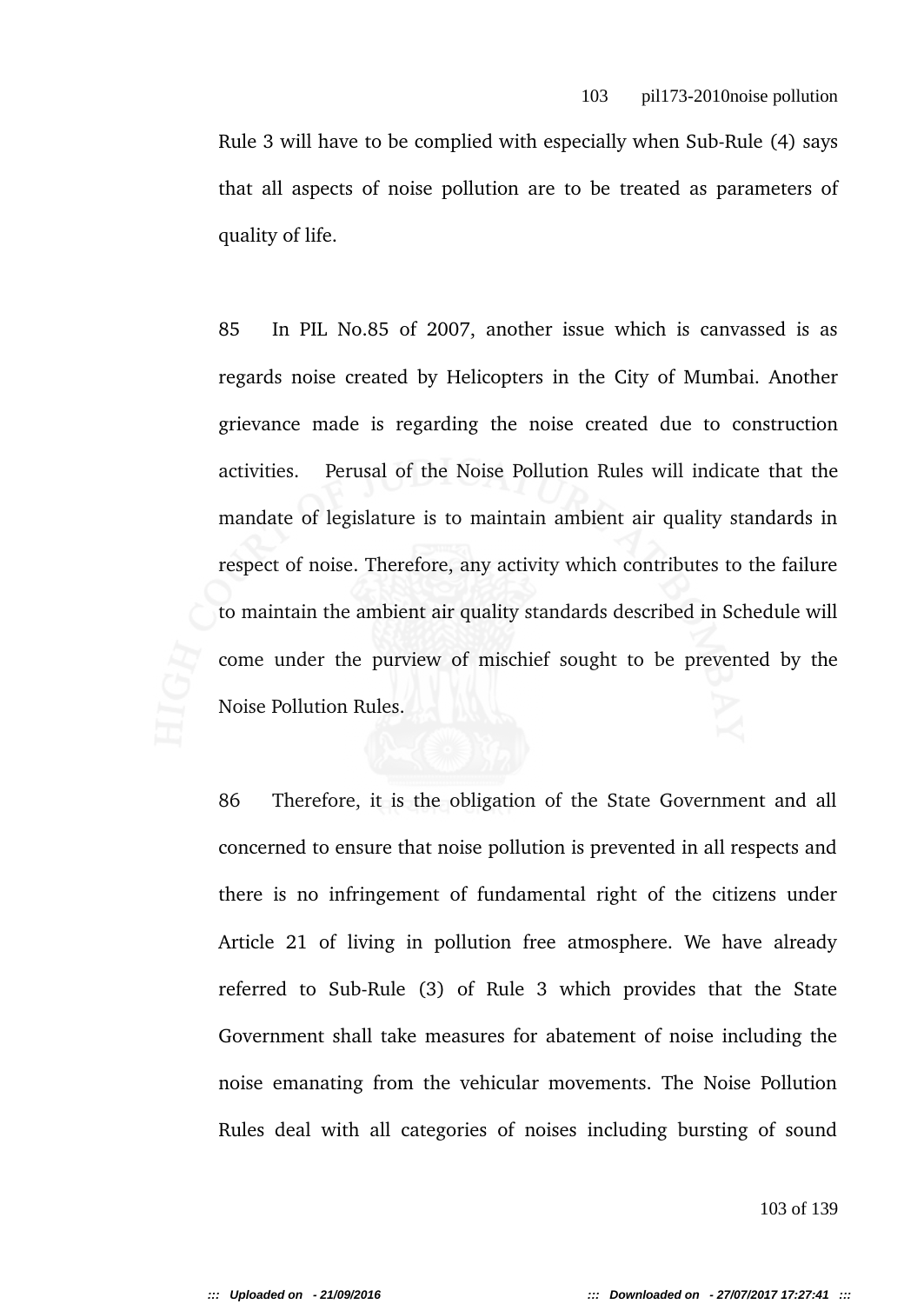Rule 3 will have to be complied with especially when Sub-Rule (4) says that all aspects of noise pollution are to be treated as parameters of quality of life.

85 In PIL No.85 of 2007, another issue which is canvassed is as regards noise created by Helicopters in the City of Mumbai. Another grievance made is regarding the noise created due to construction activities. Perusal of the Noise Pollution Rules will indicate that the mandate of legislature is to maintain ambient air quality standards in respect of noise. Therefore, any activity which contributes to the failure to maintain the ambient air quality standards described in Schedule will come under the purview of mischief sought to be prevented by the Noise Pollution Rules.

86 Therefore, it is the obligation of the State Government and all concerned to ensure that noise pollution is prevented in all respects and there is no infringement of fundamental right of the citizens under Article 21 of living in pollution free atmosphere. We have already referred to Sub-Rule (3) of Rule 3 which provides that the State Government shall take measures for abatement of noise including the noise emanating from the vehicular movements. The Noise Pollution Rules deal with all categories of noises including bursting of sound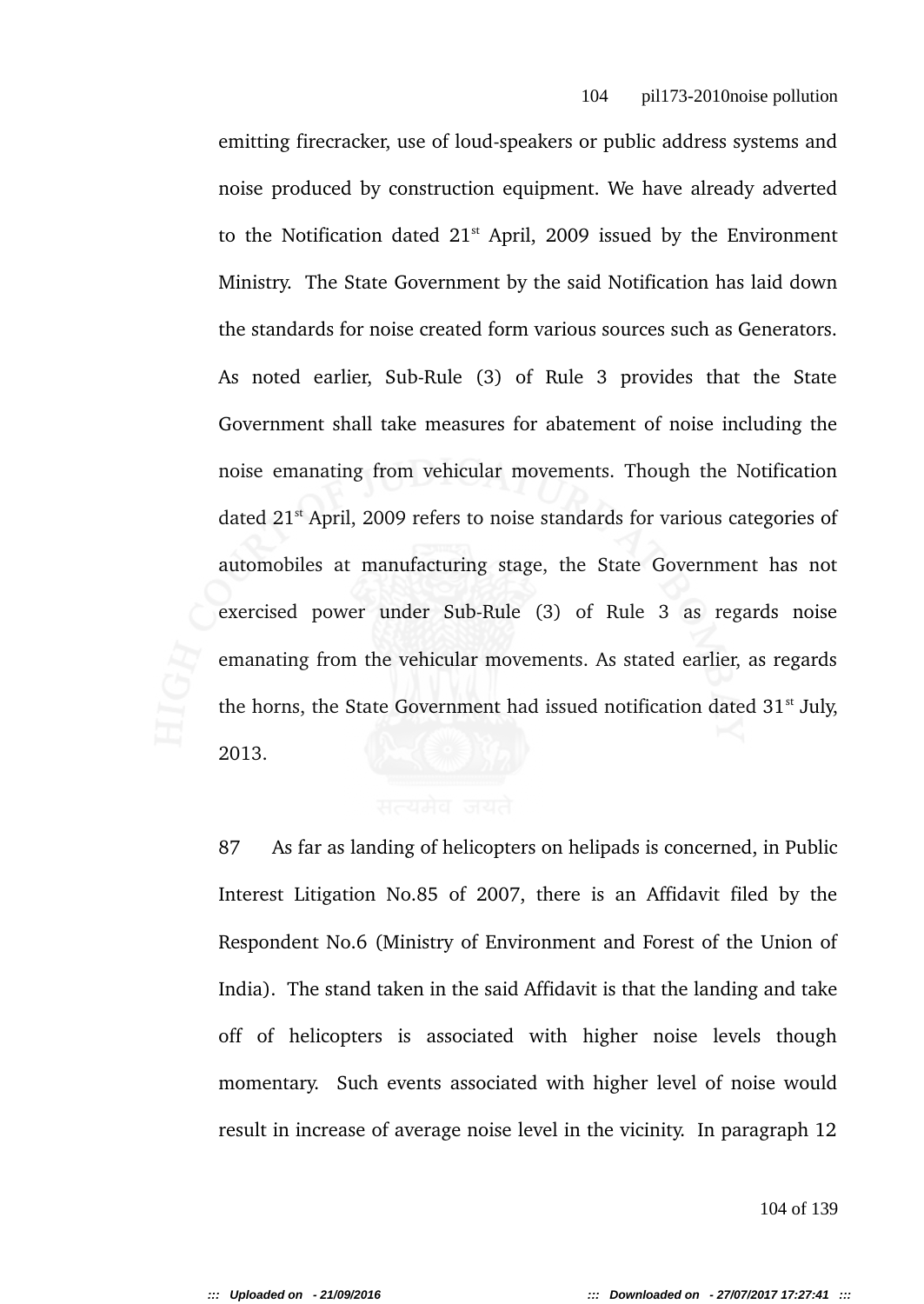emitting firecracker, use of loud-speakers or public address systems and noise produced by construction equipment. We have already adverted to the Notification dated 21st April, 2009 issued by the Environment Ministry. The State Government by the said Notification has laid down the standards for noise created form various sources such as Generators. As noted earlier, Sub-Rule (3) of Rule 3 provides that the State Government shall take measures for abatement of noise including the noise emanating from vehicular movements. Though the Notification dated 21st April, 2009 refers to noise standards for various categories of automobiles at manufacturing stage, the State Government has not exercised power under Sub-Rule (3) of Rule 3 as regards noise emanating from the vehicular movements. As stated earlier, as regards the horns, the State Government had issued notification dated 31st July, 2013.

87 As far as landing of helicopters on helipads is concerned, in Public Interest Litigation No.85 of 2007, there is an Affidavit filed by the Respondent No.6 (Ministry of Environment and Forest of the Union of India). The stand taken in the said Affidavit is that the landing and take off of helicopters is associated with higher noise levels though momentary. Such events associated with higher level of noise would result in increase of average noise level in the vicinity. In paragraph 12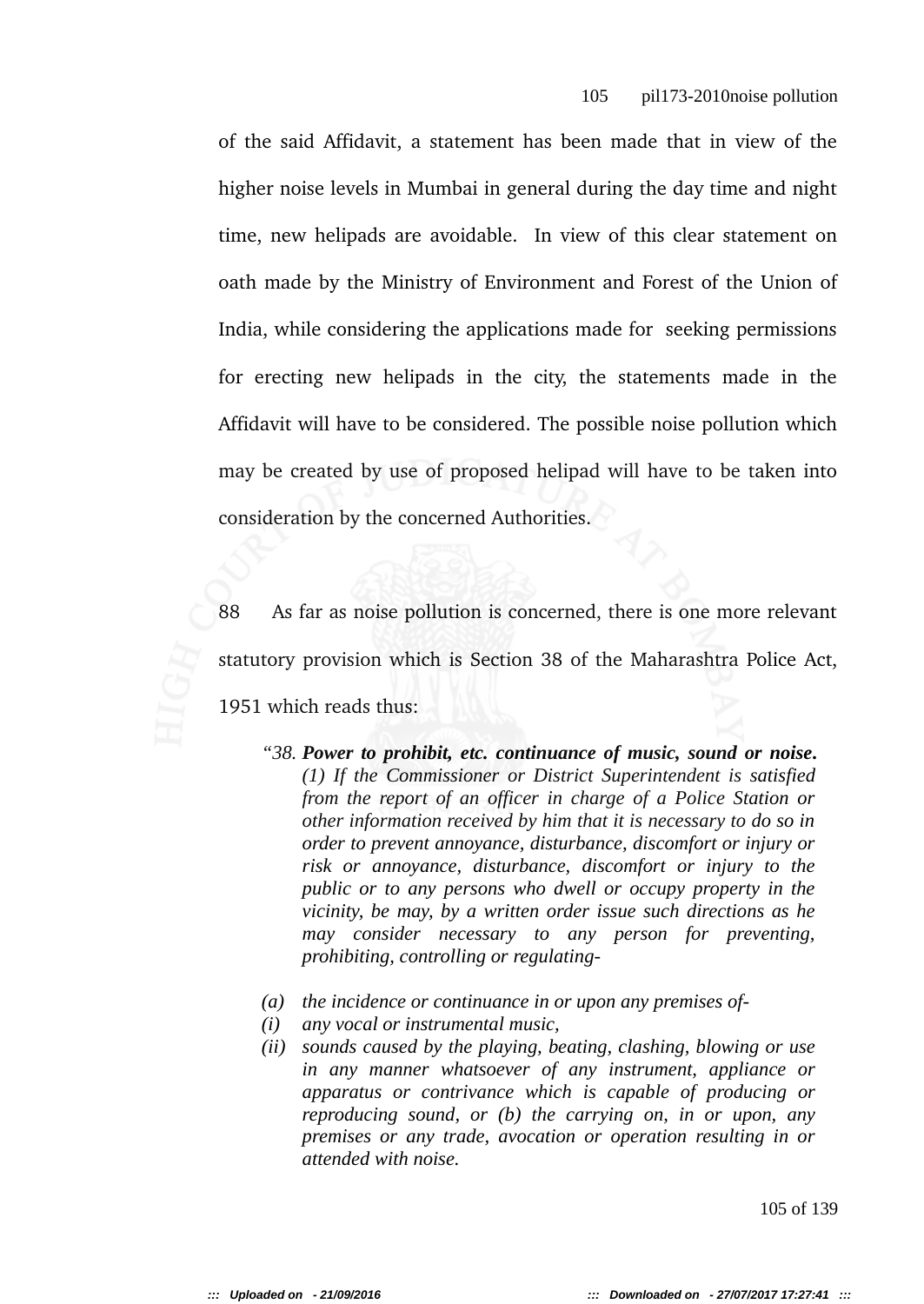of the said Affidavit, a statement has been made that in view of the higher noise levels in Mumbai in general during the day time and night time, new helipads are avoidable. In view of this clear statement on oath made by the Ministry of Environment and Forest of the Union of India, while considering the applications made for seeking permissions for erecting new helipads in the city, the statements made in the Affidavit will have to be considered. The possible noise pollution which may be created by use of proposed helipad will have to be taken into consideration by the concerned Authorities.

88 As far as noise pollution is concerned, there is one more relevant statutory provision which is Section 38 of the Maharashtra Police Act, 1951 which reads thus:

> *"38.* ***Power to prohibit, etc. continuance of music, sound or noise.*** *(1) If the Commissioner or District Superintendent is satisfied from the report of an officer in charge of a Police Station or other information received by him that it is necessary to do so in order to prevent annoyance, disturbance, discomfort or injury or risk or annoyance, disturbance, discomfort or injury to the public or to any persons who dwell or occupy property in the vicinity, be may, by a written order issue such directions as he may consider necessary to any person for preventing, prohibiting, controlling or regulating-*
>
> *(a) the incidence or continuance in or upon any premises of-*
> *(i) any vocal or instrumental music,*
> *(ii) sounds caused by the playing, beating, clashing, blowing or use in any manner whatsoever of any instrument, appliance or apparatus or contrivance which is capable of producing or reproducing sound, or (b) the carrying on, in or upon, any premises or any trade, avocation or operation resulting in or attended with noise.*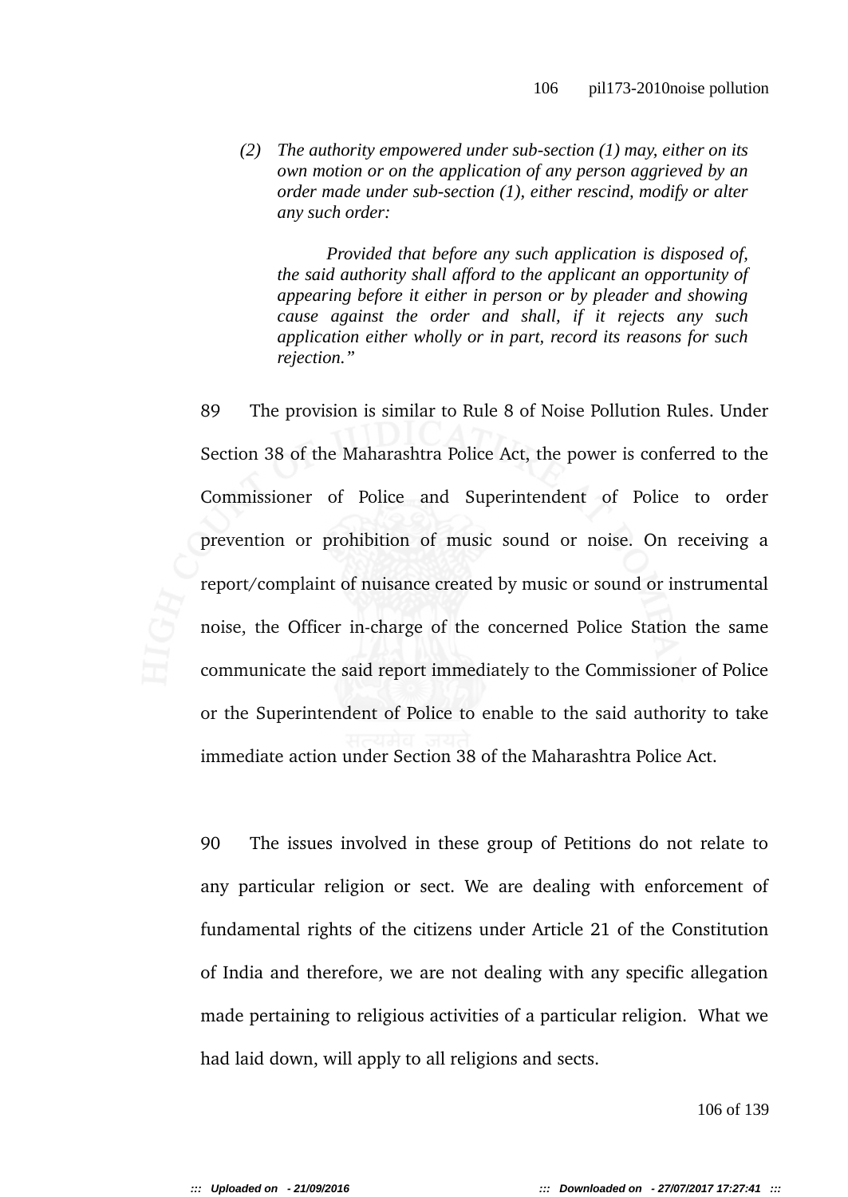*(2) The authority empowered under sub-section (1) may, either on its own motion or on the application of any person aggrieved by an order made under sub-section (1), either rescind, modify or alter any such order:*

*Provided that before any such application is disposed of, the said authority shall afford to the applicant an opportunity of appearing before it either in person or by pleader and showing cause against the order and shall, if it rejects any such application either wholly or in part, record its reasons for such rejection."*

89 The provision is similar to Rule 8 of Noise Pollution Rules. Under Section 38 of the Maharashtra Police Act, the power is conferred to the Commissioner of Police and Superintendent of Police to order prevention or prohibition of music sound or noise. On receiving a report/complaint of nuisance created by music or sound or instrumental noise, the Officer in-charge of the concerned Police Station the same communicate the said report immediately to the Commissioner of Police or the Superintendent of Police to enable to the said authority to take immediate action under Section 38 of the Maharashtra Police Act.

90 The issues involved in these group of Petitions do not relate to any particular religion or sect. We are dealing with enforcement of fundamental rights of the citizens under Article 21 of the Constitution of India and therefore, we are not dealing with any specific allegation made pertaining to religious activities of a particular religion. What we had laid down, will apply to all religions and sects.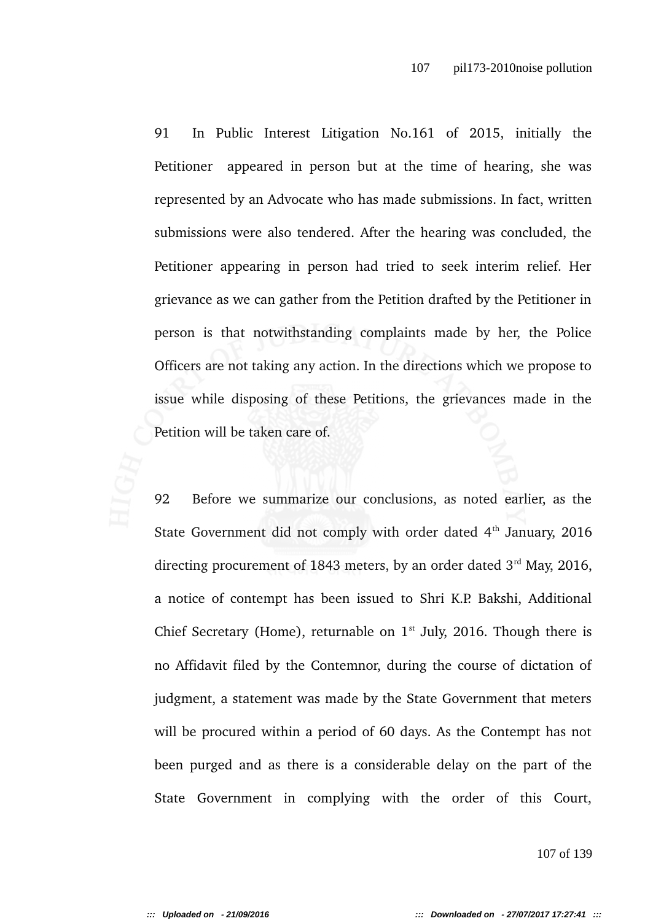91 In Public Interest Litigation No.161 of 2015, initially the Petitioner appeared in person but at the time of hearing, she was represented by an Advocate who has made submissions. In fact, written submissions were also tendered. After the hearing was concluded, the Petitioner appearing in person had tried to seek interim relief. Her grievance as we can gather from the Petition drafted by the Petitioner in person is that notwithstanding complaints made by her, the Police Officers are not taking any action. In the directions which we propose to issue while disposing of these Petitions, the grievances made in the Petition will be taken care of.

92 Before we summarize our conclusions, as noted earlier, as the State Government did not comply with order dated 4th January, 2016 directing procurement of 1843 meters, by an order dated 3rd May, 2016, a notice of contempt has been issued to Shri K.P. Bakshi, Additional Chief Secretary (Home), returnable on 1st July, 2016. Though there is no Affidavit filed by the Contemnor, during the course of dictation of judgment, a statement was made by the State Government that meters will be procured within a period of 60 days. As the Contempt has not been purged and as there is a considerable delay on the part of the State Government in complying with the order of this Court,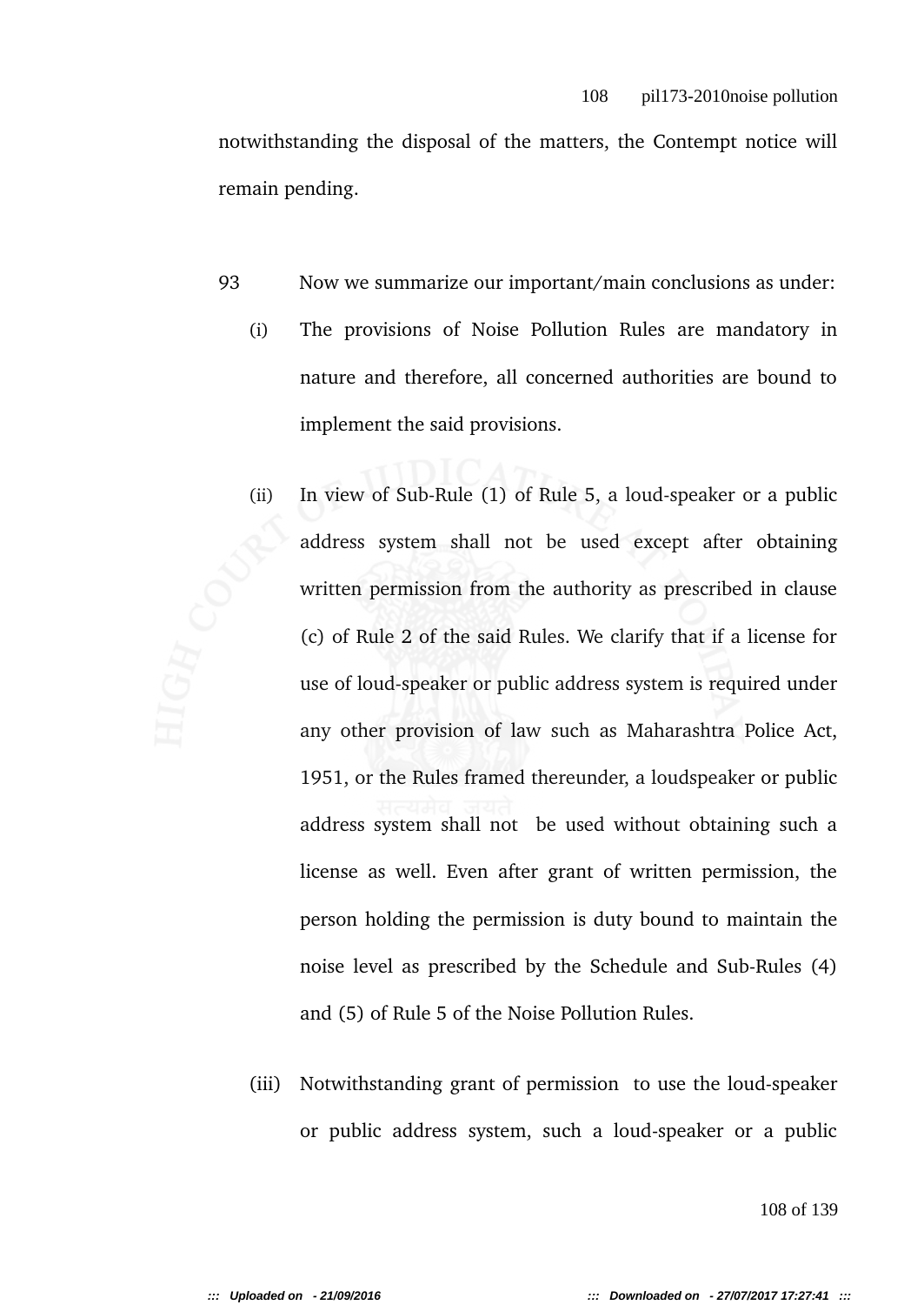notwithstanding the disposal of the matters, the Contempt notice will remain pending.

93 Now we summarize our important/main conclusions as under:

(i) The provisions of Noise Pollution Rules are mandatory in nature and therefore, all concerned authorities are bound to implement the said provisions.

(ii) In view of Sub-Rule (1) of Rule 5, a loud-speaker or a public address system shall not be used except after obtaining written permission from the authority as prescribed in clause (c) of Rule 2 of the said Rules. We clarify that if a license for use of loud-speaker or public address system is required under any other provision of law such as Maharashtra Police Act, 1951, or the Rules framed thereunder, a loudspeaker or public address system shall not be used without obtaining such a license as well. Even after grant of written permission, the person holding the permission is duty bound to maintain the noise level as prescribed by the Schedule and Sub-Rules (4) and (5) of Rule 5 of the Noise Pollution Rules.

(iii) Notwithstanding grant of permission to use the loud-speaker or public address system, such a loud-speaker or a public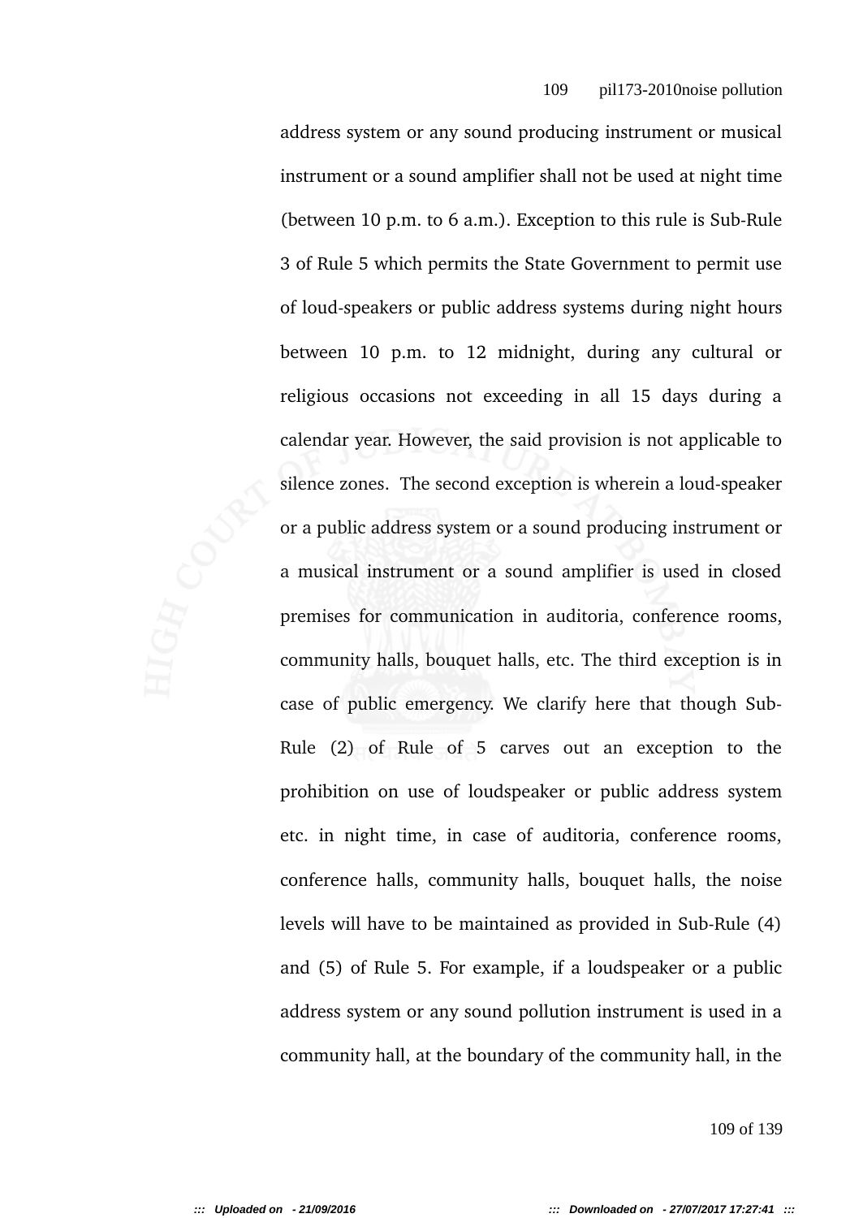address system or any sound producing instrument or musical instrument or a sound amplifier shall not be used at night time (between 10 p.m. to 6 a.m.). Exception to this rule is Sub-Rule 3 of Rule 5 which permits the State Government to permit use of loud-speakers or public address systems during night hours between 10 p.m. to 12 midnight, during any cultural or religious occasions not exceeding in all 15 days during a calendar year. However, the said provision is not applicable to silence zones. The second exception is wherein a loud-speaker or a public address system or a sound producing instrument or a musical instrument or a sound amplifier is used in closed premises for communication in auditoria, conference rooms, community halls, bouquet halls, etc. The third exception is in case of public emergency. We clarify here that though Sub-Rule (2) of Rule of 5 carves out an exception to the prohibition on use of loudspeaker or public address system etc. in night time, in case of auditoria, conference rooms, conference halls, community halls, bouquet halls, the noise levels will have to be maintained as provided in Sub-Rule (4) and (5) of Rule 5. For example, if a loudspeaker or a public address system or any sound pollution instrument is used in a community hall, at the boundary of the community hall, in the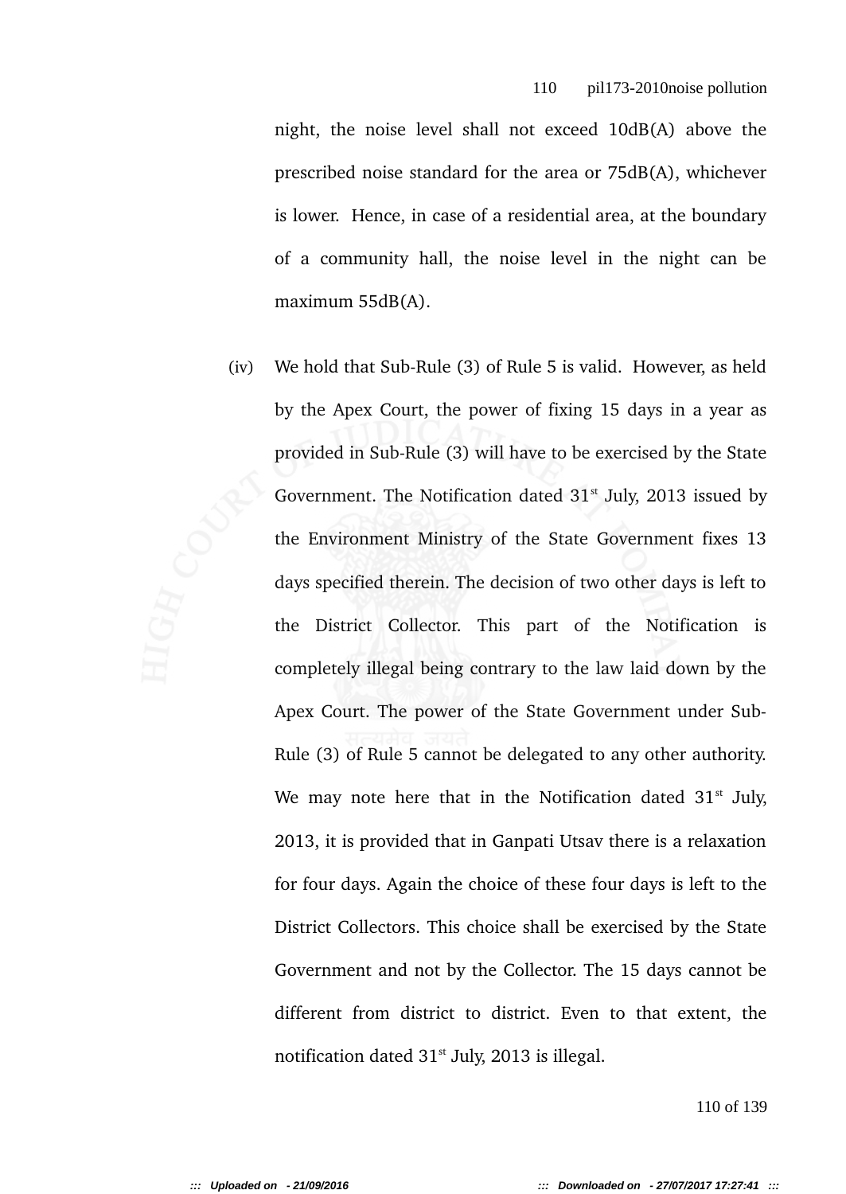night, the noise level shall not exceed 10dB(A) above the prescribed noise standard for the area or 75dB(A), whichever is lower. Hence, in case of a residential area, at the boundary of a community hall, the noise level in the night can be maximum 55dB(A).

(iv) We hold that Sub-Rule (3) of Rule 5 is valid. However, as held by the Apex Court, the power of fixing 15 days in a year as provided in Sub-Rule (3) will have to be exercised by the State Government. The Notification dated 31st July, 2013 issued by the Environment Ministry of the State Government fixes 13 days specified therein. The decision of two other days is left to the District Collector. This part of the Notification is completely illegal being contrary to the law laid down by the Apex Court. The power of the State Government under Sub-Rule (3) of Rule 5 cannot be delegated to any other authority. We may note here that in the Notification dated 31st July, 2013, it is provided that in Ganpati Utsav there is a relaxation for four days. Again the choice of these four days is left to the District Collectors. This choice shall be exercised by the State Government and not by the Collector. The 15 days cannot be different from district to district. Even to that extent, the notification dated 31st July, 2013 is illegal.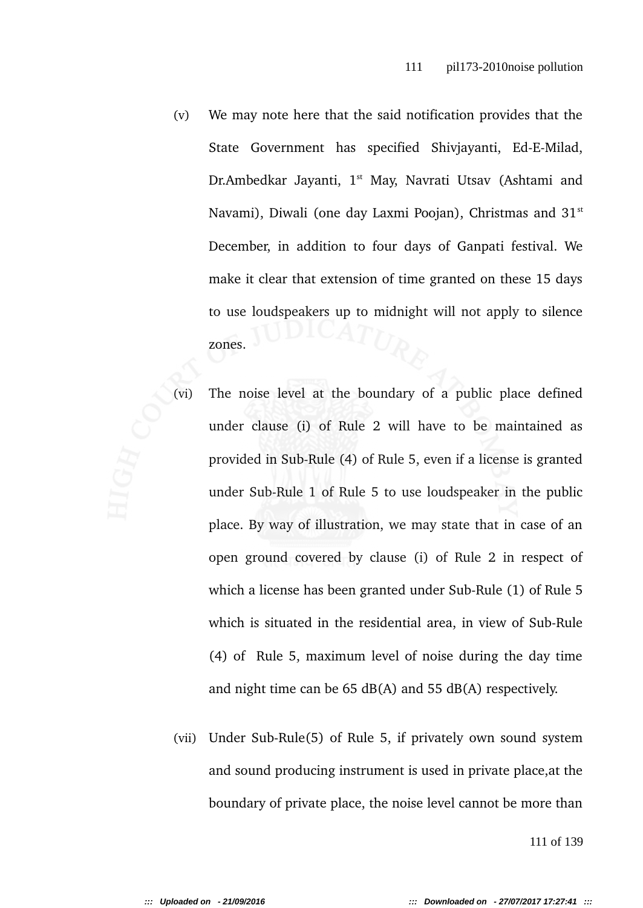(v) We may note here that the said notification provides that the State Government has specified Shivjayanti, Ed-E-Milad, Dr.Ambedkar Jayanti, 1st May, Navrati Utsav (Ashtami and Navami), Diwali (one day Laxmi Poojan), Christmas and 31st December, in addition to four days of Ganpati festival. We make it clear that extension of time granted on these 15 days to use loudspeakers up to midnight will not apply to silence zones.

(vi) The noise level at the boundary of a public place defined under clause (i) of Rule 2 will have to be maintained as provided in Sub-Rule (4) of Rule 5, even if a license is granted under Sub-Rule 1 of Rule 5 to use loudspeaker in the public place. By way of illustration, we may state that in case of an open ground covered by clause (i) of Rule 2 in respect of which a license has been granted under Sub-Rule (1) of Rule 5 which is situated in the residential area, in view of Sub-Rule (4) of Rule 5, maximum level of noise during the day time and night time can be 65 dB(A) and 55 dB(A) respectively.

(vii) Under Sub-Rule(5) of Rule 5, if privately own sound system and sound producing instrument is used in private place,at the boundary of private place, the noise level cannot be more than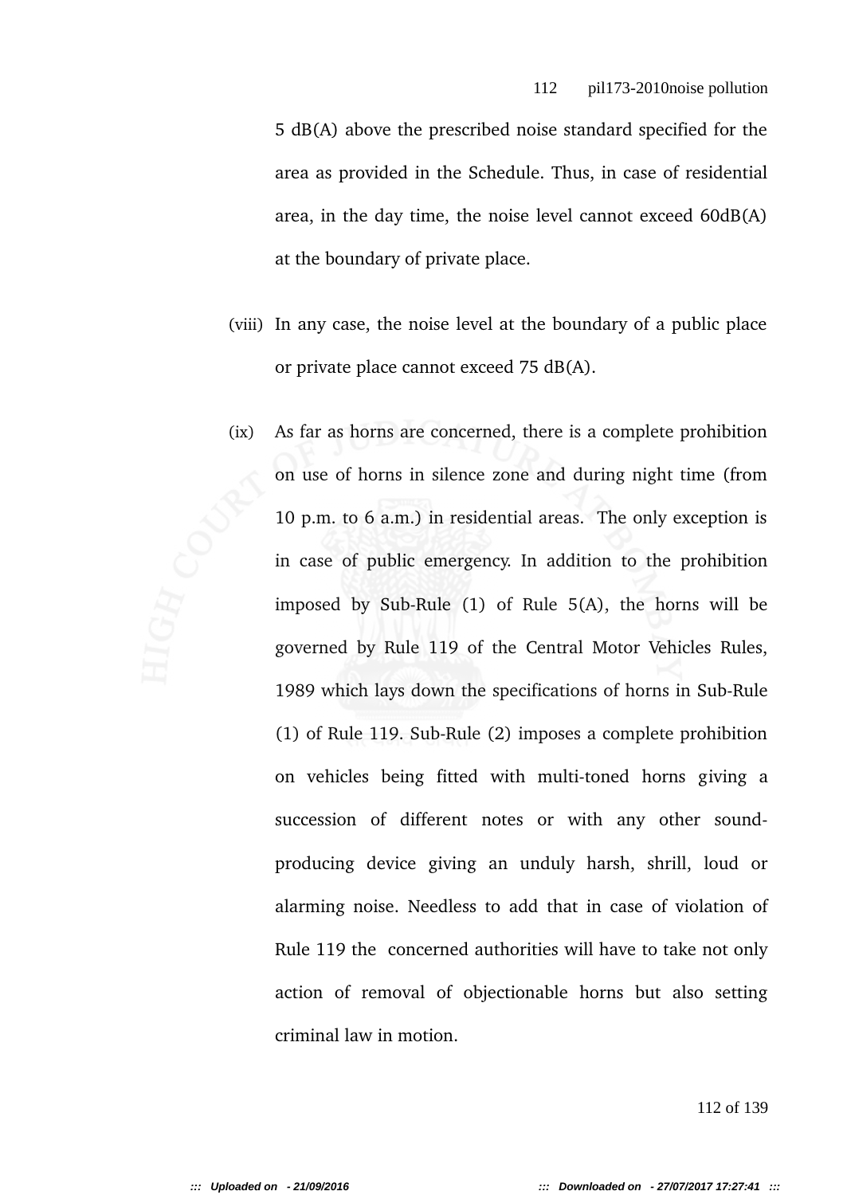5 dB(A) above the prescribed noise standard specified for the area as provided in the Schedule. Thus, in case of residential area, in the day time, the noise level cannot exceed 60dB(A) at the boundary of private place.

(viii) In any case, the noise level at the boundary of a public place or private place cannot exceed 75 dB(A).

(ix) As far as horns are concerned, there is a complete prohibition on use of horns in silence zone and during night time (from 10 p.m. to 6 a.m.) in residential areas. The only exception is in case of public emergency. In addition to the prohibition imposed by Sub-Rule (1) of Rule 5(A), the horns will be governed by Rule 119 of the Central Motor Vehicles Rules, 1989 which lays down the specifications of horns in Sub-Rule (1) of Rule 119. Sub-Rule (2) imposes a complete prohibition on vehicles being fitted with multi-toned horns giving a succession of different notes or with any other sound-producing device giving an unduly harsh, shrill, loud or alarming noise. Needless to add that in case of violation of Rule 119 the concerned authorities will have to take not only action of removal of objectionable horns but also setting criminal law in motion.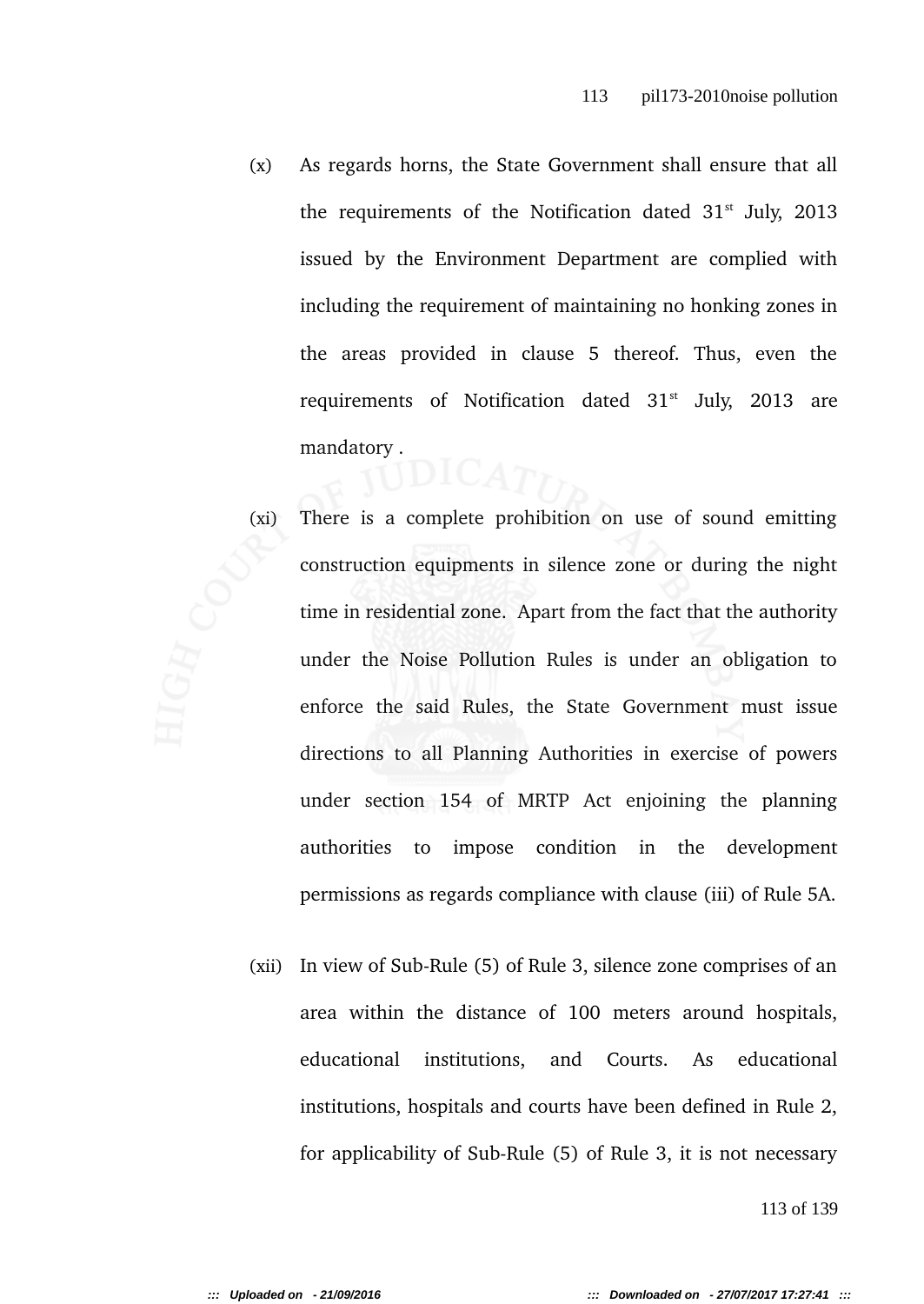(x) As regards horns, the State Government shall ensure that all the requirements of the Notification dated 31[st] July, 2013 issued by the Environment Department are complied with including the requirement of maintaining no honking zones in the areas provided in clause 5 thereof. Thus, even the requirements of Notification dated 31[st] July, 2013 are mandatory .

(xi) There is a complete prohibition on use of sound emitting construction equipments in silence zone or during the night time in residential zone. Apart from the fact that the authority under the Noise Pollution Rules is under an obligation to enforce the said Rules, the State Government must issue directions to all Planning Authorities in exercise of powers under section 154 of MRTP Act enjoining the planning authorities to impose condition in the development permissions as regards compliance with clause (iii) of Rule 5A.

(xii) In view of Sub-Rule (5) of Rule 3, silence zone comprises of an area within the distance of 100 meters around hospitals, educational institutions, and Courts. As educational institutions, hospitals and courts have been defined in Rule 2, for applicability of Sub-Rule (5) of Rule 3, it is not necessary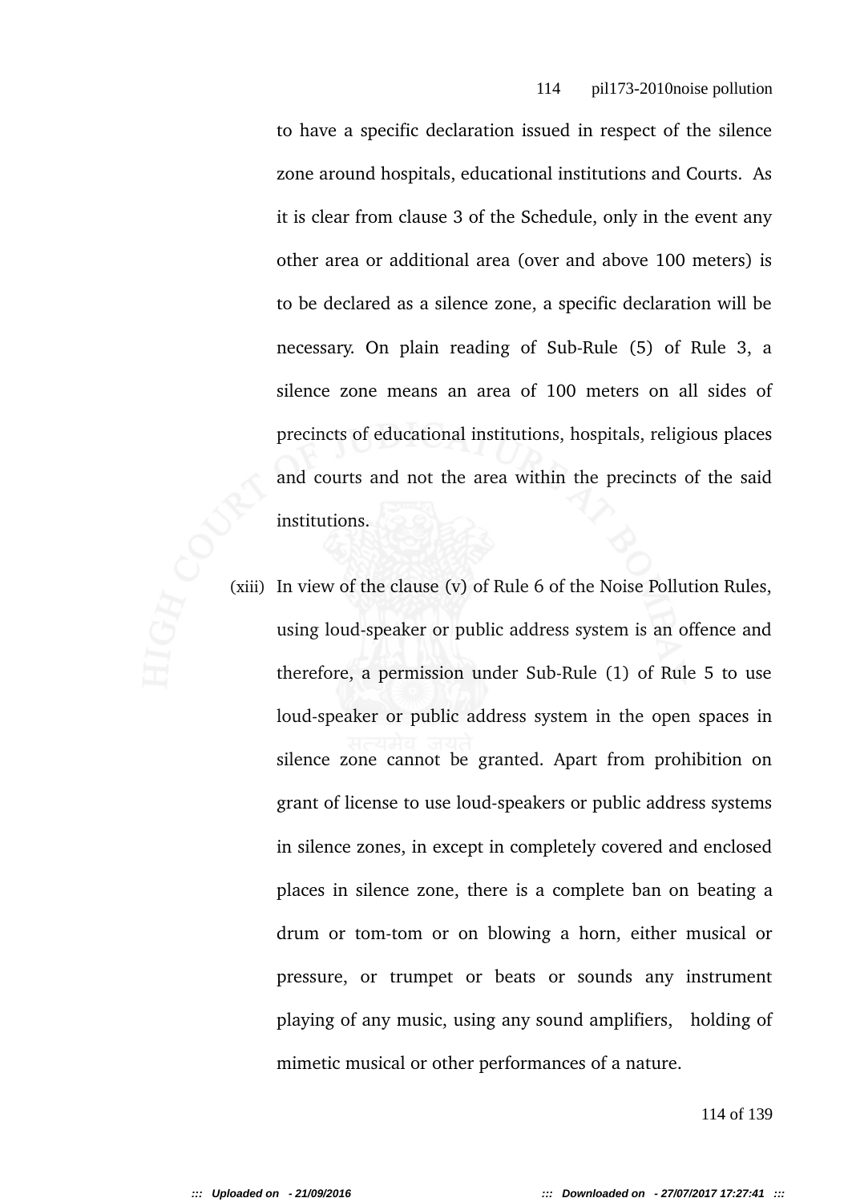to have a specific declaration issued in respect of the silence zone around hospitals, educational institutions and Courts. As it is clear from clause 3 of the Schedule, only in the event any other area or additional area (over and above 100 meters) is to be declared as a silence zone, a specific declaration will be necessary. On plain reading of Sub-Rule (5) of Rule 3, a silence zone means an area of 100 meters on all sides of precincts of educational institutions, hospitals, religious places and courts and not the area within the precincts of the said institutions.

(xiii) In view of the clause (v) of Rule 6 of the Noise Pollution Rules, using loud-speaker or public address system is an offence and therefore, a permission under Sub-Rule (1) of Rule 5 to use loud-speaker or public address system in the open spaces in silence zone cannot be granted. Apart from prohibition on grant of license to use loud-speakers or public address systems in silence zones, in except in completely covered and enclosed places in silence zone, there is a complete ban on beating a drum or tom-tom or on blowing a horn, either musical or pressure, or trumpet or beats or sounds any instrument playing of any music, using any sound amplifiers, holding of mimetic musical or other performances of a nature.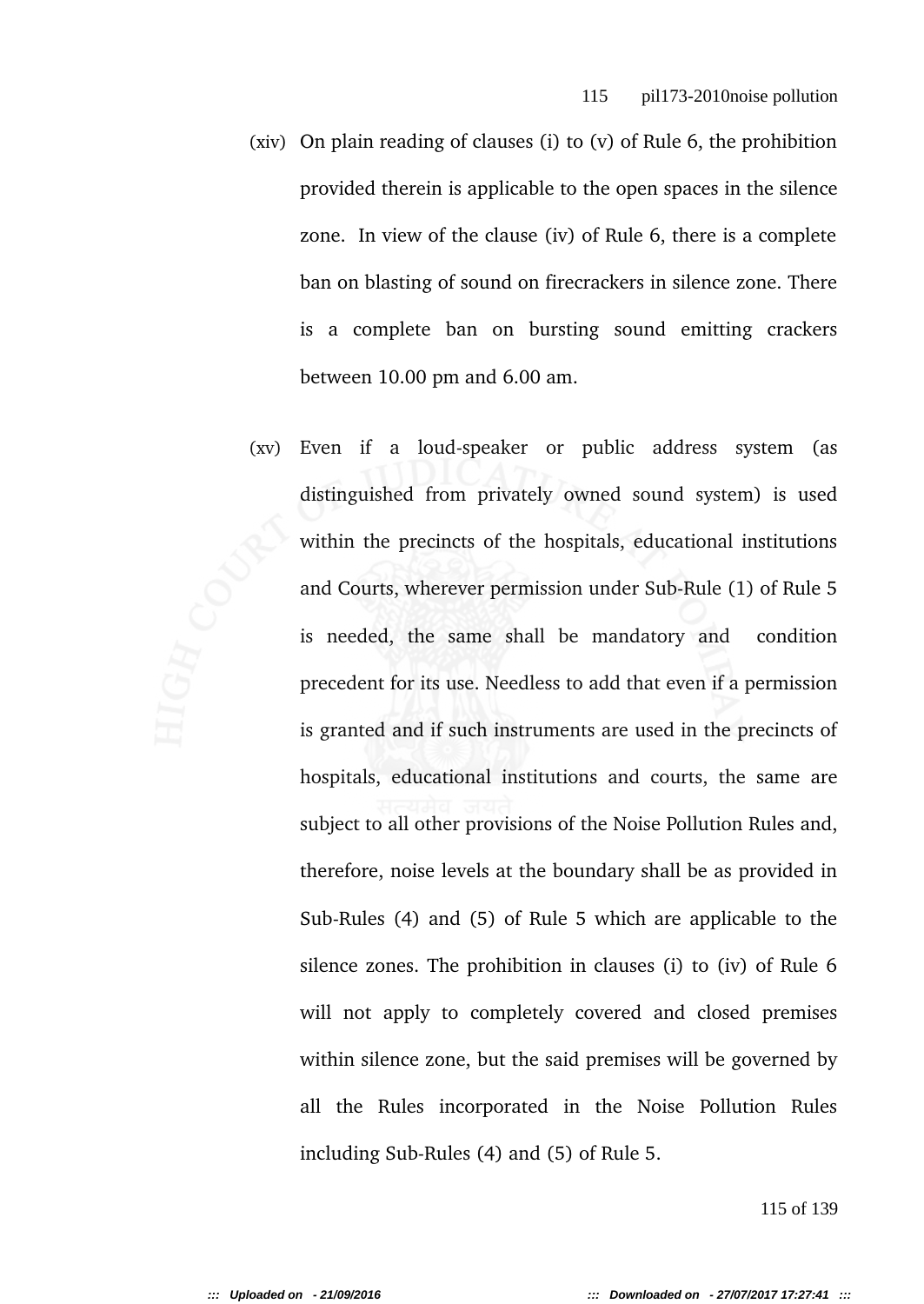(xiv) On plain reading of clauses (i) to (v) of Rule 6, the prohibition provided therein is applicable to the open spaces in the silence zone. In view of the clause (iv) of Rule 6, there is a complete ban on blasting of sound on firecrackers in silence zone. There is a complete ban on bursting sound emitting crackers between 10.00 pm and 6.00 am.

(xv) Even if a loud-speaker or public address system (as distinguished from privately owned sound system) is used within the precincts of the hospitals, educational institutions and Courts, wherever permission under Sub-Rule (1) of Rule 5 is needed, the same shall be mandatory and condition precedent for its use. Needless to add that even if a permission is granted and if such instruments are used in the precincts of hospitals, educational institutions and courts, the same are subject to all other provisions of the Noise Pollution Rules and, therefore, noise levels at the boundary shall be as provided in Sub-Rules (4) and (5) of Rule 5 which are applicable to the silence zones. The prohibition in clauses (i) to (iv) of Rule 6 will not apply to completely covered and closed premises within silence zone, but the said premises will be governed by all the Rules incorporated in the Noise Pollution Rules including Sub-Rules (4) and (5) of Rule 5.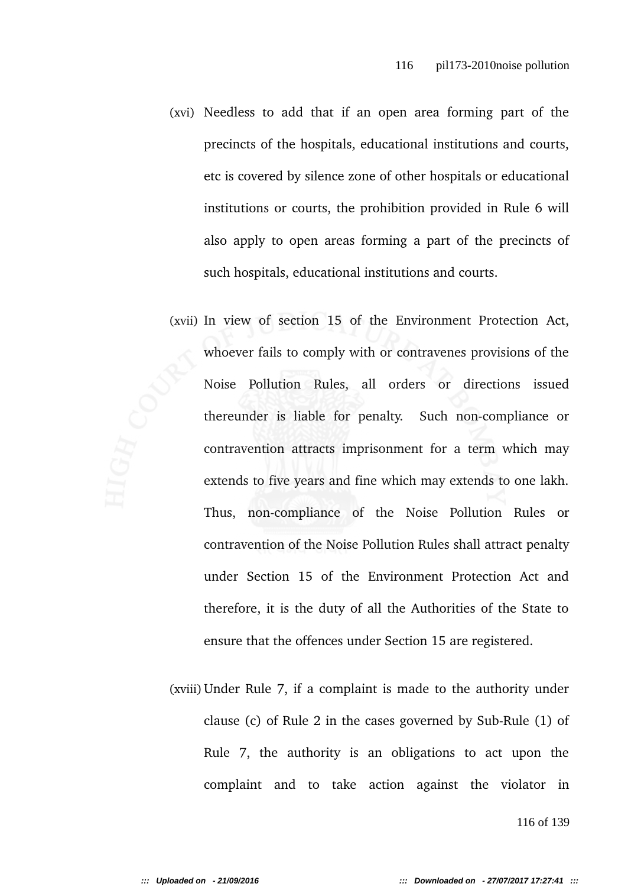(xvi) Needless to add that if an open area forming part of the precincts of the hospitals, educational institutions and courts, etc is covered by silence zone of other hospitals or educational institutions or courts, the prohibition provided in Rule 6 will also apply to open areas forming a part of the precincts of such hospitals, educational institutions and courts.

(xvii) In view of section 15 of the Environment Protection Act, whoever fails to comply with or contravenes provisions of the Noise Pollution Rules, all orders or directions issued thereunder is liable for penalty. Such non-compliance or contravention attracts imprisonment for a term which may extends to five years and fine which may extends to one lakh. Thus, non-compliance of the Noise Pollution Rules or contravention of the Noise Pollution Rules shall attract penalty under Section 15 of the Environment Protection Act and therefore, it is the duty of all the Authorities of the State to ensure that the offences under Section 15 are registered.

(xviii) Under Rule 7, if a complaint is made to the authority under clause (c) of Rule 2 in the cases governed by Sub-Rule (1) of Rule 7, the authority is an obligations to act upon the complaint and to take action against the violator in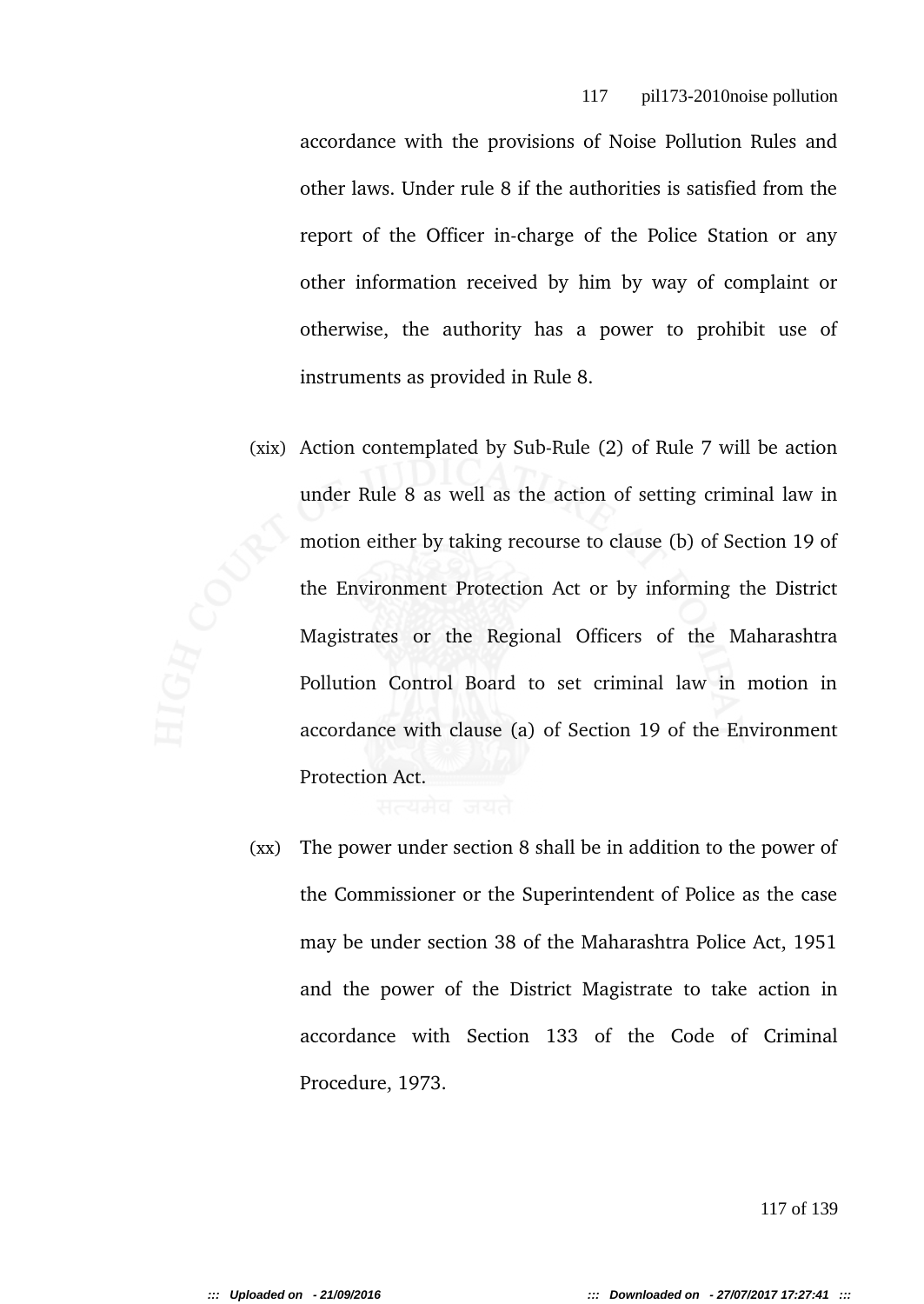accordance with the provisions of Noise Pollution Rules and other laws. Under rule 8 if the authorities is satisfied from the report of the Officer in-charge of the Police Station or any other information received by him by way of complaint or otherwise, the authority has a power to prohibit use of instruments as provided in Rule 8.

(xix) Action contemplated by Sub-Rule (2) of Rule 7 will be action under Rule 8 as well as the action of setting criminal law in motion either by taking recourse to clause (b) of Section 19 of the Environment Protection Act or by informing the District Magistrates or the Regional Officers of the Maharashtra Pollution Control Board to set criminal law in motion in accordance with clause (a) of Section 19 of the Environment Protection Act.

(xx) The power under section 8 shall be in addition to the power of the Commissioner or the Superintendent of Police as the case may be under section 38 of the Maharashtra Police Act, 1951 and the power of the District Magistrate to take action in accordance with Section 133 of the Code of Criminal Procedure, 1973.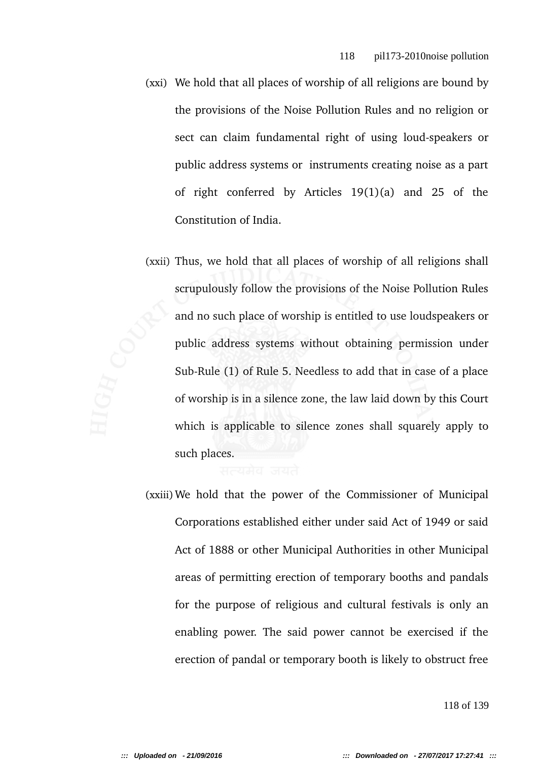(xxi) We hold that all places of worship of all religions are bound by the provisions of the Noise Pollution Rules and no religion or sect can claim fundamental right of using loud-speakers or public address systems or instruments creating noise as a part of right conferred by Articles 19(1)(a) and 25 of the Constitution of India.

(xxii) Thus, we hold that all places of worship of all religions shall scrupulously follow the provisions of the Noise Pollution Rules and no such place of worship is entitled to use loudspeakers or public address systems without obtaining permission under Sub-Rule (1) of Rule 5. Needless to add that in case of a place of worship is in a silence zone, the law laid down by this Court which is applicable to silence zones shall squarely apply to such places.

(xxiii) We hold that the power of the Commissioner of Municipal Corporations established either under said Act of 1949 or said Act of 1888 or other Municipal Authorities in other Municipal areas of permitting erection of temporary booths and pandals for the purpose of religious and cultural festivals is only an enabling power. The said power cannot be exercised if the erection of pandal or temporary booth is likely to obstruct free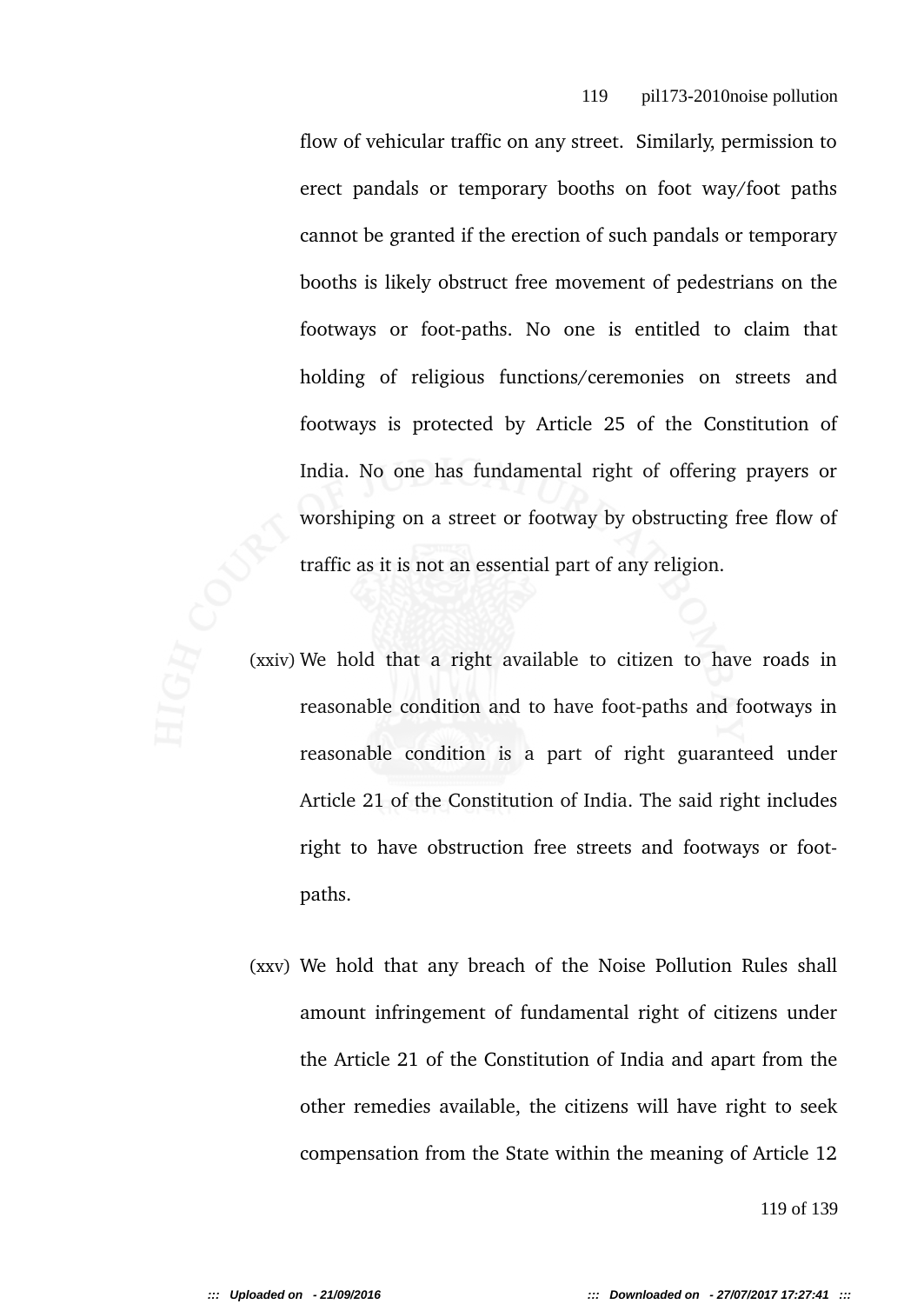flow of vehicular traffic on any street. Similarly, permission to erect pandals or temporary booths on foot way/foot paths cannot be granted if the erection of such pandals or temporary booths is likely obstruct free movement of pedestrians on the footways or foot-paths. No one is entitled to claim that holding of religious functions/ceremonies on streets and footways is protected by Article 25 of the Constitution of India. No one has fundamental right of offering prayers or worshiping on a street or footway by obstructing free flow of traffic as it is not an essential part of any religion.

(xxiv) We hold that a right available to citizen to have roads in reasonable condition and to have foot-paths and footways in reasonable condition is a part of right guaranteed under Article 21 of the Constitution of India. The said right includes right to have obstruction free streets and footways or foot-paths.

(xxv) We hold that any breach of the Noise Pollution Rules shall amount infringement of fundamental right of citizens under the Article 21 of the Constitution of India and apart from the other remedies available, the citizens will have right to seek compensation from the State within the meaning of Article 12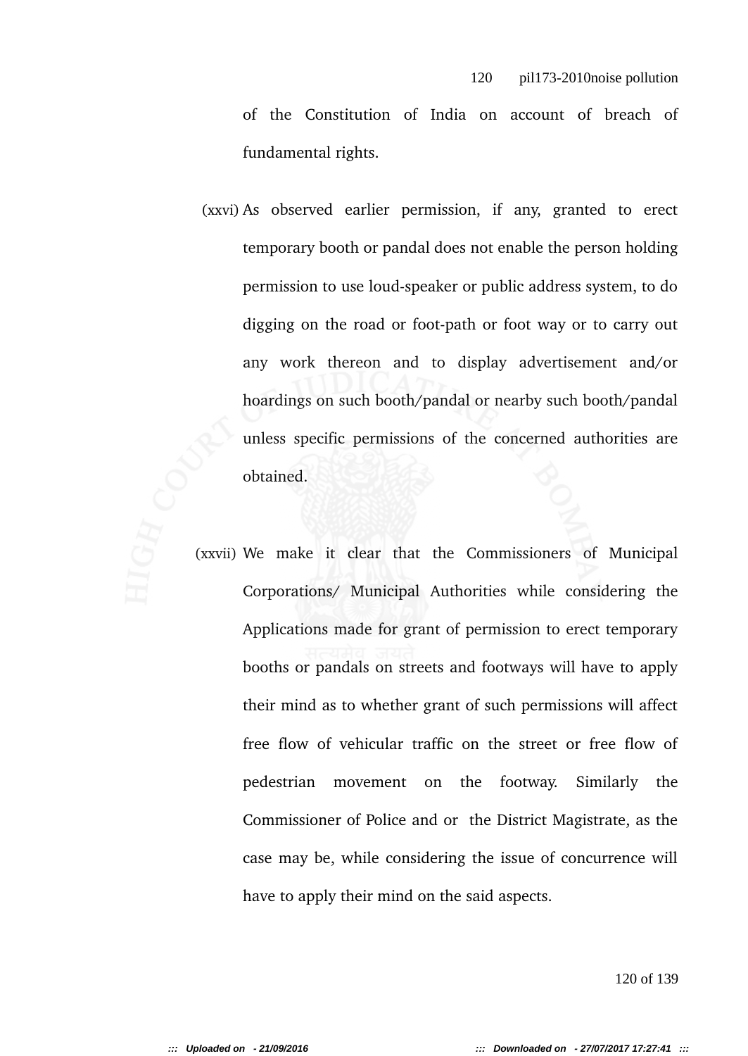of the Constitution of India on account of breach of fundamental rights.

(xxvi) As observed earlier permission, if any, granted to erect temporary booth or pandal does not enable the person holding permission to use loud-speaker or public address system, to do digging on the road or foot-path or foot way or to carry out any work thereon and to display advertisement and/or hoardings on such booth/pandal or nearby such booth/pandal unless specific permissions of the concerned authorities are obtained.

(xxvii) We make it clear that the Commissioners of Municipal Corporations/ Municipal Authorities while considering the Applications made for grant of permission to erect temporary booths or pandals on streets and footways will have to apply their mind as to whether grant of such permissions will affect free flow of vehicular traffic on the street or free flow of pedestrian movement on the footway. Similarly the Commissioner of Police and or the District Magistrate, as the case may be, while considering the issue of concurrence will have to apply their mind on the said aspects.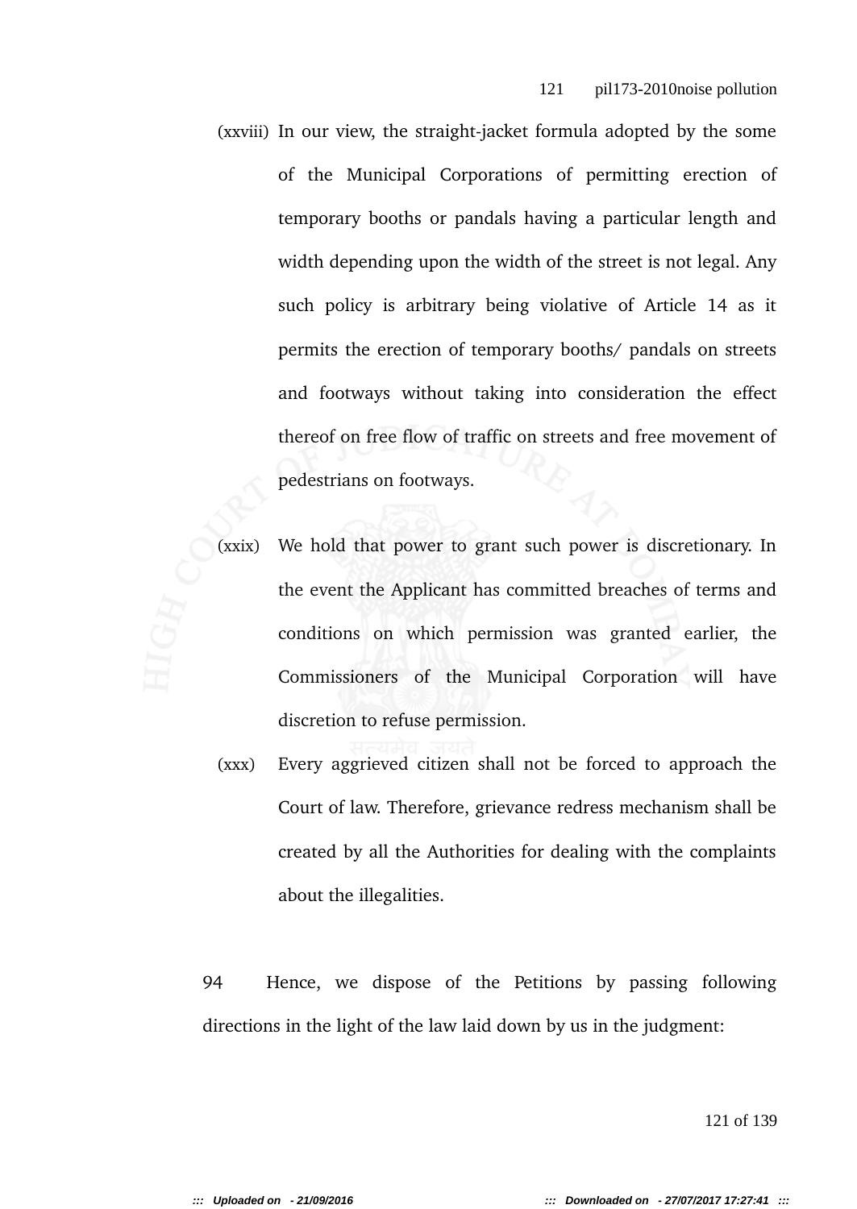(xxviii) In our view, the straight-jacket formula adopted by the some of the Municipal Corporations of permitting erection of temporary booths or pandals having a particular length and width depending upon the width of the street is not legal. Any such policy is arbitrary being violative of Article 14 as it permits the erection of temporary booths/ pandals on streets and footways without taking into consideration the effect thereof on free flow of traffic on streets and free movement of pedestrians on footways.

(xxix) We hold that power to grant such power is discretionary. In the event the Applicant has committed breaches of terms and conditions on which permission was granted earlier, the Commissioners of the Municipal Corporation will have discretion to refuse permission.

(xxx) Every aggrieved citizen shall not be forced to approach the Court of law. Therefore, grievance redress mechanism shall be created by all the Authorities for dealing with the complaints about the illegalities.

94 Hence, we dispose of the Petitions by passing following directions in the light of the law laid down by us in the judgment: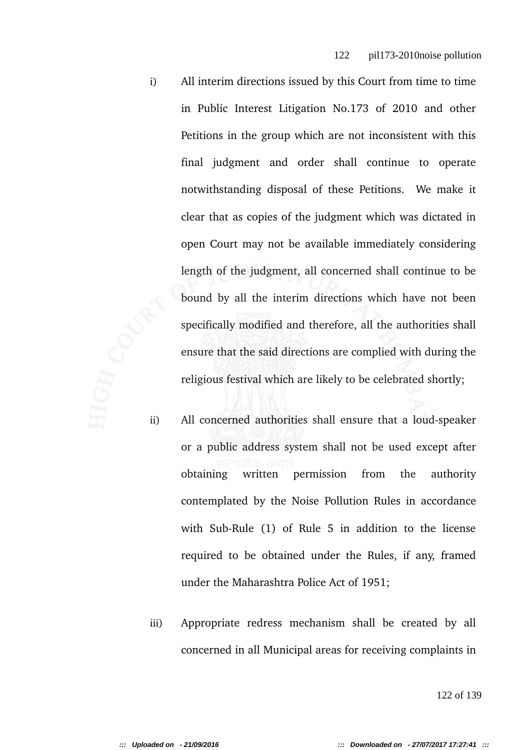i) All interim directions issued by this Court from time to time in Public Interest Litigation No.173 of 2010 and other Petitions in the group which are not inconsistent with this final judgment and order shall continue to operate notwithstanding disposal of these Petitions. We make it clear that as copies of the judgment which was dictated in open Court may not be available immediately considering length of the judgment, all concerned shall continue to be bound by all the interim directions which have not been specifically modified and therefore, all the authorities shall ensure that the said directions are complied with during the religious festival which are likely to be celebrated shortly;

ii) All concerned authorities shall ensure that a loud-speaker or a public address system shall not be used except after obtaining written permission from the authority contemplated by the Noise Pollution Rules in accordance with Sub-Rule (1) of Rule 5 in addition to the license required to be obtained under the Rules, if any, framed under the Maharashtra Police Act of 1951;

iii) Appropriate redress mechanism shall be created by all concerned in all Municipal areas for receiving complaints in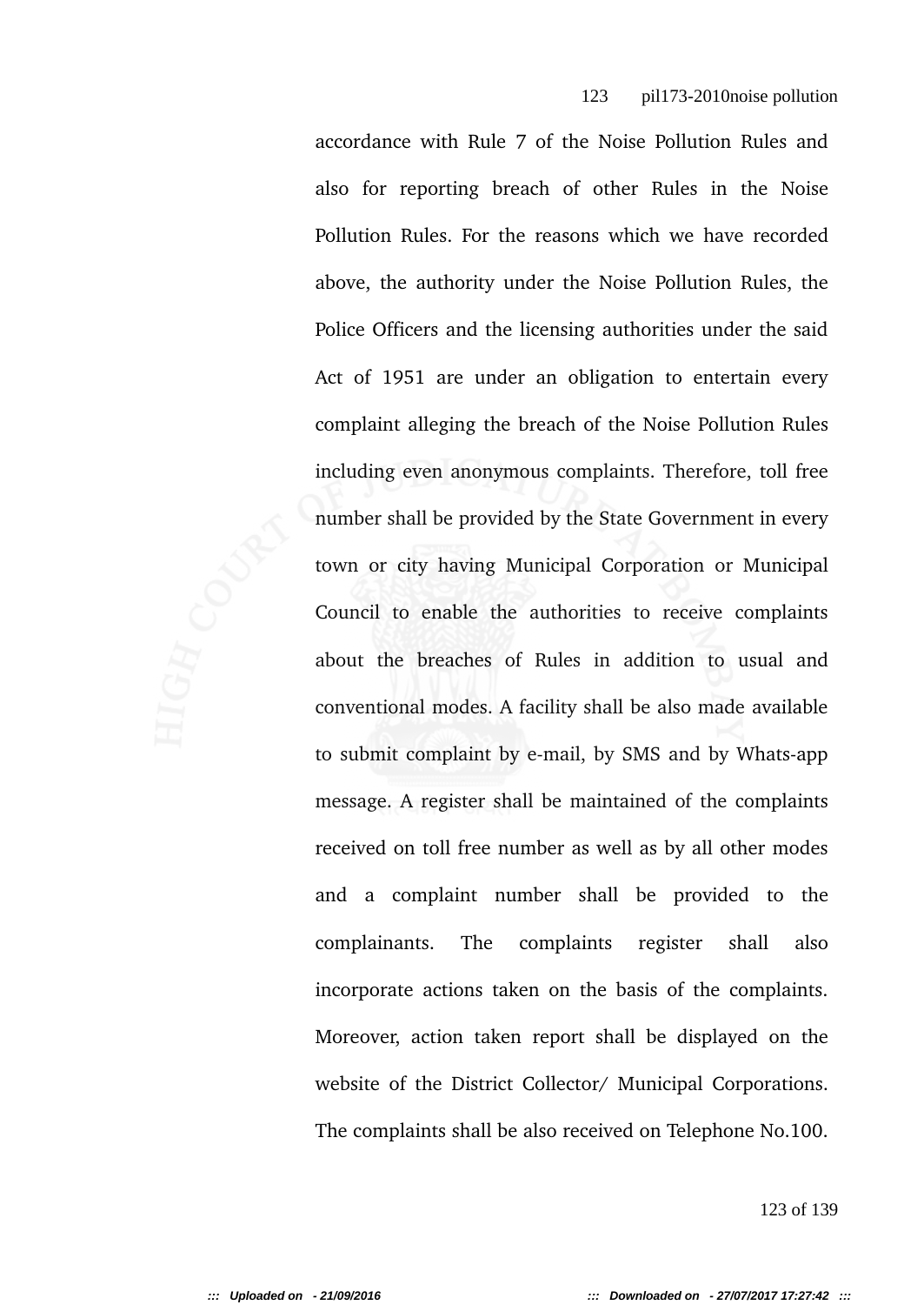accordance with Rule 7 of the Noise Pollution Rules and also for reporting breach of other Rules in the Noise Pollution Rules. For the reasons which we have recorded above, the authority under the Noise Pollution Rules, the Police Officers and the licensing authorities under the said Act of 1951 are under an obligation to entertain every complaint alleging the breach of the Noise Pollution Rules including even anonymous complaints. Therefore, toll free number shall be provided by the State Government in every town or city having Municipal Corporation or Municipal Council to enable the authorities to receive complaints about the breaches of Rules in addition to usual and conventional modes. A facility shall be also made available to submit complaint by e-mail, by SMS and by Whats-app message. A register shall be maintained of the complaints received on toll free number as well as by all other modes and a complaint number shall be provided to the complainants. The complaints register shall also incorporate actions taken on the basis of the complaints. Moreover, action taken report shall be displayed on the website of the District Collector/ Municipal Corporations. The complaints shall be also received on Telephone No.100.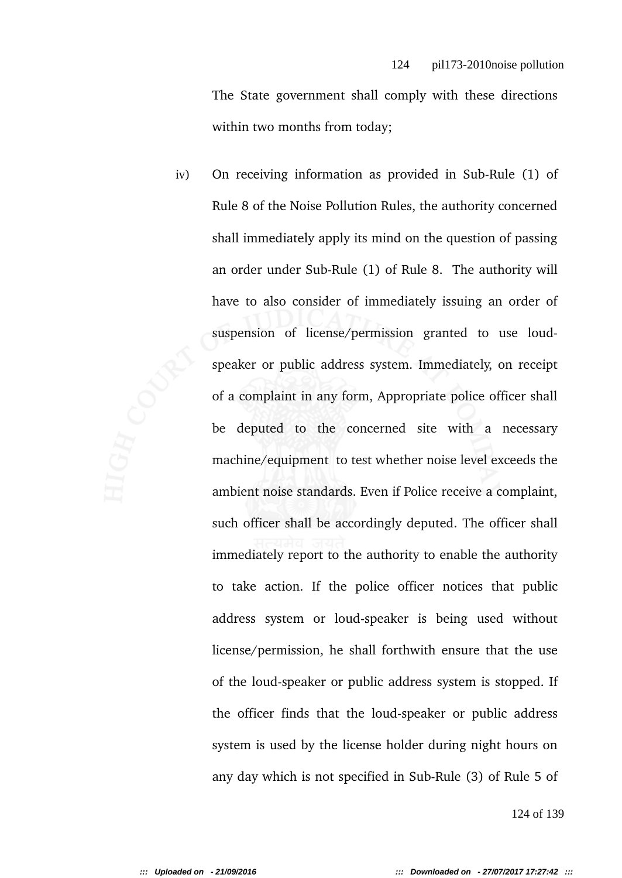The State government shall comply with these directions within two months from today;

iv) On receiving information as provided in Sub-Rule (1) of Rule 8 of the Noise Pollution Rules, the authority concerned shall immediately apply its mind on the question of passing an order under Sub-Rule (1) of Rule 8. The authority will have to also consider of immediately issuing an order of suspension of license/permission granted to use loud-speaker or public address system. Immediately, on receipt of a complaint in any form, Appropriate police officer shall be deputed to the concerned site with a necessary machine/equipment to test whether noise level exceeds the ambient noise standards. Even if Police receive a complaint, such officer shall be accordingly deputed. The officer shall immediately report to the authority to enable the authority to take action. If the police officer notices that public address system or loud-speaker is being used without license/permission, he shall forthwith ensure that the use of the loud-speaker or public address system is stopped. If the officer finds that the loud-speaker or public address system is used by the license holder during night hours on any day which is not specified in Sub-Rule (3) of Rule 5 of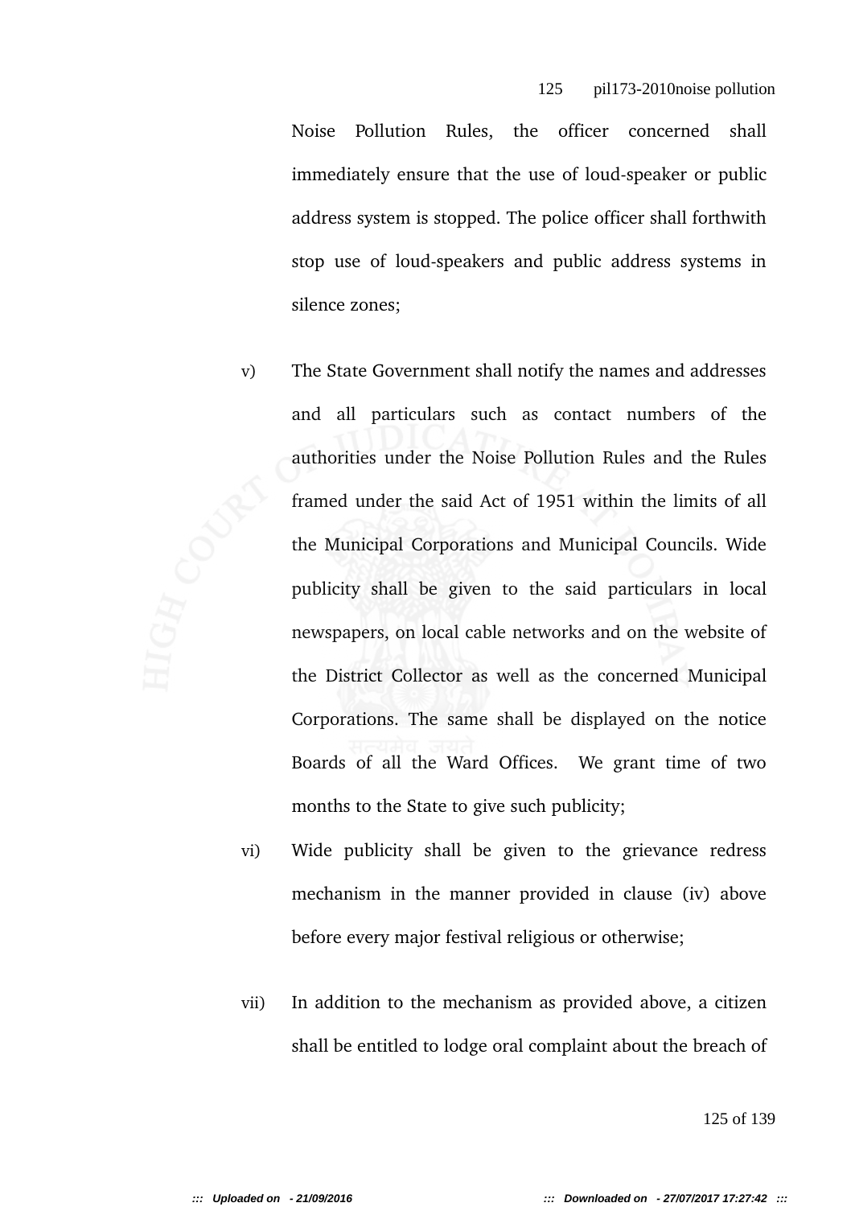Noise Pollution Rules, the officer concerned shall immediately ensure that the use of loud-speaker or public address system is stopped. The police officer shall forthwith stop use of loud-speakers and public address systems in silence zones;

v) The State Government shall notify the names and addresses and all particulars such as contact numbers of the authorities under the Noise Pollution Rules and the Rules framed under the said Act of 1951 within the limits of all the Municipal Corporations and Municipal Councils. Wide publicity shall be given to the said particulars in local newspapers, on local cable networks and on the website of the District Collector as well as the concerned Municipal Corporations. The same shall be displayed on the notice Boards of all the Ward Offices. We grant time of two months to the State to give such publicity;

vi) Wide publicity shall be given to the grievance redress mechanism in the manner provided in clause (iv) above before every major festival religious or otherwise;

vii) In addition to the mechanism as provided above, a citizen shall be entitled to lodge oral complaint about the breach of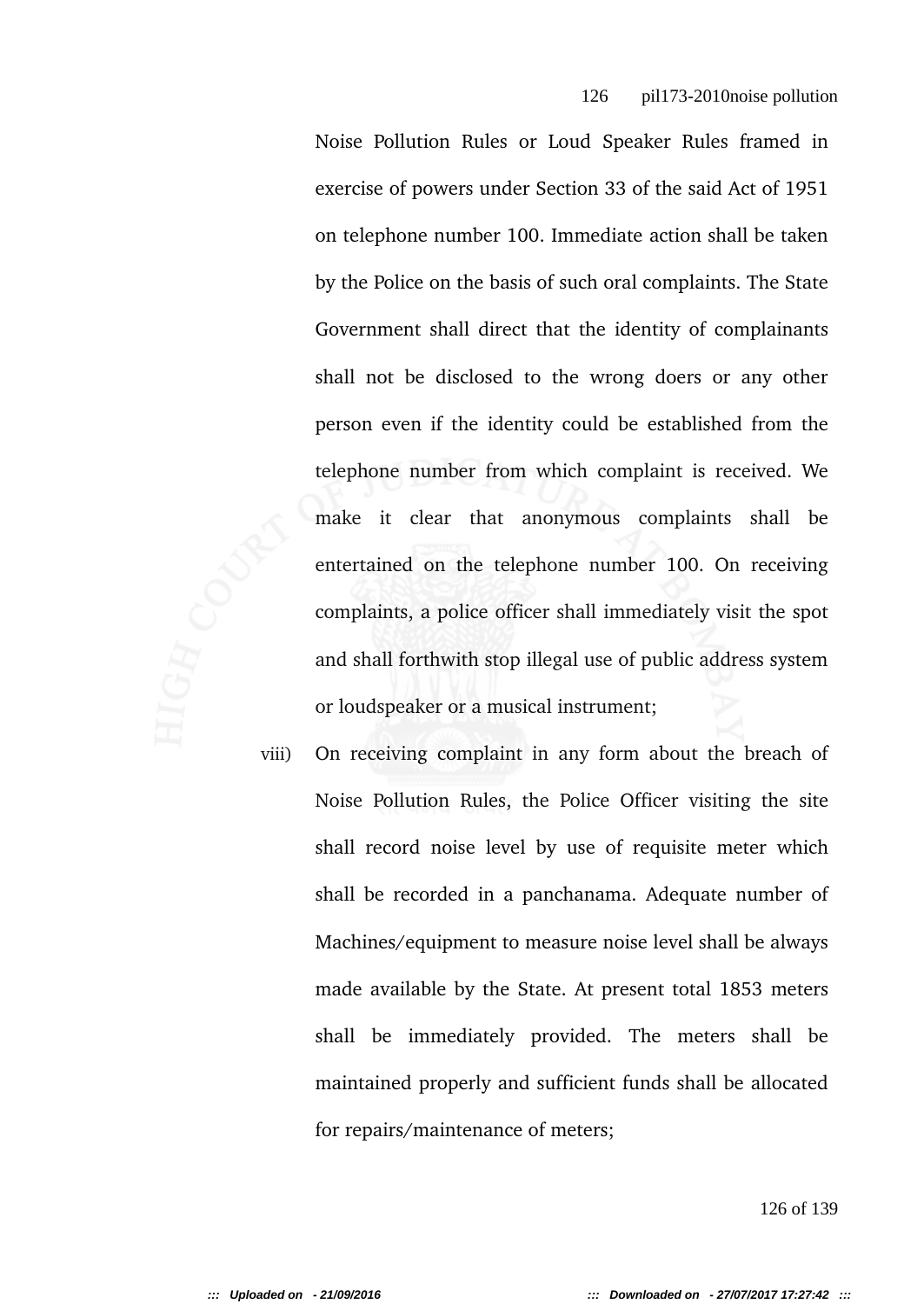Noise Pollution Rules or Loud Speaker Rules framed in exercise of powers under Section 33 of the said Act of 1951 on telephone number 100. Immediate action shall be taken by the Police on the basis of such oral complaints. The State Government shall direct that the identity of complainants shall not be disclosed to the wrong doers or any other person even if the identity could be established from the telephone number from which complaint is received. We make it clear that anonymous complaints shall be entertained on the telephone number 100. On receiving complaints, a police officer shall immediately visit the spot and shall forthwith stop illegal use of public address system or loudspeaker or a musical instrument;

viii) On receiving complaint in any form about the breach of Noise Pollution Rules, the Police Officer visiting the site shall record noise level by use of requisite meter which shall be recorded in a panchanama. Adequate number of Machines/equipment to measure noise level shall be always made available by the State. At present total 1853 meters shall be immediately provided. The meters shall be maintained properly and sufficient funds shall be allocated for repairs/maintenance of meters;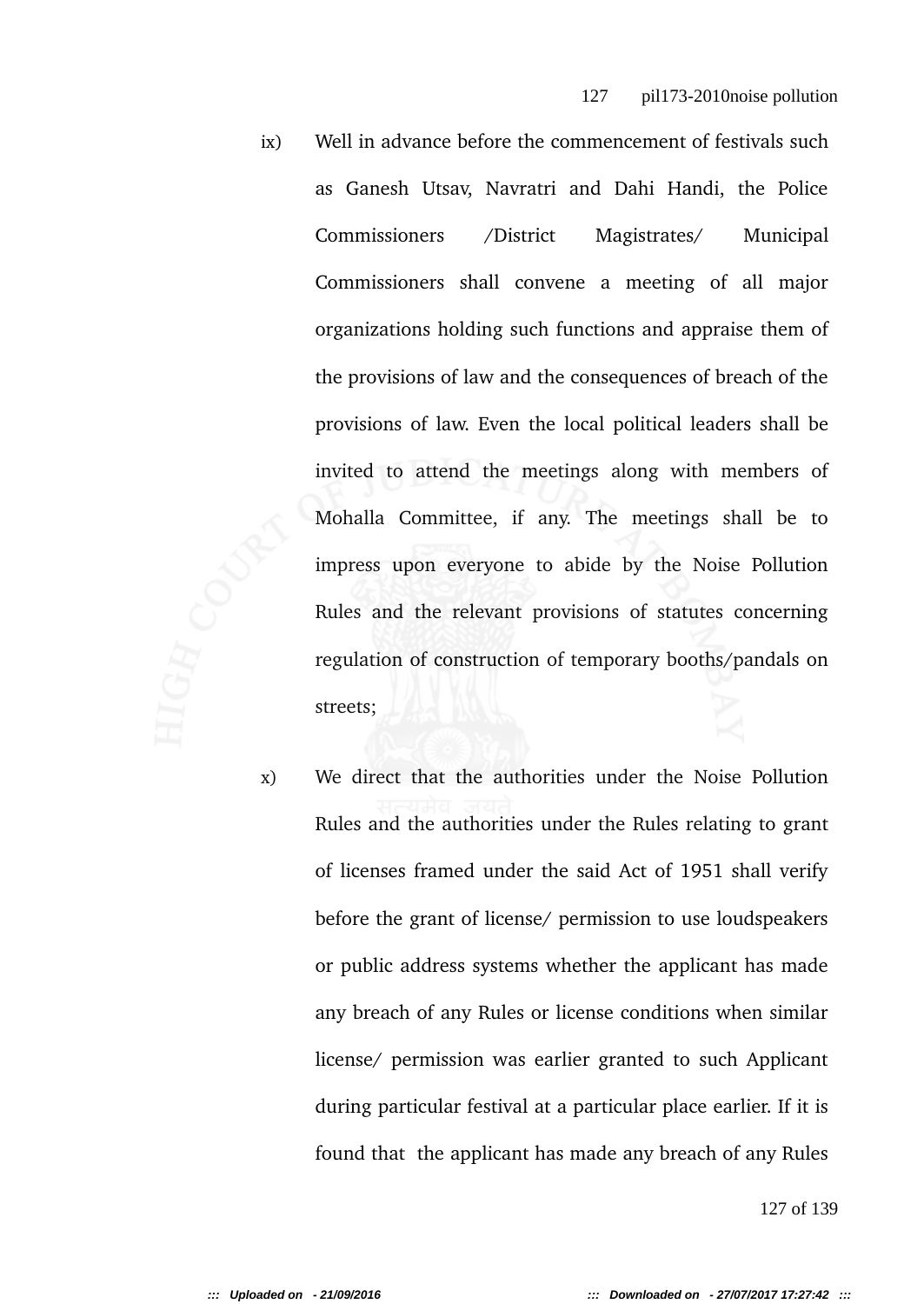ix) Well in advance before the commencement of festivals such as Ganesh Utsav, Navratri and Dahi Handi, the Police Commissioners /District Magistrates/ Municipal Commissioners shall convene a meeting of all major organizations holding such functions and appraise them of the provisions of law and the consequences of breach of the provisions of law. Even the local political leaders shall be invited to attend the meetings along with members of Mohalla Committee, if any. The meetings shall be to impress upon everyone to abide by the Noise Pollution Rules and the relevant provisions of statutes concerning regulation of construction of temporary booths/pandals on streets;

x) We direct that the authorities under the Noise Pollution Rules and the authorities under the Rules relating to grant of licenses framed under the said Act of 1951 shall verify before the grant of license/ permission to use loudspeakers or public address systems whether the applicant has made any breach of any Rules or license conditions when similar license/ permission was earlier granted to such Applicant during particular festival at a particular place earlier. If it is found that the applicant has made any breach of any Rules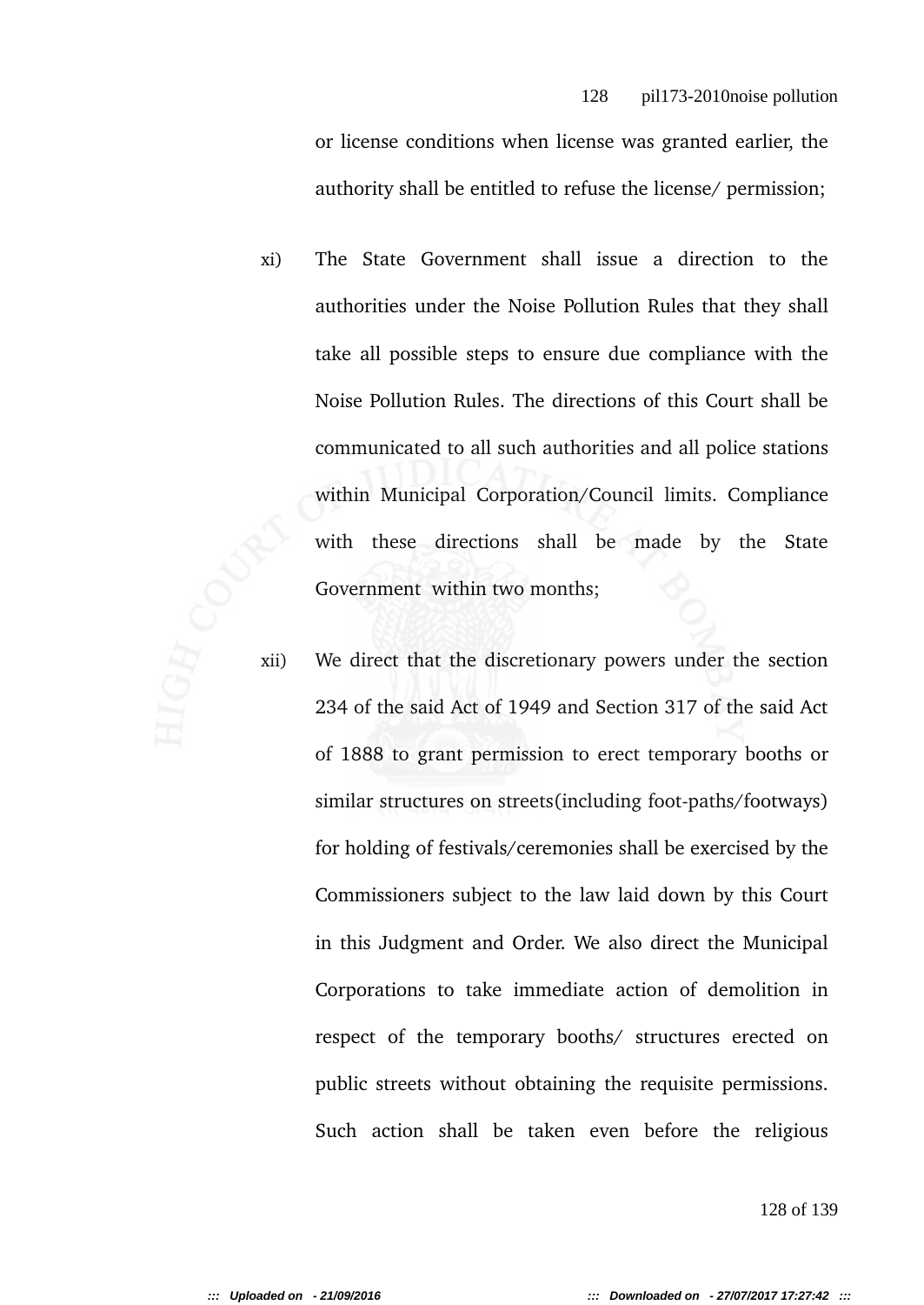or license conditions when license was granted earlier, the authority shall be entitled to refuse the license/ permission;

xi) The State Government shall issue a direction to the authorities under the Noise Pollution Rules that they shall take all possible steps to ensure due compliance with the Noise Pollution Rules. The directions of this Court shall be communicated to all such authorities and all police stations within Municipal Corporation/Council limits. Compliance with these directions shall be made by the State Government within two months;

xii) We direct that the discretionary powers under the section 234 of the said Act of 1949 and Section 317 of the said Act of 1888 to grant permission to erect temporary booths or similar structures on streets(including foot-paths/footways) for holding of festivals/ceremonies shall be exercised by the Commissioners subject to the law laid down by this Court in this Judgment and Order. We also direct the Municipal Corporations to take immediate action of demolition in respect of the temporary booths/ structures erected on public streets without obtaining the requisite permissions. Such action shall be taken even before the religious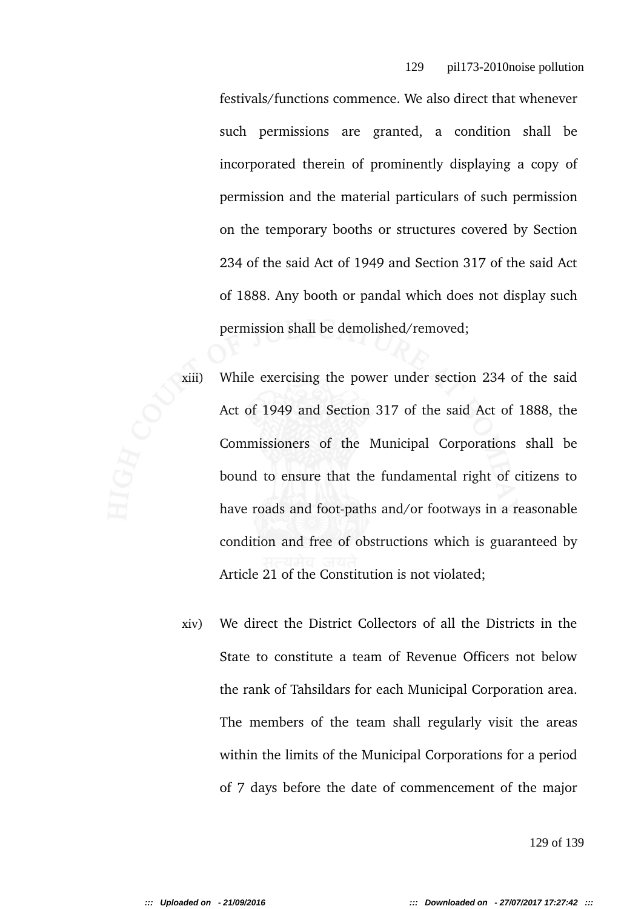festivals/functions commence. We also direct that whenever such permissions are granted, a condition shall be incorporated therein of prominently displaying a copy of permission and the material particulars of such permission on the temporary booths or structures covered by Section 234 of the said Act of 1949 and Section 317 of the said Act of 1888. Any booth or pandal which does not display such permission shall be demolished/removed;

xiii) While exercising the power under section 234 of the said Act of 1949 and Section 317 of the said Act of 1888, the Commissioners of the Municipal Corporations shall be bound to ensure that the fundamental right of citizens to have roads and foot-paths and/or footways in a reasonable condition and free of obstructions which is guaranteed by Article 21 of the Constitution is not violated;

xiv) We direct the District Collectors of all the Districts in the State to constitute a team of Revenue Officers not below the rank of Tahsildars for each Municipal Corporation area. The members of the team shall regularly visit the areas within the limits of the Municipal Corporations for a period of 7 days before the date of commencement of the major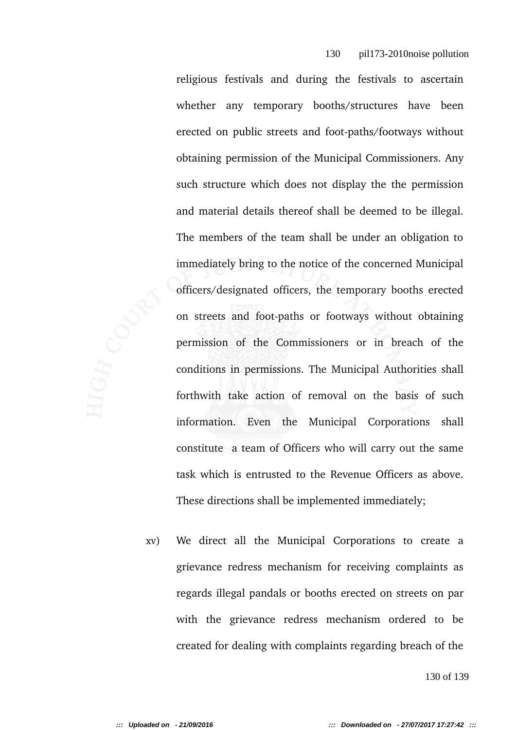religious festivals and during the festivals to ascertain whether any temporary booths/structures have been erected on public streets and foot-paths/footways without obtaining permission of the Municipal Commissioners. Any such structure which does not display the the permission and material details thereof shall be deemed to be illegal. The members of the team shall be under an obligation to immediately bring to the notice of the concerned Municipal officers/designated officers, the temporary booths erected on streets and foot-paths or footways without obtaining permission of the Commissioners or in breach of the conditions in permissions. The Municipal Authorities shall forthwith take action of removal on the basis of such information. Even the Municipal Corporations shall constitute a team of Officers who will carry out the same task which is entrusted to the Revenue Officers as above. These directions shall be implemented immediately;

xv) We direct all the Municipal Corporations to create a grievance redress mechanism for receiving complaints as regards illegal pandals or booths erected on streets on par with the grievance redress mechanism ordered to be created for dealing with complaints regarding breach of the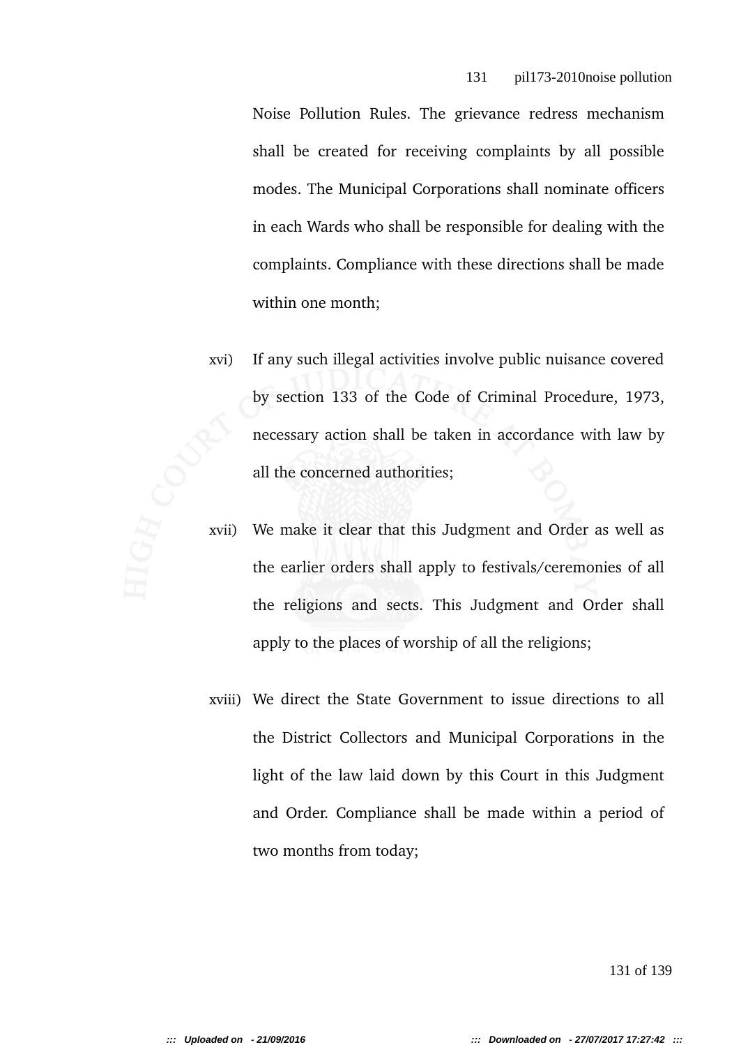Noise Pollution Rules. The grievance redress mechanism shall be created for receiving complaints by all possible modes. The Municipal Corporations shall nominate officers in each Wards who shall be responsible for dealing with the complaints. Compliance with these directions shall be made within one month;

xvi) If any such illegal activities involve public nuisance covered by section 133 of the Code of Criminal Procedure, 1973, necessary action shall be taken in accordance with law by all the concerned authorities;

xvii) We make it clear that this Judgment and Order as well as the earlier orders shall apply to festivals/ceremonies of all the religions and sects. This Judgment and Order shall apply to the places of worship of all the religions;

xviii) We direct the State Government to issue directions to all the District Collectors and Municipal Corporations in the light of the law laid down by this Court in this Judgment and Order. Compliance shall be made within a period of two months from today;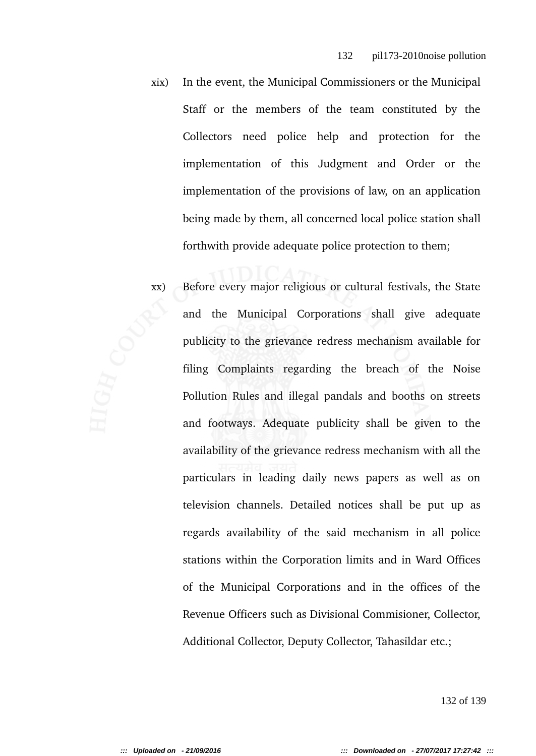xix) In the event, the Municipal Commissioners or the Municipal Staff or the members of the team constituted by the Collectors need police help and protection for the implementation of this Judgment and Order or the implementation of the provisions of law, on an application being made by them, all concerned local police station shall forthwith provide adequate police protection to them;

xx) Before every major religious or cultural festivals, the State and the Municipal Corporations shall give adequate publicity to the grievance redress mechanism available for filing Complaints regarding the breach of the Noise Pollution Rules and illegal pandals and booths on streets and footways. Adequate publicity shall be given to the availability of the grievance redress mechanism with all the particulars in leading daily news papers as well as on television channels. Detailed notices shall be put up as regards availability of the said mechanism in all police stations within the Corporation limits and in Ward Offices of the Municipal Corporations and in the offices of the Revenue Officers such as Divisional Commisioner, Collector, Additional Collector, Deputy Collector, Tahasildar etc.;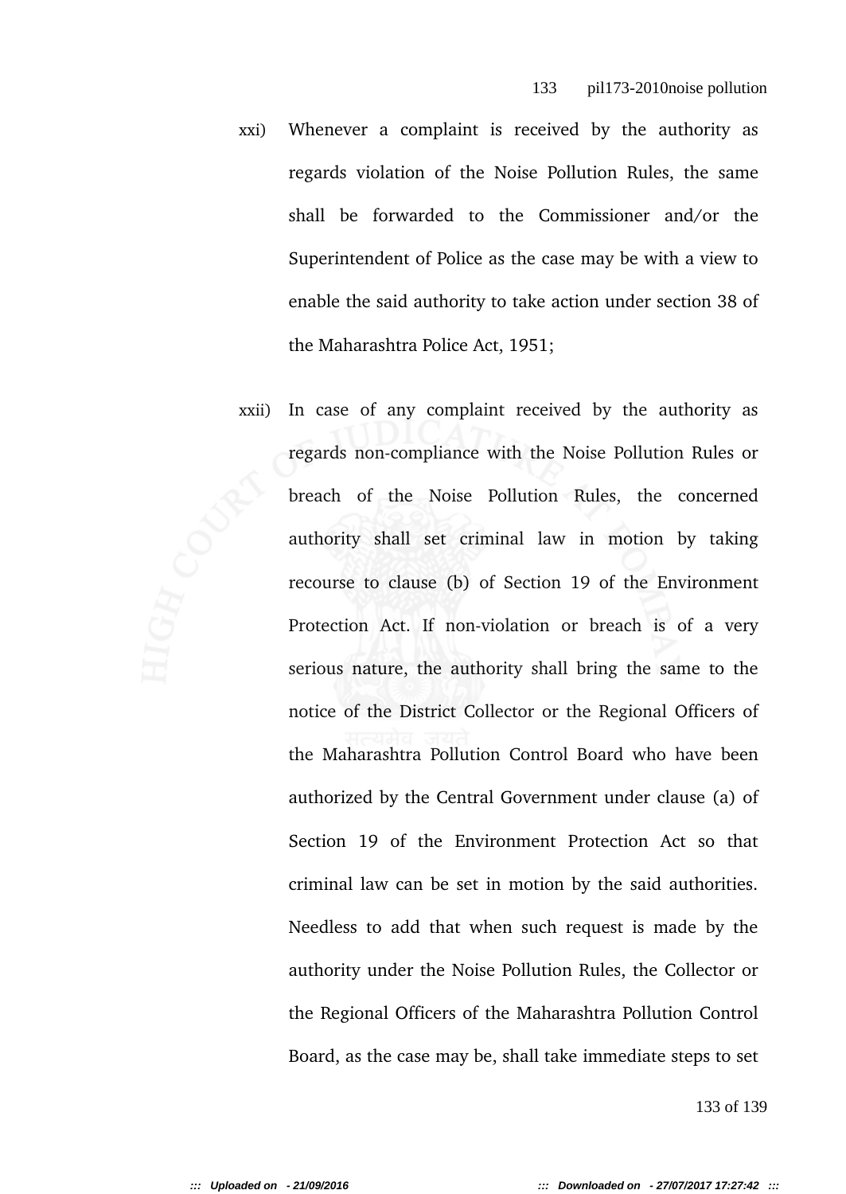xxi) Whenever a complaint is received by the authority as regards violation of the Noise Pollution Rules, the same shall be forwarded to the Commissioner and/or the Superintendent of Police as the case may be with a view to enable the said authority to take action under section 38 of the Maharashtra Police Act, 1951;

xxii) In case of any complaint received by the authority as regards non-compliance with the Noise Pollution Rules or breach of the Noise Pollution Rules, the concerned authority shall set criminal law in motion by taking recourse to clause (b) of Section 19 of the Environment Protection Act. If non-violation or breach is of a very serious nature, the authority shall bring the same to the notice of the District Collector or the Regional Officers of the Maharashtra Pollution Control Board who have been authorized by the Central Government under clause (a) of Section 19 of the Environment Protection Act so that criminal law can be set in motion by the said authorities. Needless to add that when such request is made by the authority under the Noise Pollution Rules, the Collector or the Regional Officers of the Maharashtra Pollution Control Board, as the case may be, shall take immediate steps to set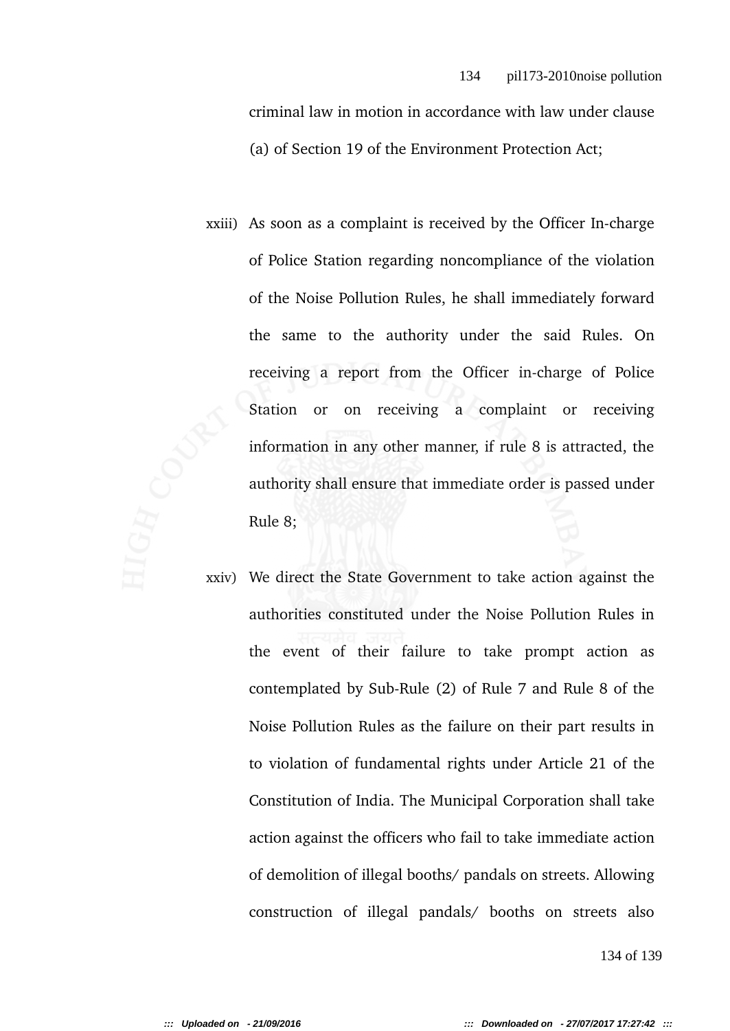criminal law in motion in accordance with law under clause (a) of Section 19 of the Environment Protection Act;

xxiii) As soon as a complaint is received by the Officer In-charge of Police Station regarding noncompliance of the violation of the Noise Pollution Rules, he shall immediately forward the same to the authority under the said Rules. On receiving a report from the Officer in-charge of Police Station or on receiving a complaint or receiving information in any other manner, if rule 8 is attracted, the authority shall ensure that immediate order is passed under Rule 8;

xxiv) We direct the State Government to take action against the authorities constituted under the Noise Pollution Rules in the event of their failure to take prompt action as contemplated by Sub-Rule (2) of Rule 7 and Rule 8 of the Noise Pollution Rules as the failure on their part results in to violation of fundamental rights under Article 21 of the Constitution of India. The Municipal Corporation shall take action against the officers who fail to take immediate action of demolition of illegal booths/ pandals on streets. Allowing construction of illegal pandals/ booths on streets also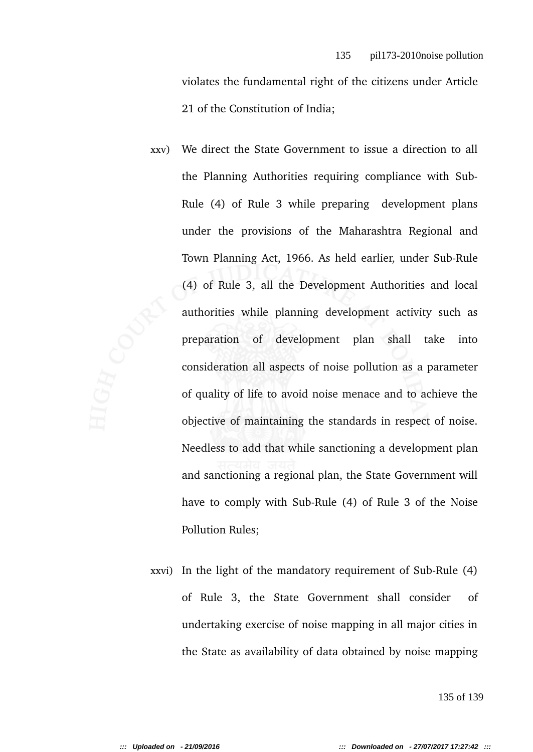violates the fundamental right of the citizens under Article 21 of the Constitution of India;

xxv) We direct the State Government to issue a direction to all the Planning Authorities requiring compliance with Sub-Rule (4) of Rule 3 while preparing development plans under the provisions of the Maharashtra Regional and Town Planning Act, 1966. As held earlier, under Sub-Rule (4) of Rule 3, all the Development Authorities and local authorities while planning development activity such as preparation of development plan shall take into consideration all aspects of noise pollution as a parameter of quality of life to avoid noise menace and to achieve the objective of maintaining the standards in respect of noise. Needless to add that while sanctioning a development plan and sanctioning a regional plan, the State Government will have to comply with Sub-Rule (4) of Rule 3 of the Noise Pollution Rules;

xxvi) In the light of the mandatory requirement of Sub-Rule (4) of Rule 3, the State Government shall consider of undertaking exercise of noise mapping in all major cities in the State as availability of data obtained by noise mapping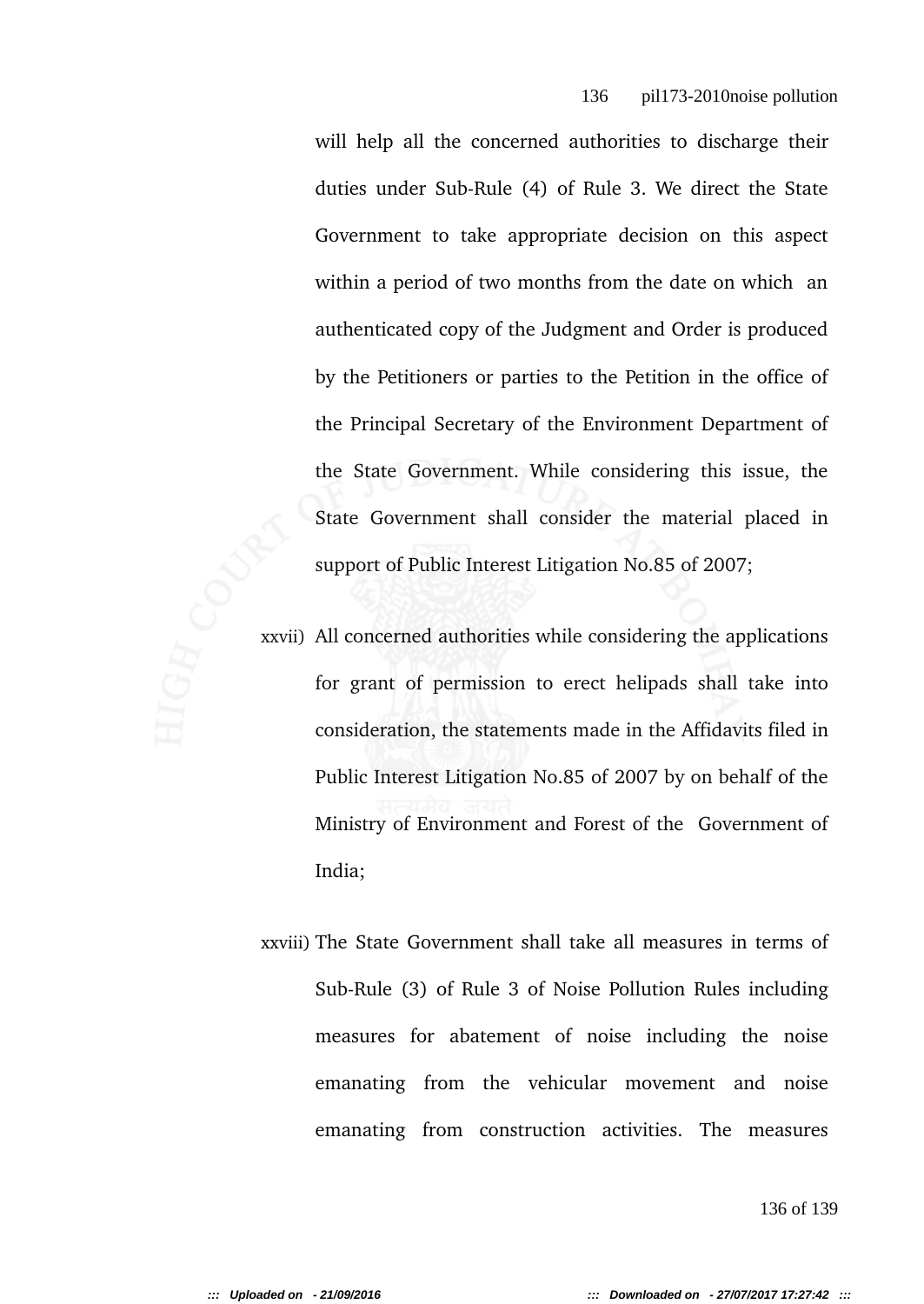will help all the concerned authorities to discharge their duties under Sub-Rule (4) of Rule 3. We direct the State Government to take appropriate decision on this aspect within a period of two months from the date on which an authenticated copy of the Judgment and Order is produced by the Petitioners or parties to the Petition in the office of the Principal Secretary of the Environment Department of the State Government. While considering this issue, the State Government shall consider the material placed in support of Public Interest Litigation No.85 of 2007;

xxvii) All concerned authorities while considering the applications for grant of permission to erect helipads shall take into consideration, the statements made in the Affidavits filed in Public Interest Litigation No.85 of 2007 by on behalf of the Ministry of Environment and Forest of the Government of India;

xxviii) The State Government shall take all measures in terms of Sub-Rule (3) of Rule 3 of Noise Pollution Rules including measures for abatement of noise including the noise emanating from the vehicular movement and noise emanating from construction activities. The measures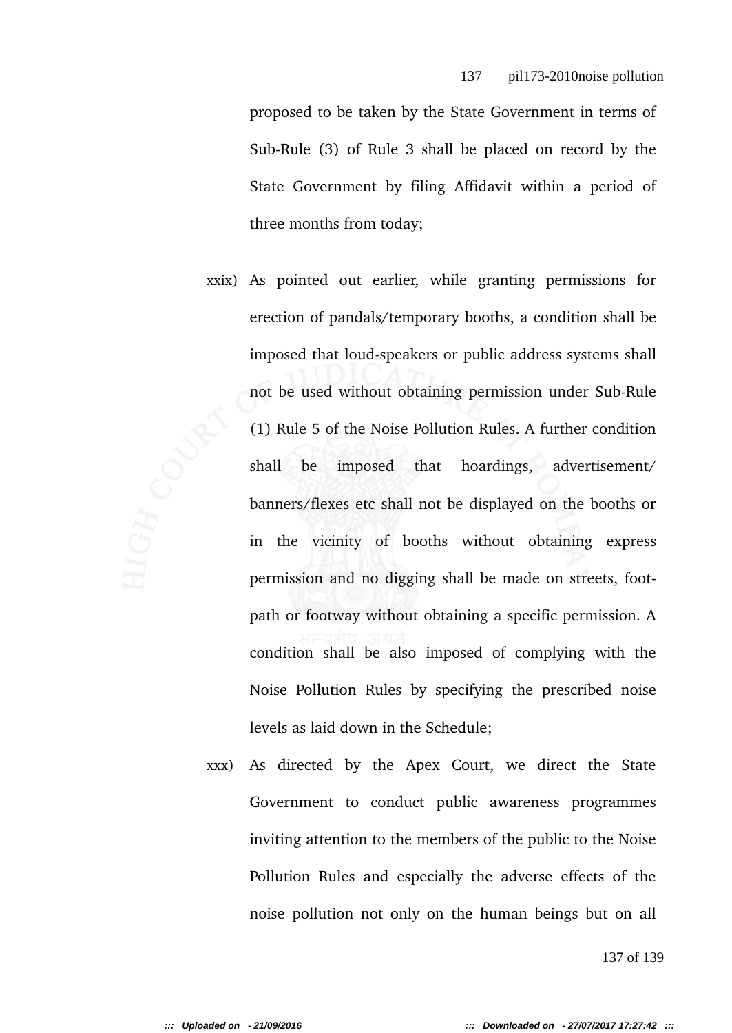proposed to be taken by the State Government in terms of Sub-Rule (3) of Rule 3 shall be placed on record by the State Government by filing Affidavit within a period of three months from today;

xxix) As pointed out earlier, while granting permissions for erection of pandals/temporary booths, a condition shall be imposed that loud-speakers or public address systems shall not be used without obtaining permission under Sub-Rule (1) Rule 5 of the Noise Pollution Rules. A further condition shall be imposed that hoardings, advertisement/ banners/flexes etc shall not be displayed on the booths or in the vicinity of booths without obtaining express permission and no digging shall be made on streets, foot-path or footway without obtaining a specific permission. A condition shall be also imposed of complying with the Noise Pollution Rules by specifying the prescribed noise levels as laid down in the Schedule;

xxx) As directed by the Apex Court, we direct the State Government to conduct public awareness programmes inviting attention to the members of the public to the Noise Pollution Rules and especially the adverse effects of the noise pollution not only on the human beings but on all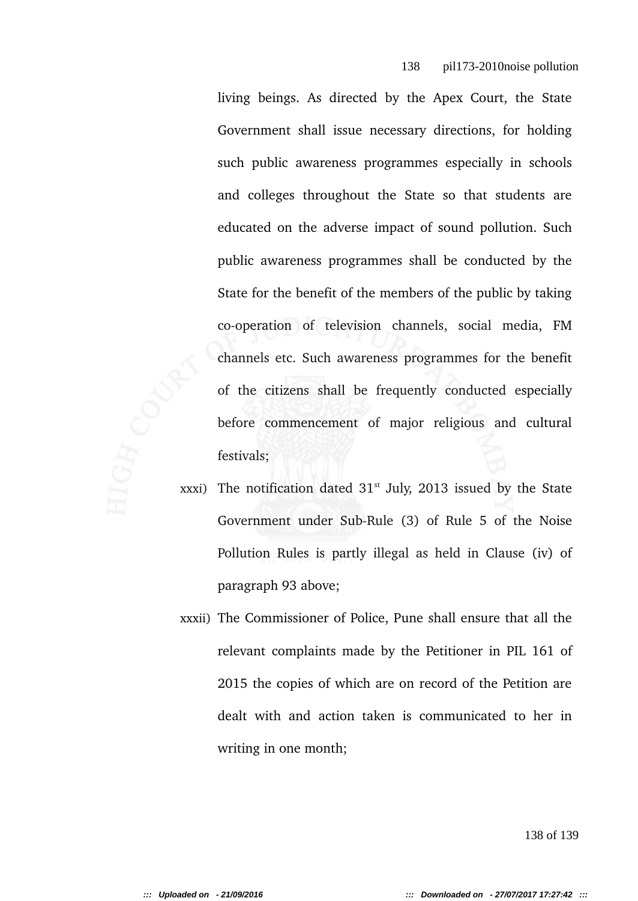living beings. As directed by the Apex Court, the State Government shall issue necessary directions, for holding such public awareness programmes especially in schools and colleges throughout the State so that students are educated on the adverse impact of sound pollution. Such public awareness programmes shall be conducted by the State for the benefit of the members of the public by taking co-operation of television channels, social media, FM channels etc. Such awareness programmes for the benefit of the citizens shall be frequently conducted especially before commencement of major religious and cultural festivals;

xxxi) The notification dated 31st July, 2013 issued by the State Government under Sub-Rule (3) of Rule 5 of the Noise Pollution Rules is partly illegal as held in Clause (iv) of paragraph 93 above;

xxxii) The Commissioner of Police, Pune shall ensure that all the relevant complaints made by the Petitioner in PIL 161 of 2015 the copies of which are on record of the Petition are dealt with and action taken is communicated to her in writing in one month;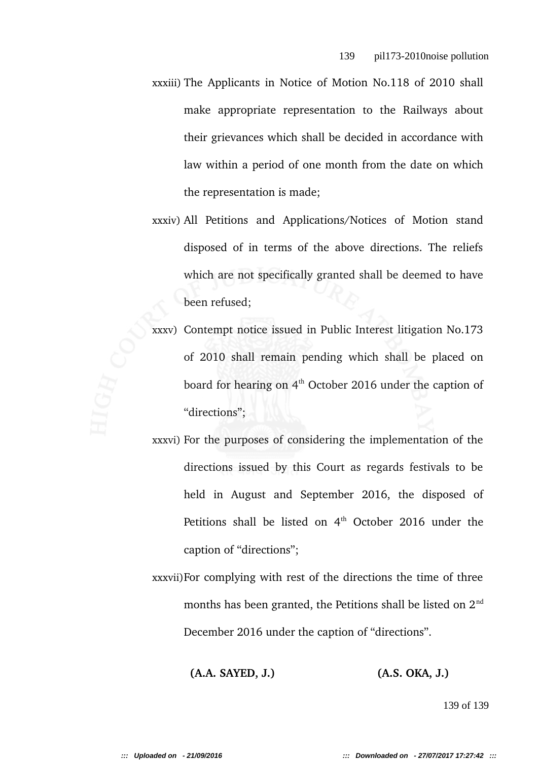xxxiii) The Applicants in Notice of Motion No.118 of 2010 shall make appropriate representation to the Railways about their grievances which shall be decided in accordance with law within a period of one month from the date on which the representation is made;

xxxiv) All Petitions and Applications/Notices of Motion stand disposed of in terms of the above directions. The reliefs which are not specifically granted shall be deemed to have been refused;

xxxv) Contempt notice issued in Public Interest litigation No.173 of 2010 shall remain pending which shall be placed on board for hearing on 4th October 2016 under the caption of "directions";

xxxvi) For the purposes of considering the implementation of the directions issued by this Court as regards festivals to be held in August and September 2016, the disposed of Petitions shall be listed on 4th October 2016 under the caption of "directions";

xxxvii) For complying with rest of the directions the time of three months has been granted, the Petitions shall be listed on 2nd December 2016 under the caption of "directions".

**(A.A. SAYED, J.)** **(A.S. OKA, J.)**

::: Uploaded on - 21/09/2016 ::: Downloaded on - 27/07/2017 17:27:42 :::